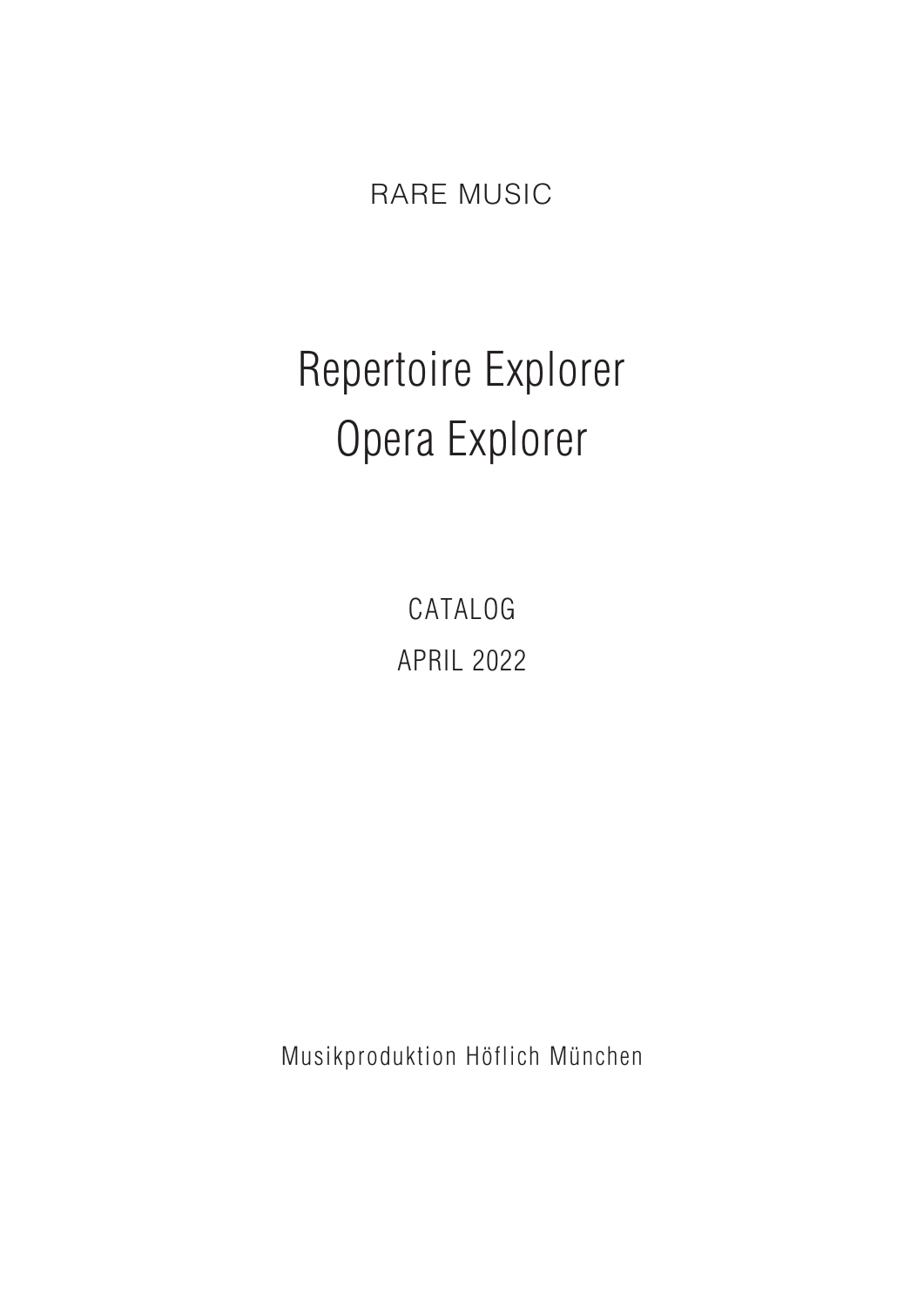RARE MUSIC

# Repertoire Explorer
# Opera Explorer

CATALOG

APRIL 2022

Musikproduktion Höflich München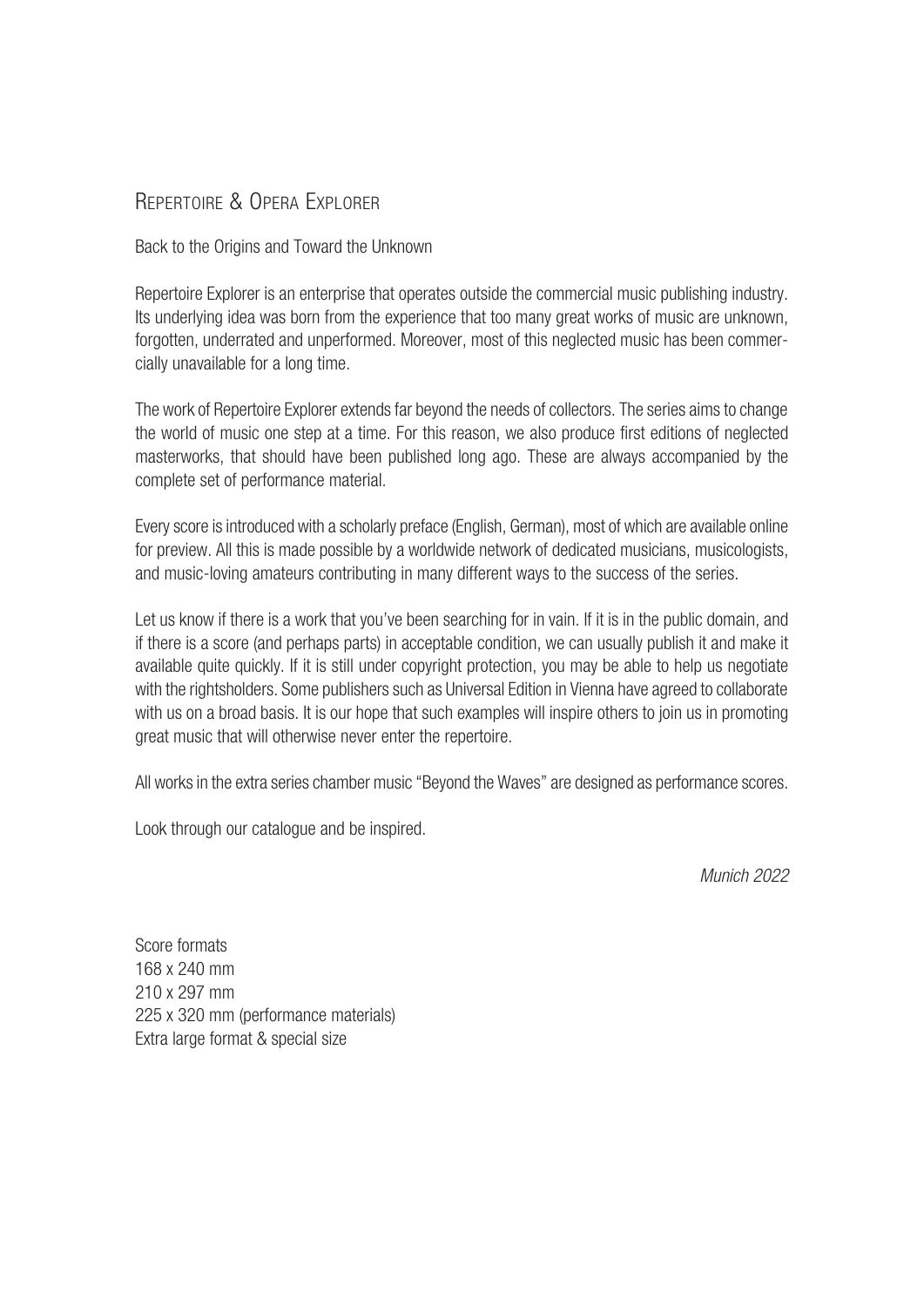# Repertoire & Opera Explorer

Back to the Origins and Toward the Unknown

Repertoire Explorer is an enterprise that operates outside the commercial music publishing industry. Its underlying idea was born from the experience that too many great works of music are unknown, forgotten, underrated and unperformed. Moreover, most of this neglected music has been commercially unavailable for a long time.

The work of Repertoire Explorer extends far beyond the needs of collectors. The series aims to change the world of music one step at a time. For this reason, we also produce first editions of neglected masterworks, that should have been published long ago. These are always accompanied by the complete set of performance material.

Every score is introduced with a scholarly preface (English, German), most of which are available online for preview. All this is made possible by a worldwide network of dedicated musicians, musicologists, and music-loving amateurs contributing in many different ways to the success of the series.

Let us know if there is a work that you've been searching for in vain. If it is in the public domain, and if there is a score (and perhaps parts) in acceptable condition, we can usually publish it and make it available quite quickly. If it is still under copyright protection, you may be able to help us negotiate with the rightsholders. Some publishers such as Universal Edition in Vienna have agreed to collaborate with us on a broad basis. It is our hope that such examples will inspire others to join us in promoting great music that will otherwise never enter the repertoire.

All works in the extra series chamber music "Beyond the Waves" are designed as performance scores.

Look through our catalogue and be inspired.

*Munich 2022*

Score formats
168 x 240 mm
210 x 297 mm
225 x 320 mm (performance materials)
Extra large format & special size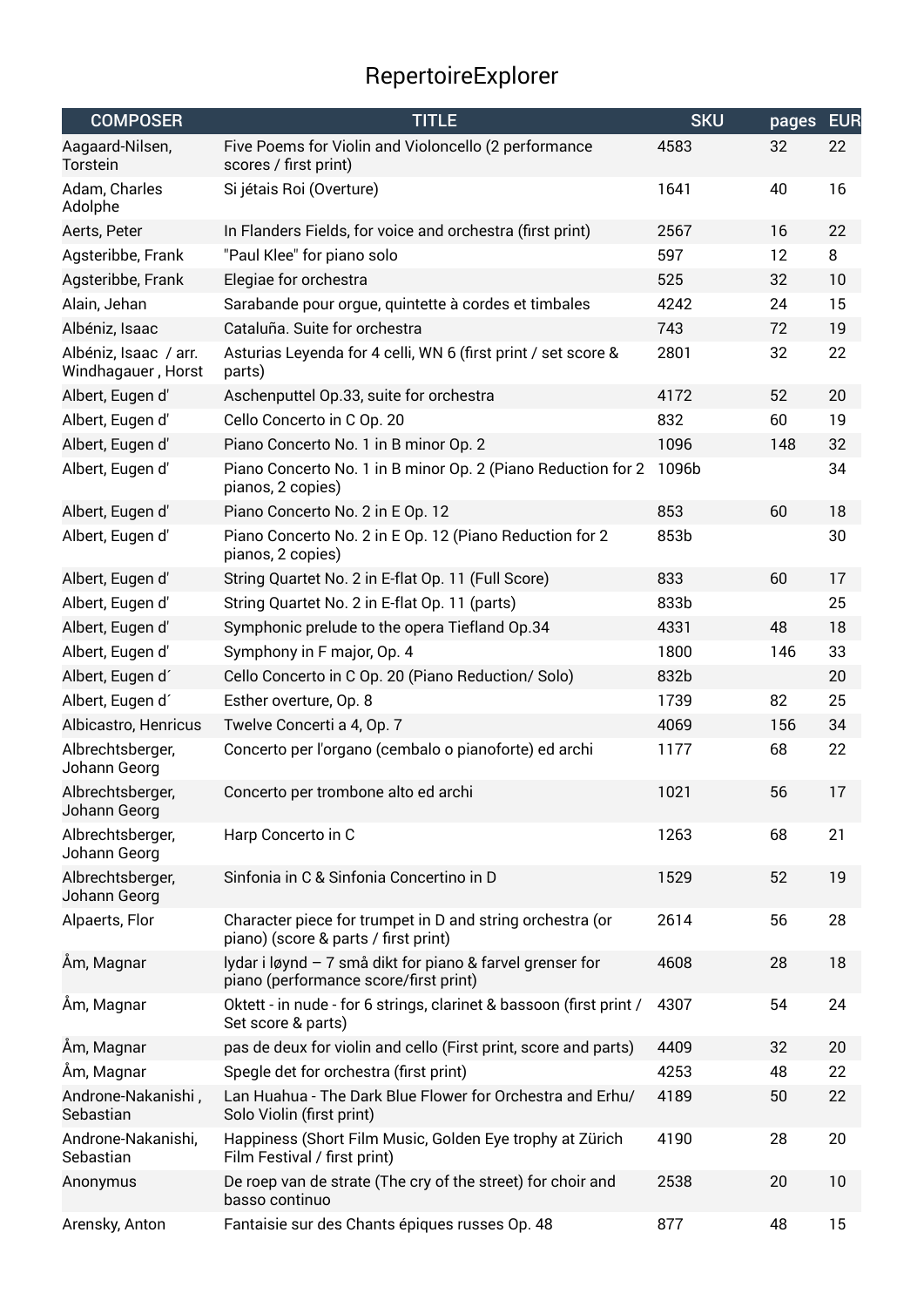# RepertoireExplorer

| COMPOSER | TITLE | SKU | pages | EUR |
|---|---|---|---|---|
| Aagaard-Nilsen, Torstein | Five Poems for Violin and Violoncello (2 performance scores / first print) | 4583 | 32 | 22 |
| Adam, Charles Adolphe | Si jétais Roi (Overture) | 1641 | 40 | 16 |
| Aerts, Peter | In Flanders Fields, for voice and orchestra (first print) | 2567 | 16 | 22 |
| Agsteribbe, Frank | "Paul Klee" for piano solo | 597 | 12 | 8 |
| Agsteribbe, Frank | Elegiae for orchestra | 525 | 32 | 10 |
| Alain, Jehan | Sarabande pour orgue, quintette à cordes et timbales | 4242 | 24 | 15 |
| Albéniz, Isaac | Cataluña. Suite for orchestra | 743 | 72 | 19 |
| Albéniz, Isaac / arr. Windhagauer , Horst | Asturias Leyenda for 4 celli, WN 6 (first print / set score & parts) | 2801 | 32 | 22 |
| Albert, Eugen d' | Aschenputtel Op.33, suite for orchestra | 4172 | 52 | 20 |
| Albert, Eugen d' | Cello Concerto in C Op. 20 | 832 | 60 | 19 |
| Albert, Eugen d' | Piano Concerto No. 1 in B minor Op. 2 | 1096 | 148 | 32 |
| Albert, Eugen d' | Piano Concerto No. 1 in B minor Op. 2 (Piano Reduction for 2 pianos, 2 copies) | 1096b | | 34 |
| Albert, Eugen d' | Piano Concerto No. 2 in E Op. 12 | 853 | 60 | 18 |
| Albert, Eugen d' | Piano Concerto No. 2 in E Op. 12 (Piano Reduction for 2 pianos, 2 copies) | 853b | | 30 |
| Albert, Eugen d' | String Quartet No. 2 in E-flat Op. 11 (Full Score) | 833 | 60 | 17 |
| Albert, Eugen d' | String Quartet No. 2 in E-flat Op. 11 (parts) | 833b | | 25 |
| Albert, Eugen d' | Symphonic prelude to the opera Tiefland Op.34 | 4331 | 48 | 18 |
| Albert, Eugen d' | Symphony in F major, Op. 4 | 1800 | 146 | 33 |
| Albert, Eugen d´ | Cello Concerto in C Op. 20 (Piano Reduction/ Solo) | 832b | | 20 |
| Albert, Eugen d´ | Esther overture, Op. 8 | 1739 | 82 | 25 |
| Albicastro, Henricus | Twelve Concerti a 4, Op. 7 | 4069 | 156 | 34 |
| Albrechtsberger, Johann Georg | Concerto per l'organo (cembalo o pianoforte) ed archi | 1177 | 68 | 22 |
| Albrechtsberger, Johann Georg | Concerto per trombone alto ed archi | 1021 | 56 | 17 |
| Albrechtsberger, Johann Georg | Harp Concerto in C | 1263 | 68 | 21 |
| Albrechtsberger, Johann Georg | Sinfonia in C & Sinfonia Concertino in D | 1529 | 52 | 19 |
| Alpaerts, Flor | Character piece for trumpet in D and string orchestra (or piano) (score & parts / first print) | 2614 | 56 | 28 |
| Åm, Magnar | lydar i løynd – 7 små dikt for piano & farvel grenser for piano (performance score/first print) | 4608 | 28 | 18 |
| Åm, Magnar | Oktett - in nude - for 6 strings, clarinet & bassoon (first print / Set score & parts) | 4307 | 54 | 24 |
| Åm, Magnar | pas de deux for violin and cello (First print, score and parts) | 4409 | 32 | 20 |
| Åm, Magnar | Spegle det for orchestra (first print) | 4253 | 48 | 22 |
| Androne-Nakanishi , Sebastian | Lan Huahua - The Dark Blue Flower for Orchestra and Erhu/ Solo Violin (first print) | 4189 | 50 | 22 |
| Androne-Nakanishi, Sebastian | Happiness (Short Film Music, Golden Eye trophy at Zürich Film Festival / first print) | 4190 | 28 | 20 |
| Anonymus | De roep van de strate (The cry of the street) for choir and basso continuo | 2538 | 20 | 10 |
| Arensky, Anton | Fantaisie sur des Chants épiques russes Op. 48 | 877 | 48 | 15 |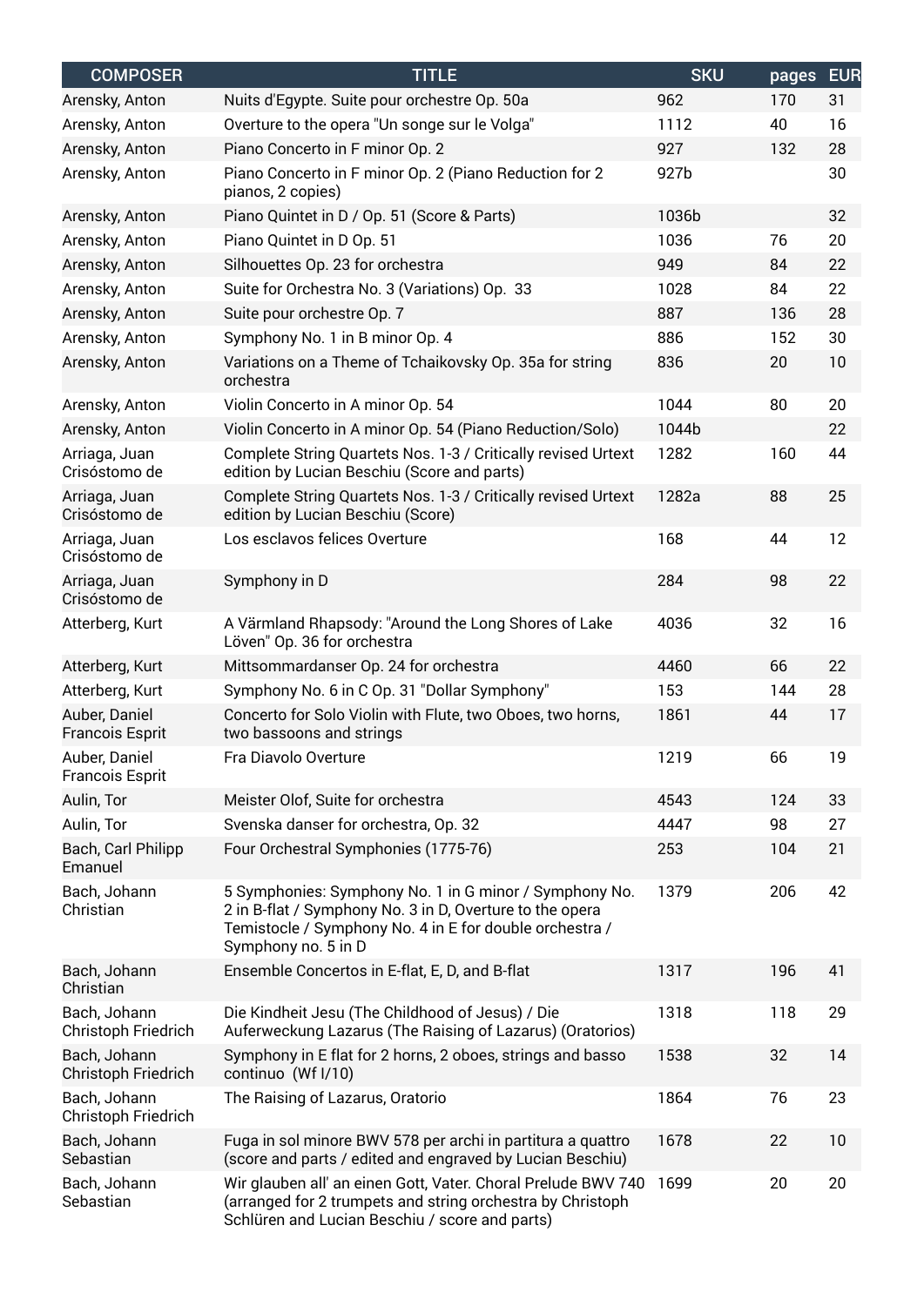| COMPOSER | TITLE | SKU | pages | EUR |
|---|---|---|---|---|
| Arensky, Anton | Nuits d'Egypte. Suite pour orchestre Op. 50a | 962 | 170 | 31 |
| Arensky, Anton | Overture to the opera "Un songe sur le Volga" | 1112 | 40 | 16 |
| Arensky, Anton | Piano Concerto in F minor Op. 2 | 927 | 132 | 28 |
| Arensky, Anton | Piano Concerto in F minor Op. 2 (Piano Reduction for 2 pianos, 2 copies) | 927b | | 30 |
| Arensky, Anton | Piano Quintet in D / Op. 51 (Score & Parts) | 1036b | | 32 |
| Arensky, Anton | Piano Quintet in D Op. 51 | 1036 | 76 | 20 |
| Arensky, Anton | Silhouettes Op. 23 for orchestra | 949 | 84 | 22 |
| Arensky, Anton | Suite for Orchestra No. 3 (Variations) Op. 33 | 1028 | 84 | 22 |
| Arensky, Anton | Suite pour orchestre Op. 7 | 887 | 136 | 28 |
| Arensky, Anton | Symphony No. 1 in B minor Op. 4 | 886 | 152 | 30 |
| Arensky, Anton | Variations on a Theme of Tchaikovsky Op. 35a for string orchestra | 836 | 20 | 10 |
| Arensky, Anton | Violin Concerto in A minor Op. 54 | 1044 | 80 | 20 |
| Arensky, Anton | Violin Concerto in A minor Op. 54 (Piano Reduction/Solo) | 1044b | | 22 |
| Arriaga, Juan Crisóstomo de | Complete String Quartets Nos. 1-3 / Critically revised Urtext edition by Lucian Beschiu (Score and parts) | 1282 | 160 | 44 |
| Arriaga, Juan Crisóstomo de | Complete String Quartets Nos. 1-3 / Critically revised Urtext edition by Lucian Beschiu (Score) | 1282a | 88 | 25 |
| Arriaga, Juan Crisóstomo de | Los esclavos felices Overture | 168 | 44 | 12 |
| Arriaga, Juan Crisóstomo de | Symphony in D | 284 | 98 | 22 |
| Atterberg, Kurt | A Värmland Rhapsody: "Around the Long Shores of Lake Löven" Op. 36 for orchestra | 4036 | 32 | 16 |
| Atterberg, Kurt | Mittsommardanser Op. 24 for orchestra | 4460 | 66 | 22 |
| Atterberg, Kurt | Symphony No. 6 in C Op. 31 "Dollar Symphony" | 153 | 144 | 28 |
| Auber, Daniel Francois Esprit | Concerto for Solo Violin with Flute, two Oboes, two horns, two bassoons and strings | 1861 | 44 | 17 |
| Auber, Daniel Francois Esprit | Fra Diavolo Overture | 1219 | 66 | 19 |
| Aulin, Tor | Meister Olof, Suite for orchestra | 4543 | 124 | 33 |
| Aulin, Tor | Svenska danser for orchestra, Op. 32 | 4447 | 98 | 27 |
| Bach, Carl Philipp Emanuel | Four Orchestral Symphonies (1775-76) | 253 | 104 | 21 |
| Bach, Johann Christian | 5 Symphonies: Symphony No. 1 in G minor / Symphony No. 2 in B-flat / Symphony No. 3 in D, Overture to the opera Temistocle / Symphony No. 4 in E for double orchestra / Symphony no. 5 in D | 1379 | 206 | 42 |
| Bach, Johann Christian | Ensemble Concertos in E-flat, E, D, and B-flat | 1317 | 196 | 41 |
| Bach, Johann Christoph Friedrich | Die Kindheit Jesu (The Childhood of Jesus) / Die Auferweckung Lazarus (The Raising of Lazarus) (Oratorios) | 1318 | 118 | 29 |
| Bach, Johann Christoph Friedrich | Symphony in E flat for 2 horns, 2 oboes, strings and basso continuo (Wf I/10) | 1538 | 32 | 14 |
| Bach, Johann Christoph Friedrich | The Raising of Lazarus, Oratorio | 1864 | 76 | 23 |
| Bach, Johann Sebastian | Fuga in sol minore BWV 578 per archi in partitura a quattro (score and parts / edited and engraved by Lucian Beschiu) | 1678 | 22 | 10 |
| Bach, Johann Sebastian | Wir glauben all' an einen Gott, Vater. Choral Prelude BWV 740 (arranged for 2 trumpets and string orchestra by Christoph Schlüren and Lucian Beschiu / score and parts) | 1699 | 20 | 20 |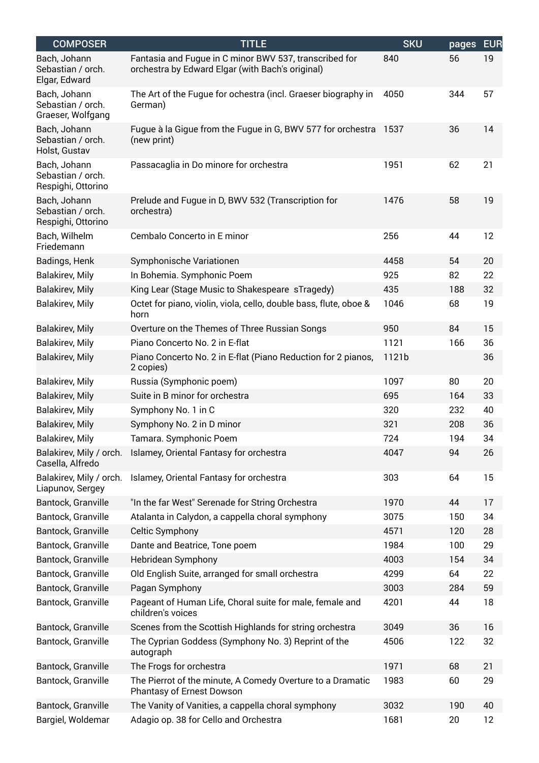| COMPOSER | TITLE | SKU | pages | EUR |
|---|---|---|---|---|
| Bach, Johann Sebastian / orch. Elgar, Edward | Fantasia and Fugue in C minor BWV 537, transcribed for orchestra by Edward Elgar (with Bach's original) | 840 | 56 | 19 |
| Bach, Johann Sebastian / orch. Graeser, Wolfgang | The Art of the Fugue for ochestra (incl. Graeser biography in German) | 4050 | 344 | 57 |
| Bach, Johann Sebastian / orch. Holst, Gustav | Fugue à la Gigue from the Fugue in G, BWV 577 for orchestra (new print) | 1537 | 36 | 14 |
| Bach, Johann Sebastian / orch. Respighi, Ottorino | Passacaglia in Do minore for orchestra | 1951 | 62 | 21 |
| Bach, Johann Sebastian / orch. Respighi, Ottorino | Prelude and Fugue in D, BWV 532 (Transcription for orchestra) | 1476 | 58 | 19 |
| Bach, Wilhelm Friedemann | Cembalo Concerto in E minor | 256 | 44 | 12 |
| Badings, Henk | Symphonische Variationen | 4458 | 54 | 20 |
| Balakirev, Mily | In Bohemia. Symphonic Poem | 925 | 82 | 22 |
| Balakirev, Mily | King Lear (Stage Music to Shakespeare sTragedy) | 435 | 188 | 32 |
| Balakirev, Mily | Octet for piano, violin, viola, cello, double bass, flute, oboe & horn | 1046 | 68 | 19 |
| Balakirev, Mily | Overture on the Themes of Three Russian Songs | 950 | 84 | 15 |
| Balakirev, Mily | Piano Concerto No. 2 in E-flat | 1121 | 166 | 36 |
| Balakirev, Mily | Piano Concerto No. 2 in E-flat (Piano Reduction for 2 pianos, 2 copies) | 1121b | | 36 |
| Balakirev, Mily | Russia (Symphonic poem) | 1097 | 80 | 20 |
| Balakirev, Mily | Suite in B minor for orchestra | 695 | 164 | 33 |
| Balakirev, Mily | Symphony No. 1 in C | 320 | 232 | 40 |
| Balakirev, Mily | Symphony No. 2 in D minor | 321 | 208 | 36 |
| Balakirev, Mily | Tamara. Symphonic Poem | 724 | 194 | 34 |
| Balakirev, Mily / orch. Casella, Alfredo | Islamey, Oriental Fantasy for orchestra | 4047 | 94 | 26 |
| Balakirev, Mily / orch. Liapunov, Sergey | Islamey, Oriental Fantasy for orchestra | 303 | 64 | 15 |
| Bantock, Granville | "In the far West" Serenade for String Orchestra | 1970 | 44 | 17 |
| Bantock, Granville | Atalanta in Calydon, a cappella choral symphony | 3075 | 150 | 34 |
| Bantock, Granville | Celtic Symphony | 4571 | 120 | 28 |
| Bantock, Granville | Dante and Beatrice, Tone poem | 1984 | 100 | 29 |
| Bantock, Granville | Hebridean Symphony | 4003 | 154 | 34 |
| Bantock, Granville | Old English Suite, arranged for small orchestra | 4299 | 64 | 22 |
| Bantock, Granville | Pagan Symphony | 3003 | 284 | 59 |
| Bantock, Granville | Pageant of Human Life, Choral suite for male, female and children's voices | 4201 | 44 | 18 |
| Bantock, Granville | Scenes from the Scottish Highlands for string orchestra | 3049 | 36 | 16 |
| Bantock, Granville | The Cyprian Goddess (Symphony No. 3) Reprint of the autograph | 4506 | 122 | 32 |
| Bantock, Granville | The Frogs for orchestra | 1971 | 68 | 21 |
| Bantock, Granville | The Pierrot of the minute, A Comedy Overture to a Dramatic Phantasy of Ernest Dowson | 1983 | 60 | 29 |
| Bantock, Granville | The Vanity of Vanities, a cappella choral symphony | 3032 | 190 | 40 |
| Bargiel, Woldemar | Adagio op. 38 for Cello and Orchestra | 1681 | 20 | 12 |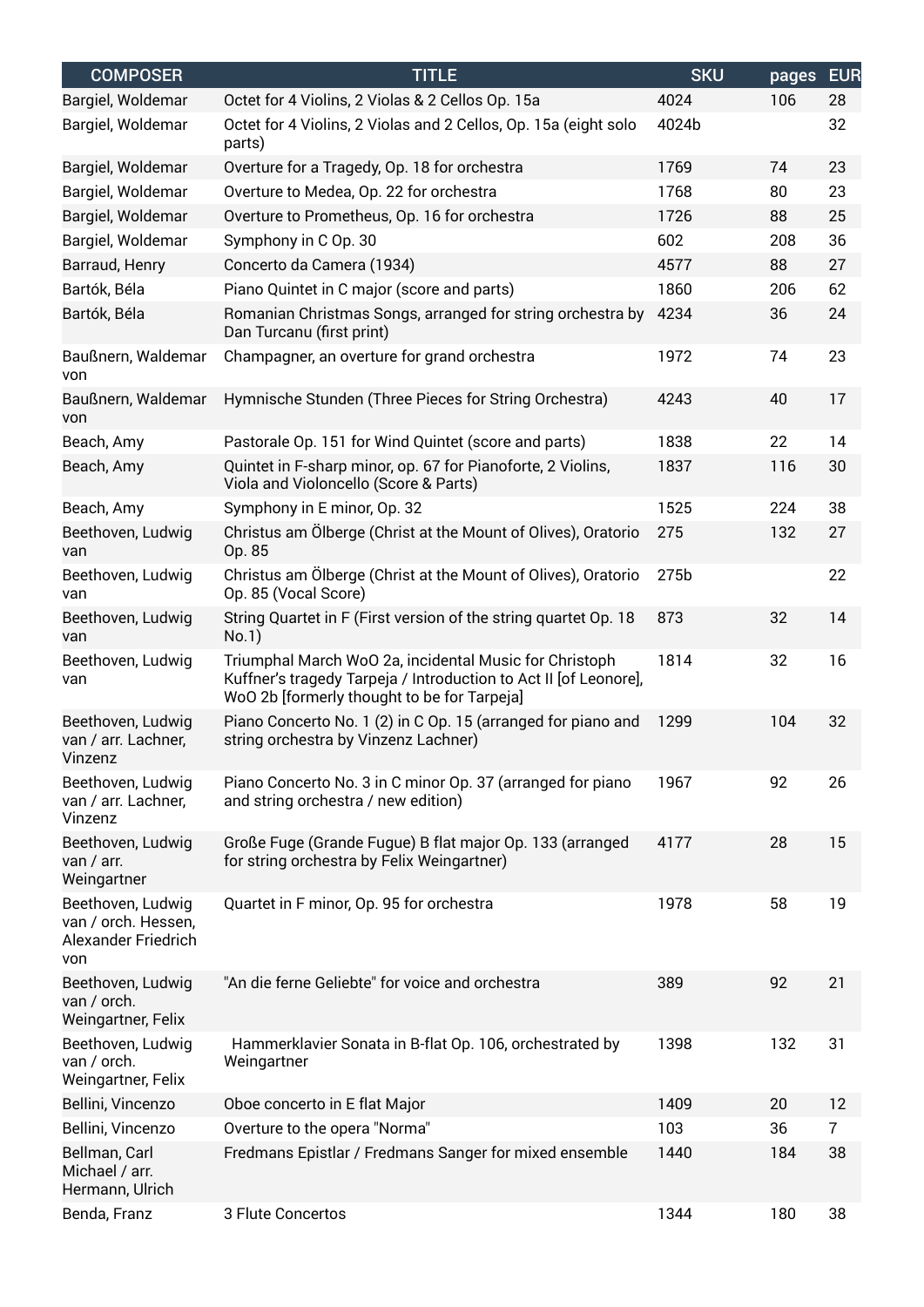| COMPOSER | TITLE | SKU | pages | EUR |
|---|---|---|---|---|
| Bargiel, Woldemar | Octet for 4 Violins, 2 Violas & 2 Cellos Op. 15a | 4024 | 106 | 28 |
| Bargiel, Woldemar | Octet for 4 Violins, 2 Violas and 2 Cellos, Op. 15a (eight solo parts) | 4024b | | 32 |
| Bargiel, Woldemar | Overture for a Tragedy, Op. 18 for orchestra | 1769 | 74 | 23 |
| Bargiel, Woldemar | Overture to Medea, Op. 22 for orchestra | 1768 | 80 | 23 |
| Bargiel, Woldemar | Overture to Prometheus, Op. 16 for orchestra | 1726 | 88 | 25 |
| Bargiel, Woldemar | Symphony in C Op. 30 | 602 | 208 | 36 |
| Barraud, Henry | Concerto da Camera (1934) | 4577 | 88 | 27 |
| Bartók, Béla | Piano Quintet in C major (score and parts) | 1860 | 206 | 62 |
| Bartók, Béla | Romanian Christmas Songs, arranged for string orchestra by Dan Turcanu (first print) | 4234 | 36 | 24 |
| Baußnern, Waldemar von | Champagner, an overture for grand orchestra | 1972 | 74 | 23 |
| Baußnern, Waldemar von | Hymnische Stunden (Three Pieces for String Orchestra) | 4243 | 40 | 17 |
| Beach, Amy | Pastorale Op. 151 for Wind Quintet (score and parts) | 1838 | 22 | 14 |
| Beach, Amy | Quintet in F-sharp minor, op. 67 for Pianoforte, 2 Violins, Viola and Violoncello (Score & Parts) | 1837 | 116 | 30 |
| Beach, Amy | Symphony in E minor, Op. 32 | 1525 | 224 | 38 |
| Beethoven, Ludwig van | Christus am Ölberge (Christ at the Mount of Olives), Oratorio Op. 85 | 275 | 132 | 27 |
| Beethoven, Ludwig van | Christus am Ölberge (Christ at the Mount of Olives), Oratorio Op. 85 (Vocal Score) | 275b | | 22 |
| Beethoven, Ludwig van | String Quartet in F (First version of the string quartet Op. 18 No.1) | 873 | 32 | 14 |
| Beethoven, Ludwig van | Triumphal March WoO 2a, incidental Music for Christoph Kuffner's tragedy Tarpeja / Introduction to Act II [of Leonore], WoO 2b [formerly thought to be for Tarpeja] | 1814 | 32 | 16 |
| Beethoven, Ludwig van / arr. Lachner, Vinzenz | Piano Concerto No. 1 (2) in C Op. 15 (arranged for piano and string orchestra by Vinzenz Lachner) | 1299 | 104 | 32 |
| Beethoven, Ludwig van / arr. Lachner, Vinzenz | Piano Concerto No. 3 in C minor Op. 37 (arranged for piano and string orchestra / new edition) | 1967 | 92 | 26 |
| Beethoven, Ludwig van / arr. Weingartner | Große Fuge (Grande Fugue) B flat major Op. 133 (arranged for string orchestra by Felix Weingartner) | 4177 | 28 | 15 |
| Beethoven, Ludwig van / orch. Hessen, Alexander Friedrich von | Quartet in F minor, Op. 95 for orchestra | 1978 | 58 | 19 |
| Beethoven, Ludwig van / orch. Weingartner, Felix | "An die ferne Geliebte" for voice and orchestra | 389 | 92 | 21 |
| Beethoven, Ludwig van / orch. Weingartner, Felix | Hammerklavier Sonata in B-flat Op. 106, orchestrated by Weingartner | 1398 | 132 | 31 |
| Bellini, Vincenzo | Oboe concerto in E flat Major | 1409 | 20 | 12 |
| Bellini, Vincenzo | Overture to the opera "Norma" | 103 | 36 | 7 |
| Bellman, Carl Michael / arr. Hermann, Ulrich | Fredmans Epistlar / Fredmans Sanger for mixed ensemble | 1440 | 184 | 38 |
| Benda, Franz | 3 Flute Concertos | 1344 | 180 | 38 |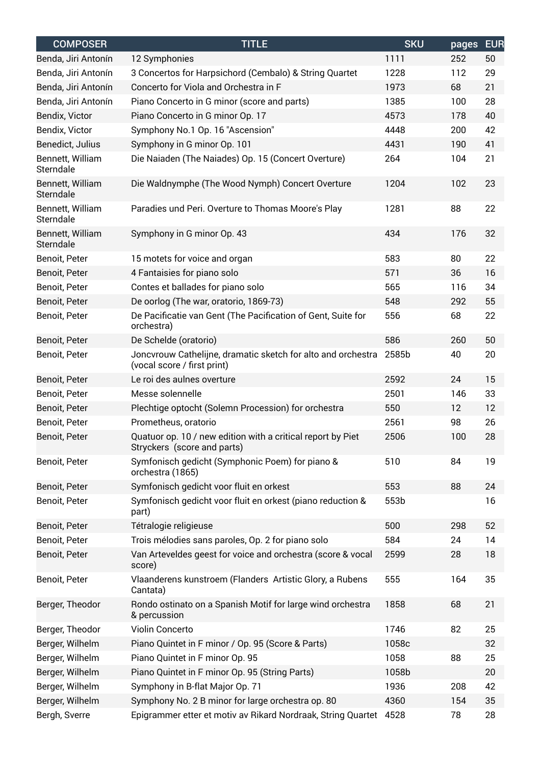| COMPOSER | TITLE | SKU | pages | EUR |
|---|---|---|---|---|
| Benda, Jiri Antonín | 12 Symphonies | 1111 | 252 | 50 |
| Benda, Jiri Antonín | 3 Concertos for Harpsichord (Cembalo) & String Quartet | 1228 | 112 | 29 |
| Benda, Jiri Antonín | Concerto for Viola and Orchestra in F | 1973 | 68 | 21 |
| Benda, Jiri Antonín | Piano Concerto in G minor (score and parts) | 1385 | 100 | 28 |
| Bendix, Victor | Piano Concerto in G minor Op. 17 | 4573 | 178 | 40 |
| Bendix, Victor | Symphony No.1 Op. 16 "Ascension" | 4448 | 200 | 42 |
| Benedict, Julius | Symphony in G minor Op. 101 | 4431 | 190 | 41 |
| Bennett, William Sterndale | Die Naiaden (The Naiades) Op. 15 (Concert Overture) | 264 | 104 | 21 |
| Bennett, William Sterndale | Die Waldnymphe (The Wood Nymph) Concert Overture | 1204 | 102 | 23 |
| Bennett, William Sterndale | Paradies und Peri. Overture to Thomas Moore's Play | 1281 | 88 | 22 |
| Bennett, William Sterndale | Symphony in G minor Op. 43 | 434 | 176 | 32 |
| Benoit, Peter | 15 motets for voice and organ | 583 | 80 | 22 |
| Benoit, Peter | 4 Fantaisies for piano solo | 571 | 36 | 16 |
| Benoit, Peter | Contes et ballades for piano solo | 565 | 116 | 34 |
| Benoit, Peter | De oorlog (The war, oratorio, 1869-73) | 548 | 292 | 55 |
| Benoit, Peter | De Pacificatie van Gent (The Pacification of Gent, Suite for orchestra) | 556 | 68 | 22 |
| Benoit, Peter | De Schelde (oratorio) | 586 | 260 | 50 |
| Benoit, Peter | Joncvrouw Cathelijne, dramatic sketch for alto and orchestra (vocal score / first print) | 2585b | 40 | 20 |
| Benoit, Peter | Le roi des aulnes overture | 2592 | 24 | 15 |
| Benoit, Peter | Messe solennelle | 2501 | 146 | 33 |
| Benoit, Peter | Plechtige optocht (Solemn Procession) for orchestra | 550 | 12 | 12 |
| Benoit, Peter | Prometheus, oratorio | 2561 | 98 | 26 |
| Benoit, Peter | Quatuor op. 10 / new edition with a critical report by Piet Stryckers (score and parts) | 2506 | 100 | 28 |
| Benoit, Peter | Symfonisch gedicht (Symphonic Poem) for piano & orchestra (1865) | 510 | 84 | 19 |
| Benoit, Peter | Symfonisch gedicht voor fluit en orkest | 553 | 88 | 24 |
| Benoit, Peter | Symfonisch gedicht voor fluit en orkest (piano reduction & part) | 553b | | 16 |
| Benoit, Peter | Tétralogie religieuse | 500 | 298 | 52 |
| Benoit, Peter | Trois mélodies sans paroles, Op. 2 for piano solo | 584 | 24 | 14 |
| Benoit, Peter | Van Arteveldes geest for voice and orchestra (score & vocal score) | 2599 | 28 | 18 |
| Benoit, Peter | Vlaanderens kunstroem (Flanders Artistic Glory, a Rubens Cantata) | 555 | 164 | 35 |
| Berger, Theodor | Rondo ostinato on a Spanish Motif for large wind orchestra & percussion | 1858 | 68 | 21 |
| Berger, Theodor | Violin Concerto | 1746 | 82 | 25 |
| Berger, Wilhelm | Piano Quintet in F minor / Op. 95 (Score & Parts) | 1058c | | 32 |
| Berger, Wilhelm | Piano Quintet in F minor Op. 95 | 1058 | 88 | 25 |
| Berger, Wilhelm | Piano Quintet in F minor Op. 95 (String Parts) | 1058b | | 20 |
| Berger, Wilhelm | Symphony in B-flat Major Op. 71 | 1936 | 208 | 42 |
| Berger, Wilhelm | Symphony No. 2 B minor for large orchestra op. 80 | 4360 | 154 | 35 |
| Bergh, Sverre | Epigrammer etter et motiv av Rikard Nordraak, String Quartet | 4528 | 78 | 28 |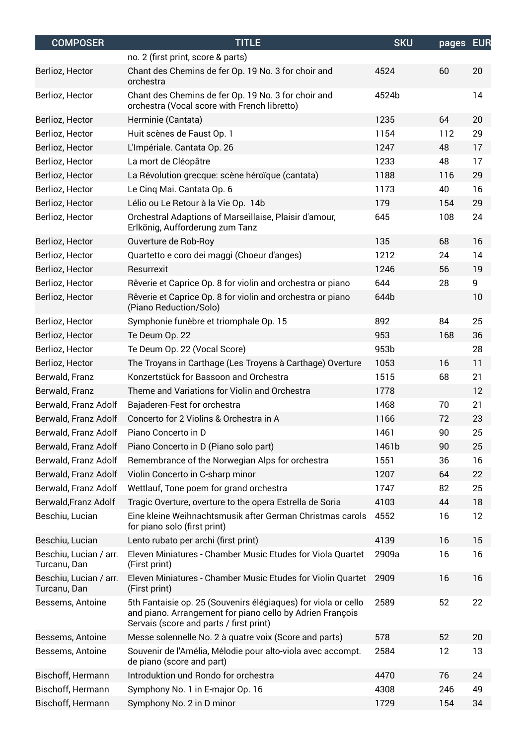| COMPOSER | TITLE | SKU | pages | EUR |
|---|---|---|---|---|
| | no. 2 (first print, score & parts) | | | |
| Berlioz, Hector | Chant des Chemins de fer Op. 19 No. 3 for choir and orchestra | 4524 | 60 | 20 |
| Berlioz, Hector | Chant des Chemins de fer Op. 19 No. 3 for choir and orchestra (Vocal score with French libretto) | 4524b | | 14 |
| Berlioz, Hector | Herminie (Cantata) | 1235 | 64 | 20 |
| Berlioz, Hector | Huit scènes de Faust Op. 1 | 1154 | 112 | 29 |
| Berlioz, Hector | L'Impériale. Cantata Op. 26 | 1247 | 48 | 17 |
| Berlioz, Hector | La mort de Cléopâtre | 1233 | 48 | 17 |
| Berlioz, Hector | La Révolution grecque: scène héroïque (cantata) | 1188 | 116 | 29 |
| Berlioz, Hector | Le Cinq Mai. Cantata Op. 6 | 1173 | 40 | 16 |
| Berlioz, Hector | Lélio ou Le Retour à la Vie Op. 14b | 179 | 154 | 29 |
| Berlioz, Hector | Orchestral Adaptions of Marseillaise, Plaisir d'amour, Erlkönig, Aufforderung zum Tanz | 645 | 108 | 24 |
| Berlioz, Hector | Ouverture de Rob-Roy | 135 | 68 | 16 |
| Berlioz, Hector | Quartetto e coro dei maggi (Choeur d'anges) | 1212 | 24 | 14 |
| Berlioz, Hector | Resurrexit | 1246 | 56 | 19 |
| Berlioz, Hector | Rêverie et Caprice Op. 8 for violin and orchestra or piano | 644 | 28 | 9 |
| Berlioz, Hector | Rêverie et Caprice Op. 8 for violin and orchestra or piano (Piano Reduction/Solo) | 644b | | 10 |
| Berlioz, Hector | Symphonie funèbre et triomphale Op. 15 | 892 | 84 | 25 |
| Berlioz, Hector | Te Deum Op. 22 | 953 | 168 | 36 |
| Berlioz, Hector | Te Deum Op. 22 (Vocal Score) | 953b | | 28 |
| Berlioz, Hector | The Troyans in Carthage (Les Troyens à Carthage) Overture | 1053 | 16 | 11 |
| Berwald, Franz | Konzertstück for Bassoon and Orchestra | 1515 | 68 | 21 |
| Berwald, Franz | Theme and Variations for Violin and Orchestra | 1778 | | 12 |
| Berwald, Franz Adolf | Bajaderen-Fest for orchestra | 1468 | 70 | 21 |
| Berwald, Franz Adolf | Concerto for 2 Violins & Orchestra in A | 1166 | 72 | 23 |
| Berwald, Franz Adolf | Piano Concerto in D | 1461 | 90 | 25 |
| Berwald, Franz Adolf | Piano Concerto in D (Piano solo part) | 1461b | 90 | 25 |
| Berwald, Franz Adolf | Remembrance of the Norwegian Alps for orchestra | 1551 | 36 | 16 |
| Berwald, Franz Adolf | Violin Concerto in C-sharp minor | 1207 | 64 | 22 |
| Berwald, Franz Adolf | Wettlauf, Tone poem for grand orchestra | 1747 | 82 | 25 |
| Berwald,Franz Adolf | Tragic Overture, overture to the opera Estrella de Soria | 4103 | 44 | 18 |
| Beschiu, Lucian | Eine kleine Weihnachtsmusik after German Christmas carols for piano solo (first print) | 4552 | 16 | 12 |
| Beschiu, Lucian | Lento rubato per archi (first print) | 4139 | 16 | 15 |
| Beschiu, Lucian / arr. Turcanu, Dan | Eleven Miniatures - Chamber Music Etudes for Viola Quartet (First print) | 2909a | 16 | 16 |
| Beschiu, Lucian / arr. Turcanu, Dan | Eleven Miniatures - Chamber Music Etudes for Violin Quartet (First print) | 2909 | 16 | 16 |
| Bessems, Antoine | 5th Fantaisie op. 25 (Souvenirs élégiaques) for viola or cello and piano. Arrangement for piano cello by Adrien François Servais (score and parts / first print) | 2589 | 52 | 22 |
| Bessems, Antoine | Messe solennelle No. 2 à quatre voix (Score and parts) | 578 | 52 | 20 |
| Bessems, Antoine | Souvenir de l'Amélia, Mélodie pour alto-viola avec accompt. de piano (score and part) | 2584 | 12 | 13 |
| Bischoff, Hermann | Introduktion und Rondo for orchestra | 4470 | 76 | 24 |
| Bischoff, Hermann | Symphony No. 1 in E-major Op. 16 | 4308 | 246 | 49 |
| Bischoff, Hermann | Symphony No. 2 in D minor | 1729 | 154 | 34 |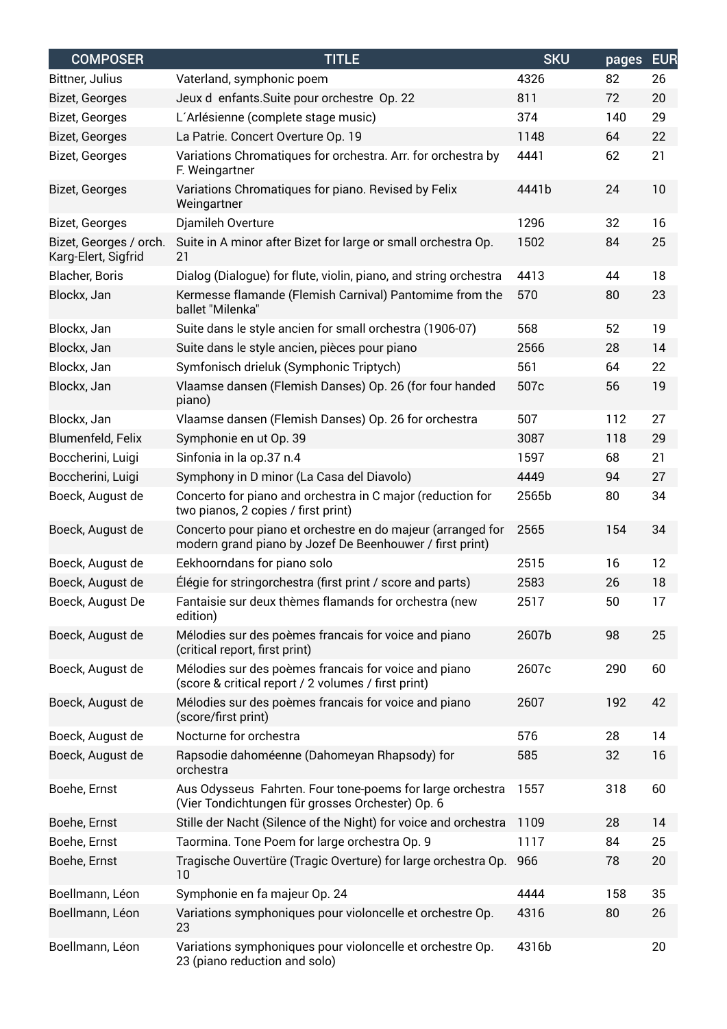| COMPOSER | TITLE | SKU | pages | EUR |
|---|---|---|---|---|
| Bittner, Julius | Vaterland, symphonic poem | 4326 | 82 | 26 |
| Bizet, Georges | Jeux d enfants.Suite pour orchestre Op. 22 | 811 | 72 | 20 |
| Bizet, Georges | L´Arlésienne (complete stage music) | 374 | 140 | 29 |
| Bizet, Georges | La Patrie. Concert Overture Op. 19 | 1148 | 64 | 22 |
| Bizet, Georges | Variations Chromatiques for orchestra. Arr. for orchestra by F. Weingartner | 4441 | 62 | 21 |
| Bizet, Georges | Variations Chromatiques for piano. Revised by Felix Weingartner | 4441b | 24 | 10 |
| Bizet, Georges | Djamileh Overture | 1296 | 32 | 16 |
| Bizet, Georges / orch. Karg-Elert, Sigfrid | Suite in A minor after Bizet for large or small orchestra Op. 21 | 1502 | 84 | 25 |
| Blacher, Boris | Dialog (Dialogue) for flute, violin, piano, and string orchestra | 4413 | 44 | 18 |
| Blockx, Jan | Kermesse flamande (Flemish Carnival) Pantomime from the ballet "Milenka" | 570 | 80 | 23 |
| Blockx, Jan | Suite dans le style ancien for small orchestra (1906-07) | 568 | 52 | 19 |
| Blockx, Jan | Suite dans le style ancien, pièces pour piano | 2566 | 28 | 14 |
| Blockx, Jan | Symfonisch drieluk (Symphonic Triptych) | 561 | 64 | 22 |
| Blockx, Jan | Vlaamse dansen (Flemish Danses) Op. 26 (for four handed piano) | 507c | 56 | 19 |
| Blockx, Jan | Vlaamse dansen (Flemish Danses) Op. 26 for orchestra | 507 | 112 | 27 |
| Blumenfeld, Felix | Symphonie en ut Op. 39 | 3087 | 118 | 29 |
| Boccherini, Luigi | Sinfonia in la op.37 n.4 | 1597 | 68 | 21 |
| Boccherini, Luigi | Symphony in D minor (La Casa del Diavolo) | 4449 | 94 | 27 |
| Boeck, August de | Concerto for piano and orchestra in C major (reduction for two pianos, 2 copies / first print) | 2565b | 80 | 34 |
| Boeck, August de | Concerto pour piano et orchestre en do majeur (arranged for modern grand piano by Jozef De Beenhouwer / first print) | 2565 | 154 | 34 |
| Boeck, August de | Eekhoorndans for piano solo | 2515 | 16 | 12 |
| Boeck, August de | Élégie for stringorchestra (first print / score and parts) | 2583 | 26 | 18 |
| Boeck, August De | Fantaisie sur deux thèmes flamands for orchestra (new edition) | 2517 | 50 | 17 |
| Boeck, August de | Mélodies sur des poèmes francais for voice and piano (critical report, first print) | 2607b | 98 | 25 |
| Boeck, August de | Mélodies sur des poèmes francais for voice and piano (score & critical report / 2 volumes / first print) | 2607c | 290 | 60 |
| Boeck, August de | Mélodies sur des poèmes francais for voice and piano (score/first print) | 2607 | 192 | 42 |
| Boeck, August de | Nocturne for orchestra | 576 | 28 | 14 |
| Boeck, August de | Rapsodie dahoméenne (Dahomeyan Rhapsody) for orchestra | 585 | 32 | 16 |
| Boehe, Ernst | Aus Odysseus Fahrten. Four tone-poems for large orchestra (Vier Tondichtungen für grosses Orchester) Op. 6 | 1557 | 318 | 60 |
| Boehe, Ernst | Stille der Nacht (Silence of the Night) for voice and orchestra | 1109 | 28 | 14 |
| Boehe, Ernst | Taormina. Tone Poem for large orchestra Op. 9 | 1117 | 84 | 25 |
| Boehe, Ernst | Tragische Ouvertüre (Tragic Overture) for large orchestra Op. 10 | 966 | 78 | 20 |
| Boellmann, Léon | Symphonie en fa majeur Op. 24 | 4444 | 158 | 35 |
| Boellmann, Léon | Variations symphoniques pour violoncelle et orchestre Op. 23 | 4316 | 80 | 26 |
| Boellmann, Léon | Variations symphoniques pour violoncelle et orchestre Op. 23 (piano reduction and solo) | 4316b | | 20 |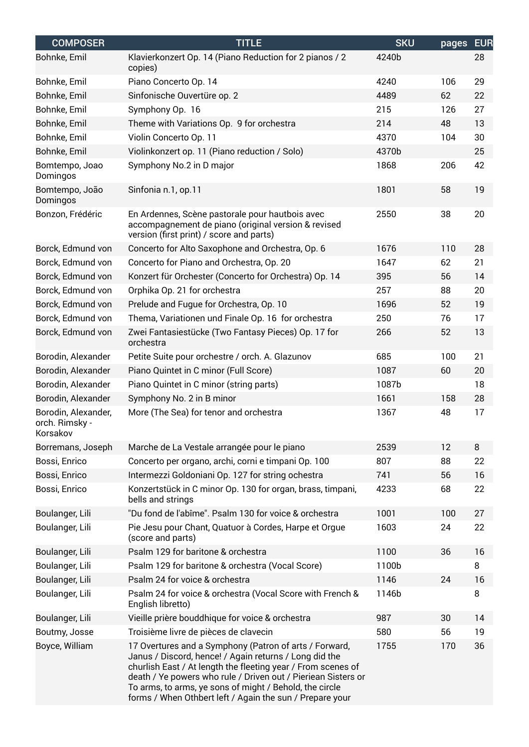| COMPOSER | TITLE | SKU | pages | EUR |
|---|---|---|---|---|
| Bohnke, Emil | Klavierkonzert Op. 14 (Piano Reduction for 2 pianos / 2 copies) | 4240b | | 28 |
| Bohnke, Emil | Piano Concerto Op. 14 | 4240 | 106 | 29 |
| Bohnke, Emil | Sinfonische Ouvertüre op. 2 | 4489 | 62 | 22 |
| Bohnke, Emil | Symphony Op. 16 | 215 | 126 | 27 |
| Bohnke, Emil | Theme with Variations Op. 9 for orchestra | 214 | 48 | 13 |
| Bohnke, Emil | Violin Concerto Op. 11 | 4370 | 104 | 30 |
| Bohnke, Emil | Violinkonzert op. 11 (Piano reduction / Solo) | 4370b | | 25 |
| Bomtempo, Joao Domingos | Symphony No.2 in D major | 1868 | 206 | 42 |
| Bomtempo, João Domingos | Sinfonia n.1, op.11 | 1801 | 58 | 19 |
| Bonzon, Frédéric | En Ardennes, Scène pastorale pour hautbois avec accompagnement de piano (original version & revised version (first print) / score and parts) | 2550 | 38 | 20 |
| Borck, Edmund von | Concerto for Alto Saxophone and Orchestra, Op. 6 | 1676 | 110 | 28 |
| Borck, Edmund von | Concerto for Piano and Orchestra, Op. 20 | 1647 | 62 | 21 |
| Borck, Edmund von | Konzert für Orchester (Concerto for Orchestra) Op. 14 | 395 | 56 | 14 |
| Borck, Edmund von | Orphika Op. 21 for orchestra | 257 | 88 | 20 |
| Borck, Edmund von | Prelude and Fugue for Orchestra, Op. 10 | 1696 | 52 | 19 |
| Borck, Edmund von | Thema, Variationen und Finale Op. 16 for orchestra | 250 | 76 | 17 |
| Borck, Edmund von | Zwei Fantasiestücke (Two Fantasy Pieces) Op. 17 for orchestra | 266 | 52 | 13 |
| Borodin, Alexander | Petite Suite pour orchestre / orch. A. Glazunov | 685 | 100 | 21 |
| Borodin, Alexander | Piano Quintet in C minor (Full Score) | 1087 | 60 | 20 |
| Borodin, Alexander | Piano Quintet in C minor (string parts) | 1087b | | 18 |
| Borodin, Alexander | Symphony No. 2 in B minor | 1661 | 158 | 28 |
| Borodin, Alexander, orch. Rimsky - Korsakov | More (The Sea) for tenor and orchestra | 1367 | 48 | 17 |
| Borremans, Joseph | Marche de La Vestale arrangée pour le piano | 2539 | 12 | 8 |
| Bossi, Enrico | Concerto per organo, archi, corni e timpani Op. 100 | 807 | 88 | 22 |
| Bossi, Enrico | Intermezzi Goldoniani Op. 127 for string ochestra | 741 | 56 | 16 |
| Bossi, Enrico | Konzertstück in C minor Op. 130 for organ, brass, timpani, bells and strings | 4233 | 68 | 22 |
| Boulanger, Lili | "Du fond de l'abîme". Psalm 130 for voice & orchestra | 1001 | 100 | 27 |
| Boulanger, Lili | Pie Jesu pour Chant, Quatuor à Cordes, Harpe et Orgue (score and parts) | 1603 | 24 | 22 |
| Boulanger, Lili | Psalm 129 for baritone & orchestra | 1100 | 36 | 16 |
| Boulanger, Lili | Psalm 129 for baritone & orchestra (Vocal Score) | 1100b | | 8 |
| Boulanger, Lili | Psalm 24 for voice & orchestra | 1146 | 24 | 16 |
| Boulanger, Lili | Psalm 24 for voice & orchestra (Vocal Score with French & English libretto) | 1146b | | 8 |
| Boulanger, Lili | Vieille prière bouddhique for voice & orchestra | 987 | 30 | 14 |
| Boutmy, Josse | Troisième livre de pièces de clavecin | 580 | 56 | 19 |
| Boyce, William | 17 Overtures and a Symphony (Patron of arts / Forward, Janus / Discord, hence! / Again returns / Long did the churlish East / At length the fleeting year / From scenes of death / Ye powers who rule / Driven out / Pierean Sisters or To arms, to arms, ye sons of might / Behold, the circle forms / When Othbert left / Again the sun / Prepare your | 1755 | 170 | 36 |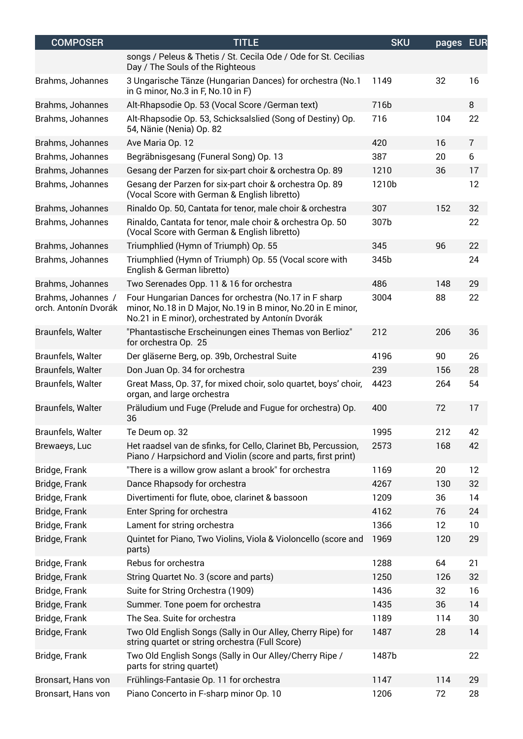| COMPOSER | TITLE | SKU | pages | EUR |
|---|---|---|---|---|
| | songs / Peleus & Thetis / St. Cecila Ode / Ode for St. Cecilias Day / The Souls of the Righteous | | | |
| Brahms, Johannes | 3 Ungarische Tänze (Hungarian Dances) for orchestra (No.1 in G minor, No.3 in F, No.10 in F) | 1149 | 32 | 16 |
| Brahms, Johannes | Alt-Rhapsodie Op. 53 (Vocal Score /German text) | 716b | | 8 |
| Brahms, Johannes | Alt-Rhapsodie Op. 53, Schicksalslied (Song of Destiny) Op. 54, Nänie (Nenia) Op. 82 | 716 | 104 | 22 |
| Brahms, Johannes | Ave Maria Op. 12 | 420 | 16 | 7 |
| Brahms, Johannes | Begräbnisgesang (Funeral Song) Op. 13 | 387 | 20 | 6 |
| Brahms, Johannes | Gesang der Parzen for six-part choir & orchestra Op. 89 | 1210 | 36 | 17 |
| Brahms, Johannes | Gesang der Parzen for six-part choir & orchestra Op. 89 (Vocal Score with German & English libretto) | 1210b | | 12 |
| Brahms, Johannes | Rinaldo Op. 50, Cantata for tenor, male choir & orchestra | 307 | 152 | 32 |
| Brahms, Johannes | Rinaldo, Cantata for tenor, male choir & orchestra Op. 50 (Vocal Score with German & English libretto) | 307b | | 22 |
| Brahms, Johannes | Triumphlied (Hymn of Triumph) Op. 55 | 345 | 96 | 22 |
| Brahms, Johannes | Triumphlied (Hymn of Triumph) Op. 55 (Vocal score with English & German libretto) | 345b | | 24 |
| Brahms, Johannes | Two Serenades Opp. 11 & 16 for orchestra | 486 | 148 | 29 |
| Brahms, Johannes / orch. Antonín Dvorák | Four Hungarian Dances for orchestra (No.17 in F sharp minor, No.18 in D Major, No.19 in B minor, No.20 in E minor, No.21 in E minor), orchestrated by Antonín Dvorák | 3004 | 88 | 22 |
| Braunfels, Walter | "Phantastische Erscheinungen eines Themas von Berlioz" for orchestra Op. 25 | 212 | 206 | 36 |
| Braunfels, Walter | Der gläserne Berg, op. 39b, Orchestral Suite | 4196 | 90 | 26 |
| Braunfels, Walter | Don Juan Op. 34 for orchestra | 239 | 156 | 28 |
| Braunfels, Walter | Great Mass, Op. 37, for mixed choir, solo quartet, boys' choir, organ, and large orchestra | 4423 | 264 | 54 |
| Braunfels, Walter | Präludium und Fuge (Prelude and Fugue for orchestra) Op. 36 | 400 | 72 | 17 |
| Braunfels, Walter | Te Deum op. 32 | 1995 | 212 | 42 |
| Brewaeys, Luc | Het raadsel van de sfinks, for Cello, Clarinet Bb, Percussion, Piano / Harpsichord and Violin (score and parts, first print) | 2573 | 168 | 42 |
| Bridge, Frank | "There is a willow grow aslant a brook" for orchestra | 1169 | 20 | 12 |
| Bridge, Frank | Dance Rhapsody for orchestra | 4267 | 130 | 32 |
| Bridge, Frank | Divertimenti for flute, oboe, clarinet & bassoon | 1209 | 36 | 14 |
| Bridge, Frank | Enter Spring for orchestra | 4162 | 76 | 24 |
| Bridge, Frank | Lament for string orchestra | 1366 | 12 | 10 |
| Bridge, Frank | Quintet for Piano, Two Violins, Viola & Violoncello (score and parts) | 1969 | 120 | 29 |
| Bridge, Frank | Rebus for orchestra | 1288 | 64 | 21 |
| Bridge, Frank | String Quartet No. 3 (score and parts) | 1250 | 126 | 32 |
| Bridge, Frank | Suite for String Orchestra (1909) | 1436 | 32 | 16 |
| Bridge, Frank | Summer. Tone poem for orchestra | 1435 | 36 | 14 |
| Bridge, Frank | The Sea. Suite for orchestra | 1189 | 114 | 30 |
| Bridge, Frank | Two Old English Songs (Sally in Our Alley, Cherry Ripe) for string quartet or string orchestra (Full Score) | 1487 | 28 | 14 |
| Bridge, Frank | Two Old English Songs (Sally in Our Alley/Cherry Ripe / parts for string quartet) | 1487b | | 22 |
| Bronsart, Hans von | Frühlings-Fantasie Op. 11 for orchestra | 1147 | 114 | 29 |
| Bronsart, Hans von | Piano Concerto in F-sharp minor Op. 10 | 1206 | 72 | 28 |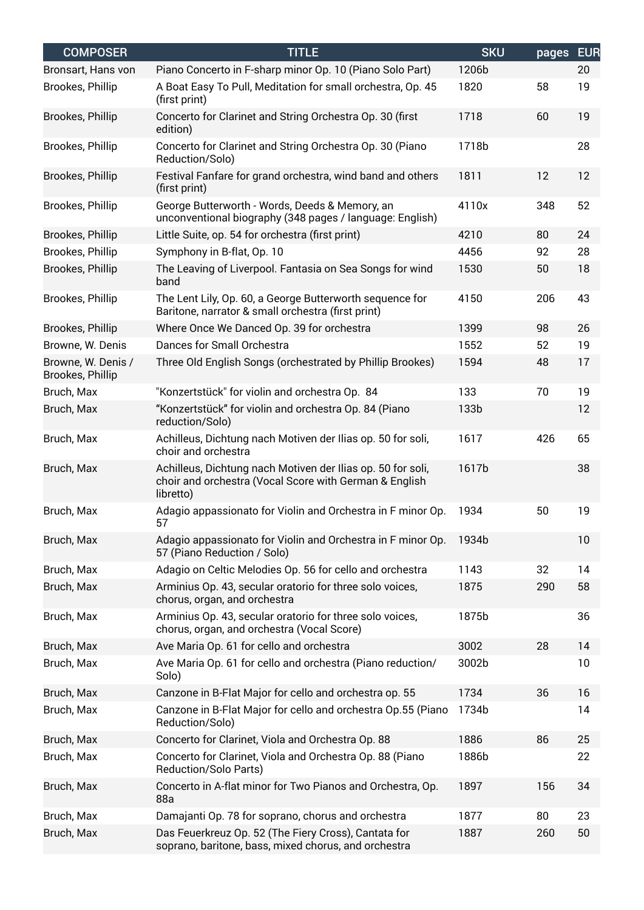| COMPOSER | TITLE | SKU | pages | EUR |
|---|---|---|---|---|
| Bronsart, Hans von | Piano Concerto in F-sharp minor Op. 10 (Piano Solo Part) | 1206b | | 20 |
| Brookes, Phillip | A Boat Easy To Pull, Meditation for small orchestra, Op. 45 (first print) | 1820 | 58 | 19 |
| Brookes, Phillip | Concerto for Clarinet and String Orchestra Op. 30 (first edition) | 1718 | 60 | 19 |
| Brookes, Phillip | Concerto for Clarinet and String Orchestra Op. 30 (Piano Reduction/Solo) | 1718b | | 28 |
| Brookes, Phillip | Festival Fanfare for grand orchestra, wind band and others (first print) | 1811 | 12 | 12 |
| Brookes, Phillip | George Butterworth - Words, Deeds & Memory, an unconventional biography (348 pages / language: English) | 4110x | 348 | 52 |
| Brookes, Phillip | Little Suite, op. 54 for orchestra (first print) | 4210 | 80 | 24 |
| Brookes, Phillip | Symphony in B-flat, Op. 10 | 4456 | 92 | 28 |
| Brookes, Phillip | The Leaving of Liverpool. Fantasia on Sea Songs for wind band | 1530 | 50 | 18 |
| Brookes, Phillip | The Lent Lily, Op. 60, a George Butterworth sequence for Baritone, narrator & small orchestra (first print) | 4150 | 206 | 43 |
| Brookes, Phillip | Where Once We Danced Op. 39 for orchestra | 1399 | 98 | 26 |
| Browne, W. Denis | Dances for Small Orchestra | 1552 | 52 | 19 |
| Browne, W. Denis / Brookes, Phillip | Three Old English Songs (orchestrated by Phillip Brookes) | 1594 | 48 | 17 |
| Bruch, Max | "Konzertstück" for violin and orchestra Op.  84 | 133 | 70 | 19 |
| Bruch, Max | “Konzertstück” for violin and orchestra Op. 84 (Piano reduction/Solo) | 133b | | 12 |
| Bruch, Max | Achilleus, Dichtung nach Motiven der Ilias op. 50 for soli, choir and orchestra | 1617 | 426 | 65 |
| Bruch, Max | Achilleus, Dichtung nach Motiven der Ilias op. 50 for soli, choir and orchestra (Vocal Score with German & English libretto) | 1617b | | 38 |
| Bruch, Max | Adagio appassionato for Violin and Orchestra in F minor Op. 57 | 1934 | 50 | 19 |
| Bruch, Max | Adagio appassionato for Violin and Orchestra in F minor Op. 57 (Piano Reduction / Solo) | 1934b | | 10 |
| Bruch, Max | Adagio on Celtic Melodies Op. 56 for cello and orchestra | 1143 | 32 | 14 |
| Bruch, Max | Arminius Op. 43, secular oratorio for three solo voices, chorus, organ, and orchestra | 1875 | 290 | 58 |
| Bruch, Max | Arminius Op. 43, secular oratorio for three solo voices, chorus, organ, and orchestra (Vocal Score) | 1875b | | 36 |
| Bruch, Max | Ave Maria Op. 61 for cello and orchestra | 3002 | 28 | 14 |
| Bruch, Max | Ave Maria Op. 61 for cello and orchestra (Piano reduction/ Solo) | 3002b | | 10 |
| Bruch, Max | Canzone in B-Flat Major for cello and orchestra op. 55 | 1734 | 36 | 16 |
| Bruch, Max | Canzone in B-Flat Major for cello and orchestra Op.55 (Piano Reduction/Solo) | 1734b | | 14 |
| Bruch, Max | Concerto for Clarinet, Viola and Orchestra Op. 88 | 1886 | 86 | 25 |
| Bruch, Max | Concerto for Clarinet, Viola and Orchestra Op. 88 (Piano Reduction/Solo Parts) | 1886b | | 22 |
| Bruch, Max | Concerto in A-flat minor for Two Pianos and Orchestra, Op. 88a | 1897 | 156 | 34 |
| Bruch, Max | Damajanti Op. 78 for soprano, chorus and orchestra | 1877 | 80 | 23 |
| Bruch, Max | Das Feuerkreuz Op. 52 (The Fiery Cross), Cantata for soprano, baritone, bass, mixed chorus, and orchestra | 1887 | 260 | 50 |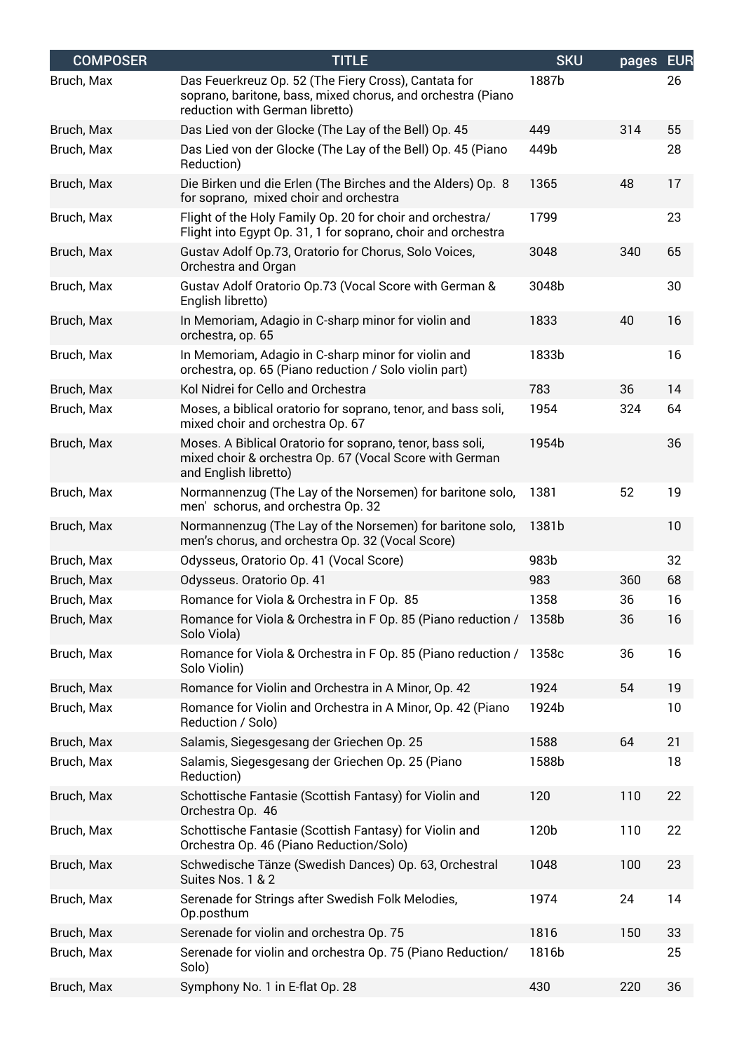| COMPOSER | TITLE | SKU | pages | EUR |
|---|---|---|---|---|
| Bruch, Max | Das Feuerkreuz Op. 52 (The Fiery Cross), Cantata for soprano, baritone, bass, mixed chorus, and orchestra (Piano reduction with German libretto) | 1887b | | 26 |
| Bruch, Max | Das Lied von der Glocke (The Lay of the Bell) Op. 45 | 449 | 314 | 55 |
| Bruch, Max | Das Lied von der Glocke (The Lay of the Bell) Op. 45 (Piano Reduction) | 449b | | 28 |
| Bruch, Max | Die Birken und die Erlen (The Birches and the Alders) Op. 8 for soprano, mixed choir and orchestra | 1365 | 48 | 17 |
| Bruch, Max | Flight of the Holy Family Op. 20 for choir and orchestra/ Flight into Egypt Op. 31, 1 for soprano, choir and orchestra | 1799 | | 23 |
| Bruch, Max | Gustav Adolf Op.73, Oratorio for Chorus, Solo Voices, Orchestra and Organ | 3048 | 340 | 65 |
| Bruch, Max | Gustav Adolf Oratorio Op.73 (Vocal Score with German & English libretto) | 3048b | | 30 |
| Bruch, Max | In Memoriam, Adagio in C-sharp minor for violin and orchestra, op. 65 | 1833 | 40 | 16 |
| Bruch, Max | In Memoriam, Adagio in C-sharp minor for violin and orchestra, op. 65 (Piano reduction / Solo violin part) | 1833b | | 16 |
| Bruch, Max | Kol Nidrei for Cello and Orchestra | 783 | 36 | 14 |
| Bruch, Max | Moses, a biblical oratorio for soprano, tenor, and bass soli, mixed choir and orchestra Op. 67 | 1954 | 324 | 64 |
| Bruch, Max | Moses. A Biblical Oratorio for soprano, tenor, bass soli, mixed choir & orchestra Op. 67 (Vocal Score with German and English libretto) | 1954b | | 36 |
| Bruch, Max | Normannenzug (The Lay of the Norsemen) for baritone solo, men' schorus, and orchestra Op. 32 | 1381 | 52 | 19 |
| Bruch, Max | Normannenzug (The Lay of the Norsemen) for baritone solo, men's chorus, and orchestra Op. 32 (Vocal Score) | 1381b | | 10 |
| Bruch, Max | Odysseus, Oratorio Op. 41 (Vocal Score) | 983b | | 32 |
| Bruch, Max | Odysseus. Oratorio Op. 41 | 983 | 360 | 68 |
| Bruch, Max | Romance for Viola & Orchestra in F Op. 85 | 1358 | 36 | 16 |
| Bruch, Max | Romance for Viola & Orchestra in F Op. 85 (Piano reduction / Solo Viola) | 1358b | 36 | 16 |
| Bruch, Max | Romance for Viola & Orchestra in F Op. 85 (Piano reduction / Solo Violin) | 1358c | 36 | 16 |
| Bruch, Max | Romance for Violin and Orchestra in A Minor, Op. 42 | 1924 | 54 | 19 |
| Bruch, Max | Romance for Violin and Orchestra in A Minor, Op. 42 (Piano Reduction / Solo) | 1924b | | 10 |
| Bruch, Max | Salamis, Siegesgesang der Griechen Op. 25 | 1588 | 64 | 21 |
| Bruch, Max | Salamis, Siegesgesang der Griechen Op. 25 (Piano Reduction) | 1588b | | 18 |
| Bruch, Max | Schottische Fantasie (Scottish Fantasy) for Violin and Orchestra Op. 46 | 120 | 110 | 22 |
| Bruch, Max | Schottische Fantasie (Scottish Fantasy) for Violin and Orchestra Op. 46 (Piano Reduction/Solo) | 120b | 110 | 22 |
| Bruch, Max | Schwedische Tänze (Swedish Dances) Op. 63, Orchestral Suites Nos. 1 & 2 | 1048 | 100 | 23 |
| Bruch, Max | Serenade for Strings after Swedish Folk Melodies, Op.posthum | 1974 | 24 | 14 |
| Bruch, Max | Serenade for violin and orchestra Op. 75 | 1816 | 150 | 33 |
| Bruch, Max | Serenade for violin and orchestra Op. 75 (Piano Reduction/ Solo) | 1816b | | 25 |
| Bruch, Max | Symphony No. 1 in E-flat Op. 28 | 430 | 220 | 36 |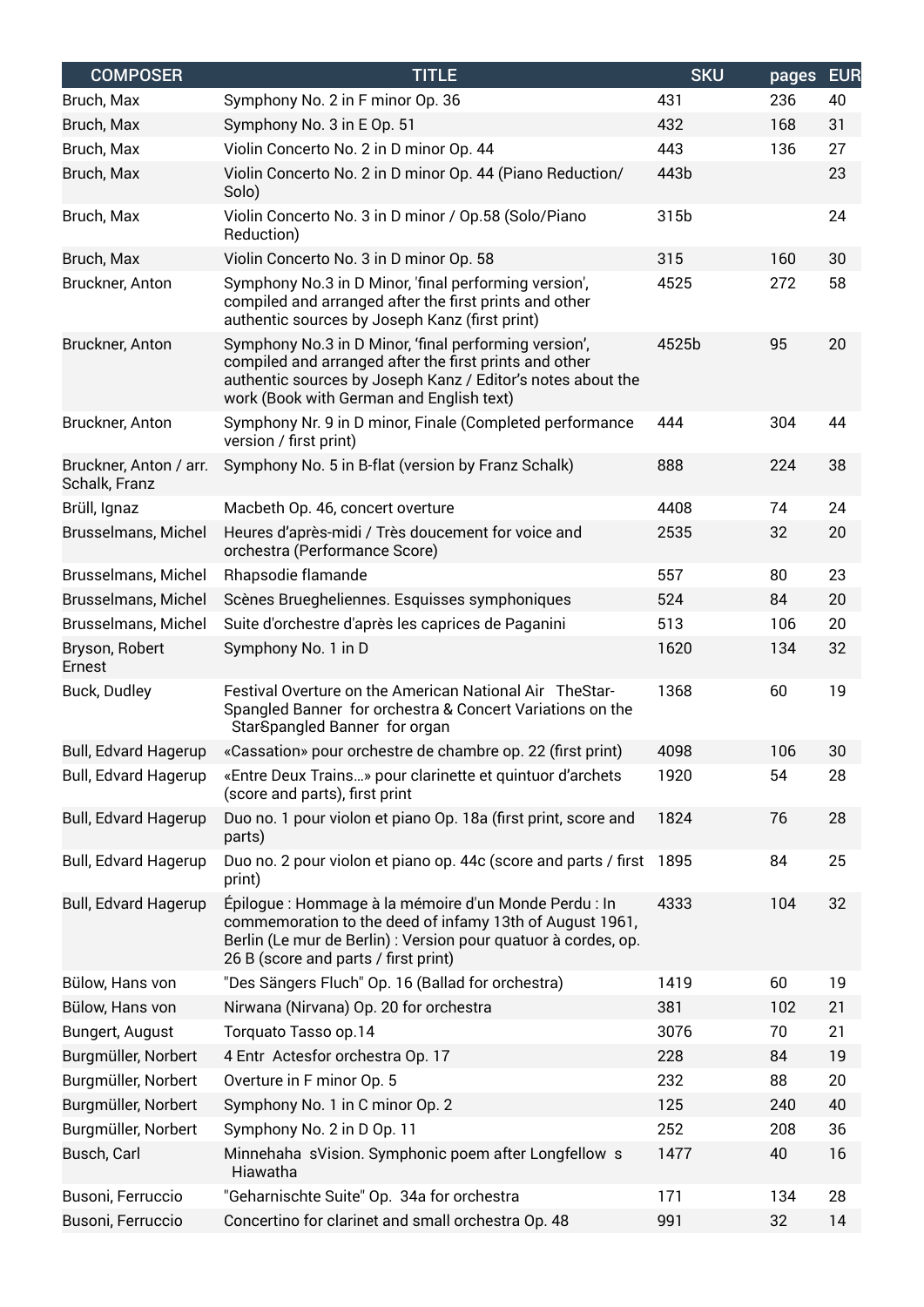| COMPOSER | TITLE | SKU | pages | EUR |
|---|---|---|---|---|
| Bruch, Max | Symphony No. 2 in F minor Op. 36 | 431 | 236 | 40 |
| Bruch, Max | Symphony No. 3 in E Op. 51 | 432 | 168 | 31 |
| Bruch, Max | Violin Concerto No. 2 in D minor Op. 44 | 443 | 136 | 27 |
| Bruch, Max | Violin Concerto No. 2 in D minor Op. 44 (Piano Reduction/ Solo) | 443b | | 23 |
| Bruch, Max | Violin Concerto No. 3 in D minor / Op.58 (Solo/Piano Reduction) | 315b | | 24 |
| Bruch, Max | Violin Concerto No. 3 in D minor Op. 58 | 315 | 160 | 30 |
| Bruckner, Anton | Symphony No.3 in D Minor, 'final performing version', compiled and arranged after the first prints and other authentic sources by Joseph Kanz (first print) | 4525 | 272 | 58 |
| Bruckner, Anton | Symphony No.3 in D Minor, 'final performing version', compiled and arranged after the first prints and other authentic sources by Joseph Kanz / Editor's notes about the work (Book with German and English text) | 4525b | 95 | 20 |
| Bruckner, Anton | Symphony Nr. 9 in D minor, Finale (Completed performance version / first print) | 444 | 304 | 44 |
| Bruckner, Anton / arr. Schalk, Franz | Symphony No. 5 in B-flat (version by Franz Schalk) | 888 | 224 | 38 |
| Brüll, Ignaz | Macbeth Op. 46, concert overture | 4408 | 74 | 24 |
| Brusselmans, Michel | Heures d'après-midi / Très doucement for voice and orchestra (Performance Score) | 2535 | 32 | 20 |
| Brusselmans, Michel | Rhapsodie flamande | 557 | 80 | 23 |
| Brusselmans, Michel | Scènes Breugheliennes. Esquisses symphoniques | 524 | 84 | 20 |
| Brusselmans, Michel | Suite d'orchestre d'après les caprices de Paganini | 513 | 106 | 20 |
| Bryson, Robert Ernest | Symphony No. 1 in D | 1620 | 134 | 32 |
| Buck, Dudley | Festival Overture on the American National Air TheStar-Spangled Banner for orchestra & Concert Variations on the StarSpangled Banner for organ | 1368 | 60 | 19 |
| Bull, Edvard Hagerup | «Cassation» pour orchestre de chambre op. 22 (first print) | 4098 | 106 | 30 |
| Bull, Edvard Hagerup | «Entre Deux Trains…» pour clarinette et quintuor d'archets (score and parts), first print | 1920 | 54 | 28 |
| Bull, Edvard Hagerup | Duo no. 1 pour violon et piano Op. 18a (first print, score and parts) | 1824 | 76 | 28 |
| Bull, Edvard Hagerup | Duo no. 2 pour violon et piano op. 44c (score and parts / first print) | 1895 | 84 | 25 |
| Bull, Edvard Hagerup | Épilogue : Hommage à la mémoire d'un Monde Perdu : In commemoration to the deed of infamy 13th of August 1961, Berlin (Le mur de Berlin) : Version pour quatuor à cordes, op. 26 B (score and parts / first print) | 4333 | 104 | 32 |
| Bülow, Hans von | "Des Sängers Fluch" Op. 16 (Ballad for orchestra) | 1419 | 60 | 19 |
| Bülow, Hans von | Nirwana (Nirvana) Op. 20 for orchestra | 381 | 102 | 21 |
| Bungert, August | Torquato Tasso op.14 | 3076 | 70 | 21 |
| Burgmüller, Norbert | 4 Entr Actesfor orchestra Op. 17 | 228 | 84 | 19 |
| Burgmüller, Norbert | Overture in F minor Op. 5 | 232 | 88 | 20 |
| Burgmüller, Norbert | Symphony No. 1 in C minor Op. 2 | 125 | 240 | 40 |
| Burgmüller, Norbert | Symphony No. 2 in D Op. 11 | 252 | 208 | 36 |
| Busch, Carl | Minnehaha sVision. Symphonic poem after Longfellow s Hiawatha | 1477 | 40 | 16 |
| Busoni, Ferruccio | "Geharnischte Suite" Op. 34a for orchestra | 171 | 134 | 28 |
| Busoni, Ferruccio | Concertino for clarinet and small orchestra Op. 48 | 991 | 32 | 14 |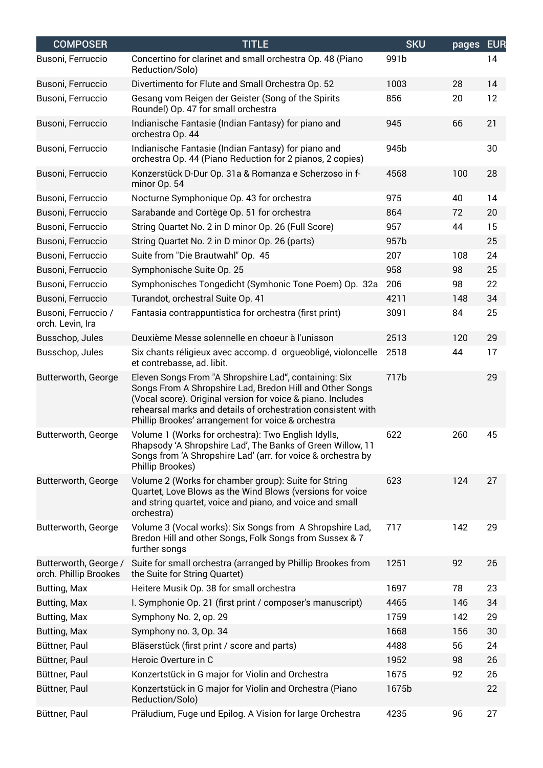| COMPOSER | TITLE | SKU | pages | EUR |
|---|---|---|---|---|
| Busoni, Ferruccio | Concertino for clarinet and small orchestra Op. 48 (Piano Reduction/Solo) | 991b | | 14 |
| Busoni, Ferruccio | Divertimento for Flute and Small Orchestra Op. 52 | 1003 | 28 | 14 |
| Busoni, Ferruccio | Gesang vom Reigen der Geister (Song of the Spirits Roundel) Op. 47 for small orchestra | 856 | 20 | 12 |
| Busoni, Ferruccio | Indianische Fantasie (Indian Fantasy) for piano and orchestra Op. 44 | 945 | 66 | 21 |
| Busoni, Ferruccio | Indianische Fantasie (Indian Fantasy) for piano and orchestra Op. 44 (Piano Reduction for 2 pianos, 2 copies) | 945b | | 30 |
| Busoni, Ferruccio | Konzerstück D-Dur Op. 31a & Romanza e Scherzoso in f-minor Op. 54 | 4568 | 100 | 28 |
| Busoni, Ferruccio | Nocturne Symphonique Op. 43 for orchestra | 975 | 40 | 14 |
| Busoni, Ferruccio | Sarabande and Cortège Op. 51 for orchestra | 864 | 72 | 20 |
| Busoni, Ferruccio | String Quartet No. 2 in D minor Op. 26 (Full Score) | 957 | 44 | 15 |
| Busoni, Ferruccio | String Quartet No. 2 in D minor Op. 26 (parts) | 957b | | 25 |
| Busoni, Ferruccio | Suite from "Die Brautwahl" Op. 45 | 207 | 108 | 24 |
| Busoni, Ferruccio | Symphonische Suite Op. 25 | 958 | 98 | 25 |
| Busoni, Ferruccio | Symphonisches Tongedicht (Symhonic Tone Poem) Op. 32a | 206 | 98 | 22 |
| Busoni, Ferruccio | Turandot, orchestral Suite Op. 41 | 4211 | 148 | 34 |
| Busoni, Ferruccio / orch. Levin, Ira | Fantasia contrappuntistica for orchestra (first print) | 3091 | 84 | 25 |
| Busschop, Jules | Deuxième Messe solennelle en choeur à l'unisson | 2513 | 120 | 29 |
| Busschop, Jules | Six chants réligieux avec accomp. d orgueobligé, violoncelle et contrebasse, ad. libit. | 2518 | 44 | 17 |
| Butterworth, George | Eleven Songs From "A Shropshire Lad", containing: Six Songs From A Shropshire Lad, Bredon Hill and Other Songs (Vocal score). Original version for voice & piano. Includes rehearsal marks and details of orchestration consistent with Phillip Brookes' arrangement for voice & orchestra | 717b | | 29 |
| Butterworth, George | Volume 1 (Works for orchestra): Two English Idylls, Rhapsody 'A Shropshire Lad', The Banks of Green Willow, 11 Songs from 'A Shropshire Lad' (arr. for voice & orchestra by Phillip Brookes) | 622 | 260 | 45 |
| Butterworth, George | Volume 2 (Works for chamber group): Suite for String Quartet, Love Blows as the Wind Blows (versions for voice and string quartet, voice and piano, and voice and small orchestra) | 623 | 124 | 27 |
| Butterworth, George | Volume 3 (Vocal works): Six Songs from A Shropshire Lad, Bredon Hill and other Songs, Folk Songs from Sussex & 7 further songs | 717 | 142 | 29 |
| Butterworth, George / orch. Phillip Brookes | Suite for small orchestra (arranged by Phillip Brookes from the Suite for String Quartet) | 1251 | 92 | 26 |
| Butting, Max | Heitere Musik Op. 38 for small orchestra | 1697 | 78 | 23 |
| Butting, Max | I. Symphonie Op. 21 (first print / composer's manuscript) | 4465 | 146 | 34 |
| Butting, Max | Symphony No. 2, op. 29 | 1759 | 142 | 29 |
| Butting, Max | Symphony no. 3, Op. 34 | 1668 | 156 | 30 |
| Büttner, Paul | Bläserstück (first print / score and parts) | 4488 | 56 | 24 |
| Büttner, Paul | Heroic Overture in C | 1952 | 98 | 26 |
| Büttner, Paul | Konzertstück in G major for Violin and Orchestra | 1675 | 92 | 26 |
| Büttner, Paul | Konzertstück in G major for Violin and Orchestra (Piano Reduction/Solo) | 1675b | | 22 |
| Büttner, Paul | Präludium, Fuge und Epilog. A Vision for large Orchestra | 4235 | 96 | 27 |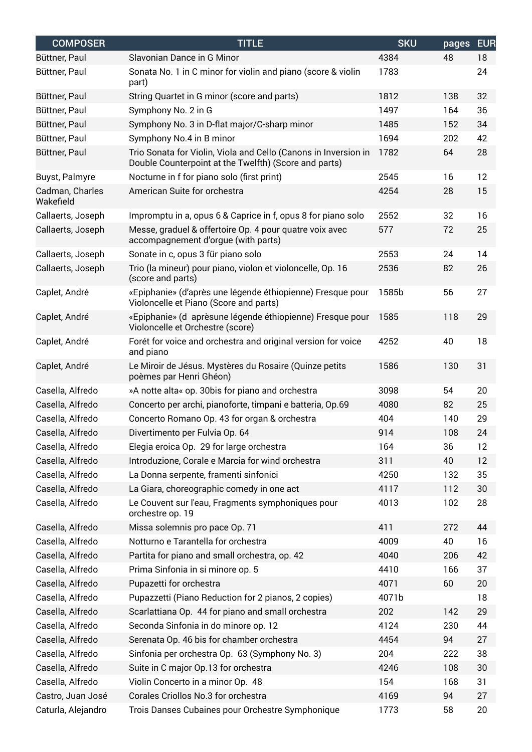| COMPOSER | TITLE | SKU | pages | EUR |
|---|---|---|---|---|
| Büttner, Paul | Slavonian Dance in G Minor | 4384 | 48 | 18 |
| Büttner, Paul | Sonata No. 1 in C minor for violin and piano (score & violin part) | 1783 | | 24 |
| Büttner, Paul | String Quartet in G minor (score and parts) | 1812 | 138 | 32 |
| Büttner, Paul | Symphony No. 2 in G | 1497 | 164 | 36 |
| Büttner, Paul | Symphony No. 3 in D-flat major/C-sharp minor | 1485 | 152 | 34 |
| Büttner, Paul | Symphony No.4 in B minor | 1694 | 202 | 42 |
| Büttner, Paul | Trio Sonata for Violin, Viola and Cello (Canons in Inversion in Double Counterpoint at the Twelfth) (Score and parts) | 1782 | 64 | 28 |
| Buyst, Palmyre | Nocturne in f for piano solo (first print) | 2545 | 16 | 12 |
| Cadman, Charles Wakefield | American Suite for orchestra | 4254 | 28 | 15 |
| Callaerts, Joseph | Impromptu in a, opus 6 & Caprice in f, opus 8 for piano solo | 2552 | 32 | 16 |
| Callaerts, Joseph | Messe, graduel & offertoire Op. 4 pour quatre voix avec accompagnement d'orgue (with parts) | 577 | 72 | 25 |
| Callaerts, Joseph | Sonate in c, opus 3 für piano solo | 2553 | 24 | 14 |
| Callaerts, Joseph | Trio (la mineur) pour piano, violon et violoncelle, Op. 16 (score and parts) | 2536 | 82 | 26 |
| Caplet, André | «Epiphanie» (d'après une légende éthiopienne) Fresque pour Violoncelle et Piano (Score and parts) | 1585b | 56 | 27 |
| Caplet, André | «Epiphanie» (d  aprèsune légende éthiopienne) Fresque pour Violoncelle et Orchestre (score) | 1585 | 118 | 29 |
| Caplet, André | Forét for voice and orchestra and original version for voice and piano | 4252 | 40 | 18 |
| Caplet, André | Le Miroir de Jésus. Mystères du Rosaire (Quinze petits poèmes par Henri Ghéon) | 1586 | 130 | 31 |
| Casella, Alfredo | »A notte alta« op. 30bis for piano and orchestra | 3098 | 54 | 20 |
| Casella, Alfredo | Concerto per archi, pianoforte, timpani e batteria, Op.69 | 4080 | 82 | 25 |
| Casella, Alfredo | Concerto Romano Op. 43 for organ & orchestra | 404 | 140 | 29 |
| Casella, Alfredo | Divertimento per Fulvia Op. 64 | 914 | 108 | 24 |
| Casella, Alfredo | Elegia eroica Op.  29 for large orchestra | 164 | 36 | 12 |
| Casella, Alfredo | Introduzione, Corale e Marcia for wind orchestra | 311 | 40 | 12 |
| Casella, Alfredo | La Donna serpente, framenti sinfonici | 4250 | 132 | 35 |
| Casella, Alfredo | La Giara, choreographic comedy in one act | 4117 | 112 | 30 |
| Casella, Alfredo | Le Couvent sur l'eau, Fragments symphoniques pour orchestre op. 19 | 4013 | 102 | 28 |
| Casella, Alfredo | Missa solemnis pro pace Op. 71 | 411 | 272 | 44 |
| Casella, Alfredo | Notturno e Tarantella for orchestra | 4009 | 40 | 16 |
| Casella, Alfredo | Partita for piano and small orchestra, op. 42 | 4040 | 206 | 42 |
| Casella, Alfredo | Prima Sinfonia in si minore op. 5 | 4410 | 166 | 37 |
| Casella, Alfredo | Pupazetti for orchestra | 4071 | 60 | 20 |
| Casella, Alfredo | Pupazzetti (Piano Reduction for 2 pianos, 2 copies) | 4071b | | 18 |
| Casella, Alfredo | Scarlattiana Op.  44 for piano and small orchestra | 202 | 142 | 29 |
| Casella, Alfredo | Seconda Sinfonia in do minore op. 12 | 4124 | 230 | 44 |
| Casella, Alfredo | Serenata Op. 46 bis for chamber orchestra | 4454 | 94 | 27 |
| Casella, Alfredo | Sinfonia per orchestra Op.  63 (Symphony No. 3) | 204 | 222 | 38 |
| Casella, Alfredo | Suite in C major Op.13 for orchestra | 4246 | 108 | 30 |
| Casella, Alfredo | Violin Concerto in a minor Op.  48 | 154 | 168 | 31 |
| Castro, Juan José | Corales Criollos No.3 for orchestra | 4169 | 94 | 27 |
| Caturla, Alejandro | Trois Danses Cubaines pour Orchestre Symphonique | 1773 | 58 | 20 |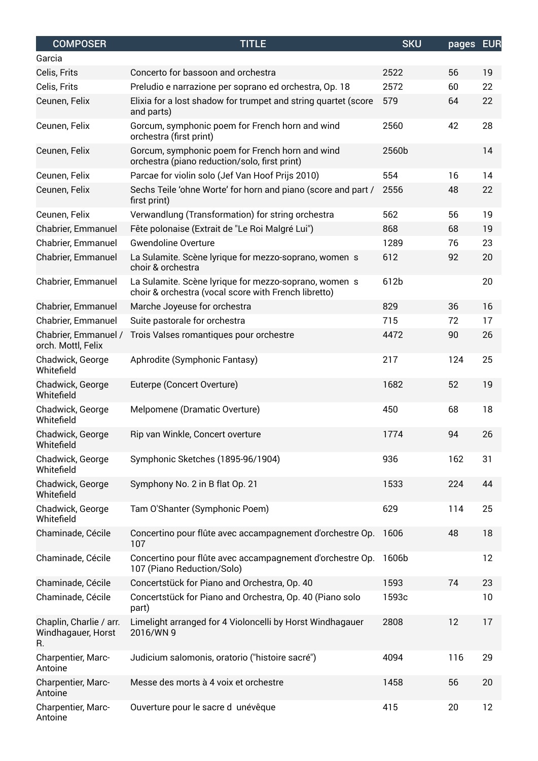| COMPOSER | TITLE | SKU | pages | EUR |
|---|---|---|---|---|
| Garcia | | | | |
| Celis, Frits | Concerto for bassoon and orchestra | 2522 | 56 | 19 |
| Celis, Frits | Preludio e narrazione per soprano ed orchestra, Op. 18 | 2572 | 60 | 22 |
| Ceunen, Felix | Elixia for a lost shadow for trumpet and string quartet (score and parts) | 579 | 64 | 22 |
| Ceunen, Felix | Gorcum, symphonic poem for French horn and wind orchestra (first print) | 2560 | 42 | 28 |
| Ceunen, Felix | Gorcum, symphonic poem for French horn and wind orchestra (piano reduction/solo, first print) | 2560b | | 14 |
| Ceunen, Felix | Parcae for violin solo (Jef Van Hoof Prijs 2010) | 554 | 16 | 14 |
| Ceunen, Felix | Sechs Teile 'ohne Worte' for horn and piano (score and part / first print) | 2556 | 48 | 22 |
| Ceunen, Felix | Verwandlung (Transformation) for string orchestra | 562 | 56 | 19 |
| Chabrier, Emmanuel | Fête polonaise (Extrait de "Le Roi Malgré Lui") | 868 | 68 | 19 |
| Chabrier, Emmanuel | Gwendoline Overture | 1289 | 76 | 23 |
| Chabrier, Emmanuel | La Sulamite. Scène lyrique for mezzo-soprano, women s choir & orchestra | 612 | 92 | 20 |
| Chabrier, Emmanuel | La Sulamite. Scène lyrique for mezzo-soprano, women s choir & orchestra (vocal score with French libretto) | 612b | | 20 |
| Chabrier, Emmanuel | Marche Joyeuse for orchestra | 829 | 36 | 16 |
| Chabrier, Emmanuel | Suite pastorale for orchestra | 715 | 72 | 17 |
| Chabrier, Emmanuel / orch. Mottl, Felix | Trois Valses romantiques pour orchestre | 4472 | 90 | 26 |
| Chadwick, George Whitefield | Aphrodite (Symphonic Fantasy) | 217 | 124 | 25 |
| Chadwick, George Whitefield | Euterpe (Concert Overture) | 1682 | 52 | 19 |
| Chadwick, George Whitefield | Melpomene (Dramatic Overture) | 450 | 68 | 18 |
| Chadwick, George Whitefield | Rip van Winkle, Concert overture | 1774 | 94 | 26 |
| Chadwick, George Whitefield | Symphonic Sketches (1895-96/1904) | 936 | 162 | 31 |
| Chadwick, George Whitefield | Symphony No. 2 in B flat Op. 21 | 1533 | 224 | 44 |
| Chadwick, George Whitefield | Tam O'Shanter (Symphonic Poem) | 629 | 114 | 25 |
| Chaminade, Cécile | Concertino pour flûte avec accampagnement d'orchestre Op. 107 | 1606 | 48 | 18 |
| Chaminade, Cécile | Concertino pour flûte avec accampagnement d'orchestre Op. 107 (Piano Reduction/Solo) | 1606b | | 12 |
| Chaminade, Cécile | Concertstück for Piano and Orchestra, Op. 40 | 1593 | 74 | 23 |
| Chaminade, Cécile | Concertstück for Piano and Orchestra, Op. 40 (Piano solo part) | 1593c | | 10 |
| Chaplin, Charlie / arr. Windhagauer, Horst R. | Limelight arranged for 4 Violoncelli by Horst Windhagauer 2016/WN 9 | 2808 | 12 | 17 |
| Charpentier, Marc-Antoine | Judicium salomonis, oratorio ("histoire sacré") | 4094 | 116 | 29 |
| Charpentier, Marc-Antoine | Messe des morts à 4 voix et orchestre | 1458 | 56 | 20 |
| Charpentier, Marc-Antoine | Ouverture pour le sacre d unévêque | 415 | 20 | 12 |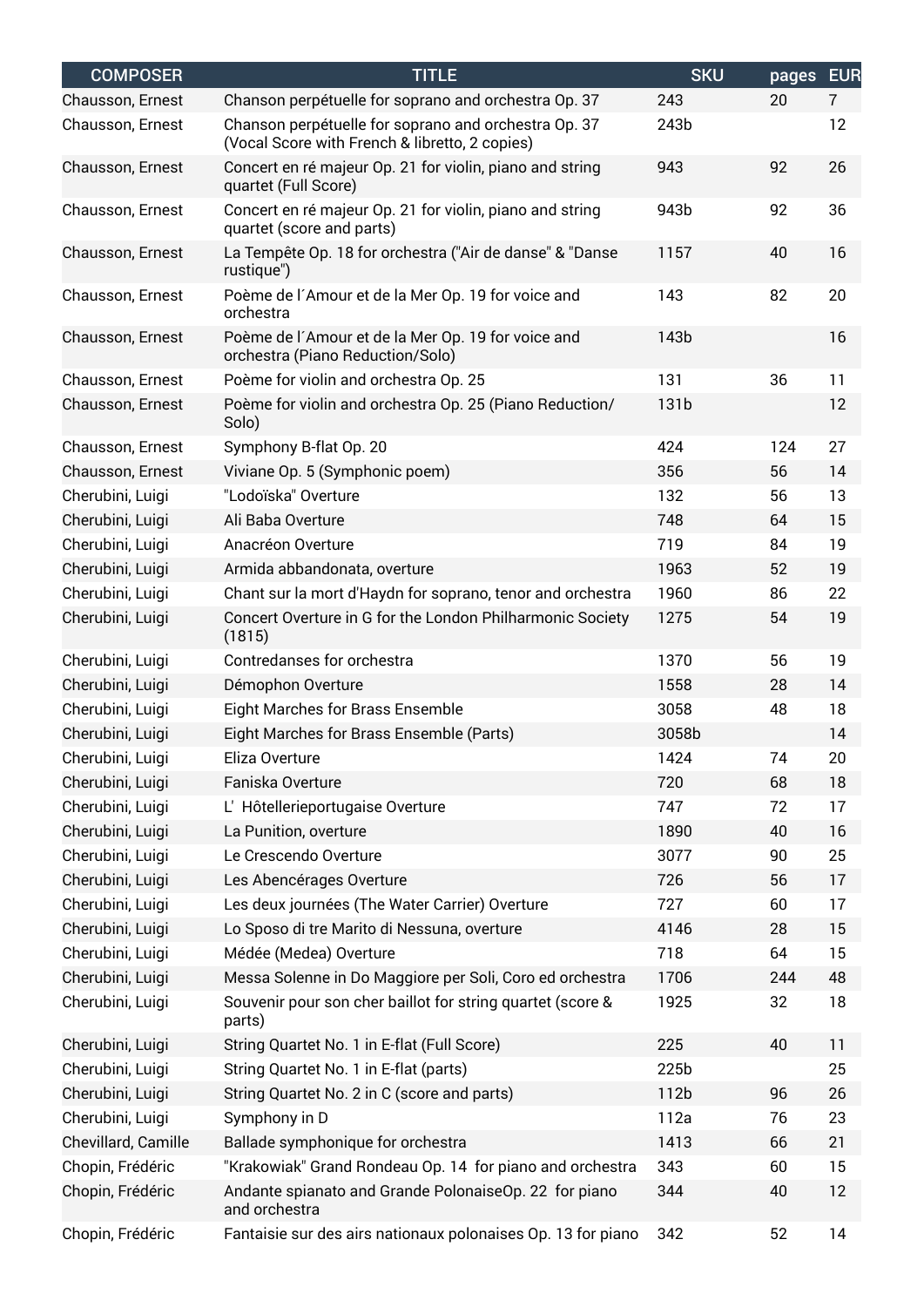| COMPOSER | TITLE | SKU | pages | EUR |
|---|---|---|---|---|
| Chausson, Ernest | Chanson perpétuelle for soprano and orchestra Op. 37 | 243 | 20 | 7 |
| Chausson, Ernest | Chanson perpétuelle for soprano and orchestra Op. 37 (Vocal Score with French & libretto, 2 copies) | 243b | | 12 |
| Chausson, Ernest | Concert en ré majeur Op. 21 for violin, piano and string quartet (Full Score) | 943 | 92 | 26 |
| Chausson, Ernest | Concert en ré majeur Op. 21 for violin, piano and string quartet (score and parts) | 943b | 92 | 36 |
| Chausson, Ernest | La Tempête Op. 18 for orchestra ("Air de danse" & "Danse rustique") | 1157 | 40 | 16 |
| Chausson, Ernest | Poème de l´Amour et de la Mer Op. 19 for voice and orchestra | 143 | 82 | 20 |
| Chausson, Ernest | Poème de l´Amour et de la Mer Op. 19 for voice and orchestra (Piano Reduction/Solo) | 143b | | 16 |
| Chausson, Ernest | Poème for violin and orchestra Op. 25 | 131 | 36 | 11 |
| Chausson, Ernest | Poème for violin and orchestra Op. 25 (Piano Reduction/ Solo) | 131b | | 12 |
| Chausson, Ernest | Symphony B-flat Op. 20 | 424 | 124 | 27 |
| Chausson, Ernest | Viviane Op. 5 (Symphonic poem) | 356 | 56 | 14 |
| Cherubini, Luigi | "Lodoïska" Overture | 132 | 56 | 13 |
| Cherubini, Luigi | Ali Baba Overture | 748 | 64 | 15 |
| Cherubini, Luigi | Anacréon Overture | 719 | 84 | 19 |
| Cherubini, Luigi | Armida abbandonata, overture | 1963 | 52 | 19 |
| Cherubini, Luigi | Chant sur la mort d'Haydn for soprano, tenor and orchestra | 1960 | 86 | 22 |
| Cherubini, Luigi | Concert Overture in G for the London Philharmonic Society (1815) | 1275 | 54 | 19 |
| Cherubini, Luigi | Contredanses for orchestra | 1370 | 56 | 19 |
| Cherubini, Luigi | Démophon Overture | 1558 | 28 | 14 |
| Cherubini, Luigi | Eight Marches for Brass Ensemble | 3058 | 48 | 18 |
| Cherubini, Luigi | Eight Marches for Brass Ensemble (Parts) | 3058b | | 14 |
| Cherubini, Luigi | Eliza Overture | 1424 | 74 | 20 |
| Cherubini, Luigi | Faniska Overture | 720 | 68 | 18 |
| Cherubini, Luigi | L'  Hôtellerieportugaise Overture | 747 | 72 | 17 |
| Cherubini, Luigi | La Punition, overture | 1890 | 40 | 16 |
| Cherubini, Luigi | Le Crescendo Overture | 3077 | 90 | 25 |
| Cherubini, Luigi | Les Abencérages Overture | 726 | 56 | 17 |
| Cherubini, Luigi | Les deux journées (The Water Carrier) Overture | 727 | 60 | 17 |
| Cherubini, Luigi | Lo Sposo di tre Marito di Nessuna, overture | 4146 | 28 | 15 |
| Cherubini, Luigi | Médée (Medea) Overture | 718 | 64 | 15 |
| Cherubini, Luigi | Messa Solenne in Do Maggiore per Soli, Coro ed orchestra | 1706 | 244 | 48 |
| Cherubini, Luigi | Souvenir pour son cher baillot for string quartet (score & parts) | 1925 | 32 | 18 |
| Cherubini, Luigi | String Quartet No. 1 in E-flat (Full Score) | 225 | 40 | 11 |
| Cherubini, Luigi | String Quartet No. 1 in E-flat (parts) | 225b | | 25 |
| Cherubini, Luigi | String Quartet No. 2 in C (score and parts) | 112b | 96 | 26 |
| Cherubini, Luigi | Symphony in D | 112a | 76 | 23 |
| Chevillard, Camille | Ballade symphonique for orchestra | 1413 | 66 | 21 |
| Chopin, Frédéric | "Krakowiak" Grand Rondeau Op. 14  for piano and orchestra | 343 | 60 | 15 |
| Chopin, Frédéric | Andante spianato and Grande PolonaiseOp. 22  for piano and orchestra | 344 | 40 | 12 |
| Chopin, Frédéric | Fantaisie sur des airs nationaux polonaises Op. 13 for piano | 342 | 52 | 14 |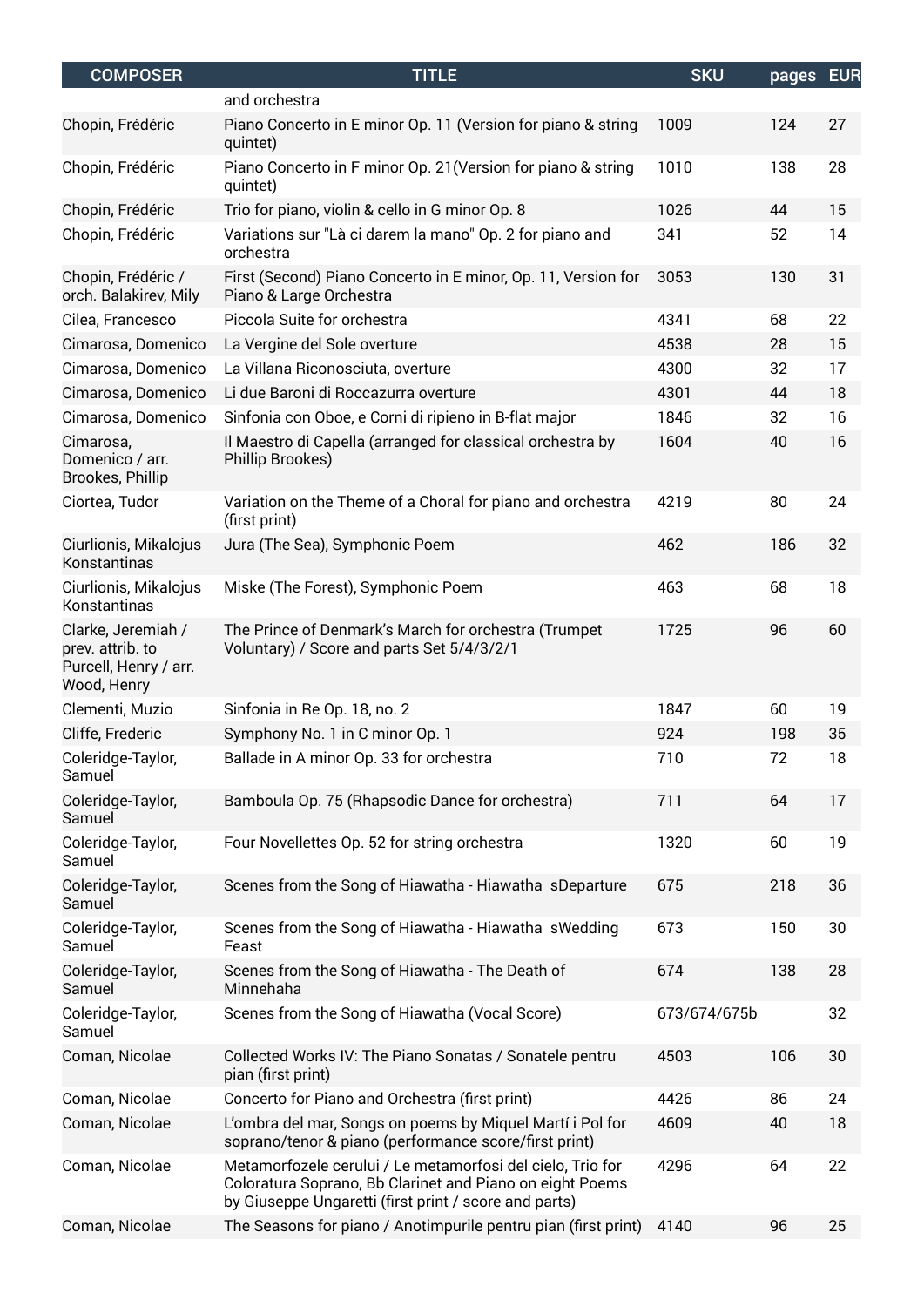| COMPOSER | TITLE | SKU | pages | EUR |
|---|---|---|---|---|
| | and orchestra | | | |
| Chopin, Frédéric | Piano Concerto in E minor Op. 11 (Version for piano & string quintet) | 1009 | 124 | 27 |
| Chopin, Frédéric | Piano Concerto in F minor Op. 21(Version for piano & string quintet) | 1010 | 138 | 28 |
| Chopin, Frédéric | Trio for piano, violin & cello in G minor Op. 8 | 1026 | 44 | 15 |
| Chopin, Frédéric | Variations sur "Là ci darem la mano" Op. 2 for piano and orchestra | 341 | 52 | 14 |
| Chopin, Frédéric / orch. Balakirev, Mily | First (Second) Piano Concerto in E minor, Op. 11, Version for Piano & Large Orchestra | 3053 | 130 | 31 |
| Cilea, Francesco | Piccola Suite for orchestra | 4341 | 68 | 22 |
| Cimarosa, Domenico | La Vergine del Sole overture | 4538 | 28 | 15 |
| Cimarosa, Domenico | La Villana Riconosciuta, overture | 4300 | 32 | 17 |
| Cimarosa, Domenico | Li due Baroni di Roccazurra overture | 4301 | 44 | 18 |
| Cimarosa, Domenico | Sinfonia con Oboe, e Corni di ripieno in B-flat major | 1846 | 32 | 16 |
| Cimarosa, Domenico / arr. Brookes, Phillip | Il Maestro di Capella (arranged for classical orchestra by Phillip Brookes) | 1604 | 40 | 16 |
| Ciortea, Tudor | Variation on the Theme of a Choral for piano and orchestra (first print) | 4219 | 80 | 24 |
| Ciurlionis, Mikalojus Konstantinas | Jura (The Sea), Symphonic Poem | 462 | 186 | 32 |
| Ciurlionis, Mikalojus Konstantinas | Miske (The Forest), Symphonic Poem | 463 | 68 | 18 |
| Clarke, Jeremiah / prev. attrib. to Purcell, Henry / arr. Wood, Henry | The Prince of Denmark's March for orchestra (Trumpet Voluntary) / Score and parts Set 5/4/3/2/1 | 1725 | 96 | 60 |
| Clementi, Muzio | Sinfonia in Re Op. 18, no. 2 | 1847 | 60 | 19 |
| Cliffe, Frederic | Symphony No. 1 in C minor Op. 1 | 924 | 198 | 35 |
| Coleridge-Taylor, Samuel | Ballade in A minor Op. 33 for orchestra | 710 | 72 | 18 |
| Coleridge-Taylor, Samuel | Bamboula Op. 75 (Rhapsodic Dance for orchestra) | 711 | 64 | 17 |
| Coleridge-Taylor, Samuel | Four Novellettes Op. 52 for string orchestra | 1320 | 60 | 19 |
| Coleridge-Taylor, Samuel | Scenes from the Song of Hiawatha - Hiawatha sDeparture | 675 | 218 | 36 |
| Coleridge-Taylor, Samuel | Scenes from the Song of Hiawatha - Hiawatha sWedding Feast | 673 | 150 | 30 |
| Coleridge-Taylor, Samuel | Scenes from the Song of Hiawatha - The Death of Minnehaha | 674 | 138 | 28 |
| Coleridge-Taylor, Samuel | Scenes from the Song of Hiawatha (Vocal Score) | 673/674/675b | | 32 |
| Coman, Nicolae | Collected Works IV: The Piano Sonatas / Sonatele pentru pian (first print) | 4503 | 106 | 30 |
| Coman, Nicolae | Concerto for Piano and Orchestra (first print) | 4426 | 86 | 24 |
| Coman, Nicolae | L'ombra del mar, Songs on poems by Miquel Martí i Pol for soprano/tenor & piano (performance score/first print) | 4609 | 40 | 18 |
| Coman, Nicolae | Metamorfozele cerului / Le metamorfosi del cielo, Trio for Coloratura Soprano, Bb Clarinet and Piano on eight Poems by Giuseppe Ungaretti (first print / score and parts) | 4296 | 64 | 22 |
| Coman, Nicolae | The Seasons for piano / Anotimpurile pentru pian (first print) | 4140 | 96 | 25 |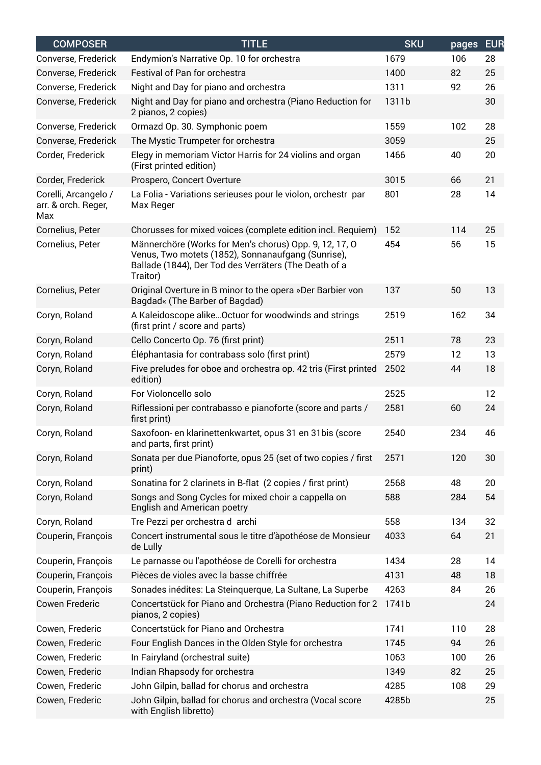| COMPOSER | TITLE | SKU | pages | EUR |
|---|---|---|---|---|
| Converse, Frederick | Endymion's Narrative Op. 10 for orchestra | 1679 | 106 | 28 |
| Converse, Frederick | Festival of Pan for orchestra | 1400 | 82 | 25 |
| Converse, Frederick | Night and Day for piano and orchestra | 1311 | 92 | 26 |
| Converse, Frederick | Night and Day for piano and orchestra (Piano Reduction for 2 pianos, 2 copies) | 1311b | | 30 |
| Converse, Frederick | Ormazd Op. 30. Symphonic poem | 1559 | 102 | 28 |
| Converse, Frederick | The Mystic Trumpeter for orchestra | 3059 | | 25 |
| Corder, Frederick | Elegy in memoriam Victor Harris for 24 violins and organ (First printed edition) | 1466 | 40 | 20 |
| Corder, Frederick | Prospero, Concert Overture | 3015 | 66 | 21 |
| Corelli, Arcangelo / arr. & orch. Reger, Max | La Folia - Variations serieuses pour le violon, orchestr  par Max Reger | 801 | 28 | 14 |
| Cornelius, Peter | Chorusses for mixed voices (complete edition incl. Requiem) | 152 | 114 | 25 |
| Cornelius, Peter | Männerchöre (Works for Men's chorus) Opp. 9, 12, 17, O Venus, Two motets (1852), Sonnanaufgang (Sunrise), Ballade (1844), Der Tod des Verräters (The Death of a Traitor) | 454 | 56 | 15 |
| Cornelius, Peter | Original Overture in B minor to the opera »Der Barbier von Bagdad« (The Barber of Bagdad) | 137 | 50 | 13 |
| Coryn, Roland | A Kaleidoscope alike…Octuor for woodwinds and strings (first print / score and parts) | 2519 | 162 | 34 |
| Coryn, Roland | Cello Concerto Op. 76 (first print) | 2511 | 78 | 23 |
| Coryn, Roland | Éléphantasia for contrabass solo (first print) | 2579 | 12 | 13 |
| Coryn, Roland | Five preludes for oboe and orchestra op. 42 tris (First printed edition) | 2502 | 44 | 18 |
| Coryn, Roland | For Violoncello solo | 2525 | | 12 |
| Coryn, Roland | Riflessioni per contrabasso e pianoforte (score and parts / first print) | 2581 | 60 | 24 |
| Coryn, Roland | Saxofoon- en klarinettenkwartet, opus 31 en 31bis (score and parts, first print) | 2540 | 234 | 46 |
| Coryn, Roland | Sonata per due Pianoforte, opus 25 (set of two copies / first print) | 2571 | 120 | 30 |
| Coryn, Roland | Sonatina for 2 clarinets in B-flat  (2 copies / first print) | 2568 | 48 | 20 |
| Coryn, Roland | Songs and Song Cycles for mixed choir a cappella on English and American poetry | 588 | 284 | 54 |
| Coryn, Roland | Tre Pezzi per orchestra d  archi | 558 | 134 | 32 |
| Couperin, François | Concert instrumental sous le titre d'àpothéose de Monsieur de Lully | 4033 | 64 | 21 |
| Couperin, François | Le parnasse ou l'apothéose de Corelli for orchestra | 1434 | 28 | 14 |
| Couperin, François | Pièces de violes avec la basse chiffrée | 4131 | 48 | 18 |
| Couperin, François | Sonades inédites: La Steinquerque, La Sultane, La Superbe | 4263 | 84 | 26 |
| Cowen Frederic | Concertstück for Piano and Orchestra (Piano Reduction for 2 pianos, 2 copies) | 1741b | | 24 |
| Cowen, Frederic | Concertstück for Piano and Orchestra | 1741 | 110 | 28 |
| Cowen, Frederic | Four English Dances in the Olden Style for orchestra | 1745 | 94 | 26 |
| Cowen, Frederic | In Fairyland (orchestral suite) | 1063 | 100 | 26 |
| Cowen, Frederic | Indian Rhapsody for orchestra | 1349 | 82 | 25 |
| Cowen, Frederic | John Gilpin, ballad for chorus and orchestra | 4285 | 108 | 29 |
| Cowen, Frederic | John Gilpin, ballad for chorus and orchestra (Vocal score with English libretto) | 4285b | | 25 |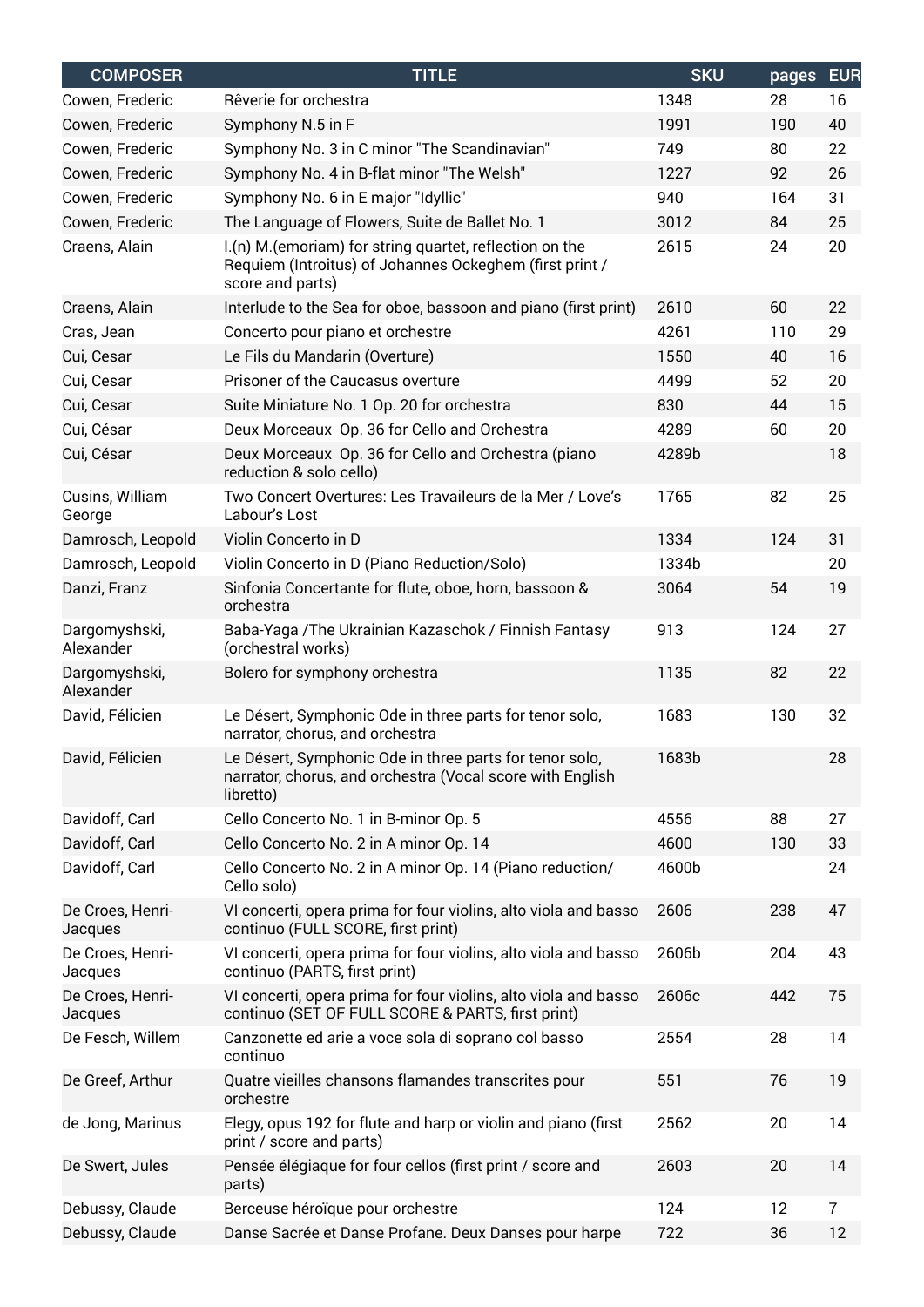| COMPOSER | TITLE | SKU | pages | EUR |
|---|---|---|---|---|
| Cowen, Frederic | Rêverie for orchestra | 1348 | 28 | 16 |
| Cowen, Frederic | Symphony N.5 in F | 1991 | 190 | 40 |
| Cowen, Frederic | Symphony No. 3 in C minor "The Scandinavian" | 749 | 80 | 22 |
| Cowen, Frederic | Symphony No. 4 in B-flat minor "The Welsh" | 1227 | 92 | 26 |
| Cowen, Frederic | Symphony No. 6 in E major "Idyllic" | 940 | 164 | 31 |
| Cowen, Frederic | The Language of Flowers, Suite de Ballet No. 1 | 3012 | 84 | 25 |
| Craens, Alain | I.(n) M.(emoriam) for string quartet, reflection on the Requiem (Introitus) of Johannes Ockeghem (first print / score and parts) | 2615 | 24 | 20 |
| Craens, Alain | Interlude to the Sea for oboe, bassoon and piano (first print) | 2610 | 60 | 22 |
| Cras, Jean | Concerto pour piano et orchestre | 4261 | 110 | 29 |
| Cui, Cesar | Le Fils du Mandarin (Overture) | 1550 | 40 | 16 |
| Cui, Cesar | Prisoner of the Caucasus overture | 4499 | 52 | 20 |
| Cui, Cesar | Suite Miniature No. 1 Op. 20 for orchestra | 830 | 44 | 15 |
| Cui, César | Deux Morceaux  Op. 36 for Cello and Orchestra | 4289 | 60 | 20 |
| Cui, César | Deux Morceaux  Op. 36 for Cello and Orchestra (piano reduction & solo cello) | 4289b | | 18 |
| Cusins, William George | Two Concert Overtures: Les Travaileurs de la Mer / Love's Labour's Lost | 1765 | 82 | 25 |
| Damrosch, Leopold | Violin Concerto in D | 1334 | 124 | 31 |
| Damrosch, Leopold | Violin Concerto in D (Piano Reduction/Solo) | 1334b | | 20 |
| Danzi, Franz | Sinfonia Concertante for flute, oboe, horn, bassoon & orchestra | 3064 | 54 | 19 |
| Dargomyshski, Alexander | Baba-Yaga /The Ukrainian Kazaschok / Finnish Fantasy (orchestral works) | 913 | 124 | 27 |
| Dargomyshski, Alexander | Bolero for symphony orchestra | 1135 | 82 | 22 |
| David, Félicien | Le Désert, Symphonic Ode in three parts for tenor solo, narrator, chorus, and orchestra | 1683 | 130 | 32 |
| David, Félicien | Le Désert, Symphonic Ode in three parts for tenor solo, narrator, chorus, and orchestra (Vocal score with English libretto) | 1683b | | 28 |
| Davidoff, Carl | Cello Concerto No. 1 in B-minor Op. 5 | 4556 | 88 | 27 |
| Davidoff, Carl | Cello Concerto No. 2 in A minor Op. 14 | 4600 | 130 | 33 |
| Davidoff, Carl | Cello Concerto No. 2 in A minor Op. 14 (Piano reduction/ Cello solo) | 4600b | | 24 |
| De Croes, Henri-Jacques | VI concerti, opera prima for four violins, alto viola and basso continuo (FULL SCORE, first print) | 2606 | 238 | 47 |
| De Croes, Henri-Jacques | VI concerti, opera prima for four violins, alto viola and basso continuo (PARTS, first print) | 2606b | 204 | 43 |
| De Croes, Henri-Jacques | VI concerti, opera prima for four violins, alto viola and basso continuo (SET OF FULL SCORE & PARTS, first print) | 2606c | 442 | 75 |
| De Fesch, Willem | Canzonette ed arie a voce sola di soprano col basso continuo | 2554 | 28 | 14 |
| De Greef, Arthur | Quatre vieilles chansons flamandes transcrites pour orchestre | 551 | 76 | 19 |
| de Jong, Marinus | Elegy, opus 192 for flute and harp or violin and piano (first print / score and parts) | 2562 | 20 | 14 |
| De Swert, Jules | Pensée élégiaque for four cellos (first print / score and parts) | 2603 | 20 | 14 |
| Debussy, Claude | Berceuse héroïque pour orchestre | 124 | 12 | 7 |
| Debussy, Claude | Danse Sacrée et Danse Profane. Deux Danses pour harpe | 722 | 36 | 12 |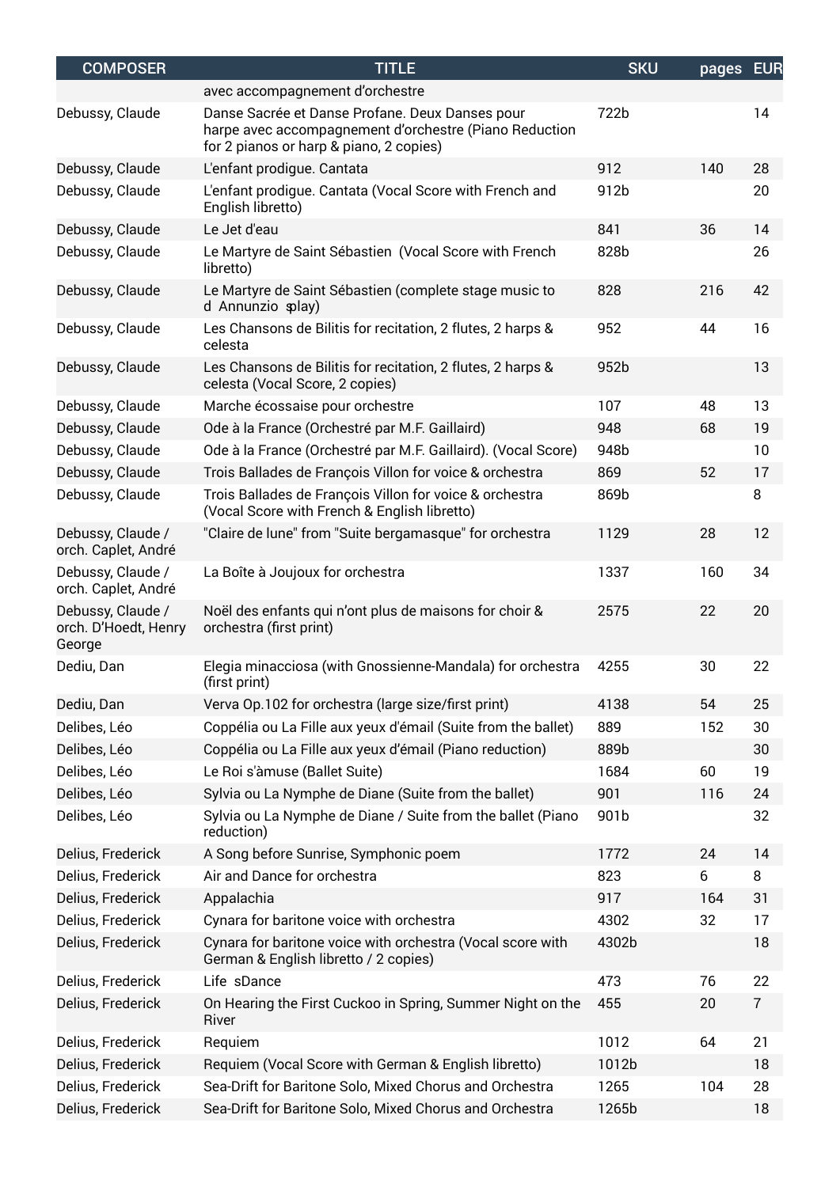| COMPOSER | TITLE | SKU | pages | EUR |
|---|---|---|---|---|
| | avec accompagnement d'orchestre | | | |
| Debussy, Claude | Danse Sacrée et Danse Profane. Deux Danses pour harpe avec accompagnement d'orchestre (Piano Reduction for 2 pianos or harp & piano, 2 copies) | 722b | | 14 |
| Debussy, Claude | L'enfant prodigue. Cantata | 912 | 140 | 28 |
| Debussy, Claude | L'enfant prodigue. Cantata (Vocal Score with French and English libretto) | 912b | | 20 |
| Debussy, Claude | Le Jet d'eau | 841 | 36 | 14 |
| Debussy, Claude | Le Martyre de Saint Sébastien (Vocal Score with French libretto) | 828b | | 26 |
| Debussy, Claude | Le Martyre de Saint Sébastien (complete stage music to d Annunzio splay) | 828 | 216 | 42 |
| Debussy, Claude | Les Chansons de Bilitis for recitation, 2 flutes, 2 harps & celesta | 952 | 44 | 16 |
| Debussy, Claude | Les Chansons de Bilitis for recitation, 2 flutes, 2 harps & celesta (Vocal Score, 2 copies) | 952b | | 13 |
| Debussy, Claude | Marche écossaise pour orchestre | 107 | 48 | 13 |
| Debussy, Claude | Ode à la France (Orchestré par M.F. Gaillaird) | 948 | 68 | 19 |
| Debussy, Claude | Ode à la France (Orchestré par M.F. Gaillaird). (Vocal Score) | 948b | | 10 |
| Debussy, Claude | Trois Ballades de François Villon for voice & orchestra | 869 | 52 | 17 |
| Debussy, Claude | Trois Ballades de François Villon for voice & orchestra (Vocal Score with French & English libretto) | 869b | | 8 |
| Debussy, Claude / orch. Caplet, André | "Claire de lune" from "Suite bergamasque" for orchestra | 1129 | 28 | 12 |
| Debussy, Claude / orch. Caplet, André | La Boîte à Joujoux for orchestra | 1337 | 160 | 34 |
| Debussy, Claude / orch. D'Hoedt, Henry George | Noël des enfants qui n'ont plus de maisons for choir & orchestra (first print) | 2575 | 22 | 20 |
| Dediu, Dan | Elegia minacciosa (with Gnossienne-Mandala) for orchestra (first print) | 4255 | 30 | 22 |
| Dediu, Dan | Verva Op.102 for orchestra (large size/first print) | 4138 | 54 | 25 |
| Delibes, Léo | Coppélia ou La Fille aux yeux d'émail (Suite from the ballet) | 889 | 152 | 30 |
| Delibes, Léo | Coppélia ou La Fille aux yeux d'émail (Piano reduction) | 889b | | 30 |
| Delibes, Léo | Le Roi s'àmuse (Ballet Suite) | 1684 | 60 | 19 |
| Delibes, Léo | Sylvia ou La Nymphe de Diane (Suite from the ballet) | 901 | 116 | 24 |
| Delibes, Léo | Sylvia ou La Nymphe de Diane / Suite from the ballet (Piano reduction) | 901b | | 32 |
| Delius, Frederick | A Song before Sunrise, Symphonic poem | 1772 | 24 | 14 |
| Delius, Frederick | Air and Dance for orchestra | 823 | 6 | 8 |
| Delius, Frederick | Appalachia | 917 | 164 | 31 |
| Delius, Frederick | Cynara for baritone voice with orchestra | 4302 | 32 | 17 |
| Delius, Frederick | Cynara for baritone voice with orchestra (Vocal score with German & English libretto / 2 copies) | 4302b | | 18 |
| Delius, Frederick | Life sDance | 473 | 76 | 22 |
| Delius, Frederick | On Hearing the First Cuckoo in Spring, Summer Night on the River | 455 | 20 | 7 |
| Delius, Frederick | Requiem | 1012 | 64 | 21 |
| Delius, Frederick | Requiem (Vocal Score with German & English libretto) | 1012b | | 18 |
| Delius, Frederick | Sea-Drift for Baritone Solo, Mixed Chorus and Orchestra | 1265 | 104 | 28 |
| Delius, Frederick | Sea-Drift for Baritone Solo, Mixed Chorus and Orchestra | 1265b | | 18 |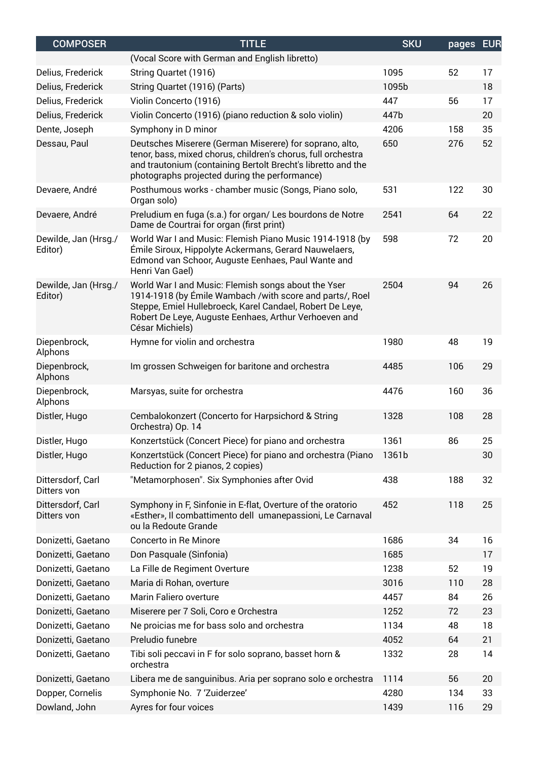| COMPOSER | TITLE | SKU | pages | EUR |
|---|---|---|---|---|
| | (Vocal Score with German and English libretto) | | | |
| Delius, Frederick | String Quartet (1916) | 1095 | 52 | 17 |
| Delius, Frederick | String Quartet (1916) (Parts) | 1095b | | 18 |
| Delius, Frederick | Violin Concerto (1916) | 447 | 56 | 17 |
| Delius, Frederick | Violin Concerto (1916) (piano reduction & solo violin) | 447b | | 20 |
| Dente, Joseph | Symphony in D minor | 4206 | 158 | 35 |
| Dessau, Paul | Deutsches Miserere (German Miserere) for soprano, alto, tenor, bass, mixed chorus, children's chorus, full orchestra and trautonium (containing Bertolt Brecht's libretto and the photographs projected during the performance) | 650 | 276 | 52 |
| Devaere, André | Posthumous works - chamber music (Songs, Piano solo, Organ solo) | 531 | 122 | 30 |
| Devaere, André | Preludium en fuga (s.a.) for organ/ Les bourdons de Notre Dame de Courtrai for organ (first print) | 2541 | 64 | 22 |
| Dewilde, Jan (Hrsg./ Editor) | World War I and Music: Flemish Piano Music 1914-1918 (by Émile Siroux, Hippolyte Ackermans, Gerard Nauwelaers, Edmond van Schoor, Auguste Eenhaes, Paul Wante and Henri Van Gael) | 598 | 72 | 20 |
| Dewilde, Jan (Hrsg./ Editor) | World War I and Music: Flemish songs about the Yser 1914-1918 (by Émile Wambach /with score and parts/, Roel Steppe, Emiel Hullebroeck, Karel Candael, Robert De Leye, Robert De Leye, Auguste Eenhaes, Arthur Verhoeven and César Michiels) | 2504 | 94 | 26 |
| Diepenbrock, Alphons | Hymne for violin and orchestra | 1980 | 48 | 19 |
| Diepenbrock, Alphons | Im grossen Schweigen for baritone and orchestra | 4485 | 106 | 29 |
| Diepenbrock, Alphons | Marsyas, suite for orchestra | 4476 | 160 | 36 |
| Distler, Hugo | Cembalokonzert (Concerto for Harpsichord & String Orchestra) Op. 14 | 1328 | 108 | 28 |
| Distler, Hugo | Konzertstück (Concert Piece) for piano and orchestra | 1361 | 86 | 25 |
| Distler, Hugo | Konzertstück (Concert Piece) for piano and orchestra (Piano Reduction for 2 pianos, 2 copies) | 1361b | | 30 |
| Dittersdorf, Carl Ditters von | "Metamorphosen". Six Symphonies after Ovid | 438 | 188 | 32 |
| Dittersdorf, Carl Ditters von | Symphony in F, Sinfonie in E-flat, Overture of the oratorio «Esther», Il combattimento dell umanepassioni, Le Carnaval ou la Redoute Grande | 452 | 118 | 25 |
| Donizetti, Gaetano | Concerto in Re Minore | 1686 | 34 | 16 |
| Donizetti, Gaetano | Don Pasquale (Sinfonia) | 1685 | | 17 |
| Donizetti, Gaetano | La Fille de Regiment Overture | 1238 | 52 | 19 |
| Donizetti, Gaetano | Maria di Rohan, overture | 3016 | 110 | 28 |
| Donizetti, Gaetano | Marin Faliero overture | 4457 | 84 | 26 |
| Donizetti, Gaetano | Miserere per 7 Soli, Coro e Orchestra | 1252 | 72 | 23 |
| Donizetti, Gaetano | Ne proicias me for bass solo and orchestra | 1134 | 48 | 18 |
| Donizetti, Gaetano | Preludio funebre | 4052 | 64 | 21 |
| Donizetti, Gaetano | Tibi soli peccavi in F for solo soprano, basset horn & orchestra | 1332 | 28 | 14 |
| Donizetti, Gaetano | Libera me de sanguinibus. Aria per soprano solo e orchestra | 1114 | 56 | 20 |
| Dopper, Cornelis | Symphonie No. 7 'Zuiderzee' | 4280 | 134 | 33 |
| Dowland, John | Ayres for four voices | 1439 | 116 | 29 |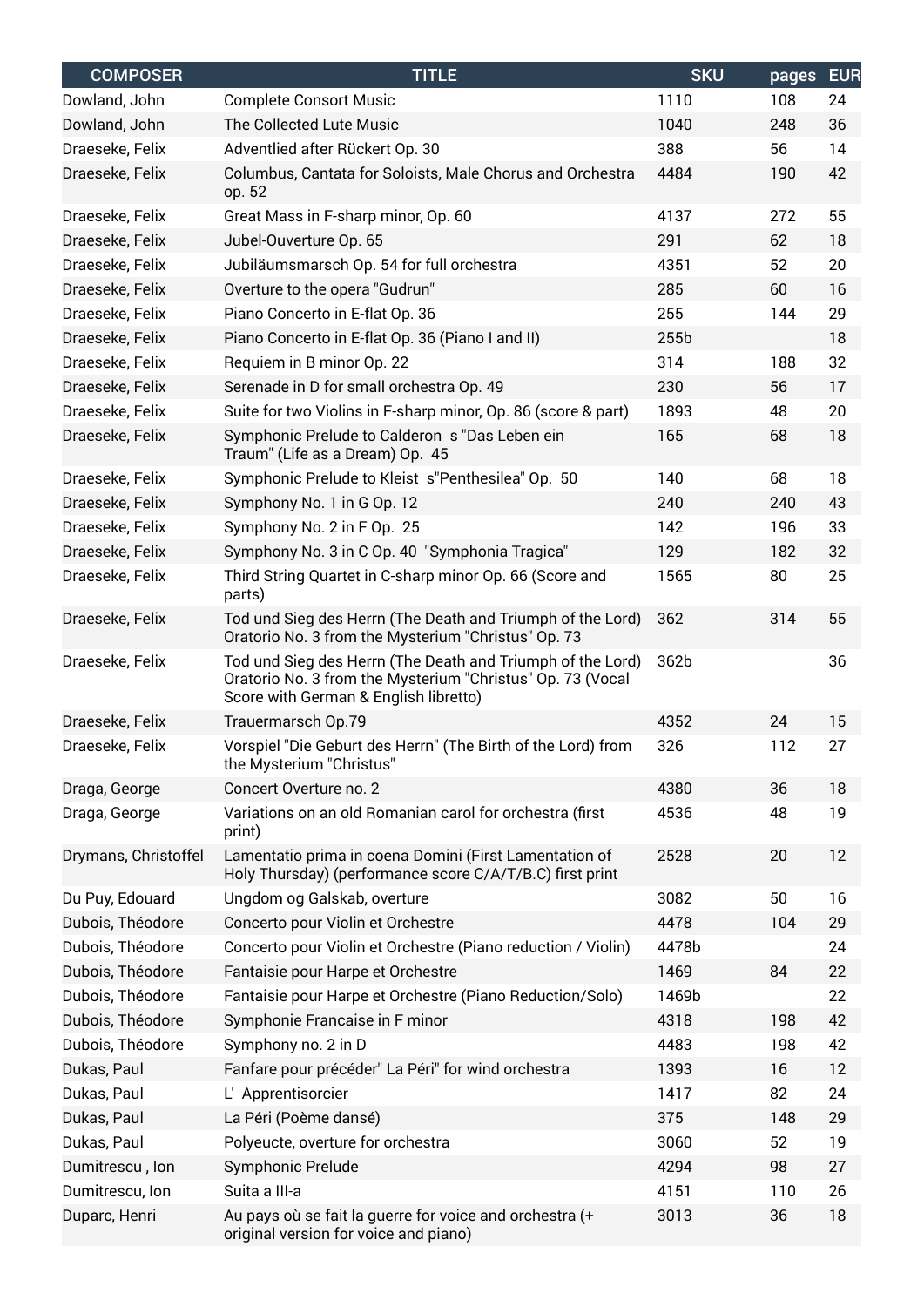| COMPOSER | TITLE | SKU | pages | EUR |
|---|---|---|---|---|
| Dowland, John | Complete Consort Music | 1110 | 108 | 24 |
| Dowland, John | The Collected Lute Music | 1040 | 248 | 36 |
| Draeseke, Felix | Adventlied after Rückert Op. 30 | 388 | 56 | 14 |
| Draeseke, Felix | Columbus, Cantata for Soloists, Male Chorus and Orchestra op. 52 | 4484 | 190 | 42 |
| Draeseke, Felix | Great Mass in F-sharp minor, Op. 60 | 4137 | 272 | 55 |
| Draeseke, Felix | Jubel-Ouverture Op. 65 | 291 | 62 | 18 |
| Draeseke, Felix | Jubiläumsmarsch Op. 54 for full orchestra | 4351 | 52 | 20 |
| Draeseke, Felix | Overture to the opera "Gudrun" | 285 | 60 | 16 |
| Draeseke, Felix | Piano Concerto in E-flat Op. 36 | 255 | 144 | 29 |
| Draeseke, Felix | Piano Concerto in E-flat Op. 36 (Piano I and II) | 255b | | 18 |
| Draeseke, Felix | Requiem in B minor Op. 22 | 314 | 188 | 32 |
| Draeseke, Felix | Serenade in D for small orchestra Op. 49 | 230 | 56 | 17 |
| Draeseke, Felix | Suite for two Violins in F-sharp minor, Op. 86 (score & part) | 1893 | 48 | 20 |
| Draeseke, Felix | Symphonic Prelude to Calderon s "Das Leben ein Traum" (Life as a Dream) Op. 45 | 165 | 68 | 18 |
| Draeseke, Felix | Symphonic Prelude to Kleist s"Penthesilea" Op. 50 | 140 | 68 | 18 |
| Draeseke, Felix | Symphony No. 1 in G Op. 12 | 240 | 240 | 43 |
| Draeseke, Felix | Symphony No. 2 in F Op. 25 | 142 | 196 | 33 |
| Draeseke, Felix | Symphony No. 3 in C Op. 40 "Symphonia Tragica" | 129 | 182 | 32 |
| Draeseke, Felix | Third String Quartet in C-sharp minor Op. 66 (Score and parts) | 1565 | 80 | 25 |
| Draeseke, Felix | Tod und Sieg des Herrn (The Death and Triumph of the Lord) Oratorio No. 3 from the Mysterium "Christus" Op. 73 | 362 | 314 | 55 |
| Draeseke, Felix | Tod und Sieg des Herrn (The Death and Triumph of the Lord) Oratorio No. 3 from the Mysterium "Christus" Op. 73 (Vocal Score with German & English libretto) | 362b | | 36 |
| Draeseke, Felix | Trauermarsch Op.79 | 4352 | 24 | 15 |
| Draeseke, Felix | Vorspiel "Die Geburt des Herrn" (The Birth of the Lord) from the Mysterium "Christus" | 326 | 112 | 27 |
| Draga, George | Concert Overture no. 2 | 4380 | 36 | 18 |
| Draga, George | Variations on an old Romanian carol for orchestra (first print) | 4536 | 48 | 19 |
| Drymans, Christoffel | Lamentatio prima in coena Domini (First Lamentation of Holy Thursday) (performance score C/A/T/B.C) first print | 2528 | 20 | 12 |
| Du Puy, Edouard | Ungdom og Galskab, overture | 3082 | 50 | 16 |
| Dubois, Théodore | Concerto pour Violin et Orchestre | 4478 | 104 | 29 |
| Dubois, Théodore | Concerto pour Violin et Orchestre (Piano reduction / Violin) | 4478b | | 24 |
| Dubois, Théodore | Fantaisie pour Harpe et Orchestre | 1469 | 84 | 22 |
| Dubois, Théodore | Fantaisie pour Harpe et Orchestre (Piano Reduction/Solo) | 1469b | | 22 |
| Dubois, Théodore | Symphonie Francaise in F minor | 4318 | 198 | 42 |
| Dubois, Théodore | Symphony no. 2 in D | 4483 | 198 | 42 |
| Dukas, Paul | Fanfare pour précéder" La Péri" for wind orchestra | 1393 | 16 | 12 |
| Dukas, Paul | L' Apprentisorcier | 1417 | 82 | 24 |
| Dukas, Paul | La Péri (Poème dansé) | 375 | 148 | 29 |
| Dukas, Paul | Polyeucte, overture for orchestra | 3060 | 52 | 19 |
| Dumitrescu , Ion | Symphonic Prelude | 4294 | 98 | 27 |
| Dumitrescu, Ion | Suita a III-a | 4151 | 110 | 26 |
| Duparc, Henri | Au pays où se fait la guerre for voice and orchestra (+ original version for voice and piano) | 3013 | 36 | 18 |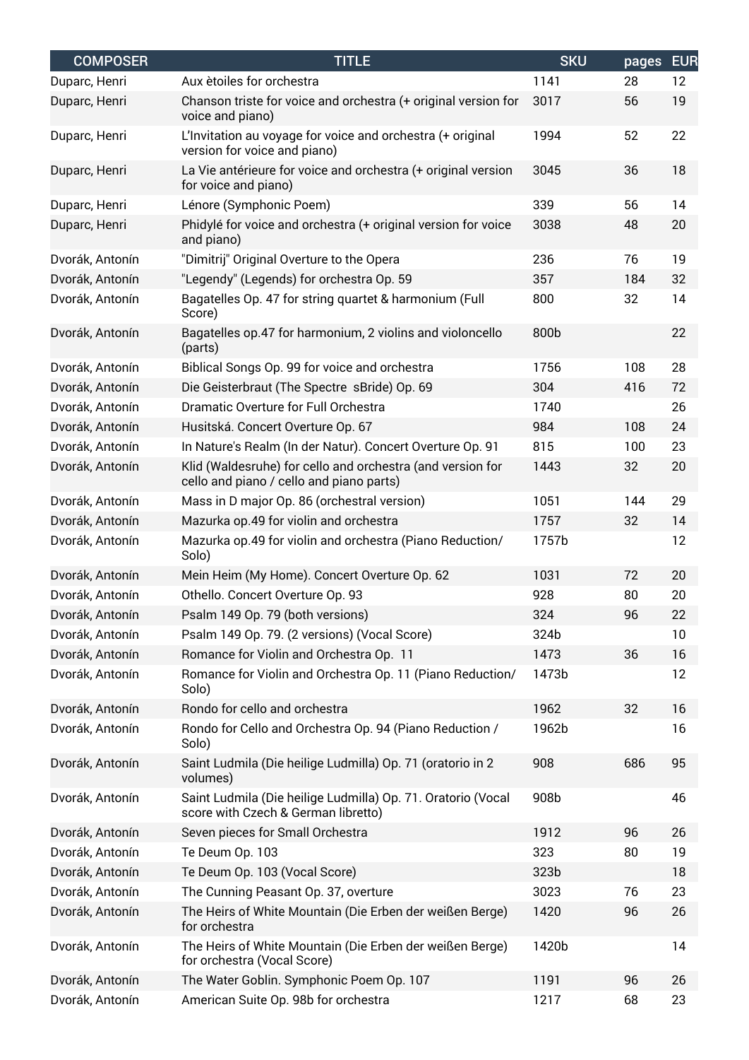| COMPOSER | TITLE | SKU | pages | EUR |
|---|---|---|---|---|
| Duparc, Henri | Aux ètoiles for orchestra | 1141 | 28 | 12 |
| Duparc, Henri | Chanson triste for voice and orchestra (+ original version for voice and piano) | 3017 | 56 | 19 |
| Duparc, Henri | L'Invitation au voyage for voice and orchestra (+ original version for voice and piano) | 1994 | 52 | 22 |
| Duparc, Henri | La Vie antérieure for voice and orchestra (+ original version for voice and piano) | 3045 | 36 | 18 |
| Duparc, Henri | Lénore (Symphonic Poem) | 339 | 56 | 14 |
| Duparc, Henri | Phidylé for voice and orchestra (+ original version for voice and piano) | 3038 | 48 | 20 |
| Dvorák, Antonín | "Dimitrij" Original Overture to the Opera | 236 | 76 | 19 |
| Dvorák, Antonín | "Legendy" (Legends) for orchestra Op. 59 | 357 | 184 | 32 |
| Dvorák, Antonín | Bagatelles Op. 47 for string quartet & harmonium (Full Score) | 800 | 32 | 14 |
| Dvorák, Antonín | Bagatelles op.47 for harmonium, 2 violins and violoncello (parts) | 800b | | 22 |
| Dvorák, Antonín | Biblical Songs Op. 99 for voice and orchestra | 1756 | 108 | 28 |
| Dvorák, Antonín | Die Geisterbraut (The Spectre sBride) Op. 69 | 304 | 416 | 72 |
| Dvorák, Antonín | Dramatic Overture for Full Orchestra | 1740 | | 26 |
| Dvorák, Antonín | Husitská. Concert Overture Op. 67 | 984 | 108 | 24 |
| Dvorák, Antonín | In Nature's Realm (In der Natur). Concert Overture Op. 91 | 815 | 100 | 23 |
| Dvorák, Antonín | Klid (Waldesruhe) for cello and orchestra (and version for cello and piano / cello and piano parts) | 1443 | 32 | 20 |
| Dvorák, Antonín | Mass in D major Op. 86 (orchestral version) | 1051 | 144 | 29 |
| Dvorák, Antonín | Mazurka op.49 for violin and orchestra | 1757 | 32 | 14 |
| Dvorák, Antonín | Mazurka op.49 for violin and orchestra (Piano Reduction/ Solo) | 1757b | | 12 |
| Dvorák, Antonín | Mein Heim (My Home). Concert Overture Op. 62 | 1031 | 72 | 20 |
| Dvorák, Antonín | Othello. Concert Overture Op. 93 | 928 | 80 | 20 |
| Dvorák, Antonín | Psalm 149 Op. 79 (both versions) | 324 | 96 | 22 |
| Dvorák, Antonín | Psalm 149 Op. 79. (2 versions) (Vocal Score) | 324b | | 10 |
| Dvorák, Antonín | Romance for Violin and Orchestra Op. 11 | 1473 | 36 | 16 |
| Dvorák, Antonín | Romance for Violin and Orchestra Op. 11 (Piano Reduction/ Solo) | 1473b | | 12 |
| Dvorák, Antonín | Rondo for cello and orchestra | 1962 | 32 | 16 |
| Dvorák, Antonín | Rondo for Cello and Orchestra Op. 94 (Piano Reduction / Solo) | 1962b | | 16 |
| Dvorák, Antonín | Saint Ludmila (Die heilige Ludmilla) Op. 71 (oratorio in 2 volumes) | 908 | 686 | 95 |
| Dvorák, Antonín | Saint Ludmila (Die heilige Ludmilla) Op. 71. Oratorio (Vocal score with Czech & German libretto) | 908b | | 46 |
| Dvorák, Antonín | Seven pieces for Small Orchestra | 1912 | 96 | 26 |
| Dvorák, Antonín | Te Deum Op. 103 | 323 | 80 | 19 |
| Dvorák, Antonín | Te Deum Op. 103 (Vocal Score) | 323b | | 18 |
| Dvorák, Antonín | The Cunning Peasant Op. 37, overture | 3023 | 76 | 23 |
| Dvorák, Antonín | The Heirs of White Mountain (Die Erben der weißen Berge) for orchestra | 1420 | 96 | 26 |
| Dvorák, Antonín | The Heirs of White Mountain (Die Erben der weißen Berge) for orchestra (Vocal Score) | 1420b | | 14 |
| Dvorák, Antonín | The Water Goblin. Symphonic Poem Op. 107 | 1191 | 96 | 26 |
| Dvorák, Antonín | American Suite Op. 98b for orchestra | 1217 | 68 | 23 |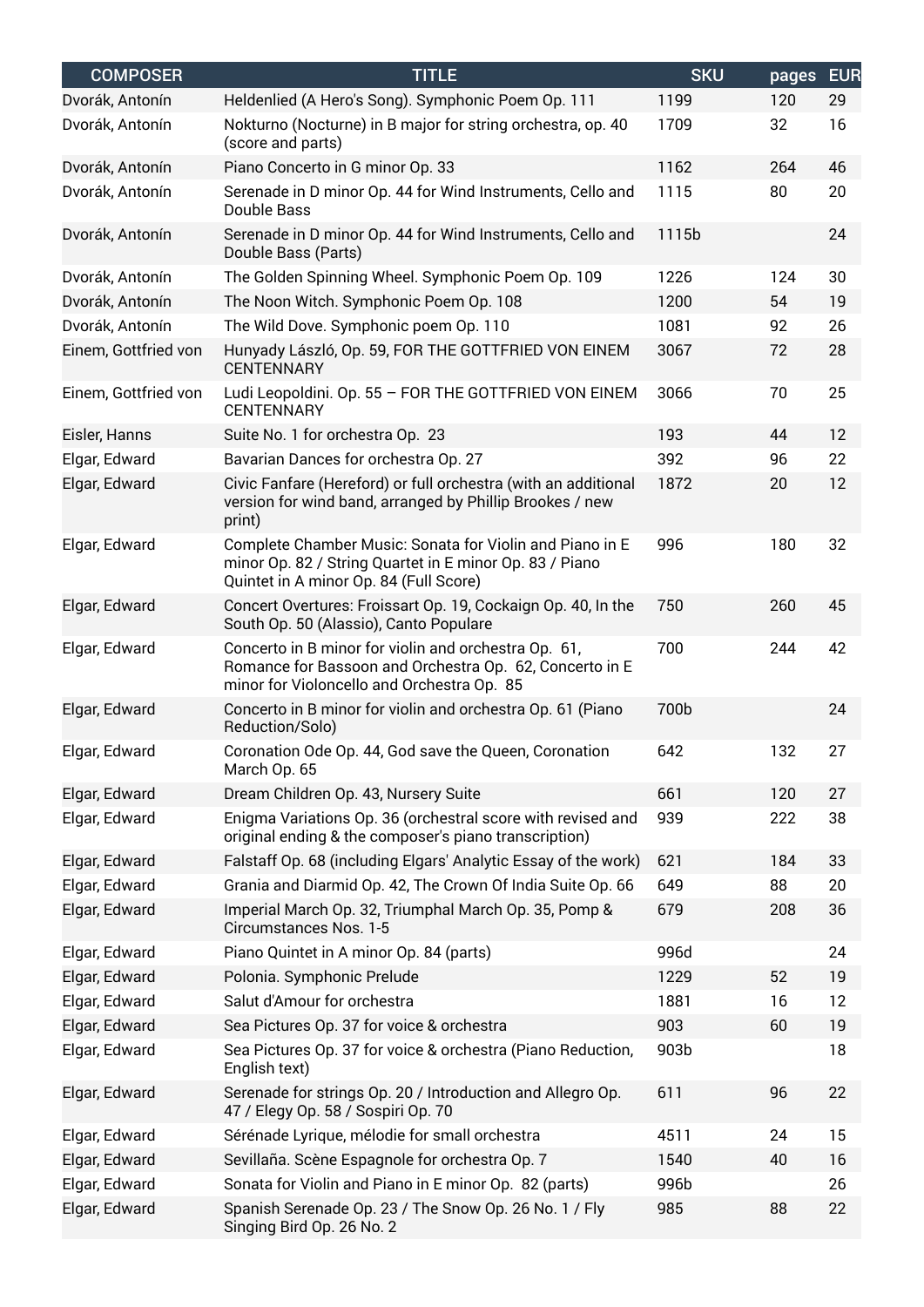| COMPOSER | TITLE | SKU | pages | EUR |
|---|---|---|---|---|
| Dvorák, Antonín | Heldenlied (A Hero's Song). Symphonic Poem Op. 111 | 1199 | 120 | 29 |
| Dvorák, Antonín | Nokturno (Nocturne) in B major for string orchestra, op. 40 (score and parts) | 1709 | 32 | 16 |
| Dvorák, Antonín | Piano Concerto in G minor Op. 33 | 1162 | 264 | 46 |
| Dvorák, Antonín | Serenade in D minor Op. 44 for Wind Instruments, Cello and Double Bass | 1115 | 80 | 20 |
| Dvorák, Antonín | Serenade in D minor Op. 44 for Wind Instruments, Cello and Double Bass (Parts) | 1115b | | 24 |
| Dvorák, Antonín | The Golden Spinning Wheel. Symphonic Poem Op. 109 | 1226 | 124 | 30 |
| Dvorák, Antonín | The Noon Witch. Symphonic Poem Op. 108 | 1200 | 54 | 19 |
| Dvorák, Antonín | The Wild Dove. Symphonic poem Op. 110 | 1081 | 92 | 26 |
| Einem, Gottfried von | Hunyady László, Op. 59, FOR THE GOTTFRIED VON EINEM CENTENNARY | 3067 | 72 | 28 |
| Einem, Gottfried von | Ludi Leopoldini. Op. 55 – FOR THE GOTTFRIED VON EINEM CENTENNARY | 3066 | 70 | 25 |
| Eisler, Hanns | Suite No. 1 for orchestra Op. 23 | 193 | 44 | 12 |
| Elgar, Edward | Bavarian Dances for orchestra Op. 27 | 392 | 96 | 22 |
| Elgar, Edward | Civic Fanfare (Hereford) or full orchestra (with an additional version for wind band, arranged by Phillip Brookes / new print) | 1872 | 20 | 12 |
| Elgar, Edward | Complete Chamber Music: Sonata for Violin and Piano in E minor Op. 82 / String Quartet in E minor Op. 83 / Piano Quintet in A minor Op. 84 (Full Score) | 996 | 180 | 32 |
| Elgar, Edward | Concert Overtures: Froissart Op. 19, Cockaign Op. 40, In the South Op. 50 (Alassio), Canto Populare | 750 | 260 | 45 |
| Elgar, Edward | Concerto in B minor for violin and orchestra Op. 61, Romance for Bassoon and Orchestra Op. 62, Concerto in E minor for Violoncello and Orchestra Op. 85 | 700 | 244 | 42 |
| Elgar, Edward | Concerto in B minor for violin and orchestra Op. 61 (Piano Reduction/Solo) | 700b | | 24 |
| Elgar, Edward | Coronation Ode Op. 44, God save the Queen, Coronation March Op. 65 | 642 | 132 | 27 |
| Elgar, Edward | Dream Children Op. 43, Nursery Suite | 661 | 120 | 27 |
| Elgar, Edward | Enigma Variations Op. 36 (orchestral score with revised and original ending & the composer's piano transcription) | 939 | 222 | 38 |
| Elgar, Edward | Falstaff Op. 68 (including Elgars' Analytic Essay of the work) | 621 | 184 | 33 |
| Elgar, Edward | Grania and Diarmid Op. 42, The Crown Of India Suite Op. 66 | 649 | 88 | 20 |
| Elgar, Edward | Imperial March Op. 32, Triumphal March Op. 35, Pomp & Circumstances Nos. 1-5 | 679 | 208 | 36 |
| Elgar, Edward | Piano Quintet in A minor Op. 84 (parts) | 996d | | 24 |
| Elgar, Edward | Polonia. Symphonic Prelude | 1229 | 52 | 19 |
| Elgar, Edward | Salut d'Amour for orchestra | 1881 | 16 | 12 |
| Elgar, Edward | Sea Pictures Op. 37 for voice & orchestra | 903 | 60 | 19 |
| Elgar, Edward | Sea Pictures Op. 37 for voice & orchestra (Piano Reduction, English text) | 903b | | 18 |
| Elgar, Edward | Serenade for strings Op. 20 / Introduction and Allegro Op. 47 / Elegy Op. 58 / Sospiri Op. 70 | 611 | 96 | 22 |
| Elgar, Edward | Sérénade Lyrique, mélodie for small orchestra | 4511 | 24 | 15 |
| Elgar, Edward | Sevillaña. Scène Espagnole for orchestra Op. 7 | 1540 | 40 | 16 |
| Elgar, Edward | Sonata for Violin and Piano in E minor Op. 82 (parts) | 996b | | 26 |
| Elgar, Edward | Spanish Serenade Op. 23 / The Snow Op. 26 No. 1 / Fly Singing Bird Op. 26 No. 2 | 985 | 88 | 22 |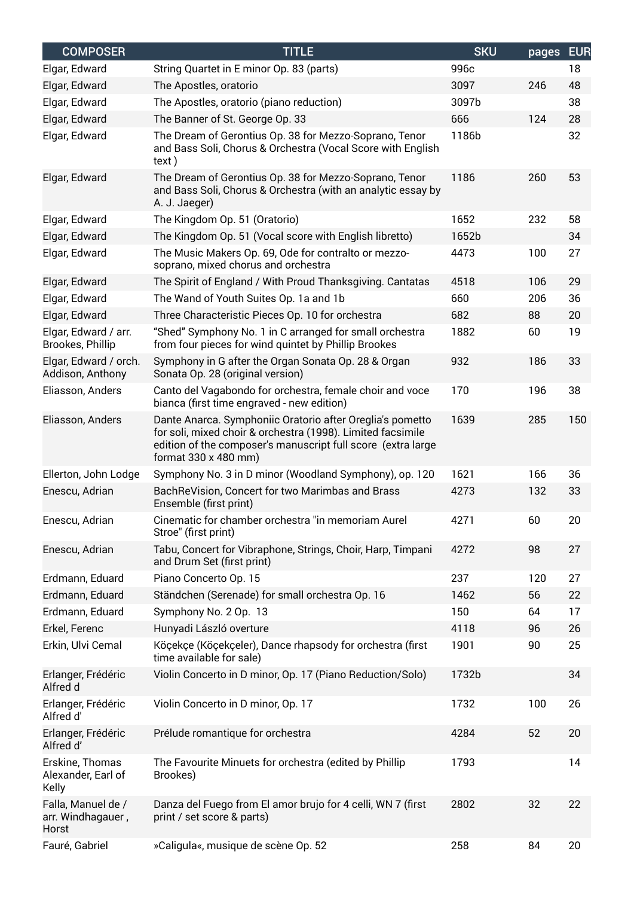| COMPOSER | TITLE | SKU | pages | EUR |
|---|---|---|---|---|
| Elgar, Edward | String Quartet in E minor Op. 83 (parts) | 996c | | 18 |
| Elgar, Edward | The Apostles, oratorio | 3097 | 246 | 48 |
| Elgar, Edward | The Apostles, oratorio (piano reduction) | 3097b | | 38 |
| Elgar, Edward | The Banner of St. George Op. 33 | 666 | 124 | 28 |
| Elgar, Edward | The Dream of Gerontius Op. 38 for Mezzo-Soprano, Tenor and Bass Soli, Chorus & Orchestra (Vocal Score with English text ) | 1186b | | 32 |
| Elgar, Edward | The Dream of Gerontius Op. 38 for Mezzo-Soprano, Tenor and Bass Soli, Chorus & Orchestra (with an analytic essay by A. J. Jaeger) | 1186 | 260 | 53 |
| Elgar, Edward | The Kingdom Op. 51 (Oratorio) | 1652 | 232 | 58 |
| Elgar, Edward | The Kingdom Op. 51 (Vocal score with English libretto) | 1652b | | 34 |
| Elgar, Edward | The Music Makers Op. 69, Ode for contralto or mezzo-soprano, mixed chorus and orchestra | 4473 | 100 | 27 |
| Elgar, Edward | The Spirit of England / With Proud Thanksgiving. Cantatas | 4518 | 106 | 29 |
| Elgar, Edward | The Wand of Youth Suites Op. 1a and 1b | 660 | 206 | 36 |
| Elgar, Edward | Three Characteristic Pieces Op. 10 for orchestra | 682 | 88 | 20 |
| Elgar, Edward / arr. Brookes, Phillip | "Shed" Symphony No. 1 in C arranged for small orchestra from four pieces for wind quintet by Phillip Brookes | 1882 | 60 | 19 |
| Elgar, Edward / orch. Addison, Anthony | Symphony in G after the Organ Sonata Op. 28 & Organ Sonata Op. 28 (original version) | 932 | 186 | 33 |
| Eliasson, Anders | Canto del Vagabondo for orchestra, female choir and voce bianca (first time engraved - new edition) | 170 | 196 | 38 |
| Eliasson, Anders | Dante Anarca. Symphoniic Oratorio after Oreglia's pometto for soli, mixed choir & orchestra (1998). Limited facsimile edition of the composer's manuscript full score (extra large format 330 x 480 mm) | 1639 | 285 | 150 |
| Ellerton, John Lodge | Symphony No. 3 in D minor (Woodland Symphony), op. 120 | 1621 | 166 | 36 |
| Enescu, Adrian | BachReVision, Concert for two Marimbas and Brass Ensemble (first print) | 4273 | 132 | 33 |
| Enescu, Adrian | Cinematic for chamber orchestra "in memoriam Aurel Stroe" (first print) | 4271 | 60 | 20 |
| Enescu, Adrian | Tabu, Concert for Vibraphone, Strings, Choir, Harp, Timpani and Drum Set (first print) | 4272 | 98 | 27 |
| Erdmann, Eduard | Piano Concerto Op. 15 | 237 | 120 | 27 |
| Erdmann, Eduard | Ständchen (Serenade) for small orchestra Op. 16 | 1462 | 56 | 22 |
| Erdmann, Eduard | Symphony No. 2 Op. 13 | 150 | 64 | 17 |
| Erkel, Ferenc | Hunyadi László overture | 4118 | 96 | 26 |
| Erkin, Ulvi Cemal | Köçekçe (Köçekçeler), Dance rhapsody for orchestra (first time available for sale) | 1901 | 90 | 25 |
| Erlanger, Frédéric Alfred d | Violin Concerto in D minor, Op. 17 (Piano Reduction/Solo) | 1732b | | 34 |
| Erlanger, Frédéric Alfred d' | Violin Concerto in D minor, Op. 17 | 1732 | 100 | 26 |
| Erlanger, Frédéric Alfred d' | Prélude romantique for orchestra | 4284 | 52 | 20 |
| Erskine, Thomas Alexander, Earl of Kelly | The Favourite Minuets for orchestra (edited by Phillip Brookes) | 1793 | | 14 |
| Falla, Manuel de / arr. Windhagauer , Horst | Danza del Fuego from El amor brujo for 4 celli, WN 7 (first print / set score & parts) | 2802 | 32 | 22 |
| Fauré, Gabriel | »Caligula«, musique de scène Op. 52 | 258 | 84 | 20 |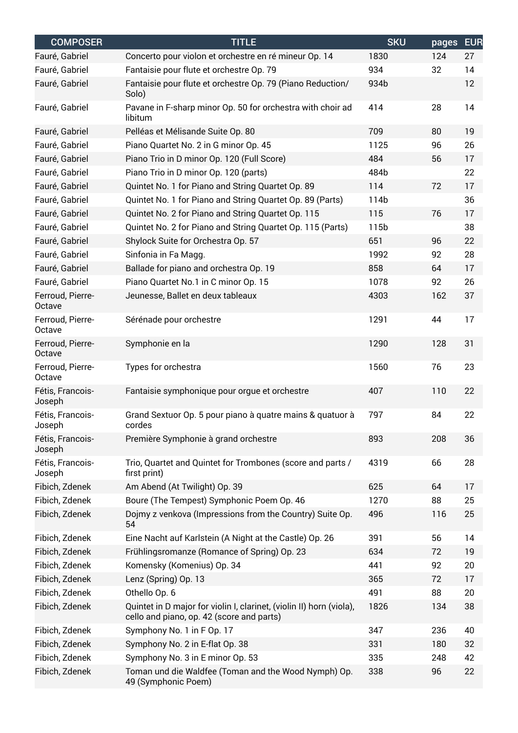| COMPOSER | TITLE | SKU | pages | EUR |
|---|---|---|---|---|
| Fauré, Gabriel | Concerto pour violon et orchestre en ré mineur Op. 14 | 1830 | 124 | 27 |
| Fauré, Gabriel | Fantaisie pour flute et orchestre Op. 79 | 934 | 32 | 14 |
| Fauré, Gabriel | Fantaisie pour flute et orchestre Op. 79 (Piano Reduction/ Solo) | 934b | | 12 |
| Fauré, Gabriel | Pavane in F-sharp minor Op. 50 for orchestra with choir ad libitum | 414 | 28 | 14 |
| Fauré, Gabriel | Pelléas et Mélisande Suite Op. 80 | 709 | 80 | 19 |
| Fauré, Gabriel | Piano Quartet No. 2 in G minor Op. 45 | 1125 | 96 | 26 |
| Fauré, Gabriel | Piano Trio in D minor Op. 120 (Full Score) | 484 | 56 | 17 |
| Fauré, Gabriel | Piano Trio in D minor Op. 120 (parts) | 484b | | 22 |
| Fauré, Gabriel | Quintet No. 1 for Piano and String Quartet Op. 89 | 114 | 72 | 17 |
| Fauré, Gabriel | Quintet No. 1 for Piano and String Quartet Op. 89 (Parts) | 114b | | 36 |
| Fauré, Gabriel | Quintet No. 2 for Piano and String Quartet Op. 115 | 115 | 76 | 17 |
| Fauré, Gabriel | Quintet No. 2 for Piano and String Quartet Op. 115 (Parts) | 115b | | 38 |
| Fauré, Gabriel | Shylock Suite for Orchestra Op. 57 | 651 | 96 | 22 |
| Fauré, Gabriel | Sinfonia in Fa Magg. | 1992 | 92 | 28 |
| Fauré, Gabriel | Ballade for piano and orchestra Op. 19 | 858 | 64 | 17 |
| Fauré, Gabriel | Piano Quartet No.1 in C minor Op. 15 | 1078 | 92 | 26 |
| Ferroud, Pierre-Octave | Jeunesse, Ballet en deux tableaux | 4303 | 162 | 37 |
| Ferroud, Pierre-Octave | Sérénade pour orchestre | 1291 | 44 | 17 |
| Ferroud, Pierre-Octave | Symphonie en la | 1290 | 128 | 31 |
| Ferroud, Pierre-Octave | Types for orchestra | 1560 | 76 | 23 |
| Fétis, Francois-Joseph | Fantaisie symphonique pour orgue et orchestre | 407 | 110 | 22 |
| Fétis, Francois-Joseph | Grand Sextuor Op. 5 pour piano à quatre mains & quatuor à cordes | 797 | 84 | 22 |
| Fétis, Francois-Joseph | Première Symphonie à grand orchestre | 893 | 208 | 36 |
| Fétis, Francois-Joseph | Trio, Quartet and Quintet for Trombones (score and parts / first print) | 4319 | 66 | 28 |
| Fibich, Zdenek | Am Abend (At Twilight) Op. 39 | 625 | 64 | 17 |
| Fibich, Zdenek | Boure (The Tempest) Symphonic Poem Op. 46 | 1270 | 88 | 25 |
| Fibich, Zdenek | Dojmy z venkova (Impressions from the Country) Suite Op. 54 | 496 | 116 | 25 |
| Fibich, Zdenek | Eine Nacht auf Karlstein (A Night at the Castle) Op. 26 | 391 | 56 | 14 |
| Fibich, Zdenek | Frühlingsromanze (Romance of Spring) Op. 23 | 634 | 72 | 19 |
| Fibich, Zdenek | Komensky (Komenius) Op. 34 | 441 | 92 | 20 |
| Fibich, Zdenek | Lenz (Spring) Op. 13 | 365 | 72 | 17 |
| Fibich, Zdenek | Othello Op. 6 | 491 | 88 | 20 |
| Fibich, Zdenek | Quintet in D major for violin I, clarinet, (violin II) horn (viola), cello and piano, op. 42 (score and parts) | 1826 | 134 | 38 |
| Fibich, Zdenek | Symphony No. 1 in F Op. 17 | 347 | 236 | 40 |
| Fibich, Zdenek | Symphony No. 2 in E-flat Op. 38 | 331 | 180 | 32 |
| Fibich, Zdenek | Symphony No. 3 in E minor Op. 53 | 335 | 248 | 42 |
| Fibich, Zdenek | Toman und die Waldfee (Toman and the Wood Nymph) Op. 49 (Symphonic Poem) | 338 | 96 | 22 |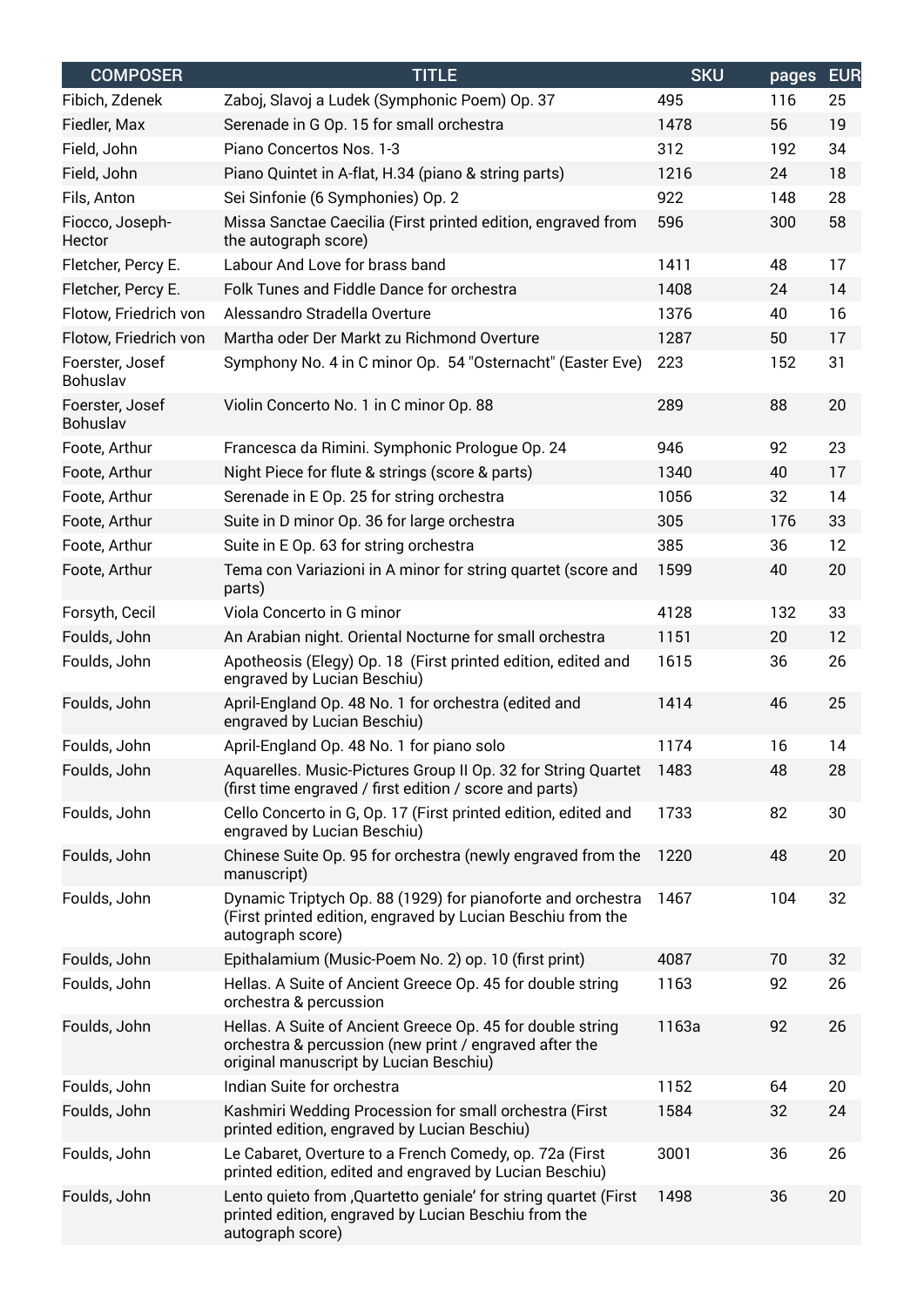| COMPOSER | TITLE | SKU | pages | EUR |
| --- | --- | --- | --- | --- |
| Fibich, Zdenek | Zaboj, Slavoj a Ludek (Symphonic Poem) Op. 37 | 495 | 116 | 25 |
| Fiedler, Max | Serenade in G Op. 15 for small orchestra | 1478 | 56 | 19 |
| Field, John | Piano Concertos Nos. 1-3 | 312 | 192 | 34 |
| Field, John | Piano Quintet in A-flat, H.34 (piano & string parts) | 1216 | 24 | 18 |
| Fils, Anton | Sei Sinfonie (6 Symphonies) Op. 2 | 922 | 148 | 28 |
| Fiocco, Joseph-Hector | Missa Sanctae Caecilia (First printed edition, engraved from the autograph score) | 596 | 300 | 58 |
| Fletcher, Percy E. | Labour And Love for brass band | 1411 | 48 | 17 |
| Fletcher, Percy E. | Folk Tunes and Fiddle Dance for orchestra | 1408 | 24 | 14 |
| Flotow, Friedrich von | Alessandro Stradella Overture | 1376 | 40 | 16 |
| Flotow, Friedrich von | Martha oder Der Markt zu Richmond Overture | 1287 | 50 | 17 |
| Foerster, Josef Bohuslav | Symphony No. 4 in C minor Op. 54 "Osternacht" (Easter Eve) | 223 | 152 | 31 |
| Foerster, Josef Bohuslav | Violin Concerto No. 1 in C minor Op. 88 | 289 | 88 | 20 |
| Foote, Arthur | Francesca da Rimini. Symphonic Prologue Op. 24 | 946 | 92 | 23 |
| Foote, Arthur | Night Piece for flute & strings (score & parts) | 1340 | 40 | 17 |
| Foote, Arthur | Serenade in E Op. 25 for string orchestra | 1056 | 32 | 14 |
| Foote, Arthur | Suite in D minor Op. 36 for large orchestra | 305 | 176 | 33 |
| Foote, Arthur | Suite in E Op. 63 for string orchestra | 385 | 36 | 12 |
| Foote, Arthur | Tema con Variazioni in A minor for string quartet (score and parts) | 1599 | 40 | 20 |
| Forsyth, Cecil | Viola Concerto in G minor | 4128 | 132 | 33 |
| Foulds, John | An Arabian night. Oriental Nocturne for small orchestra | 1151 | 20 | 12 |
| Foulds, John | Apotheosis (Elegy) Op. 18 (First printed edition, edited and engraved by Lucian Beschiu) | 1615 | 36 | 26 |
| Foulds, John | April-England Op. 48 No. 1 for orchestra (edited and engraved by Lucian Beschiu) | 1414 | 46 | 25 |
| Foulds, John | April-England Op. 48 No. 1 for piano solo | 1174 | 16 | 14 |
| Foulds, John | Aquarelles. Music-Pictures Group II Op. 32 for String Quartet (first time engraved / first edition / score and parts) | 1483 | 48 | 28 |
| Foulds, John | Cello Concerto in G, Op. 17 (First printed edition, edited and engraved by Lucian Beschiu) | 1733 | 82 | 30 |
| Foulds, John | Chinese Suite Op. 95 for orchestra (newly engraved from the manuscript) | 1220 | 48 | 20 |
| Foulds, John | Dynamic Triptych Op. 88 (1929) for pianoforte and orchestra (First printed edition, engraved by Lucian Beschiu from the autograph score) | 1467 | 104 | 32 |
| Foulds, John | Epithalamium (Music-Poem No. 2) op. 10 (first print) | 4087 | 70 | 32 |
| Foulds, John | Hellas. A Suite of Ancient Greece Op. 45 for double string orchestra & percussion | 1163 | 92 | 26 |
| Foulds, John | Hellas. A Suite of Ancient Greece Op. 45 for double string orchestra & percussion (new print / engraved after the original manuscript by Lucian Beschiu) | 1163a | 92 | 26 |
| Foulds, John | Indian Suite for orchestra | 1152 | 64 | 20 |
| Foulds, John | Kashmiri Wedding Procession for small orchestra (First printed edition, engraved by Lucian Beschiu) | 1584 | 32 | 24 |
| Foulds, John | Le Cabaret, Overture to a French Comedy, op. 72a (First printed edition, edited and engraved by Lucian Beschiu) | 3001 | 36 | 26 |
| Foulds, John | Lento quieto from ‚Quartetto geniale' for string quartet (First printed edition, engraved by Lucian Beschiu from the autograph score) | 1498 | 36 | 20 |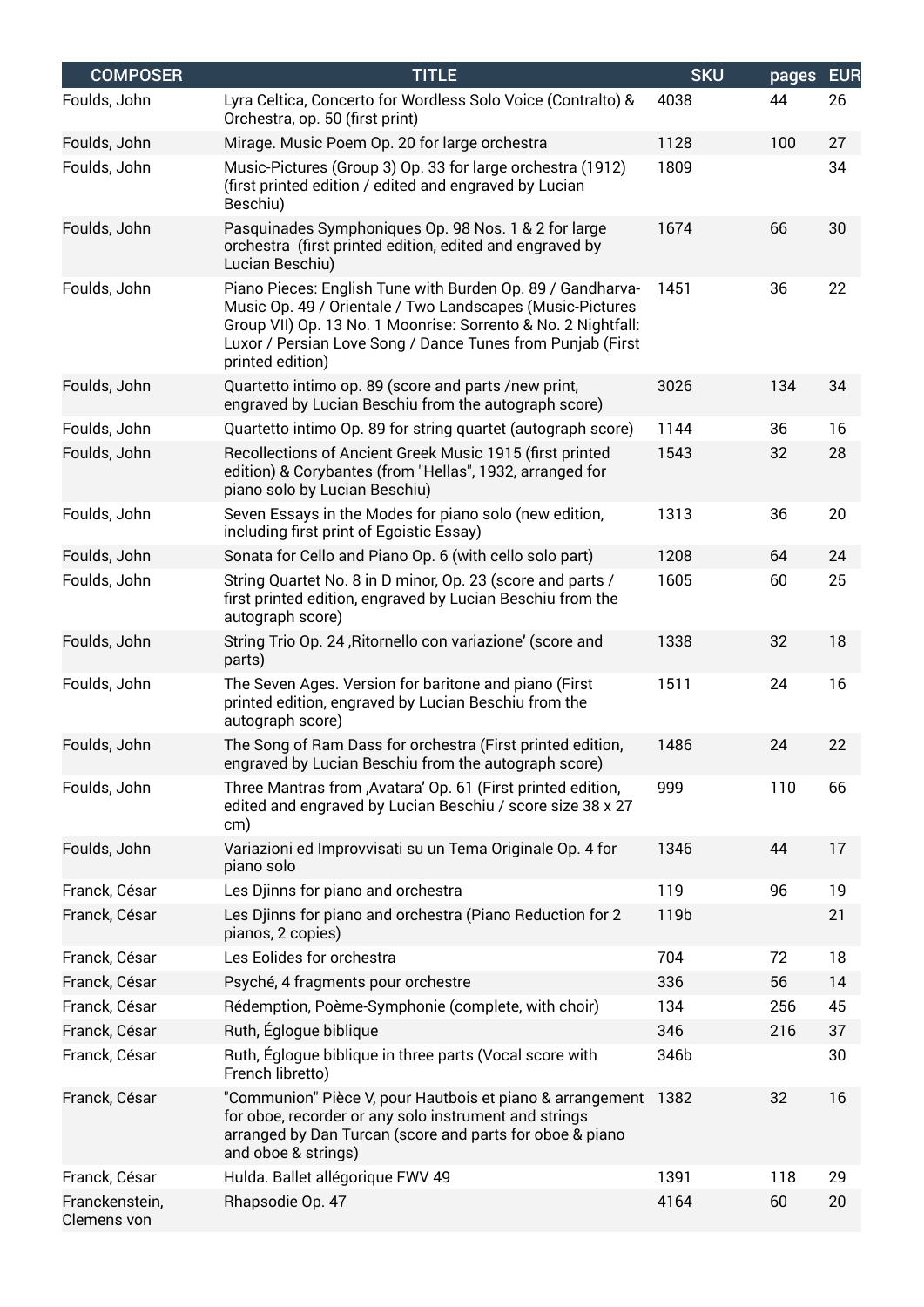| COMPOSER | TITLE | SKU | pages | EUR |
|---|---|---|---|---|
| Foulds, John | Lyra Celtica, Concerto for Wordless Solo Voice (Contralto) & Orchestra, op. 50 (first print) | 4038 | 44 | 26 |
| Foulds, John | Mirage. Music Poem Op. 20 for large orchestra | 1128 | 100 | 27 |
| Foulds, John | Music-Pictures (Group 3) Op. 33 for large orchestra (1912) (first printed edition / edited and engraved by Lucian Beschiu) | 1809 | | 34 |
| Foulds, John | Pasquinades Symphoniques Op. 98 Nos. 1 & 2 for large orchestra (first printed edition, edited and engraved by Lucian Beschiu) | 1674 | 66 | 30 |
| Foulds, John | Piano Pieces: English Tune with Burden Op. 89 / Gandharva-Music Op. 49 / Orientale / Two Landscapes (Music-Pictures Group VII) Op. 13 No. 1 Moonrise: Sorrento & No. 2 Nightfall: Luxor / Persian Love Song / Dance Tunes from Punjab (First printed edition) | 1451 | 36 | 22 |
| Foulds, John | Quartetto intimo op. 89 (score and parts /new print, engraved by Lucian Beschiu from the autograph score) | 3026 | 134 | 34 |
| Foulds, John | Quartetto intimo Op. 89 for string quartet (autograph score) | 1144 | 36 | 16 |
| Foulds, John | Recollections of Ancient Greek Music 1915 (first printed edition) & Corybantes (from "Hellas", 1932, arranged for piano solo by Lucian Beschiu) | 1543 | 32 | 28 |
| Foulds, John | Seven Essays in the Modes for piano solo (new edition, including first print of Egoistic Essay) | 1313 | 36 | 20 |
| Foulds, John | Sonata for Cello and Piano Op. 6 (with cello solo part) | 1208 | 64 | 24 |
| Foulds, John | String Quartet No. 8 in D minor, Op. 23 (score and parts / first printed edition, engraved by Lucian Beschiu from the autograph score) | 1605 | 60 | 25 |
| Foulds, John | String Trio Op. 24 ‚Ritornello con variazione' (score and parts) | 1338 | 32 | 18 |
| Foulds, John | The Seven Ages. Version for baritone and piano (First printed edition, engraved by Lucian Beschiu from the autograph score) | 1511 | 24 | 16 |
| Foulds, John | The Song of Ram Dass for orchestra (First printed edition, engraved by Lucian Beschiu from the autograph score) | 1486 | 24 | 22 |
| Foulds, John | Three Mantras from ‚Avatara' Op. 61 (First printed edition, edited and engraved by Lucian Beschiu / score size 38 x 27 cm) | 999 | 110 | 66 |
| Foulds, John | Variazioni ed Improvvisati su un Tema Originale Op. 4 for piano solo | 1346 | 44 | 17 |
| Franck, César | Les Djinns for piano and orchestra | 119 | 96 | 19 |
| Franck, César | Les Djinns for piano and orchestra (Piano Reduction for 2 pianos, 2 copies) | 119b | | 21 |
| Franck, César | Les Eolides for orchestra | 704 | 72 | 18 |
| Franck, César | Psyché, 4 fragments pour orchestre | 336 | 56 | 14 |
| Franck, César | Rédemption, Poème-Symphonie (complete, with choir) | 134 | 256 | 45 |
| Franck, César | Ruth, Églogue biblique | 346 | 216 | 37 |
| Franck, César | Ruth, Églogue biblique in three parts (Vocal score with French libretto) | 346b | | 30 |
| Franck, César | "Communion" Pièce V, pour Hautbois et piano & arrangement for oboe, recorder or any solo instrument and strings arranged by Dan Turcan (score and parts for oboe & piano and oboe & strings) | 1382 | 32 | 16 |
| Franck, César | Hulda. Ballet allégorique FWV 49 | 1391 | 118 | 29 |
| Franckenstein, Clemens von | Rhapsodie Op. 47 | 4164 | 60 | 20 |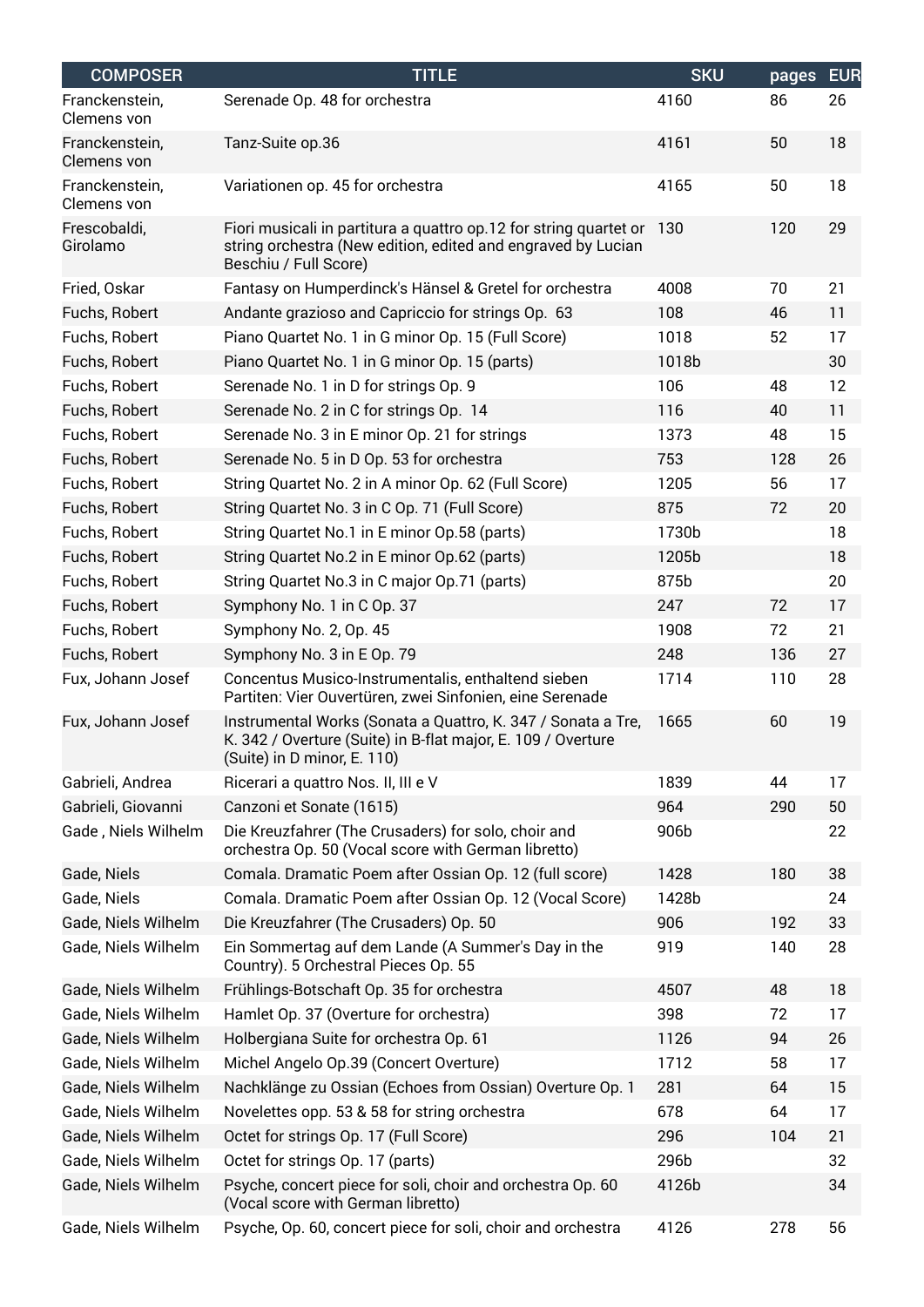| COMPOSER | TITLE | SKU | pages | EUR |
|---|---|---|---|---|
| Franckenstein, Clemens von | Serenade Op. 48 for orchestra | 4160 | 86 | 26 |
| Franckenstein, Clemens von | Tanz-Suite op.36 | 4161 | 50 | 18 |
| Franckenstein, Clemens von | Variationen op. 45 for orchestra | 4165 | 50 | 18 |
| Frescobaldi, Girolamo | Fiori musicali in partitura a quattro op.12 for string quartet or string orchestra (New edition, edited and engraved by Lucian Beschiu / Full Score) | 130 | 120 | 29 |
| Fried, Oskar | Fantasy on Humperdinck's Hänsel & Gretel for orchestra | 4008 | 70 | 21 |
| Fuchs, Robert | Andante grazioso and Capriccio for strings Op. 63 | 108 | 46 | 11 |
| Fuchs, Robert | Piano Quartet No. 1 in G minor Op. 15 (Full Score) | 1018 | 52 | 17 |
| Fuchs, Robert | Piano Quartet No. 1 in G minor Op. 15 (parts) | 1018b | | 30 |
| Fuchs, Robert | Serenade No. 1 in D for strings Op. 9 | 106 | 48 | 12 |
| Fuchs, Robert | Serenade No. 2 in C for strings Op. 14 | 116 | 40 | 11 |
| Fuchs, Robert | Serenade No. 3 in E minor Op. 21 for strings | 1373 | 48 | 15 |
| Fuchs, Robert | Serenade No. 5 in D Op. 53 for orchestra | 753 | 128 | 26 |
| Fuchs, Robert | String Quartet No. 2 in A minor Op. 62 (Full Score) | 1205 | 56 | 17 |
| Fuchs, Robert | String Quartet No. 3 in C Op. 71 (Full Score) | 875 | 72 | 20 |
| Fuchs, Robert | String Quartet No.1 in E minor Op.58 (parts) | 1730b | | 18 |
| Fuchs, Robert | String Quartet No.2 in E minor Op.62 (parts) | 1205b | | 18 |
| Fuchs, Robert | String Quartet No.3 in C major Op.71 (parts) | 875b | | 20 |
| Fuchs, Robert | Symphony No. 1 in C Op. 37 | 247 | 72 | 17 |
| Fuchs, Robert | Symphony No. 2, Op. 45 | 1908 | 72 | 21 |
| Fuchs, Robert | Symphony No. 3 in E Op. 79 | 248 | 136 | 27 |
| Fux, Johann Josef | Concentus Musico-Instrumentalis, enthaltend sieben Partiten: Vier Ouvertüren, zwei Sinfonien, eine Serenade | 1714 | 110 | 28 |
| Fux, Johann Josef | Instrumental Works (Sonata a Quattro, K. 347 / Sonata a Tre, K. 342 / Overture (Suite) in B-flat major, E. 109 / Overture (Suite) in D minor, E. 110) | 1665 | 60 | 19 |
| Gabrieli, Andrea | Ricerari a quattro Nos. II, III e V | 1839 | 44 | 17 |
| Gabrieli, Giovanni | Canzoni et Sonate (1615) | 964 | 290 | 50 |
| Gade , Niels Wilhelm | Die Kreuzfahrer (The Crusaders) for solo, choir and orchestra Op. 50 (Vocal score with German libretto) | 906b | | 22 |
| Gade, Niels | Comala. Dramatic Poem after Ossian Op. 12 (full score) | 1428 | 180 | 38 |
| Gade, Niels | Comala. Dramatic Poem after Ossian Op. 12 (Vocal Score) | 1428b | | 24 |
| Gade, Niels Wilhelm | Die Kreuzfahrer (The Crusaders) Op. 50 | 906 | 192 | 33 |
| Gade, Niels Wilhelm | Ein Sommertag auf dem Lande (A Summer's Day in the Country). 5 Orchestral Pieces Op. 55 | 919 | 140 | 28 |
| Gade, Niels Wilhelm | Frühlings-Botschaft Op. 35 for orchestra | 4507 | 48 | 18 |
| Gade, Niels Wilhelm | Hamlet Op. 37 (Overture for orchestra) | 398 | 72 | 17 |
| Gade, Niels Wilhelm | Holbergiana Suite for orchestra Op. 61 | 1126 | 94 | 26 |
| Gade, Niels Wilhelm | Michel Angelo Op.39 (Concert Overture) | 1712 | 58 | 17 |
| Gade, Niels Wilhelm | Nachklänge zu Ossian (Echoes from Ossian) Overture Op. 1 | 281 | 64 | 15 |
| Gade, Niels Wilhelm | Novelettes opp. 53 & 58 for string orchestra | 678 | 64 | 17 |
| Gade, Niels Wilhelm | Octet for strings Op. 17 (Full Score) | 296 | 104 | 21 |
| Gade, Niels Wilhelm | Octet for strings Op. 17 (parts) | 296b | | 32 |
| Gade, Niels Wilhelm | Psyche, concert piece for soli, choir and orchestra Op. 60 (Vocal score with German libretto) | 4126b | | 34 |
| Gade, Niels Wilhelm | Psyche, Op. 60, concert piece for soli, choir and orchestra | 4126 | 278 | 56 |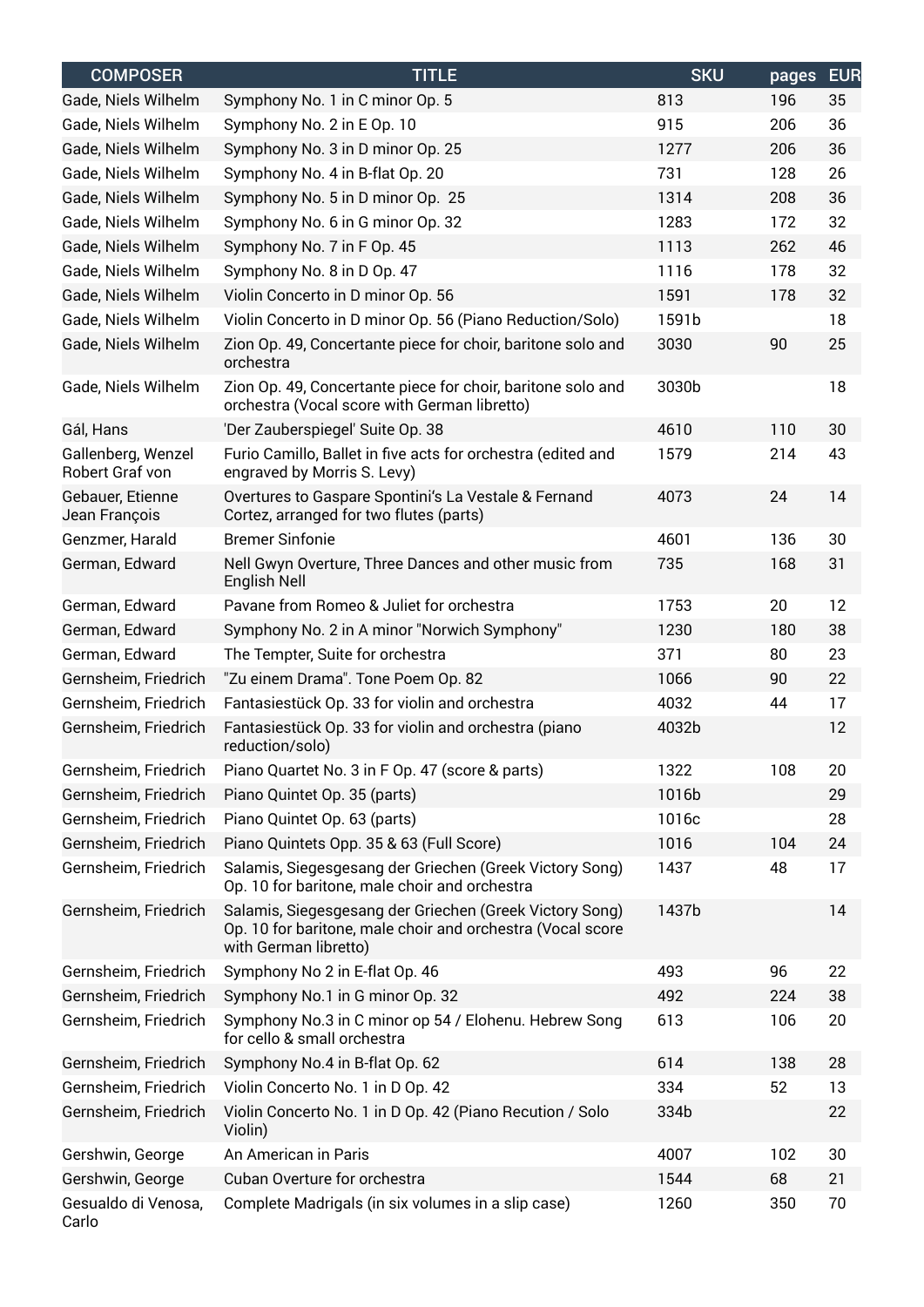| COMPOSER | TITLE | SKU | pages | EUR |
|---|---|---|---|---|
| Gade, Niels Wilhelm | Symphony No. 1 in C minor Op. 5 | 813 | 196 | 35 |
| Gade, Niels Wilhelm | Symphony No. 2 in E Op. 10 | 915 | 206 | 36 |
| Gade, Niels Wilhelm | Symphony No. 3 in D minor Op. 25 | 1277 | 206 | 36 |
| Gade, Niels Wilhelm | Symphony No. 4 in B-flat Op. 20 | 731 | 128 | 26 |
| Gade, Niels Wilhelm | Symphony No. 5 in D minor Op.  25 | 1314 | 208 | 36 |
| Gade, Niels Wilhelm | Symphony No. 6 in G minor Op. 32 | 1283 | 172 | 32 |
| Gade, Niels Wilhelm | Symphony No. 7 in F Op. 45 | 1113 | 262 | 46 |
| Gade, Niels Wilhelm | Symphony No. 8 in D Op. 47 | 1116 | 178 | 32 |
| Gade, Niels Wilhelm | Violin Concerto in D minor Op. 56 | 1591 | 178 | 32 |
| Gade, Niels Wilhelm | Violin Concerto in D minor Op. 56 (Piano Reduction/Solo) | 1591b | | 18 |
| Gade, Niels Wilhelm | Zion Op. 49, Concertante piece for choir, baritone solo and orchestra | 3030 | 90 | 25 |
| Gade, Niels Wilhelm | Zion Op. 49, Concertante piece for choir, baritone solo and orchestra (Vocal score with German libretto) | 3030b | | 18 |
| Gál, Hans | 'Der Zauberspiegel' Suite Op. 38 | 4610 | 110 | 30 |
| Gallenberg, Wenzel Robert Graf von | Furio Camillo, Ballet in five acts for orchestra (edited and engraved by Morris S. Levy) | 1579 | 214 | 43 |
| Gebauer, Etienne Jean François | Overtures to Gaspare Spontini's La Vestale & Fernand Cortez, arranged for two flutes (parts) | 4073 | 24 | 14 |
| Genzmer, Harald | Bremer Sinfonie | 4601 | 136 | 30 |
| German, Edward | Nell Gwyn Overture, Three Dances and other music from English Nell | 735 | 168 | 31 |
| German, Edward | Pavane from Romeo & Juliet for orchestra | 1753 | 20 | 12 |
| German, Edward | Symphony No. 2 in A minor "Norwich Symphony" | 1230 | 180 | 38 |
| German, Edward | The Tempter, Suite for orchestra | 371 | 80 | 23 |
| Gernsheim, Friedrich | "Zu einem Drama". Tone Poem Op. 82 | 1066 | 90 | 22 |
| Gernsheim, Friedrich | Fantasiestück Op. 33 for violin and orchestra | 4032 | 44 | 17 |
| Gernsheim, Friedrich | Fantasiestück Op. 33 for violin and orchestra (piano reduction/solo) | 4032b | | 12 |
| Gernsheim, Friedrich | Piano Quartet No. 3 in F Op. 47 (score & parts) | 1322 | 108 | 20 |
| Gernsheim, Friedrich | Piano Quintet Op. 35 (parts) | 1016b | | 29 |
| Gernsheim, Friedrich | Piano Quintet Op. 63 (parts) | 1016c | | 28 |
| Gernsheim, Friedrich | Piano Quintets Opp. 35 & 63 (Full Score) | 1016 | 104 | 24 |
| Gernsheim, Friedrich | Salamis, Siegesgesang der Griechen (Greek Victory Song) Op. 10 for baritone, male choir and orchestra | 1437 | 48 | 17 |
| Gernsheim, Friedrich | Salamis, Siegesgesang der Griechen (Greek Victory Song) Op. 10 for baritone, male choir and orchestra (Vocal score with German libretto) | 1437b | | 14 |
| Gernsheim, Friedrich | Symphony No 2 in E-flat Op. 46 | 493 | 96 | 22 |
| Gernsheim, Friedrich | Symphony No.1 in G minor Op. 32 | 492 | 224 | 38 |
| Gernsheim, Friedrich | Symphony No.3 in C minor op 54 / Elohenu. Hebrew Song for cello & small orchestra | 613 | 106 | 20 |
| Gernsheim, Friedrich | Symphony No.4 in B-flat Op. 62 | 614 | 138 | 28 |
| Gernsheim, Friedrich | Violin Concerto No. 1 in D Op. 42 | 334 | 52 | 13 |
| Gernsheim, Friedrich | Violin Concerto No. 1 in D Op. 42 (Piano Recution / Solo Violin) | 334b | | 22 |
| Gershwin, George | An American in Paris | 4007 | 102 | 30 |
| Gershwin, George | Cuban Overture for orchestra | 1544 | 68 | 21 |
| Gesualdo di Venosa, Carlo | Complete Madrigals (in six volumes in a slip case) | 1260 | 350 | 70 |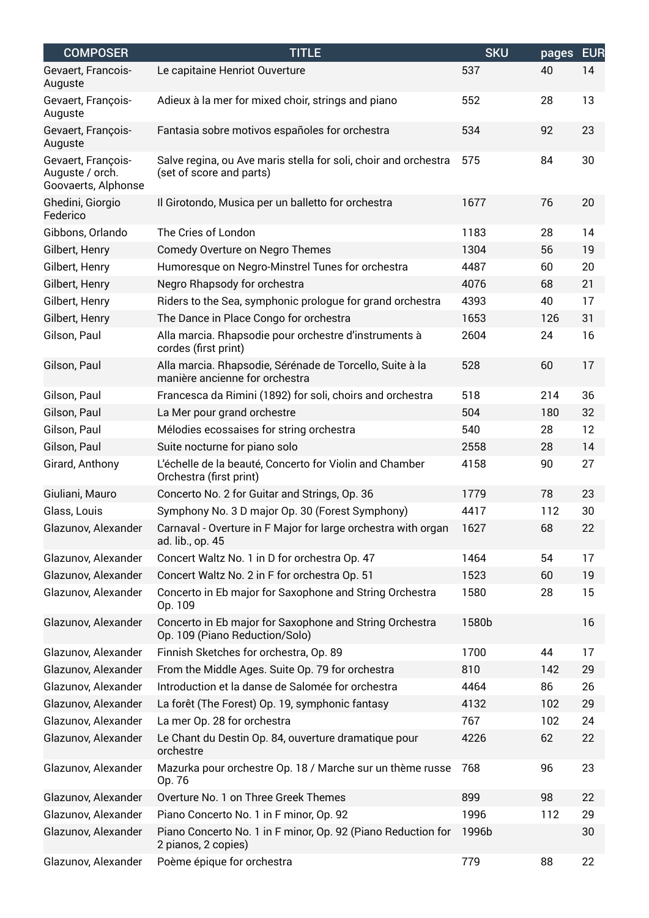| COMPOSER | TITLE | SKU | pages | EUR |
|---|---|---|---|---|
| Gevaert, Francois-Auguste | Le capitaine Henriot Ouverture | 537 | 40 | 14 |
| Gevaert, François-Auguste | Adieux à la mer for mixed choir, strings and piano | 552 | 28 | 13 |
| Gevaert, François-Auguste | Fantasia sobre motivos españoles for orchestra | 534 | 92 | 23 |
| Gevaert, François-Auguste / orch. Goovaerts, Alphonse | Salve regina, ou Ave maris stella for soli, choir and orchestra (set of score and parts) | 575 | 84 | 30 |
| Ghedini, Giorgio Federico | Il Girotondo, Musica per un balletto for orchestra | 1677 | 76 | 20 |
| Gibbons, Orlando | The Cries of London | 1183 | 28 | 14 |
| Gilbert, Henry | Comedy Overture on Negro Themes | 1304 | 56 | 19 |
| Gilbert, Henry | Humoresque on Negro-Minstrel Tunes for orchestra | 4487 | 60 | 20 |
| Gilbert, Henry | Negro Rhapsody for orchestra | 4076 | 68 | 21 |
| Gilbert, Henry | Riders to the Sea, symphonic prologue for grand orchestra | 4393 | 40 | 17 |
| Gilbert, Henry | The Dance in Place Congo for orchestra | 1653 | 126 | 31 |
| Gilson, Paul | Alla marcia. Rhapsodie pour orchestre d'instruments à cordes (first print) | 2604 | 24 | 16 |
| Gilson, Paul | Alla marcia. Rhapsodie, Sérénade de Torcello, Suite à la manière ancienne for orchestra | 528 | 60 | 17 |
| Gilson, Paul | Francesca da Rimini (1892) for soli, choirs and orchestra | 518 | 214 | 36 |
| Gilson, Paul | La Mer pour grand orchestre | 504 | 180 | 32 |
| Gilson, Paul | Mélodies ecossaises for string orchestra | 540 | 28 | 12 |
| Gilson, Paul | Suite nocturne for piano solo | 2558 | 28 | 14 |
| Girard, Anthony | L'échelle de la beauté, Concerto for Violin and Chamber Orchestra (first print) | 4158 | 90 | 27 |
| Giuliani, Mauro | Concerto No. 2 for Guitar and Strings, Op. 36 | 1779 | 78 | 23 |
| Glass, Louis | Symphony No. 3 D major Op. 30 (Forest Symphony) | 4417 | 112 | 30 |
| Glazunov, Alexander | Carnaval - Overture in F Major for large orchestra with organ ad. lib., op. 45 | 1627 | 68 | 22 |
| Glazunov, Alexander | Concert Waltz No. 1 in D for orchestra Op. 47 | 1464 | 54 | 17 |
| Glazunov, Alexander | Concert Waltz No. 2 in F for orchestra Op. 51 | 1523 | 60 | 19 |
| Glazunov, Alexander | Concerto in Eb major for Saxophone and String Orchestra Op. 109 | 1580 | 28 | 15 |
| Glazunov, Alexander | Concerto in Eb major for Saxophone and String Orchestra Op. 109 (Piano Reduction/Solo) | 1580b | | 16 |
| Glazunov, Alexander | Finnish Sketches for orchestra, Op. 89 | 1700 | 44 | 17 |
| Glazunov, Alexander | From the Middle Ages. Suite Op. 79 for orchestra | 810 | 142 | 29 |
| Glazunov, Alexander | Introduction et la danse de Salomée for orchestra | 4464 | 86 | 26 |
| Glazunov, Alexander | La forêt (The Forest) Op. 19, symphonic fantasy | 4132 | 102 | 29 |
| Glazunov, Alexander | La mer Op. 28 for orchestra | 767 | 102 | 24 |
| Glazunov, Alexander | Le Chant du Destin Op. 84, ouverture dramatique pour orchestre | 4226 | 62 | 22 |
| Glazunov, Alexander | Mazurka pour orchestre Op. 18 / Marche sur un thème russe Op. 76 | 768 | 96 | 23 |
| Glazunov, Alexander | Overture No. 1 on Three Greek Themes | 899 | 98 | 22 |
| Glazunov, Alexander | Piano Concerto No. 1 in F minor, Op. 92 | 1996 | 112 | 29 |
| Glazunov, Alexander | Piano Concerto No. 1 in F minor, Op. 92 (Piano Reduction for 2 pianos, 2 copies) | 1996b | | 30 |
| Glazunov, Alexander | Poème épique for orchestra | 779 | 88 | 22 |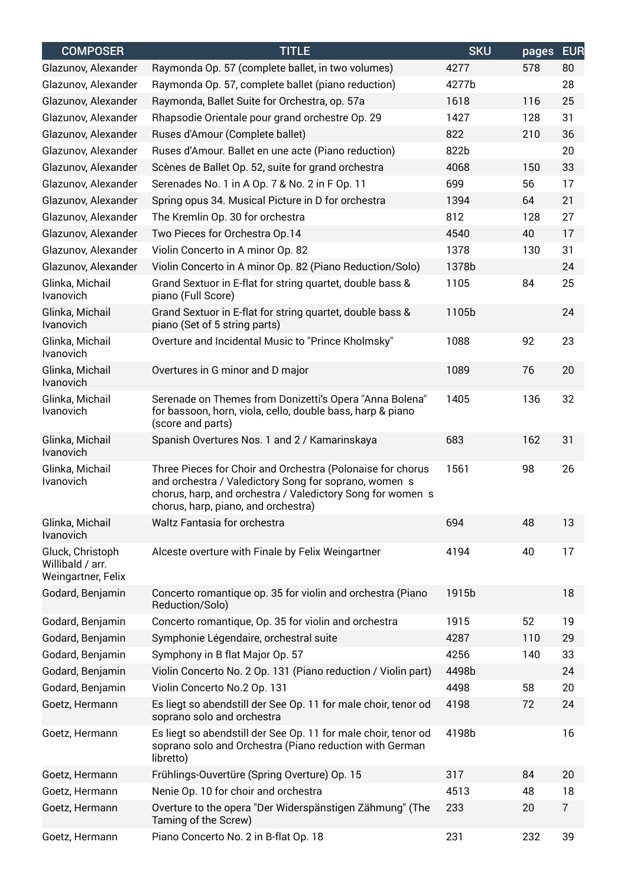| COMPOSER | TITLE | SKU | pages | EUR |
|---|---|---|---|---|
| Glazunov, Alexander | Raymonda Op. 57 (complete ballet, in two volumes) | 4277 | 578 | 80 |
| Glazunov, Alexander | Raymonda Op. 57, complete ballet (piano reduction) | 4277b | | 28 |
| Glazunov, Alexander | Raymonda, Ballet Suite for Orchestra, op. 57a | 1618 | 116 | 25 |
| Glazunov, Alexander | Rhapsodie Orientale pour grand orchestre Op. 29 | 1427 | 128 | 31 |
| Glazunov, Alexander | Ruses d'Amour (Complete ballet) | 822 | 210 | 36 |
| Glazunov, Alexander | Ruses d'Amour. Ballet en une acte (Piano reduction) | 822b | | 20 |
| Glazunov, Alexander | Scènes de Ballet Op. 52, suite for grand orchestra | 4068 | 150 | 33 |
| Glazunov, Alexander | Serenades No. 1 in A Op. 7 & No. 2 in F Op. 11 | 699 | 56 | 17 |
| Glazunov, Alexander | Spring opus 34. Musical Picture in D for orchestra | 1394 | 64 | 21 |
| Glazunov, Alexander | The Kremlin Op. 30 for orchestra | 812 | 128 | 27 |
| Glazunov, Alexander | Two Pieces for Orchestra Op.14 | 4540 | 40 | 17 |
| Glazunov, Alexander | Violin Concerto in A minor Op. 82 | 1378 | 130 | 31 |
| Glazunov, Alexander | Violin Concerto in A minor Op. 82 (Piano Reduction/Solo) | 1378b | | 24 |
| Glinka, Michail Ivanovich | Grand Sextuor in E-flat for string quartet, double bass & piano (Full Score) | 1105 | 84 | 25 |
| Glinka, Michail Ivanovich | Grand Sextuor in E-flat for string quartet, double bass & piano (Set of 5 string parts) | 1105b | | 24 |
| Glinka, Michail Ivanovich | Overture and Incidental Music to "Prince Kholmsky" | 1088 | 92 | 23 |
| Glinka, Michail Ivanovich | Overtures in G minor and D major | 1089 | 76 | 20 |
| Glinka, Michail Ivanovich | Serenade on Themes from Donizetti's Opera "Anna Bolena" for bassoon, horn, viola, cello, double bass, harp & piano (score and parts) | 1405 | 136 | 32 |
| Glinka, Michail Ivanovich | Spanish Overtures Nos. 1 and 2 / Kamarinskaya | 683 | 162 | 31 |
| Glinka, Michail Ivanovich | Three Pieces for Choir and Orchestra (Polonaise for chorus and orchestra / Valedictory Song for soprano, women s chorus, harp, and orchestra / Valedictory Song for women s chorus, harp, piano, and orchestra) | 1561 | 98 | 26 |
| Glinka, Michail Ivanovich | Waltz Fantasia for orchestra | 694 | 48 | 13 |
| Gluck, Christoph Willibald / arr. Weingartner, Felix | Alceste overture with Finale by Felix Weingartner | 4194 | 40 | 17 |
| Godard, Benjamin | Concerto romantique op. 35 for violin and orchestra (Piano Reduction/Solo) | 1915b | | 18 |
| Godard, Benjamin | Concerto romantique, Op. 35 for violin and orchestra | 1915 | 52 | 19 |
| Godard, Benjamin | Symphonie Légendaire, orchestral suite | 4287 | 110 | 29 |
| Godard, Benjamin | Symphony in B flat Major Op. 57 | 4256 | 140 | 33 |
| Godard, Benjamin | Violin Concerto No. 2 Op. 131 (Piano reduction / Violin part) | 4498b | | 24 |
| Godard, Benjamin | Violin Concerto No.2 Op. 131 | 4498 | 58 | 20 |
| Goetz, Hermann | Es liegt so abendstill der See Op. 11 for male choir, tenor od soprano solo and orchestra | 4198 | 72 | 24 |
| Goetz, Hermann | Es liegt so abendstill der See Op. 11 for male choir, tenor od soprano solo and Orchestra (Piano reduction with German libretto) | 4198b | | 16 |
| Goetz, Hermann | Frühlings-Ouvertüre (Spring Overture) Op. 15 | 317 | 84 | 20 |
| Goetz, Hermann | Nenie Op. 10 for choir and orchestra | 4513 | 48 | 18 |
| Goetz, Hermann | Overture to the opera "Der Widerspänstigen Zähmung" (The Taming of the Screw) | 233 | 20 | 7 |
| Goetz, Hermann | Piano Concerto No. 2 in B-flat Op. 18 | 231 | 232 | 39 |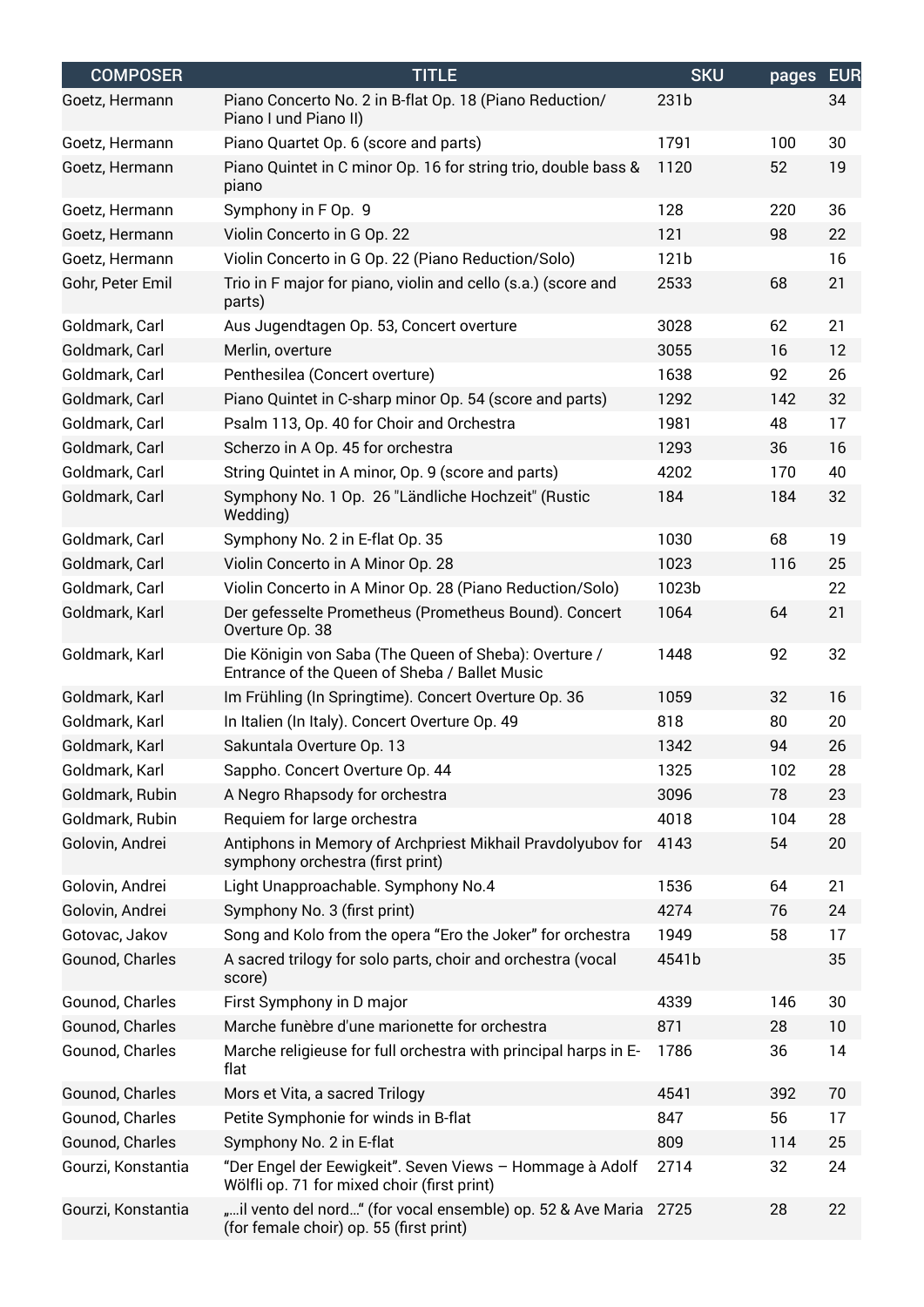| COMPOSER | TITLE | SKU | pages | EUR |
|---|---|---|---|---|
| Goetz, Hermann | Piano Concerto No. 2 in B-flat Op. 18 (Piano Reduction/ Piano I und Piano II) | 231b | | 34 |
| Goetz, Hermann | Piano Quartet Op. 6 (score and parts) | 1791 | 100 | 30 |
| Goetz, Hermann | Piano Quintet in C minor Op. 16 for string trio, double bass & piano | 1120 | 52 | 19 |
| Goetz, Hermann | Symphony in F Op.  9 | 128 | 220 | 36 |
| Goetz, Hermann | Violin Concerto in G Op. 22 | 121 | 98 | 22 |
| Goetz, Hermann | Violin Concerto in G Op. 22 (Piano Reduction/Solo) | 121b | | 16 |
| Gohr, Peter Emil | Trio in F major for piano, violin and cello (s.a.) (score and parts) | 2533 | 68 | 21 |
| Goldmark, Carl | Aus Jugendtagen Op. 53, Concert overture | 3028 | 62 | 21 |
| Goldmark, Carl | Merlin, overture | 3055 | 16 | 12 |
| Goldmark, Carl | Penthesilea (Concert overture) | 1638 | 92 | 26 |
| Goldmark, Carl | Piano Quintet in C-sharp minor Op. 54 (score and parts) | 1292 | 142 | 32 |
| Goldmark, Carl | Psalm 113, Op. 40 for Choir and Orchestra | 1981 | 48 | 17 |
| Goldmark, Carl | Scherzo in A Op. 45 for orchestra | 1293 | 36 | 16 |
| Goldmark, Carl | String Quintet in A minor, Op. 9 (score and parts) | 4202 | 170 | 40 |
| Goldmark, Carl | Symphony No. 1 Op.  26 "Ländliche Hochzeit" (Rustic Wedding) | 184 | 184 | 32 |
| Goldmark, Carl | Symphony No. 2 in E-flat Op. 35 | 1030 | 68 | 19 |
| Goldmark, Carl | Violin Concerto in A Minor Op. 28 | 1023 | 116 | 25 |
| Goldmark, Carl | Violin Concerto in A Minor Op. 28 (Piano Reduction/Solo) | 1023b | | 22 |
| Goldmark, Karl | Der gefesselte Prometheus (Prometheus Bound). Concert Overture Op. 38 | 1064 | 64 | 21 |
| Goldmark, Karl | Die Königin von Saba (The Queen of Sheba): Overture / Entrance of the Queen of Sheba / Ballet Music | 1448 | 92 | 32 |
| Goldmark, Karl | Im Frühling (In Springtime). Concert Overture Op. 36 | 1059 | 32 | 16 |
| Goldmark, Karl | In Italien (In Italy). Concert Overture Op. 49 | 818 | 80 | 20 |
| Goldmark, Karl | Sakuntala Overture Op. 13 | 1342 | 94 | 26 |
| Goldmark, Karl | Sappho. Concert Overture Op. 44 | 1325 | 102 | 28 |
| Goldmark, Rubin | A Negro Rhapsody for orchestra | 3096 | 78 | 23 |
| Goldmark, Rubin | Requiem for large orchestra | 4018 | 104 | 28 |
| Golovin, Andrei | Antiphons in Memory of Archpriest Mikhail Pravdolyubov for symphony orchestra (first print) | 4143 | 54 | 20 |
| Golovin, Andrei | Light Unapproachable. Symphony No.4 | 1536 | 64 | 21 |
| Golovin, Andrei | Symphony No. 3 (first print) | 4274 | 76 | 24 |
| Gotovac, Jakov | Song and Kolo from the opera “Ero the Joker” for orchestra | 1949 | 58 | 17 |
| Gounod, Charles | A sacred trilogy for solo parts, choir and orchestra (vocal score) | 4541b | | 35 |
| Gounod, Charles | First Symphony in D major | 4339 | 146 | 30 |
| Gounod, Charles | Marche funèbre d'une marionette for orchestra | 871 | 28 | 10 |
| Gounod, Charles | Marche religieuse for full orchestra with principal harps in E-flat | 1786 | 36 | 14 |
| Gounod, Charles | Mors et Vita, a sacred Trilogy | 4541 | 392 | 70 |
| Gounod, Charles | Petite Symphonie for winds in B-flat | 847 | 56 | 17 |
| Gounod, Charles | Symphony No. 2 in E-flat | 809 | 114 | 25 |
| Gourzi, Konstantia | “Der Engel der Eewigkeit”. Seven Views – Hommage à Adolf Wölfli op. 71 for mixed choir (first print) | 2714 | 32 | 24 |
| Gourzi, Konstantia | „…il vento del nord…“ (for vocal ensemble) op. 52 & Ave Maria (for female choir) op. 55 (first print) | 2725 | 28 | 22 |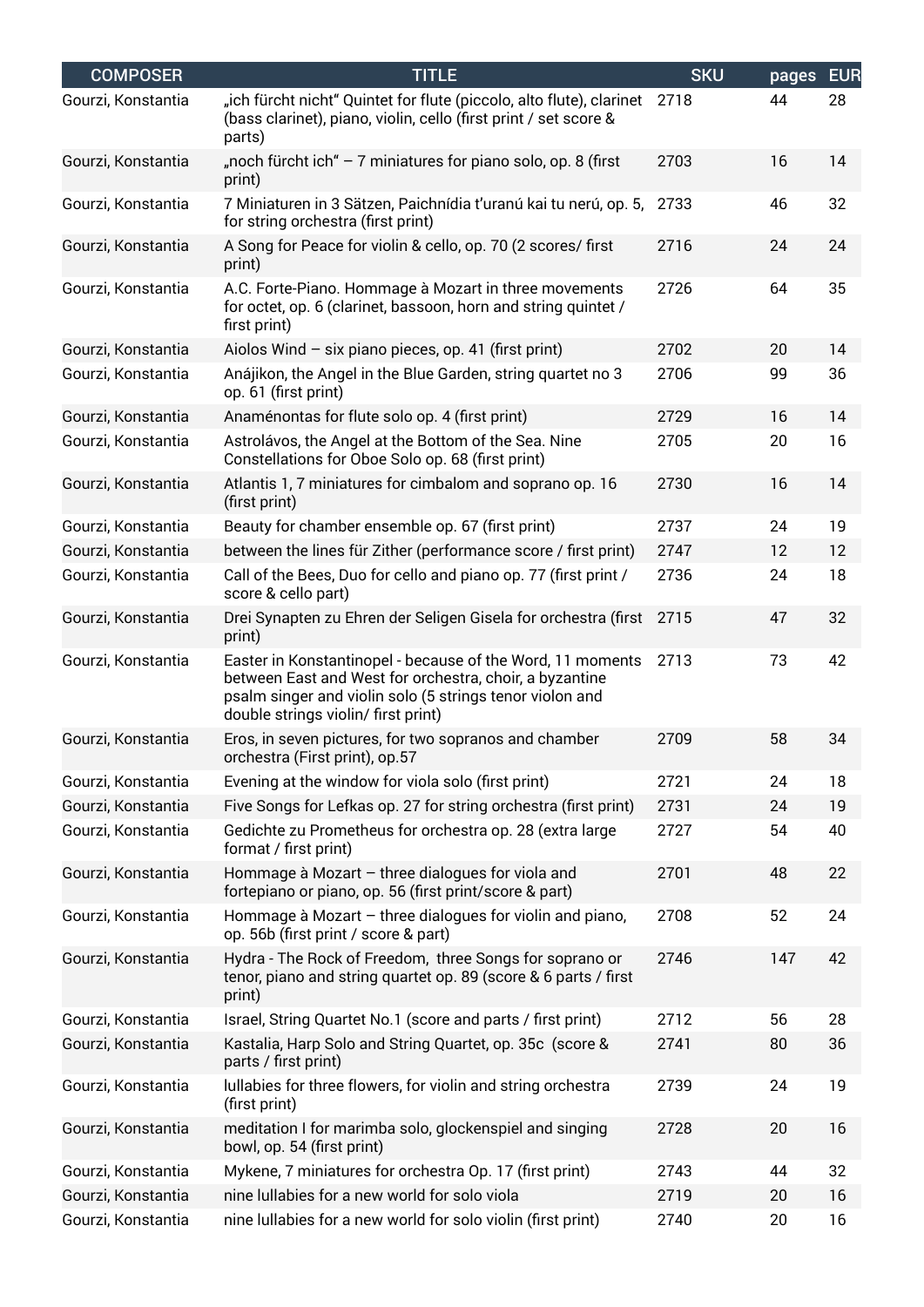| COMPOSER | TITLE | SKU | pages | EUR |
|---|---|---|---|---|
| Gourzi, Konstantia | „ich fürcht nicht“ Quintet for flute (piccolo, alto flute), clarinet (bass clarinet), piano, violin, cello (first print / set score & parts) | 2718 | 44 | 28 |
| Gourzi, Konstantia | „noch fürcht ich“ – 7 miniatures for piano solo, op. 8 (first print) | 2703 | 16 | 14 |
| Gourzi, Konstantia | 7 Miniaturen in 3 Sätzen, Paichnídia t'uranú kai tu nerú, op. 5, for string orchestra (first print) | 2733 | 46 | 32 |
| Gourzi, Konstantia | A Song for Peace for violin & cello, op. 70 (2 scores/ first print) | 2716 | 24 | 24 |
| Gourzi, Konstantia | A.C. Forte-Piano. Hommage à Mozart in three movements for octet, op. 6 (clarinet, bassoon, horn and string quintet / first print) | 2726 | 64 | 35 |
| Gourzi, Konstantia | Aiolos Wind – six piano pieces, op. 41 (first print) | 2702 | 20 | 14 |
| Gourzi, Konstantia | Anájikon, the Angel in the Blue Garden, string quartet no 3 op. 61 (first print) | 2706 | 99 | 36 |
| Gourzi, Konstantia | Anaménontas for flute solo op. 4 (first print) | 2729 | 16 | 14 |
| Gourzi, Konstantia | Astrolávos, the Angel at the Bottom of the Sea. Nine Constellations for Oboe Solo op. 68 (first print) | 2705 | 20 | 16 |
| Gourzi, Konstantia | Atlantis 1, 7 miniatures for cimbalom and soprano op. 16 (first print) | 2730 | 16 | 14 |
| Gourzi, Konstantia | Beauty for chamber ensemble op. 67 (first print) | 2737 | 24 | 19 |
| Gourzi, Konstantia | between the lines für Zither (performance score / first print) | 2747 | 12 | 12 |
| Gourzi, Konstantia | Call of the Bees, Duo for cello and piano op. 77 (first print / score & cello part) | 2736 | 24 | 18 |
| Gourzi, Konstantia | Drei Synapten zu Ehren der Seligen Gisela for orchestra (first print) | 2715 | 47 | 32 |
| Gourzi, Konstantia | Easter in Konstantinopel - because of the Word, 11 moments between East and West for orchestra, choir, a byzantine psalm singer and violin solo (5 strings tenor violon and double strings violin/ first print) | 2713 | 73 | 42 |
| Gourzi, Konstantia | Eros, in seven pictures, for two sopranos and chamber orchestra (First print), op.57 | 2709 | 58 | 34 |
| Gourzi, Konstantia | Evening at the window for viola solo (first print) | 2721 | 24 | 18 |
| Gourzi, Konstantia | Five Songs for Lefkas op. 27 for string orchestra (first print) | 2731 | 24 | 19 |
| Gourzi, Konstantia | Gedichte zu Prometheus for orchestra op. 28 (extra large format / first print) | 2727 | 54 | 40 |
| Gourzi, Konstantia | Hommage à Mozart – three dialogues for viola and fortepiano or piano, op. 56 (first print/score & part) | 2701 | 48 | 22 |
| Gourzi, Konstantia | Hommage à Mozart – three dialogues for violin and piano, op. 56b (first print / score & part) | 2708 | 52 | 24 |
| Gourzi, Konstantia | Hydra - The Rock of Freedom, three Songs for soprano or tenor, piano and string quartet op. 89 (score & 6 parts / first print) | 2746 | 147 | 42 |
| Gourzi, Konstantia | Israel, String Quartet No.1 (score and parts / first print) | 2712 | 56 | 28 |
| Gourzi, Konstantia | Kastalia, Harp Solo and String Quartet, op. 35c (score & parts / first print) | 2741 | 80 | 36 |
| Gourzi, Konstantia | lullabies for three flowers, for violin and string orchestra (first print) | 2739 | 24 | 19 |
| Gourzi, Konstantia | meditation I for marimba solo, glockenspiel and singing bowl, op. 54 (first print) | 2728 | 20 | 16 |
| Gourzi, Konstantia | Mykene, 7 miniatures for orchestra Op. 17 (first print) | 2743 | 44 | 32 |
| Gourzi, Konstantia | nine lullabies for a new world for solo viola | 2719 | 20 | 16 |
| Gourzi, Konstantia | nine lullabies for a new world for solo violin (first print) | 2740 | 20 | 16 |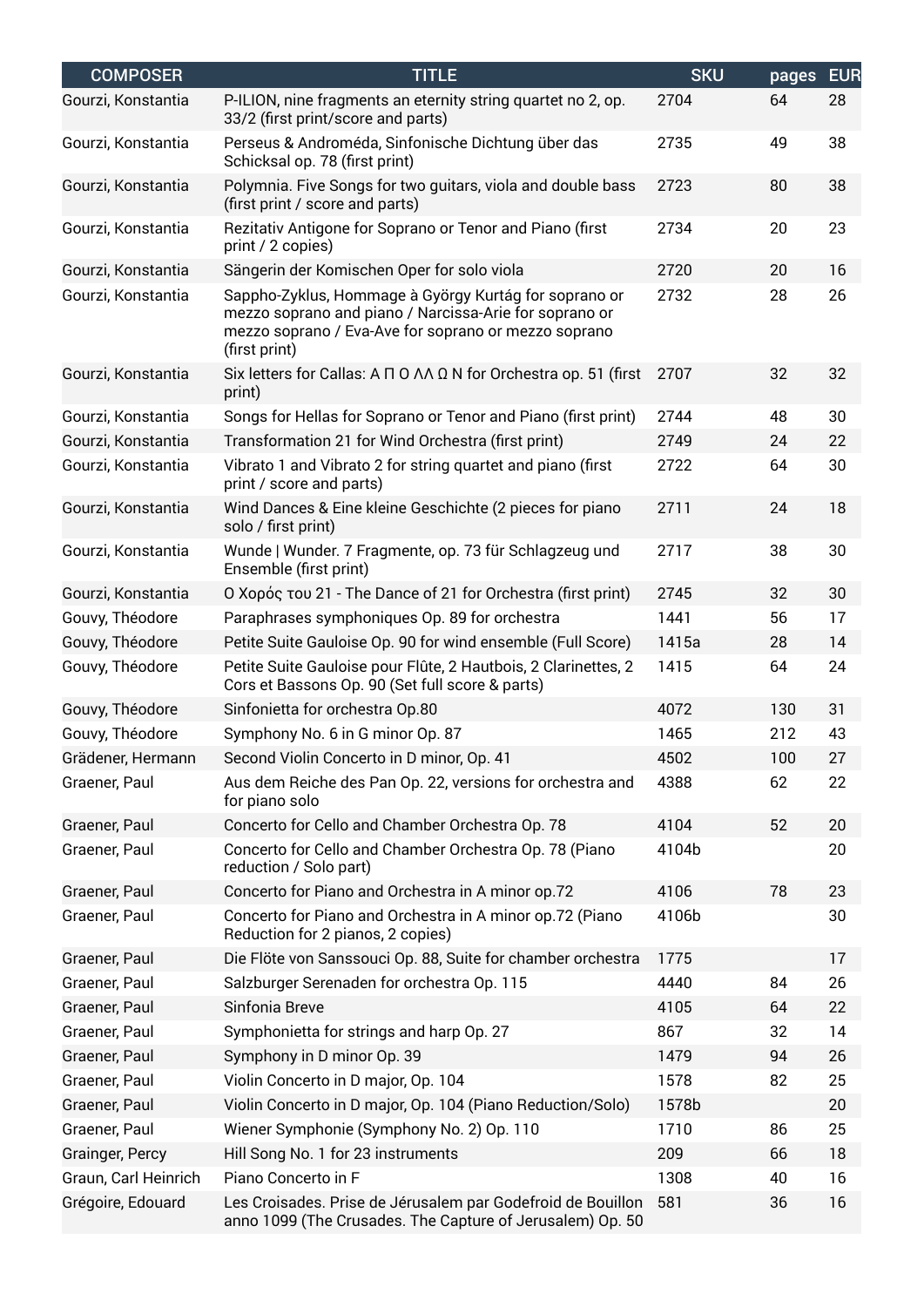| COMPOSER | TITLE | SKU | pages | EUR |
|---|---|---|---|---|
| Gourzi, Konstantia | P-ILION, nine fragments an eternity string quartet no 2, op. 33/2 (first print/score and parts) | 2704 | 64 | 28 |
| Gourzi, Konstantia | Perseus & Androméda, Sinfonische Dichtung über das Schicksal op. 78 (first print) | 2735 | 49 | 38 |
| Gourzi, Konstantia | Polymnia. Five Songs for two guitars, viola and double bass (first print / score and parts) | 2723 | 80 | 38 |
| Gourzi, Konstantia | Rezitativ Antigone for Soprano or Tenor and Piano (first print / 2 copies) | 2734 | 20 | 23 |
| Gourzi, Konstantia | Sängerin der Komischen Oper for solo viola | 2720 | 20 | 16 |
| Gourzi, Konstantia | Sappho-Zyklus, Hommage à György Kurtág for soprano or mezzo soprano and piano / Narcissa-Arie for soprano or mezzo soprano / Eva-Ave for soprano or mezzo soprano (first print) | 2732 | 28 | 26 |
| Gourzi, Konstantia | Six letters for Callas: Α Π Ο ΛΛ Ω Ν for Orchestra op. 51 (first print) | 2707 | 32 | 32 |
| Gourzi, Konstantia | Songs for Hellas for Soprano or Tenor and Piano (first print) | 2744 | 48 | 30 |
| Gourzi, Konstantia | Transformation 21 for Wind Orchestra (first print) | 2749 | 24 | 22 |
| Gourzi, Konstantia | Vibrato 1 and Vibrato 2 for string quartet and piano (first print / score and parts) | 2722 | 64 | 30 |
| Gourzi, Konstantia | Wind Dances & Eine kleine Geschichte (2 pieces for piano solo / first print) | 2711 | 24 | 18 |
| Gourzi, Konstantia | Wunde \| Wunder. 7 Fragmente, op. 73 für Schlagzeug und Ensemble (first print) | 2717 | 38 | 30 |
| Gourzi, Konstantia | Ο Χορός του 21 - The Dance of 21 for Orchestra (first print) | 2745 | 32 | 30 |
| Gouvy, Théodore | Paraphrases symphoniques Op. 89 for orchestra | 1441 | 56 | 17 |
| Gouvy, Théodore | Petite Suite Gauloise Op. 90 for wind ensemble (Full Score) | 1415a | 28 | 14 |
| Gouvy, Théodore | Petite Suite Gauloise pour Flûte, 2 Hautbois, 2 Clarinettes, 2 Cors et Bassons Op. 90 (Set full score & parts) | 1415 | 64 | 24 |
| Gouvy, Théodore | Sinfonietta for orchestra Op.80 | 4072 | 130 | 31 |
| Gouvy, Théodore | Symphony No. 6 in G minor Op. 87 | 1465 | 212 | 43 |
| Grädener, Hermann | Second Violin Concerto in D minor, Op. 41 | 4502 | 100 | 27 |
| Graener, Paul | Aus dem Reiche des Pan Op. 22, versions for orchestra and for piano solo | 4388 | 62 | 22 |
| Graener, Paul | Concerto for Cello and Chamber Orchestra Op. 78 | 4104 | 52 | 20 |
| Graener, Paul | Concerto for Cello and Chamber Orchestra Op. 78 (Piano reduction / Solo part) | 4104b | | 20 |
| Graener, Paul | Concerto for Piano and Orchestra in A minor op.72 | 4106 | 78 | 23 |
| Graener, Paul | Concerto for Piano and Orchestra in A minor op.72 (Piano Reduction for 2 pianos, 2 copies) | 4106b | | 30 |
| Graener, Paul | Die Flöte von Sanssouci Op. 88, Suite for chamber orchestra | 1775 | | 17 |
| Graener, Paul | Salzburger Serenaden for orchestra Op. 115 | 4440 | 84 | 26 |
| Graener, Paul | Sinfonia Breve | 4105 | 64 | 22 |
| Graener, Paul | Symphonietta for strings and harp Op. 27 | 867 | 32 | 14 |
| Graener, Paul | Symphony in D minor Op. 39 | 1479 | 94 | 26 |
| Graener, Paul | Violin Concerto in D major, Op. 104 | 1578 | 82 | 25 |
| Graener, Paul | Violin Concerto in D major, Op. 104 (Piano Reduction/Solo) | 1578b | | 20 |
| Graener, Paul | Wiener Symphonie (Symphony No. 2) Op. 110 | 1710 | 86 | 25 |
| Grainger, Percy | Hill Song No. 1 for 23 instruments | 209 | 66 | 18 |
| Graun, Carl Heinrich | Piano Concerto in F | 1308 | 40 | 16 |
| Grégoire, Edouard | Les Croisades. Prise de Jérusalem par Godefroid de Bouillon anno 1099 (The Crusades. The Capture of Jerusalem) Op. 50 | 581 | 36 | 16 |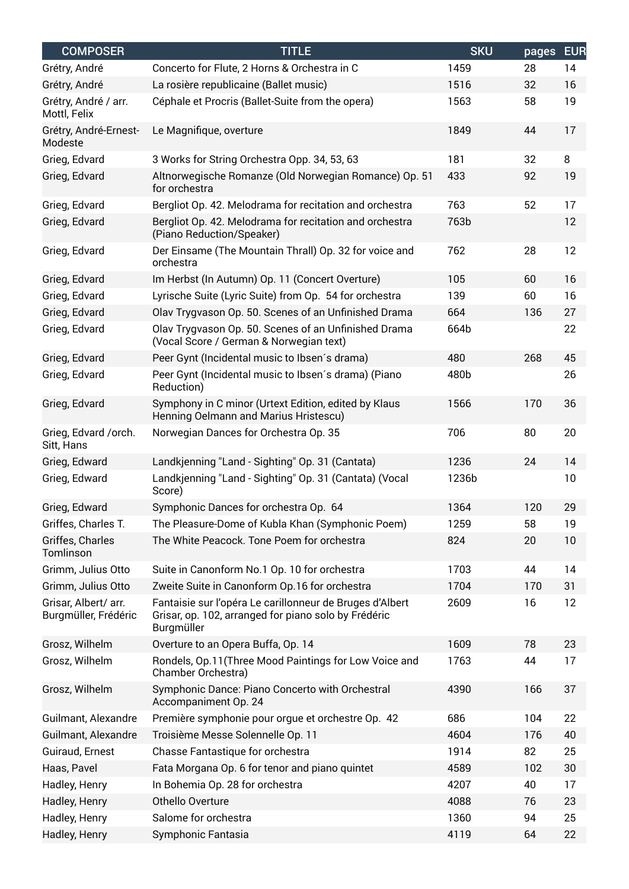| COMPOSER | TITLE | SKU | pages | EUR |
|---|---|---|---|---|
| Grétry, André | Concerto for Flute, 2 Horns & Orchestra in C | 1459 | 28 | 14 |
| Grétry, André | La rosière republicaine (Ballet music) | 1516 | 32 | 16 |
| Grétry, André / arr. Mottl, Felix | Céphale et Procris (Ballet-Suite from the opera) | 1563 | 58 | 19 |
| Grétry, André-Ernest-Modeste | Le Magnifique, overture | 1849 | 44 | 17 |
| Grieg, Edvard | 3 Works for String Orchestra Opp. 34, 53, 63 | 181 | 32 | 8 |
| Grieg, Edvard | Altnorwegische Romanze (Old Norwegian Romance) Op. 51 for orchestra | 433 | 92 | 19 |
| Grieg, Edvard | Bergliot Op. 42. Melodrama for recitation and orchestra | 763 | 52 | 17 |
| Grieg, Edvard | Bergliot Op. 42. Melodrama for recitation and orchestra (Piano Reduction/Speaker) | 763b | | 12 |
| Grieg, Edvard | Der Einsame (The Mountain Thrall) Op. 32 for voice and orchestra | 762 | 28 | 12 |
| Grieg, Edvard | Im Herbst (In Autumn) Op. 11 (Concert Overture) | 105 | 60 | 16 |
| Grieg, Edvard | Lyrische Suite (Lyric Suite) from Op. 54 for orchestra | 139 | 60 | 16 |
| Grieg, Edvard | Olav Trygvason Op. 50. Scenes of an Unfinished Drama | 664 | 136 | 27 |
| Grieg, Edvard | Olav Trygvason Op. 50. Scenes of an Unfinished Drama (Vocal Score / German & Norwegian text) | 664b | | 22 |
| Grieg, Edvard | Peer Gynt (Incidental music to Ibsen´s drama) | 480 | 268 | 45 |
| Grieg, Edvard | Peer Gynt (Incidental music to Ibsen´s drama) (Piano Reduction) | 480b | | 26 |
| Grieg, Edvard | Symphony in C minor (Urtext Edition, edited by Klaus Henning Oelmann and Marius Hristescu) | 1566 | 170 | 36 |
| Grieg, Edvard /orch. Sitt, Hans | Norwegian Dances for Orchestra Op. 35 | 706 | 80 | 20 |
| Grieg, Edward | Landkjenning "Land - Sighting" Op. 31 (Cantata) | 1236 | 24 | 14 |
| Grieg, Edward | Landkjenning "Land - Sighting" Op. 31 (Cantata) (Vocal Score) | 1236b | | 10 |
| Grieg, Edward | Symphonic Dances for orchestra Op. 64 | 1364 | 120 | 29 |
| Griffes, Charles T. | The Pleasure-Dome of Kubla Khan (Symphonic Poem) | 1259 | 58 | 19 |
| Griffes, Charles Tomlinson | The White Peacock. Tone Poem for orchestra | 824 | 20 | 10 |
| Grimm, Julius Otto | Suite in Canonform No.1 Op. 10 for orchestra | 1703 | 44 | 14 |
| Grimm, Julius Otto | Zweite Suite in Canonform Op.16 for orchestra | 1704 | 170 | 31 |
| Grisar, Albert/ arr. Burgmüller, Frédéric | Fantaisie sur l'opéra Le carillonneur de Bruges d'Albert Grisar, op. 102, arranged for piano solo by Frédéric Burgmüller | 2609 | 16 | 12 |
| Grosz, Wilhelm | Overture to an Opera Buffa, Op. 14 | 1609 | 78 | 23 |
| Grosz, Wilhelm | Rondels, Op.11(Three Mood Paintings for Low Voice and Chamber Orchestra) | 1763 | 44 | 17 |
| Grosz, Wilhelm | Symphonic Dance: Piano Concerto with Orchestral Accompaniment Op. 24 | 4390 | 166 | 37 |
| Guilmant, Alexandre | Première symphonie pour orgue et orchestre Op. 42 | 686 | 104 | 22 |
| Guilmant, Alexandre | Troisième Messe Solennelle Op. 11 | 4604 | 176 | 40 |
| Guiraud, Ernest | Chasse Fantastique for orchestra | 1914 | 82 | 25 |
| Haas, Pavel | Fata Morgana Op. 6 for tenor and piano quintet | 4589 | 102 | 30 |
| Hadley, Henry | In Bohemia Op. 28 for orchestra | 4207 | 40 | 17 |
| Hadley, Henry | Othello Overture | 4088 | 76 | 23 |
| Hadley, Henry | Salome for orchestra | 1360 | 94 | 25 |
| Hadley, Henry | Symphonic Fantasia | 4119 | 64 | 22 |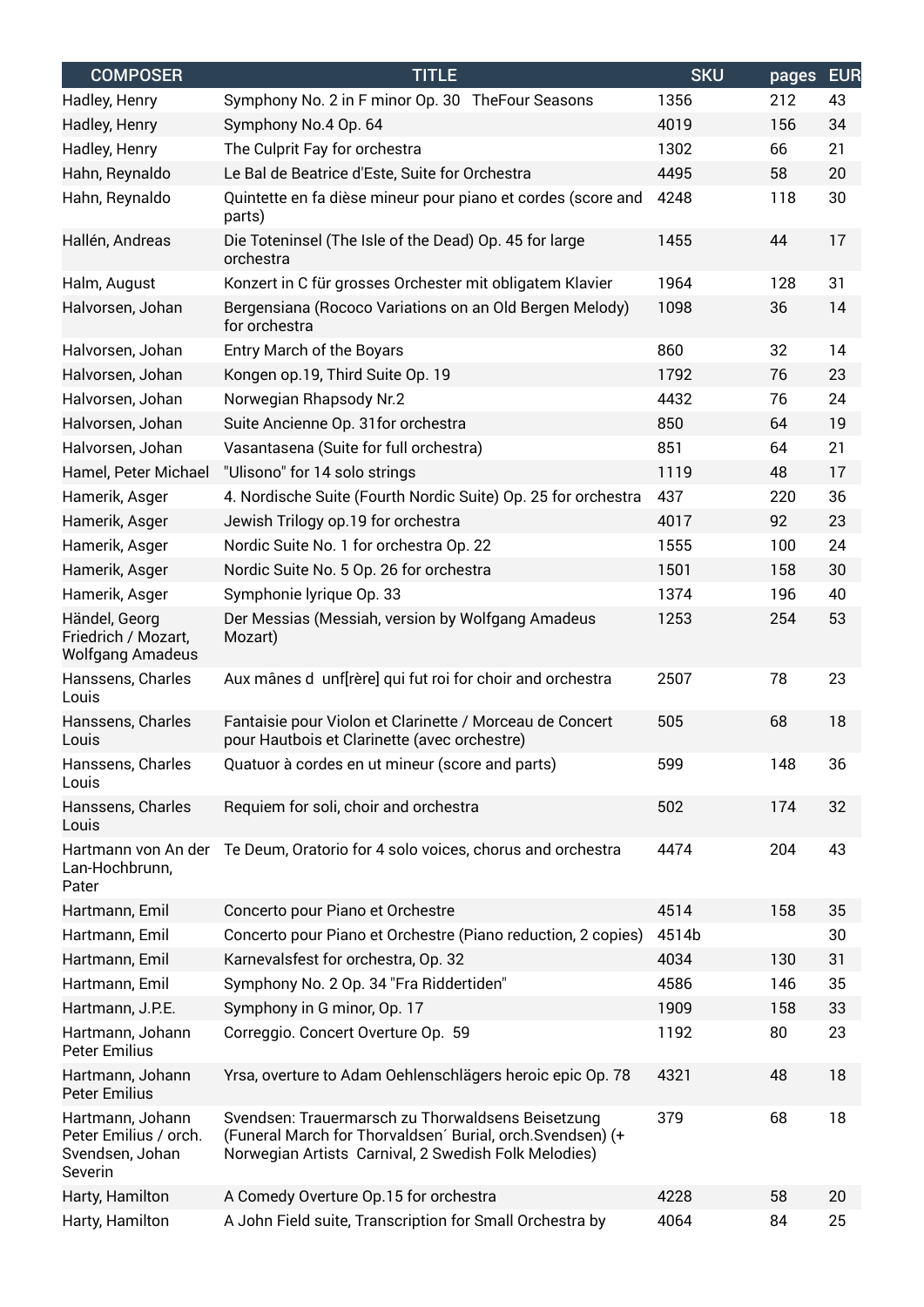| COMPOSER | TITLE | SKU | pages | EUR |
|---|---|---|---|---|
| Hadley, Henry | Symphony No. 2 in F minor Op. 30 TheFour Seasons | 1356 | 212 | 43 |
| Hadley, Henry | Symphony No.4 Op. 64 | 4019 | 156 | 34 |
| Hadley, Henry | The Culprit Fay for orchestra | 1302 | 66 | 21 |
| Hahn, Reynaldo | Le Bal de Beatrice d'Este, Suite for Orchestra | 4495 | 58 | 20 |
| Hahn, Reynaldo | Quintette en fa dièse mineur pour piano et cordes (score and parts) | 4248 | 118 | 30 |
| Hallén, Andreas | Die Toteninsel (The Isle of the Dead) Op. 45 for large orchestra | 1455 | 44 | 17 |
| Halm, August | Konzert in C für grosses Orchester mit obligatem Klavier | 1964 | 128 | 31 |
| Halvorsen, Johan | Bergensiana (Rococo Variations on an Old Bergen Melody) for orchestra | 1098 | 36 | 14 |
| Halvorsen, Johan | Entry March of the Boyars | 860 | 32 | 14 |
| Halvorsen, Johan | Kongen op.19, Third Suite Op. 19 | 1792 | 76 | 23 |
| Halvorsen, Johan | Norwegian Rhapsody Nr.2 | 4432 | 76 | 24 |
| Halvorsen, Johan | Suite Ancienne Op. 31for orchestra | 850 | 64 | 19 |
| Halvorsen, Johan | Vasantasena (Suite for full orchestra) | 851 | 64 | 21 |
| Hamel, Peter Michael | "Ulisono" for 14 solo strings | 1119 | 48 | 17 |
| Hamerik, Asger | 4. Nordische Suite (Fourth Nordic Suite) Op. 25 for orchestra | 437 | 220 | 36 |
| Hamerik, Asger | Jewish Trilogy op.19 for orchestra | 4017 | 92 | 23 |
| Hamerik, Asger | Nordic Suite No. 1 for orchestra Op. 22 | 1555 | 100 | 24 |
| Hamerik, Asger | Nordic Suite No. 5 Op. 26 for orchestra | 1501 | 158 | 30 |
| Hamerik, Asger | Symphonie lyrique Op. 33 | 1374 | 196 | 40 |
| Händel, Georg Friedrich / Mozart, Wolfgang Amadeus | Der Messias (Messiah, version by Wolfgang Amadeus Mozart) | 1253 | 254 | 53 |
| Hanssens, Charles Louis | Aux mânes d unf[rère] qui fut roi for choir and orchestra | 2507 | 78 | 23 |
| Hanssens, Charles Louis | Fantaisie pour Violon et Clarinette / Morceau de Concert pour Hautbois et Clarinette (avec orchestre) | 505 | 68 | 18 |
| Hanssens, Charles Louis | Quatuor à cordes en ut mineur (score and parts) | 599 | 148 | 36 |
| Hanssens, Charles Louis | Requiem for soli, choir and orchestra | 502 | 174 | 32 |
| Hartmann von An der Lan-Hochbrunn, Pater | Te Deum, Oratorio for 4 solo voices, chorus and orchestra | 4474 | 204 | 43 |
| Hartmann, Emil | Concerto pour Piano et Orchestre | 4514 | 158 | 35 |
| Hartmann, Emil | Concerto pour Piano et Orchestre (Piano reduction, 2 copies) | 4514b | | 30 |
| Hartmann, Emil | Karnevalsfest for orchestra, Op. 32 | 4034 | 130 | 31 |
| Hartmann, Emil | Symphony No. 2 Op. 34 "Fra Riddertiden" | 4586 | 146 | 35 |
| Hartmann, J.P.E. | Symphony in G minor, Op. 17 | 1909 | 158 | 33 |
| Hartmann, Johann Peter Emilius | Correggio. Concert Overture Op. 59 | 1192 | 80 | 23 |
| Hartmann, Johann Peter Emilius | Yrsa, overture to Adam Oehlenschlägers heroic epic Op. 78 | 4321 | 48 | 18 |
| Hartmann, Johann Peter Emilius / orch. Svendsen, Johan Severin | Svendsen: Trauermarsch zu Thorwaldsens Beisetzung (Funeral March for Thorvaldsen´ Burial, orch.Svendsen) (+ Norwegian Artists Carnival, 2 Swedish Folk Melodies) | 379 | 68 | 18 |
| Harty, Hamilton | A Comedy Overture Op.15 for orchestra | 4228 | 58 | 20 |
| Harty, Hamilton | A John Field suite, Transcription for Small Orchestra by | 4064 | 84 | 25 |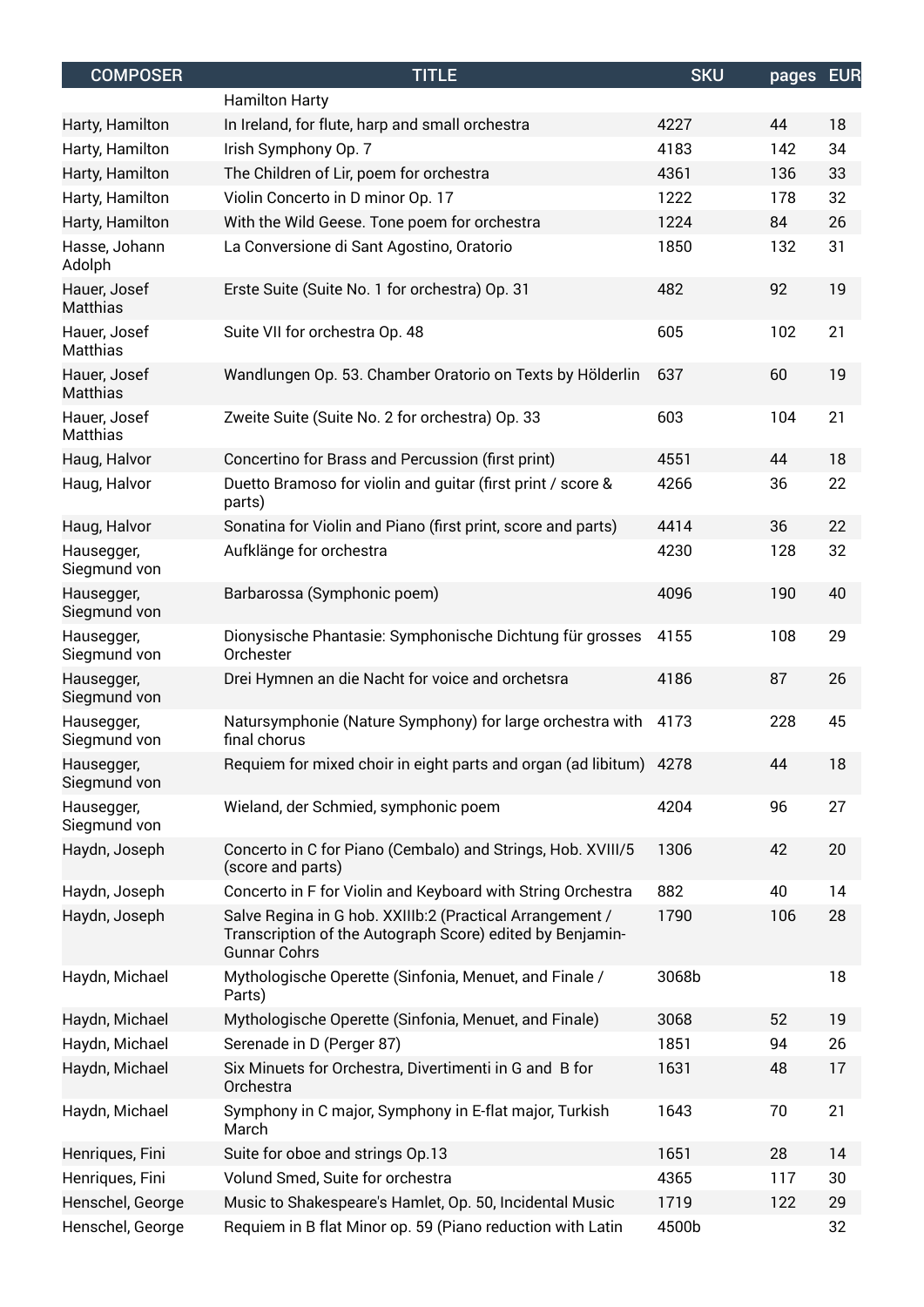| COMPOSER | TITLE | SKU | pages | EUR |
|---|---|---|---|---|
| | Hamilton Harty | | | |
| Harty, Hamilton | In Ireland, for flute, harp and small orchestra | 4227 | 44 | 18 |
| Harty, Hamilton | Irish Symphony Op. 7 | 4183 | 142 | 34 |
| Harty, Hamilton | The Children of Lir, poem for orchestra | 4361 | 136 | 33 |
| Harty, Hamilton | Violin Concerto in D minor Op. 17 | 1222 | 178 | 32 |
| Harty, Hamilton | With the Wild Geese. Tone poem for orchestra | 1224 | 84 | 26 |
| Hasse, Johann Adolph | La Conversione di Sant Agostino, Oratorio | 1850 | 132 | 31 |
| Hauer, Josef Matthias | Erste Suite (Suite No. 1 for orchestra) Op. 31 | 482 | 92 | 19 |
| Hauer, Josef Matthias | Suite VII for orchestra Op. 48 | 605 | 102 | 21 |
| Hauer, Josef Matthias | Wandlungen Op. 53. Chamber Oratorio on Texts by Hölderlin | 637 | 60 | 19 |
| Hauer, Josef Matthias | Zweite Suite (Suite No. 2 for orchestra) Op. 33 | 603 | 104 | 21 |
| Haug, Halvor | Concertino for Brass and Percussion (first print) | 4551 | 44 | 18 |
| Haug, Halvor | Duetto Bramoso for violin and guitar (first print / score & parts) | 4266 | 36 | 22 |
| Haug, Halvor | Sonatina for Violin and Piano (first print, score and parts) | 4414 | 36 | 22 |
| Hausegger, Siegmund von | Aufklänge for orchestra | 4230 | 128 | 32 |
| Hausegger, Siegmund von | Barbarossa (Symphonic poem) | 4096 | 190 | 40 |
| Hausegger, Siegmund von | Dionysische Phantasie: Symphonische Dichtung für grosses Orchester | 4155 | 108 | 29 |
| Hausegger, Siegmund von | Drei Hymnen an die Nacht for voice and orchetsra | 4186 | 87 | 26 |
| Hausegger, Siegmund von | Natursymphonie (Nature Symphony) for large orchestra with final chorus | 4173 | 228 | 45 |
| Hausegger, Siegmund von | Requiem for mixed choir in eight parts and organ (ad libitum) | 4278 | 44 | 18 |
| Hausegger, Siegmund von | Wieland, der Schmied, symphonic poem | 4204 | 96 | 27 |
| Haydn, Joseph | Concerto in C for Piano (Cembalo) and Strings, Hob. XVIII/5 (score and parts) | 1306 | 42 | 20 |
| Haydn, Joseph | Concerto in F for Violin and Keyboard with String Orchestra | 882 | 40 | 14 |
| Haydn, Joseph | Salve Regina in G hob. XXIIIb:2 (Practical Arrangement / Transcription of the Autograph Score) edited by Benjamin-Gunnar Cohrs | 1790 | 106 | 28 |
| Haydn, Michael | Mythologische Operette (Sinfonia, Menuet, and Finale / Parts) | 3068b | | 18 |
| Haydn, Michael | Mythologische Operette (Sinfonia, Menuet, and Finale) | 3068 | 52 | 19 |
| Haydn, Michael | Serenade in D (Perger 87) | 1851 | 94 | 26 |
| Haydn, Michael | Six Minuets for Orchestra, Divertimenti in G and B for Orchestra | 1631 | 48 | 17 |
| Haydn, Michael | Symphony in C major, Symphony in E-flat major, Turkish March | 1643 | 70 | 21 |
| Henriques, Fini | Suite for oboe and strings Op.13 | 1651 | 28 | 14 |
| Henriques, Fini | Volund Smed, Suite for orchestra | 4365 | 117 | 30 |
| Henschel, George | Music to Shakespeare's Hamlet, Op. 50, Incidental Music | 1719 | 122 | 29 |
| Henschel, George | Requiem in B flat Minor op. 59 (Piano reduction with Latin | 4500b | | 32 |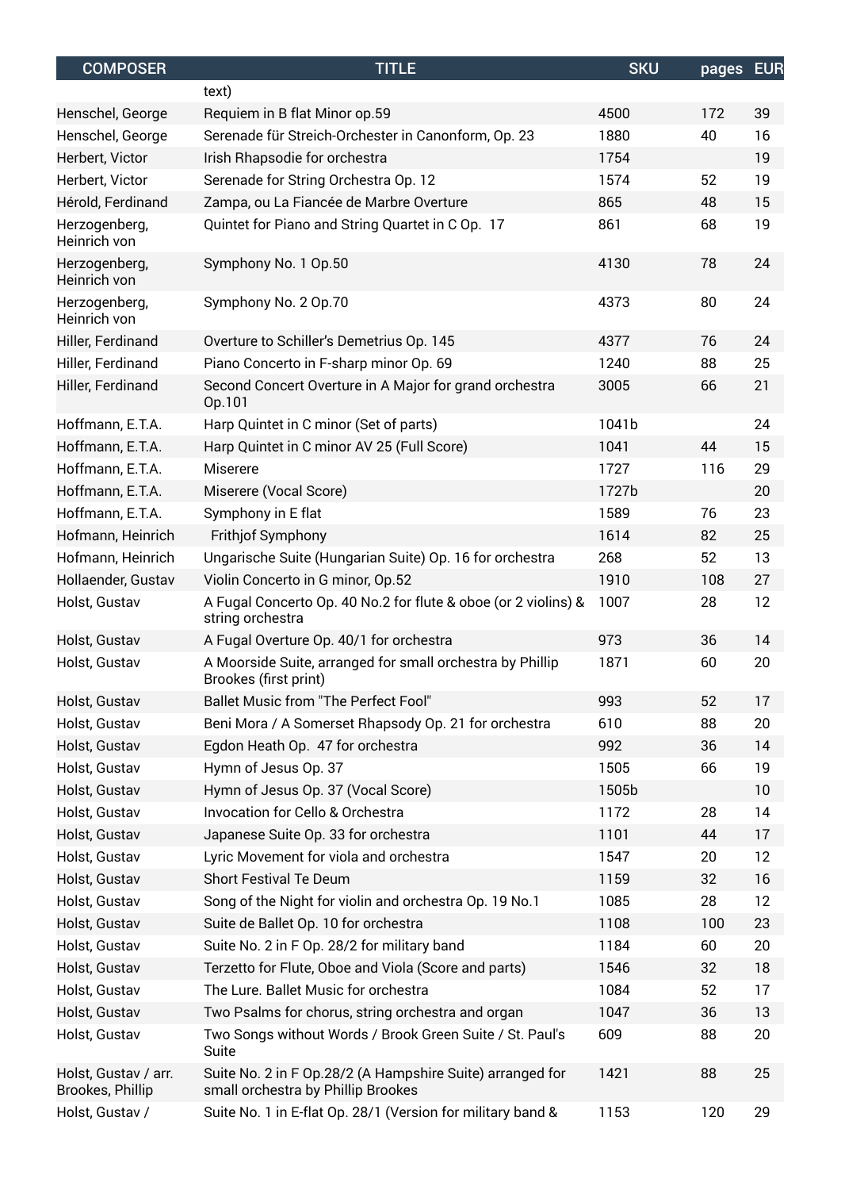| COMPOSER | TITLE | SKU | pages | EUR |
|---|---|---|---|---|
| | text) | | | |
| Henschel, George | Requiem in B flat Minor op.59 | 4500 | 172 | 39 |
| Henschel, George | Serenade für Streich-Orchester in Canonform, Op. 23 | 1880 | 40 | 16 |
| Herbert, Victor | Irish Rhapsodie for orchestra | 1754 | | 19 |
| Herbert, Victor | Serenade for String Orchestra Op. 12 | 1574 | 52 | 19 |
| Hérold, Ferdinand | Zampa, ou La Fiancée de Marbre Overture | 865 | 48 | 15 |
| Herzogenberg, Heinrich von | Quintet for Piano and String Quartet in C Op. 17 | 861 | 68 | 19 |
| Herzogenberg, Heinrich von | Symphony No. 1 Op.50 | 4130 | 78 | 24 |
| Herzogenberg, Heinrich von | Symphony No. 2 Op.70 | 4373 | 80 | 24 |
| Hiller, Ferdinand | Overture to Schiller's Demetrius Op. 145 | 4377 | 76 | 24 |
| Hiller, Ferdinand | Piano Concerto in F-sharp minor Op. 69 | 1240 | 88 | 25 |
| Hiller, Ferdinand | Second Concert Overture in A Major for grand orchestra Op.101 | 3005 | 66 | 21 |
| Hoffmann, E.T.A. | Harp Quintet in C minor (Set of parts) | 1041b | | 24 |
| Hoffmann, E.T.A. | Harp Quintet in C minor AV 25 (Full Score) | 1041 | 44 | 15 |
| Hoffmann, E.T.A. | Miserere | 1727 | 116 | 29 |
| Hoffmann, E.T.A. | Miserere (Vocal Score) | 1727b | | 20 |
| Hoffmann, E.T.A. | Symphony in E flat | 1589 | 76 | 23 |
| Hofmann, Heinrich | Frithjof Symphony | 1614 | 82 | 25 |
| Hofmann, Heinrich | Ungarische Suite (Hungarian Suite) Op. 16 for orchestra | 268 | 52 | 13 |
| Hollaender, Gustav | Violin Concerto in G minor, Op.52 | 1910 | 108 | 27 |
| Holst, Gustav | A Fugal Concerto Op. 40 No.2 for flute & oboe (or 2 violins) & string orchestra | 1007 | 28 | 12 |
| Holst, Gustav | A Fugal Overture Op. 40/1 for orchestra | 973 | 36 | 14 |
| Holst, Gustav | A Moorside Suite, arranged for small orchestra by Phillip Brookes (first print) | 1871 | 60 | 20 |
| Holst, Gustav | Ballet Music from "The Perfect Fool" | 993 | 52 | 17 |
| Holst, Gustav | Beni Mora / A Somerset Rhapsody Op. 21 for orchestra | 610 | 88 | 20 |
| Holst, Gustav | Egdon Heath Op. 47 for orchestra | 992 | 36 | 14 |
| Holst, Gustav | Hymn of Jesus Op. 37 | 1505 | 66 | 19 |
| Holst, Gustav | Hymn of Jesus Op. 37 (Vocal Score) | 1505b | | 10 |
| Holst, Gustav | Invocation for Cello & Orchestra | 1172 | 28 | 14 |
| Holst, Gustav | Japanese Suite Op. 33 for orchestra | 1101 | 44 | 17 |
| Holst, Gustav | Lyric Movement for viola and orchestra | 1547 | 20 | 12 |
| Holst, Gustav | Short Festival Te Deum | 1159 | 32 | 16 |
| Holst, Gustav | Song of the Night for violin and orchestra Op. 19 No.1 | 1085 | 28 | 12 |
| Holst, Gustav | Suite de Ballet Op. 10 for orchestra | 1108 | 100 | 23 |
| Holst, Gustav | Suite No. 2 in F Op. 28/2 for military band | 1184 | 60 | 20 |
| Holst, Gustav | Terzetto for Flute, Oboe and Viola (Score and parts) | 1546 | 32 | 18 |
| Holst, Gustav | The Lure. Ballet Music for orchestra | 1084 | 52 | 17 |
| Holst, Gustav | Two Psalms for chorus, string orchestra and organ | 1047 | 36 | 13 |
| Holst, Gustav | Two Songs without Words / Brook Green Suite / St. Paul's Suite | 609 | 88 | 20 |
| Holst, Gustav / arr. Brookes, Phillip | Suite No. 2 in F Op.28/2 (A Hampshire Suite) arranged for small orchestra by Phillip Brookes | 1421 | 88 | 25 |
| Holst, Gustav / | Suite No. 1 in E-flat Op. 28/1 (Version for military band & | 1153 | 120 | 29 |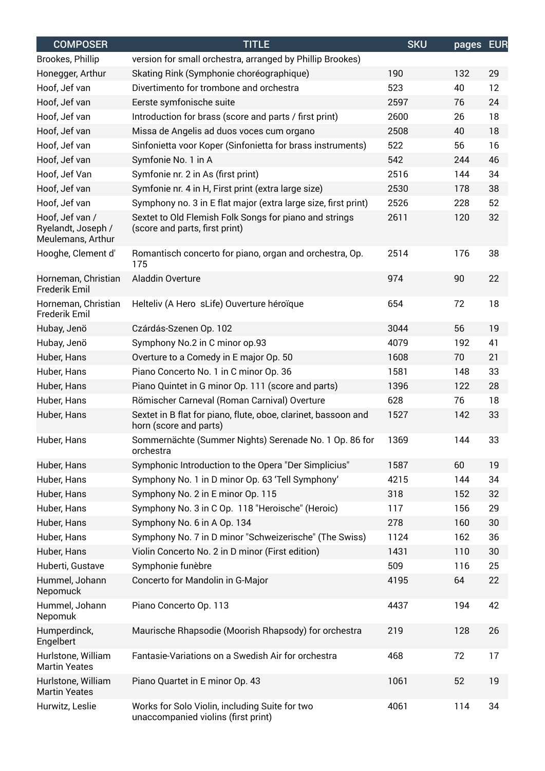| COMPOSER | TITLE | SKU | pages | EUR |
|---|---|---|---|---|
| Brookes, Phillip | version for small orchestra, arranged by Phillip Brookes) | | | |
| Honegger, Arthur | Skating Rink (Symphonie choréographique) | 190 | 132 | 29 |
| Hoof, Jef van | Divertimento for trombone and orchestra | 523 | 40 | 12 |
| Hoof, Jef van | Eerste symfonische suite | 2597 | 76 | 24 |
| Hoof, Jef van | Introduction for brass (score and parts / first print) | 2600 | 26 | 18 |
| Hoof, Jef van | Missa de Angelis ad duos voces cum organo | 2508 | 40 | 18 |
| Hoof, Jef van | Sinfonietta voor Koper (Sinfonietta for brass instruments) | 522 | 56 | 16 |
| Hoof, Jef van | Symfonie No. 1 in A | 542 | 244 | 46 |
| Hoof, Jef Van | Symfonie nr. 2 in As (first print) | 2516 | 144 | 34 |
| Hoof, Jef van | Symfonie nr. 4 in H, First print (extra large size) | 2530 | 178 | 38 |
| Hoof, Jef van | Symphony no. 3 in E flat major (extra large size, first print) | 2526 | 228 | 52 |
| Hoof, Jef van / Ryelandt, Joseph / Meulemans, Arthur | Sextet to Old Flemish Folk Songs for piano and strings (score and parts, first print) | 2611 | 120 | 32 |
| Hooghe, Clement d' | Romantisch concerto for piano, organ and orchestra, Op. 175 | 2514 | 176 | 38 |
| Horneman, Christian Frederik Emil | Aladdin Overture | 974 | 90 | 22 |
| Horneman, Christian Frederik Emil | Helteliv (A Hero sLife) Ouverture héroïque | 654 | 72 | 18 |
| Hubay, Jenö | Czárdás-Szenen Op. 102 | 3044 | 56 | 19 |
| Hubay, Jenö | Symphony No.2 in C minor op.93 | 4079 | 192 | 41 |
| Huber, Hans | Overture to a Comedy in E major Op. 50 | 1608 | 70 | 21 |
| Huber, Hans | Piano Concerto No. 1 in C minor Op. 36 | 1581 | 148 | 33 |
| Huber, Hans | Piano Quintet in G minor Op. 111 (score and parts) | 1396 | 122 | 28 |
| Huber, Hans | Römischer Carneval (Roman Carnival) Overture | 628 | 76 | 18 |
| Huber, Hans | Sextet in B flat for piano, flute, oboe, clarinet, bassoon and horn (score and parts) | 1527 | 142 | 33 |
| Huber, Hans | Sommernächte (Summer Nights) Serenade No. 1 Op. 86 for orchestra | 1369 | 144 | 33 |
| Huber, Hans | Symphonic Introduction to the Opera "Der Simplicius" | 1587 | 60 | 19 |
| Huber, Hans | Symphony No. 1 in D minor Op. 63 ‘Tell Symphony’ | 4215 | 144 | 34 |
| Huber, Hans | Symphony No. 2 in E minor Op. 115 | 318 | 152 | 32 |
| Huber, Hans | Symphony No. 3 in C Op. 118 "Heroische" (Heroic) | 117 | 156 | 29 |
| Huber, Hans | Symphony No. 6 in A Op. 134 | 278 | 160 | 30 |
| Huber, Hans | Symphony No. 7 in D minor "Schweizerische" (The Swiss) | 1124 | 162 | 36 |
| Huber, Hans | Violin Concerto No. 2 in D minor (First edition) | 1431 | 110 | 30 |
| Huberti, Gustave | Symphonie funèbre | 509 | 116 | 25 |
| Hummel, Johann Nepomuck | Concerto for Mandolin in G-Major | 4195 | 64 | 22 |
| Hummel, Johann Nepomuk | Piano Concerto Op. 113 | 4437 | 194 | 42 |
| Humperdinck, Engelbert | Maurische Rhapsodie (Moorish Rhapsody) for orchestra | 219 | 128 | 26 |
| Hurlstone, William Martin Yeates | Fantasie-Variations on a Swedish Air for orchestra | 468 | 72 | 17 |
| Hurlstone, William Martin Yeates | Piano Quartet in E minor Op. 43 | 1061 | 52 | 19 |
| Hurwitz, Leslie | Works for Solo Violin, including Suite for two unaccompanied violins (first print) | 4061 | 114 | 34 |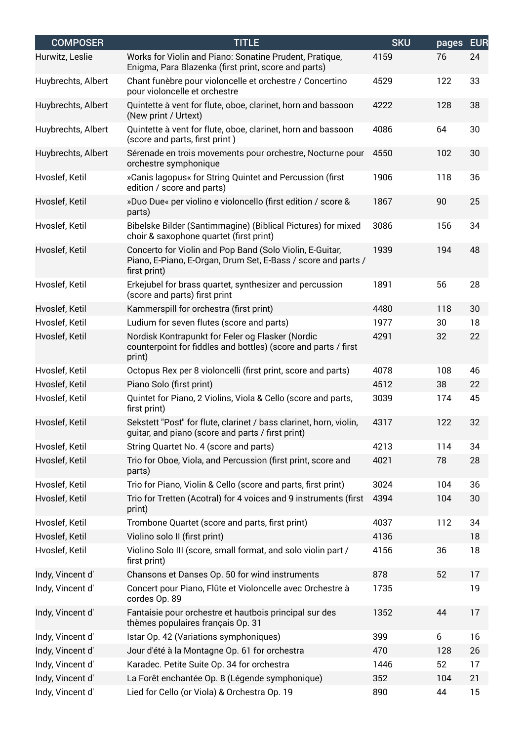| COMPOSER | TITLE | SKU | pages | EUR |
| --- | --- | --- | --- | --- |
| Hurwitz, Leslie | Works for Violin and Piano: Sonatine Prudent, Pratique, Enigma, Para Blazenka (first print, score and parts) | 4159 | 76 | 24 |
| Huybrechts, Albert | Chant funèbre pour violoncelle et orchestre / Concertino pour violoncelle et orchestre | 4529 | 122 | 33 |
| Huybrechts, Albert | Quintette à vent for flute, oboe, clarinet, horn and bassoon (New print / Urtext) | 4222 | 128 | 38 |
| Huybrechts, Albert | Quintette à vent for flute, oboe, clarinet, horn and bassoon (score and parts, first print ) | 4086 | 64 | 30 |
| Huybrechts, Albert | Sérenade en trois movements pour orchestre, Nocturne pour orchestre symphonique | 4550 | 102 | 30 |
| Hvoslef, Ketil | »Canis lagopus« for String Quintet and Percussion (first edition / score and parts) | 1906 | 118 | 36 |
| Hvoslef, Ketil | »Duo Due« per violino e violoncello (first edition / score & parts) | 1867 | 90 | 25 |
| Hvoslef, Ketil | Bibelske Bilder (Santimmagine) (Biblical Pictures) for mixed choir & saxophone quartet (first print) | 3086 | 156 | 34 |
| Hvoslef, Ketil | Concerto for Violin and Pop Band (Solo Violin, E-Guitar, Piano, E-Piano, E-Organ, Drum Set, E-Bass / score and parts / first print) | 1939 | 194 | 48 |
| Hvoslef, Ketil | Erkejubel for brass quartet, synthesizer and percussion (score and parts) first print | 1891 | 56 | 28 |
| Hvoslef, Ketil | Kammerspill for orchestra (first print) | 4480 | 118 | 30 |
| Hvoslef, Ketil | Ludium for seven flutes (score and parts) | 1977 | 30 | 18 |
| Hvoslef, Ketil | Nordisk Kontrapunkt for Feler og Flasker (Nordic counterpoint for fiddles and bottles) (score and parts / first print) | 4291 | 32 | 22 |
| Hvoslef, Ketil | Octopus Rex per 8 violoncelli (first print, score and parts) | 4078 | 108 | 46 |
| Hvoslef, Ketil | Piano Solo (first print) | 4512 | 38 | 22 |
| Hvoslef, Ketil | Quintet for Piano, 2 Violins, Viola & Cello (score and parts, first print) | 3039 | 174 | 45 |
| Hvoslef, Ketil | Sekstett "Post" for flute, clarinet / bass clarinet, horn, violin, guitar, and piano (score and parts / first print) | 4317 | 122 | 32 |
| Hvoslef, Ketil | String Quartet No. 4 (score and parts) | 4213 | 114 | 34 |
| Hvoslef, Ketil | Trio for Oboe, Viola, and Percussion (first print, score and parts) | 4021 | 78 | 28 |
| Hvoslef, Ketil | Trio for Piano, Violin & Cello (score and parts, first print) | 3024 | 104 | 36 |
| Hvoslef, Ketil | Trio for Tretten (Acotral) for 4 voices and 9 instruments (first print) | 4394 | 104 | 30 |
| Hvoslef, Ketil | Trombone Quartet (score and parts, first print) | 4037 | 112 | 34 |
| Hvoslef, Ketil | Violino solo II (first print) | 4136 | | 18 |
| Hvoslef, Ketil | Violino Solo III (score, small format, and solo violin part / first print) | 4156 | 36 | 18 |
| Indy, Vincent d' | Chansons et Danses Op. 50 for wind instruments | 878 | 52 | 17 |
| Indy, Vincent d' | Concert pour Piano, Flûte et Violoncelle avec Orchestre à cordes Op. 89 | 1735 | | 19 |
| Indy, Vincent d' | Fantaisie pour orchestre et hautbois principal sur des thèmes populaires français Op. 31 | 1352 | 44 | 17 |
| Indy, Vincent d' | Istar Op. 42 (Variations symphoniques) | 399 | 6 | 16 |
| Indy, Vincent d' | Jour d'été à la Montagne Op. 61 for orchestra | 470 | 128 | 26 |
| Indy, Vincent d' | Karadec. Petite Suite Op. 34 for orchestra | 1446 | 52 | 17 |
| Indy, Vincent d' | La Forêt enchantée Op. 8 (Légende symphonique) | 352 | 104 | 21 |
| Indy, Vincent d' | Lied for Cello (or Viola) & Orchestra Op. 19 | 890 | 44 | 15 |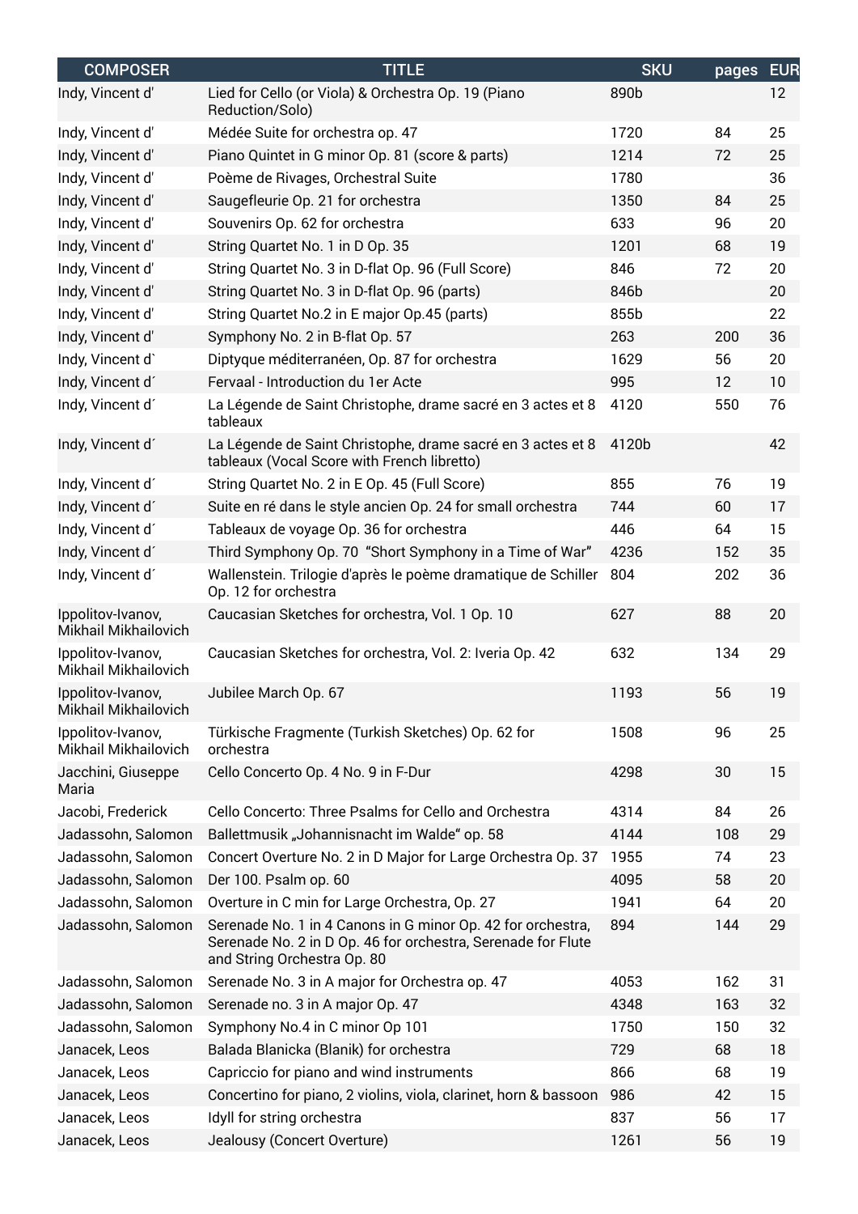| COMPOSER | TITLE | SKU | pages | EUR |
|---|---|---|---|---|
| Indy, Vincent d' | Lied for Cello (or Viola) & Orchestra Op. 19 (Piano Reduction/Solo) | 890b | | 12 |
| Indy, Vincent d' | Médée Suite for orchestra op. 47 | 1720 | 84 | 25 |
| Indy, Vincent d' | Piano Quintet in G minor Op. 81 (score & parts) | 1214 | 72 | 25 |
| Indy, Vincent d' | Poème de Rivages, Orchestral Suite | 1780 | | 36 |
| Indy, Vincent d' | Saugefleurie Op. 21 for orchestra | 1350 | 84 | 25 |
| Indy, Vincent d' | Souvenirs Op. 62 for orchestra | 633 | 96 | 20 |
| Indy, Vincent d' | String Quartet No. 1 in D Op. 35 | 1201 | 68 | 19 |
| Indy, Vincent d' | String Quartet No. 3 in D-flat Op. 96 (Full Score) | 846 | 72 | 20 |
| Indy, Vincent d' | String Quartet No. 3 in D-flat Op. 96 (parts) | 846b | | 20 |
| Indy, Vincent d' | String Quartet No.2 in E major Op.45 (parts) | 855b | | 22 |
| Indy, Vincent d' | Symphony No. 2 in B-flat Op. 57 | 263 | 200 | 36 |
| Indy, Vincent d` | Diptyque méditerranéen, Op. 87 for orchestra | 1629 | 56 | 20 |
| Indy, Vincent d´ | Fervaal - Introduction du 1er Acte | 995 | 12 | 10 |
| Indy, Vincent d´ | La Légende de Saint Christophe, drame sacré en 3 actes et 8 tableaux | 4120 | 550 | 76 |
| Indy, Vincent d´ | La Légende de Saint Christophe, drame sacré en 3 actes et 8 tableaux (Vocal Score with French libretto) | 4120b | | 42 |
| Indy, Vincent d´ | String Quartet No. 2 in E Op. 45 (Full Score) | 855 | 76 | 19 |
| Indy, Vincent d´ | Suite en ré dans le style ancien Op. 24 for small orchestra | 744 | 60 | 17 |
| Indy, Vincent d´ | Tableaux de voyage Op. 36 for orchestra | 446 | 64 | 15 |
| Indy, Vincent d´ | Third Symphony Op. 70 "Short Symphony in a Time of War" | 4236 | 152 | 35 |
| Indy, Vincent d´ | Wallenstein. Trilogie d'après le poème dramatique de Schiller Op. 12 for orchestra | 804 | 202 | 36 |
| Ippolitov-Ivanov, Mikhail Mikhailovich | Caucasian Sketches for orchestra, Vol. 1 Op. 10 | 627 | 88 | 20 |
| Ippolitov-Ivanov, Mikhail Mikhailovich | Caucasian Sketches for orchestra, Vol. 2: Iveria Op. 42 | 632 | 134 | 29 |
| Ippolitov-Ivanov, Mikhail Mikhailovich | Jubilee March Op. 67 | 1193 | 56 | 19 |
| Ippolitov-Ivanov, Mikhail Mikhailovich | Türkische Fragmente (Turkish Sketches) Op. 62 for orchestra | 1508 | 96 | 25 |
| Jacchini, Giuseppe Maria | Cello Concerto Op. 4 No. 9 in F-Dur | 4298 | 30 | 15 |
| Jacobi, Frederick | Cello Concerto: Three Psalms for Cello and Orchestra | 4314 | 84 | 26 |
| Jadassohn, Salomon | Ballettmusik „Johannisnacht im Walde" op. 58 | 4144 | 108 | 29 |
| Jadassohn, Salomon | Concert Overture No. 2 in D Major for Large Orchestra Op. 37 | 1955 | 74 | 23 |
| Jadassohn, Salomon | Der 100. Psalm op. 60 | 4095 | 58 | 20 |
| Jadassohn, Salomon | Overture in C min for Large Orchestra, Op. 27 | 1941 | 64 | 20 |
| Jadassohn, Salomon | Serenade No. 1 in 4 Canons in G minor Op. 42 for orchestra, Serenade No. 2 in D Op. 46 for orchestra, Serenade for Flute and String Orchestra Op. 80 | 894 | 144 | 29 |
| Jadassohn, Salomon | Serenade No. 3 in A major for Orchestra op. 47 | 4053 | 162 | 31 |
| Jadassohn, Salomon | Serenade no. 3 in A major Op. 47 | 4348 | 163 | 32 |
| Jadassohn, Salomon | Symphony No.4 in C minor Op 101 | 1750 | 150 | 32 |
| Janacek, Leos | Balada Blanicka (Blanik) for orchestra | 729 | 68 | 18 |
| Janacek, Leos | Capriccio for piano and wind instruments | 866 | 68 | 19 |
| Janacek, Leos | Concertino for piano, 2 violins, viola, clarinet, horn & bassoon | 986 | 42 | 15 |
| Janacek, Leos | Idyll for string orchestra | 837 | 56 | 17 |
| Janacek, Leos | Jealousy (Concert Overture) | 1261 | 56 | 19 |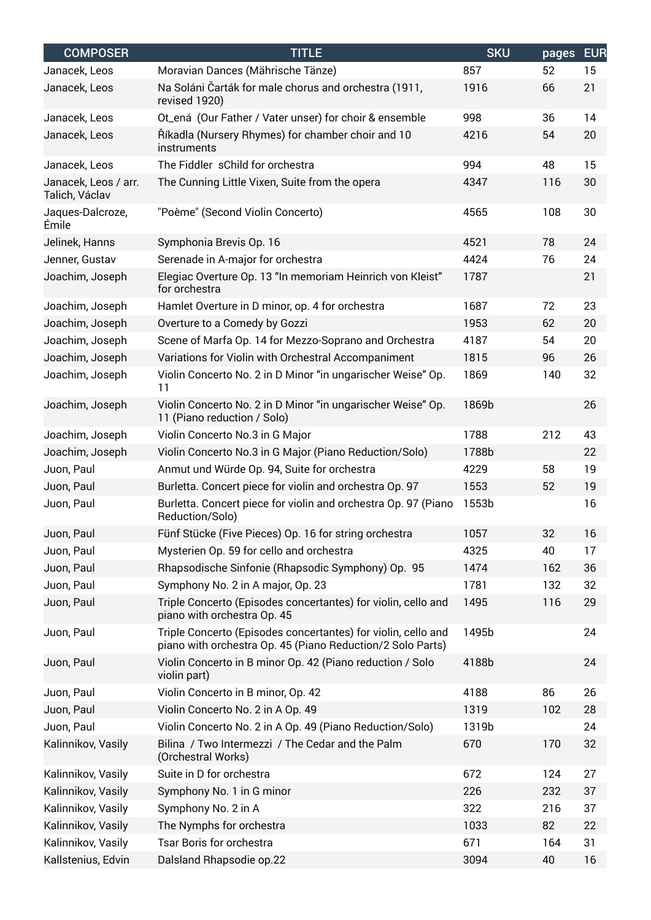| COMPOSER | TITLE | SKU | pages | EUR |
|---|---|---|---|---|
| Janacek, Leos | Moravian Dances (Mährische Tänze) | 857 | 52 | 15 |
| Janacek, Leos | Na Soláni Čarták for male chorus and orchestra (1911, revised 1920) | 1916 | 66 | 21 |
| Janacek, Leos | Ot_ená (Our Father / Vater unser) for choir & ensemble | 998 | 36 | 14 |
| Janacek, Leos | Říkadla (Nursery Rhymes) for chamber choir and 10 instruments | 4216 | 54 | 20 |
| Janacek, Leos | The Fiddler sChild for orchestra | 994 | 48 | 15 |
| Janacek, Leos / arr. Talich, Václav | The Cunning Little Vixen, Suite from the opera | 4347 | 116 | 30 |
| Jaques-Dalcroze, Émile | "Poème" (Second Violin Concerto) | 4565 | 108 | 30 |
| Jelinek, Hanns | Symphonia Brevis Op. 16 | 4521 | 78 | 24 |
| Jenner, Gustav | Serenade in A-major for orchestra | 4424 | 76 | 24 |
| Joachim, Joseph | Elegiac Overture Op. 13 “In memoriam Heinrich von Kleist” for orchestra | 1787 | | 21 |
| Joachim, Joseph | Hamlet Overture in D minor, op. 4 for orchestra | 1687 | 72 | 23 |
| Joachim, Joseph | Overture to a Comedy by Gozzi | 1953 | 62 | 20 |
| Joachim, Joseph | Scene of Marfa Op. 14 for Mezzo-Soprano and Orchestra | 4187 | 54 | 20 |
| Joachim, Joseph | Variations for Violin with Orchestral Accompaniment | 1815 | 96 | 26 |
| Joachim, Joseph | Violin Concerto No. 2 in D Minor “in ungarischer Weise” Op. 11 | 1869 | 140 | 32 |
| Joachim, Joseph | Violin Concerto No. 2 in D Minor “in ungarischer Weise” Op. 11 (Piano reduction / Solo) | 1869b | | 26 |
| Joachim, Joseph | Violin Concerto No.3 in G Major | 1788 | 212 | 43 |
| Joachim, Joseph | Violin Concerto No.3 in G Major (Piano Reduction/Solo) | 1788b | | 22 |
| Juon, Paul | Anmut und Würde Op. 94, Suite for orchestra | 4229 | 58 | 19 |
| Juon, Paul | Burletta. Concert piece for violin and orchestra Op. 97 | 1553 | 52 | 19 |
| Juon, Paul | Burletta. Concert piece for violin and orchestra Op. 97 (Piano Reduction/Solo) | 1553b | | 16 |
| Juon, Paul | Fünf Stücke (Five Pieces) Op. 16 for string orchestra | 1057 | 32 | 16 |
| Juon, Paul | Mysterien Op. 59 for cello and orchestra | 4325 | 40 | 17 |
| Juon, Paul | Rhapsodische Sinfonie (Rhapsodic Symphony) Op. 95 | 1474 | 162 | 36 |
| Juon, Paul | Symphony No. 2 in A major, Op. 23 | 1781 | 132 | 32 |
| Juon, Paul | Triple Concerto (Episodes concertantes) for violin, cello and piano with orchestra Op. 45 | 1495 | 116 | 29 |
| Juon, Paul | Triple Concerto (Episodes concertantes) for violin, cello and piano with orchestra Op. 45 (Piano Reduction/2 Solo Parts) | 1495b | | 24 |
| Juon, Paul | Violin Concerto in B minor Op. 42 (Piano reduction / Solo violin part) | 4188b | | 24 |
| Juon, Paul | Violin Concerto in B minor, Op. 42 | 4188 | 86 | 26 |
| Juon, Paul | Violin Concerto No. 2 in A Op. 49 | 1319 | 102 | 28 |
| Juon, Paul | Violin Concerto No. 2 in A Op. 49 (Piano Reduction/Solo) | 1319b | | 24 |
| Kalinnikov, Vasily | Bilina / Two Intermezzi / The Cedar and the Palm (Orchestral Works) | 670 | 170 | 32 |
| Kalinnikov, Vasily | Suite in D for orchestra | 672 | 124 | 27 |
| Kalinnikov, Vasily | Symphony No. 1 in G minor | 226 | 232 | 37 |
| Kalinnikov, Vasily | Symphony No. 2 in A | 322 | 216 | 37 |
| Kalinnikov, Vasily | The Nymphs for orchestra | 1033 | 82 | 22 |
| Kalinnikov, Vasily | Tsar Boris for orchestra | 671 | 164 | 31 |
| Kallstenius, Edvin | Dalsland Rhapsodie op.22 | 3094 | 40 | 16 |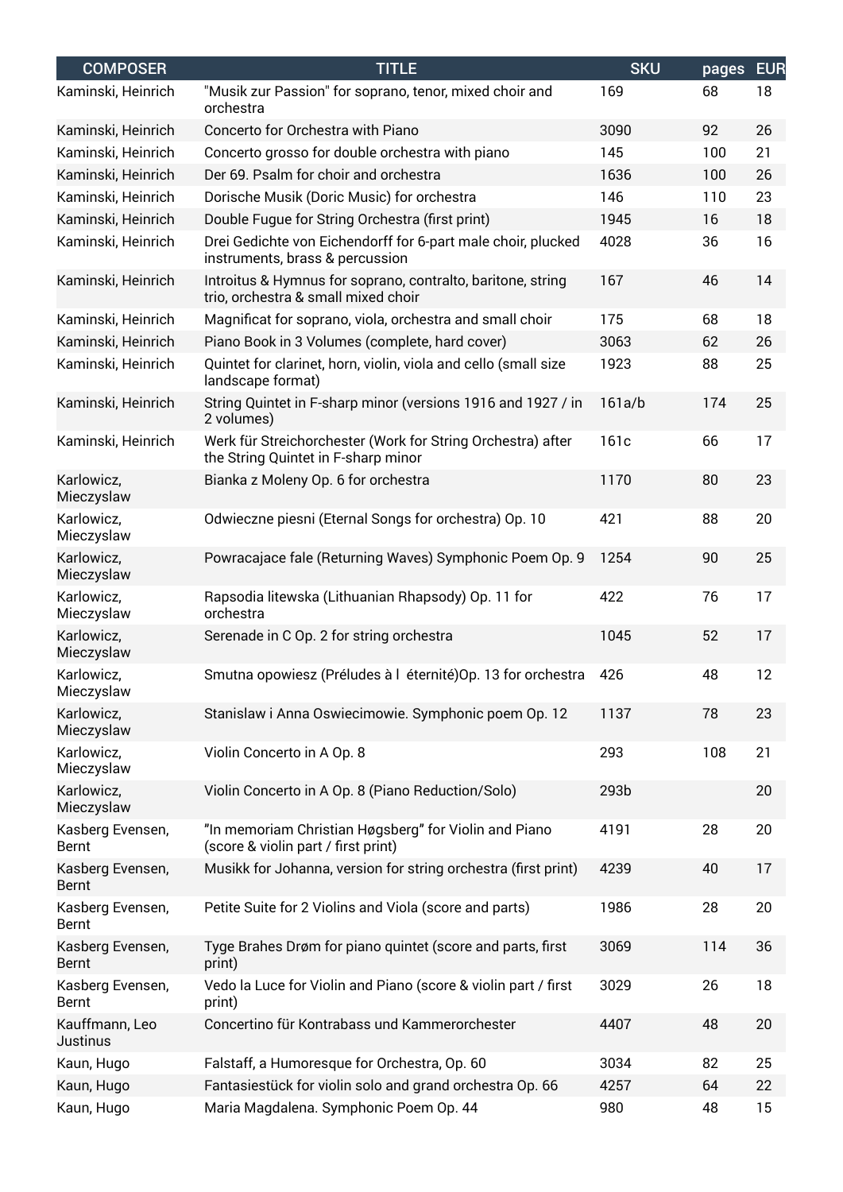| COMPOSER | TITLE | SKU | pages | EUR |
|---|---|---|---|---|
| Kaminski, Heinrich | "Musik zur Passion" for soprano, tenor, mixed choir and orchestra | 169 | 68 | 18 |
| Kaminski, Heinrich | Concerto for Orchestra with Piano | 3090 | 92 | 26 |
| Kaminski, Heinrich | Concerto grosso for double orchestra with piano | 145 | 100 | 21 |
| Kaminski, Heinrich | Der 69. Psalm for choir and orchestra | 1636 | 100 | 26 |
| Kaminski, Heinrich | Dorische Musik (Doric Music) for orchestra | 146 | 110 | 23 |
| Kaminski, Heinrich | Double Fugue for String Orchestra (first print) | 1945 | 16 | 18 |
| Kaminski, Heinrich | Drei Gedichte von Eichendorff for 6-part male choir, plucked instruments, brass & percussion | 4028 | 36 | 16 |
| Kaminski, Heinrich | Introitus & Hymnus for soprano, contralto, baritone, string trio, orchestra & small mixed choir | 167 | 46 | 14 |
| Kaminski, Heinrich | Magnificat for soprano, viola, orchestra and small choir | 175 | 68 | 18 |
| Kaminski, Heinrich | Piano Book in 3 Volumes (complete, hard cover) | 3063 | 62 | 26 |
| Kaminski, Heinrich | Quintet for clarinet, horn, violin, viola and cello (small size landscape format) | 1923 | 88 | 25 |
| Kaminski, Heinrich | String Quintet in F-sharp minor (versions 1916 and 1927 / in 2 volumes) | 161a/b | 174 | 25 |
| Kaminski, Heinrich | Werk für Streichorchester (Work for String Orchestra) after the String Quintet in F-sharp minor | 161c | 66 | 17 |
| Karlowicz, Mieczyslaw | Bianka z Moleny Op. 6 for orchestra | 1170 | 80 | 23 |
| Karlowicz, Mieczyslaw | Odwieczne piesni (Eternal Songs for orchestra) Op. 10 | 421 | 88 | 20 |
| Karlowicz, Mieczyslaw | Powracajace fale (Returning Waves) Symphonic Poem Op. 9 | 1254 | 90 | 25 |
| Karlowicz, Mieczyslaw | Rapsodia litewska (Lithuanian Rhapsody) Op. 11 for orchestra | 422 | 76 | 17 |
| Karlowicz, Mieczyslaw | Serenade in C Op. 2 for string orchestra | 1045 | 52 | 17 |
| Karlowicz, Mieczyslaw | Smutna opowiesz (Préludes à l éternité)Op. 13 for orchestra | 426 | 48 | 12 |
| Karlowicz, Mieczyslaw | Stanislaw i Anna Oswiecimowie. Symphonic poem Op. 12 | 1137 | 78 | 23 |
| Karlowicz, Mieczyslaw | Violin Concerto in A Op. 8 | 293 | 108 | 21 |
| Karlowicz, Mieczyslaw | Violin Concerto in A Op. 8 (Piano Reduction/Solo) | 293b | | 20 |
| Kasberg Evensen, Bernt | "In memoriam Christian Høgsberg" for Violin and Piano (score & violin part / first print) | 4191 | 28 | 20 |
| Kasberg Evensen, Bernt | Musikk for Johanna, version for string orchestra (first print) | 4239 | 40 | 17 |
| Kasberg Evensen, Bernt | Petite Suite for 2 Violins and Viola (score and parts) | 1986 | 28 | 20 |
| Kasberg Evensen, Bernt | Tyge Brahes Drøm for piano quintet (score and parts, first print) | 3069 | 114 | 36 |
| Kasberg Evensen, Bernt | Vedo la Luce for Violin and Piano (score & violin part / first print) | 3029 | 26 | 18 |
| Kauffmann, Leo Justinus | Concertino für Kontrabass und Kammerorchester | 4407 | 48 | 20 |
| Kaun, Hugo | Falstaff, a Humoresque for Orchestra, Op. 60 | 3034 | 82 | 25 |
| Kaun, Hugo | Fantasiestück for violin solo and grand orchestra Op. 66 | 4257 | 64 | 22 |
| Kaun, Hugo | Maria Magdalena. Symphonic Poem Op. 44 | 980 | 48 | 15 |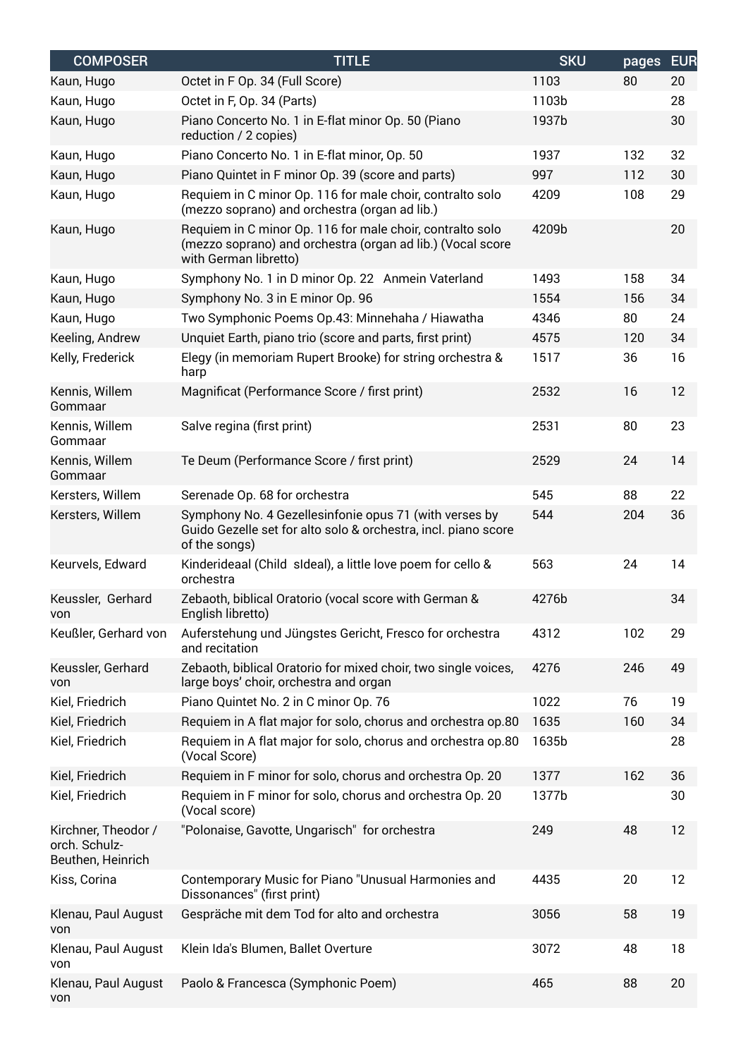| COMPOSER | TITLE | SKU | pages | EUR |
|---|---|---|---|---|
| Kaun, Hugo | Octet in F Op. 34 (Full Score) | 1103 | 80 | 20 |
| Kaun, Hugo | Octet in F, Op. 34 (Parts) | 1103b | | 28 |
| Kaun, Hugo | Piano Concerto No. 1 in E-flat minor Op. 50 (Piano reduction / 2 copies) | 1937b | | 30 |
| Kaun, Hugo | Piano Concerto No. 1 in E-flat minor, Op. 50 | 1937 | 132 | 32 |
| Kaun, Hugo | Piano Quintet in F minor Op. 39 (score and parts) | 997 | 112 | 30 |
| Kaun, Hugo | Requiem in C minor Op. 116 for male choir, contralto solo (mezzo soprano) and orchestra (organ ad lib.) | 4209 | 108 | 29 |
| Kaun, Hugo | Requiem in C minor Op. 116 for male choir, contralto solo (mezzo soprano) and orchestra (organ ad lib.) (Vocal score with German libretto) | 4209b | | 20 |
| Kaun, Hugo | Symphony No. 1 in D minor Op. 22 Anmein Vaterland | 1493 | 158 | 34 |
| Kaun, Hugo | Symphony No. 3 in E minor Op. 96 | 1554 | 156 | 34 |
| Kaun, Hugo | Two Symphonic Poems Op.43: Minnehaha / Hiawatha | 4346 | 80 | 24 |
| Keeling, Andrew | Unquiet Earth, piano trio (score and parts, first print) | 4575 | 120 | 34 |
| Kelly, Frederick | Elegy (in memoriam Rupert Brooke) for string orchestra & harp | 1517 | 36 | 16 |
| Kennis, Willem Gommaar | Magnificat (Performance Score / first print) | 2532 | 16 | 12 |
| Kennis, Willem Gommaar | Salve regina (first print) | 2531 | 80 | 23 |
| Kennis, Willem Gommaar | Te Deum (Performance Score / first print) | 2529 | 24 | 14 |
| Kersters, Willem | Serenade Op. 68 for orchestra | 545 | 88 | 22 |
| Kersters, Willem | Symphony No. 4 Gezellesinfonie opus 71 (with verses by Guido Gezelle set for alto solo & orchestra, incl. piano score of the songs) | 544 | 204 | 36 |
| Keurvels, Edward | Kinderideaal (Child sIdeal), a little love poem for cello & orchestra | 563 | 24 | 14 |
| Keussler, Gerhard von | Zebaoth, biblical Oratorio (vocal score with German & English libretto) | 4276b | | 34 |
| Keußler, Gerhard von | Auferstehung und Jüngstes Gericht, Fresco for orchestra and recitation | 4312 | 102 | 29 |
| Keussler, Gerhard von | Zebaoth, biblical Oratorio for mixed choir, two single voices, large boys' choir, orchestra and organ | 4276 | 246 | 49 |
| Kiel, Friedrich | Piano Quintet No. 2 in C minor Op. 76 | 1022 | 76 | 19 |
| Kiel, Friedrich | Requiem in A flat major for solo, chorus and orchestra op.80 | 1635 | 160 | 34 |
| Kiel, Friedrich | Requiem in A flat major for solo, chorus and orchestra op.80 (Vocal Score) | 1635b | | 28 |
| Kiel, Friedrich | Requiem in F minor for solo, chorus and orchestra Op. 20 | 1377 | 162 | 36 |
| Kiel, Friedrich | Requiem in F minor for solo, chorus and orchestra Op. 20 (Vocal score) | 1377b | | 30 |
| Kirchner, Theodor / orch. Schulz-Beuthen, Heinrich | "Polonaise, Gavotte, Ungarisch" for orchestra | 249 | 48 | 12 |
| Kiss, Corina | Contemporary Music for Piano "Unusual Harmonies and Dissonances" (first print) | 4435 | 20 | 12 |
| Klenau, Paul August von | Gespräche mit dem Tod for alto and orchestra | 3056 | 58 | 19 |
| Klenau, Paul August von | Klein Ida's Blumen, Ballet Overture | 3072 | 48 | 18 |
| Klenau, Paul August von | Paolo & Francesca (Symphonic Poem) | 465 | 88 | 20 |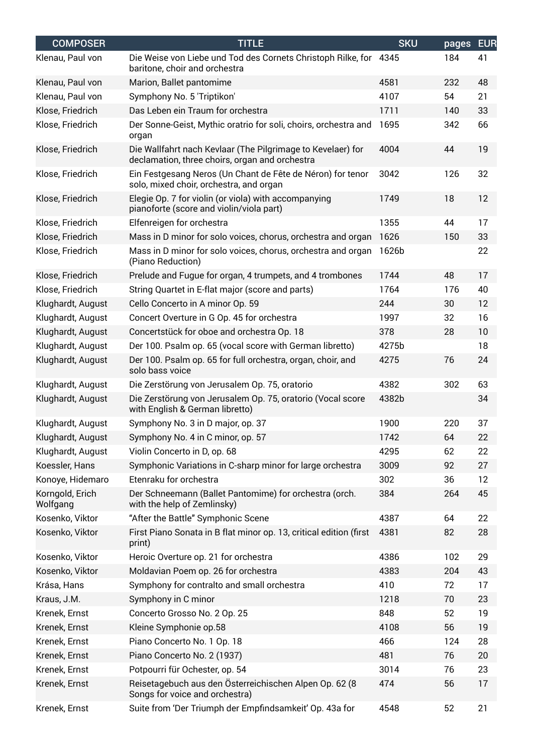| COMPOSER | TITLE | SKU | pages | EUR |
|---|---|---|---|---|
| Klenau, Paul von | Die Weise von Liebe und Tod des Cornets Christoph Rilke, for baritone, choir and orchestra | 4345 | 184 | 41 |
| Klenau, Paul von | Marion, Ballet pantomime | 4581 | 232 | 48 |
| Klenau, Paul von | Symphony No. 5 'Triptikon' | 4107 | 54 | 21 |
| Klose, Friedrich | Das Leben ein Traum for orchestra | 1711 | 140 | 33 |
| Klose, Friedrich | Der Sonne-Geist, Mythic oratrio for soli, choirs, orchestra and organ | 1695 | 342 | 66 |
| Klose, Friedrich | Die Wallfahrt nach Kevlaar (The Pilgrimage to Kevelaer) for declamation, three choirs, organ and orchestra | 4004 | 44 | 19 |
| Klose, Friedrich | Ein Festgesang Neros (Un Chant de Fête de Néron) for tenor solo, mixed choir, orchestra, and organ | 3042 | 126 | 32 |
| Klose, Friedrich | Elegie Op. 7 for violin (or viola) with accompanying pianoforte (score and violin/viola part) | 1749 | 18 | 12 |
| Klose, Friedrich | Elfenreigen for orchestra | 1355 | 44 | 17 |
| Klose, Friedrich | Mass in D minor for solo voices, chorus, orchestra and organ | 1626 | 150 | 33 |
| Klose, Friedrich | Mass in D minor for solo voices, chorus, orchestra and organ (Piano Reduction) | 1626b | | 22 |
| Klose, Friedrich | Prelude and Fugue for organ, 4 trumpets, and 4 trombones | 1744 | 48 | 17 |
| Klose, Friedrich | String Quartet in E-flat major (score and parts) | 1764 | 176 | 40 |
| Klughardt, August | Cello Concerto in A minor Op. 59 | 244 | 30 | 12 |
| Klughardt, August | Concert Overture in G Op. 45 for orchestra | 1997 | 32 | 16 |
| Klughardt, August | Concertstück for oboe and orchestra Op. 18 | 378 | 28 | 10 |
| Klughardt, August | Der 100. Psalm op. 65 (vocal score with German libretto) | 4275b | | 18 |
| Klughardt, August | Der 100. Psalm op. 65 for full orchestra, organ, choir, and solo bass voice | 4275 | 76 | 24 |
| Klughardt, August | Die Zerstörung von Jerusalem Op. 75, oratorio | 4382 | 302 | 63 |
| Klughardt, August | Die Zerstörung von Jerusalem Op. 75, oratorio (Vocal score with English & German libretto) | 4382b | | 34 |
| Klughardt, August | Symphony No. 3 in D major, op. 37 | 1900 | 220 | 37 |
| Klughardt, August | Symphony No. 4 in C minor, op. 57 | 1742 | 64 | 22 |
| Klughardt, August | Violin Concerto in D, op. 68 | 4295 | 62 | 22 |
| Koessler, Hans | Symphonic Variations in C-sharp minor for large orchestra | 3009 | 92 | 27 |
| Konoye, Hidemaro | Etenraku for orchestra | 302 | 36 | 12 |
| Korngold, Erich Wolfgang | Der Schneemann (Ballet Pantomime) for orchestra (orch. with the help of Zemlinsky) | 384 | 264 | 45 |
| Kosenko, Viktor | "After the Battle" Symphonic Scene | 4387 | 64 | 22 |
| Kosenko, Viktor | First Piano Sonata in B flat minor op. 13, critical edition (first print) | 4381 | 82 | 28 |
| Kosenko, Viktor | Heroic Overture op. 21 for orchestra | 4386 | 102 | 29 |
| Kosenko, Viktor | Moldavian Poem op. 26 for orchestra | 4383 | 204 | 43 |
| Krása, Hans | Symphony for contralto and small orchestra | 410 | 72 | 17 |
| Kraus, J.M. | Symphony in C minor | 1218 | 70 | 23 |
| Krenek, Ernst | Concerto Grosso No. 2 Op. 25 | 848 | 52 | 19 |
| Krenek, Ernst | Kleine Symphonie op.58 | 4108 | 56 | 19 |
| Krenek, Ernst | Piano Concerto No. 1 Op. 18 | 466 | 124 | 28 |
| Krenek, Ernst | Piano Concerto No. 2 (1937) | 481 | 76 | 20 |
| Krenek, Ernst | Potpourri für Ochester, op. 54 | 3014 | 76 | 23 |
| Krenek, Ernst | Reisetagebuch aus den Österreichischen Alpen Op. 62 (8 Songs for voice and orchestra) | 474 | 56 | 17 |
| Krenek, Ernst | Suite from 'Der Triumph der Empfindsamkeit' Op. 43a for | 4548 | 52 | 21 |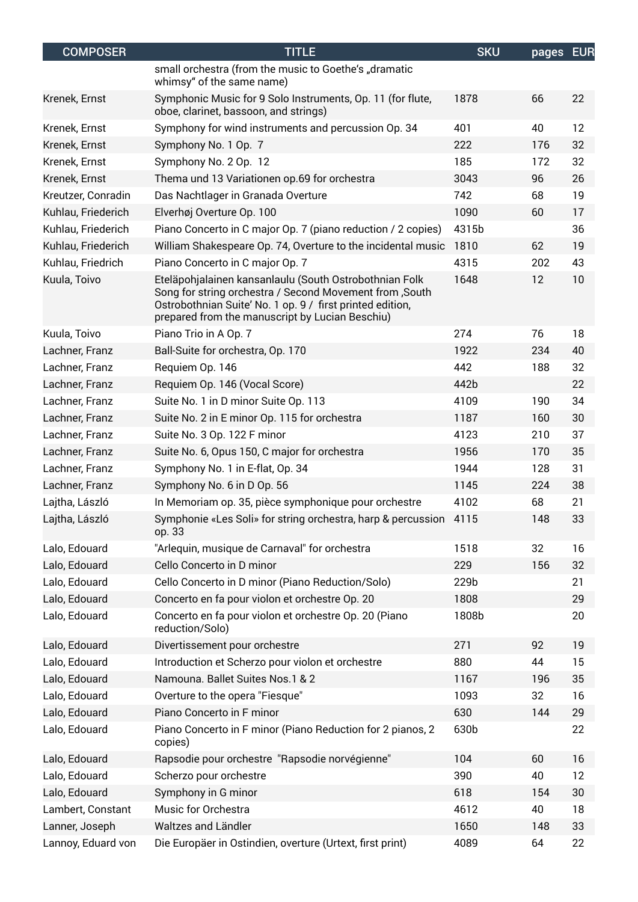| COMPOSER | TITLE | SKU | pages | EUR |
|---|---|---|---|---|
| | small orchestra (from the music to Goethe's „dramatic whimsy" of the same name) | | | |
| Krenek, Ernst | Symphonic Music for 9 Solo Instruments, Op. 11 (for flute, oboe, clarinet, bassoon, and strings) | 1878 | 66 | 22 |
| Krenek, Ernst | Symphony for wind instruments and percussion Op. 34 | 401 | 40 | 12 |
| Krenek, Ernst | Symphony No. 1 Op. 7 | 222 | 176 | 32 |
| Krenek, Ernst | Symphony No. 2 Op. 12 | 185 | 172 | 32 |
| Krenek, Ernst | Thema und 13 Variationen op.69 for orchestra | 3043 | 96 | 26 |
| Kreutzer, Conradin | Das Nachtlager in Granada Overture | 742 | 68 | 19 |
| Kuhlau, Friederich | Elverhøj Overture Op. 100 | 1090 | 60 | 17 |
| Kuhlau, Friederich | Piano Concerto in C major Op. 7 (piano reduction / 2 copies) | 4315b | | 36 |
| Kuhlau, Friederich | William Shakespeare Op. 74, Overture to the incidental music | 1810 | 62 | 19 |
| Kuhlau, Friedrich | Piano Concerto in C major Op. 7 | 4315 | 202 | 43 |
| Kuula, Toivo | Eteläpohjalainen kansanlaulu (South Ostrobothnian Folk Song for string orchestra / Second Movement from ‚South Ostrobothnian Suite' No. 1 op. 9 / first printed edition, prepared from the manuscript by Lucian Beschiu) | 1648 | 12 | 10 |
| Kuula, Toivo | Piano Trio in A Op. 7 | 274 | 76 | 18 |
| Lachner, Franz | Ball-Suite for orchestra, Op. 170 | 1922 | 234 | 40 |
| Lachner, Franz | Requiem Op. 146 | 442 | 188 | 32 |
| Lachner, Franz | Requiem Op. 146 (Vocal Score) | 442b | | 22 |
| Lachner, Franz | Suite No. 1 in D minor Suite Op. 113 | 4109 | 190 | 34 |
| Lachner, Franz | Suite No. 2 in E minor Op. 115 for orchestra | 1187 | 160 | 30 |
| Lachner, Franz | Suite No. 3 Op. 122 F minor | 4123 | 210 | 37 |
| Lachner, Franz | Suite No. 6, Opus 150, C major for orchestra | 1956 | 170 | 35 |
| Lachner, Franz | Symphony No. 1 in E-flat, Op. 34 | 1944 | 128 | 31 |
| Lachner, Franz | Symphony No. 6 in D Op. 56 | 1145 | 224 | 38 |
| Lajtha, László | In Memoriam op. 35, pièce symphonique pour orchestre | 4102 | 68 | 21 |
| Lajtha, László | Symphonie «Les Soli» for string orchestra, harp & percussion op. 33 | 4115 | 148 | 33 |
| Lalo, Edouard | "Arlequin, musique de Carnaval" for orchestra | 1518 | 32 | 16 |
| Lalo, Edouard | Cello Concerto in D minor | 229 | 156 | 32 |
| Lalo, Edouard | Cello Concerto in D minor (Piano Reduction/Solo) | 229b | | 21 |
| Lalo, Edouard | Concerto en fa pour violon et orchestre Op. 20 | 1808 | | 29 |
| Lalo, Edouard | Concerto en fa pour violon et orchestre Op. 20 (Piano reduction/Solo) | 1808b | | 20 |
| Lalo, Edouard | Divertissement pour orchestre | 271 | 92 | 19 |
| Lalo, Edouard | Introduction et Scherzo pour violon et orchestre | 880 | 44 | 15 |
| Lalo, Edouard | Namouna. Ballet Suites Nos.1 & 2 | 1167 | 196 | 35 |
| Lalo, Edouard | Overture to the opera "Fiesque" | 1093 | 32 | 16 |
| Lalo, Edouard | Piano Concerto in F minor | 630 | 144 | 29 |
| Lalo, Edouard | Piano Concerto in F minor (Piano Reduction for 2 pianos, 2 copies) | 630b | | 22 |
| Lalo, Edouard | Rapsodie pour orchestre "Rapsodie norvégienne" | 104 | 60 | 16 |
| Lalo, Edouard | Scherzo pour orchestre | 390 | 40 | 12 |
| Lalo, Edouard | Symphony in G minor | 618 | 154 | 30 |
| Lambert, Constant | Music for Orchestra | 4612 | 40 | 18 |
| Lanner, Joseph | Waltzes and Ländler | 1650 | 148 | 33 |
| Lannoy, Eduard von | Die Europäer in Ostindien, overture (Urtext, first print) | 4089 | 64 | 22 |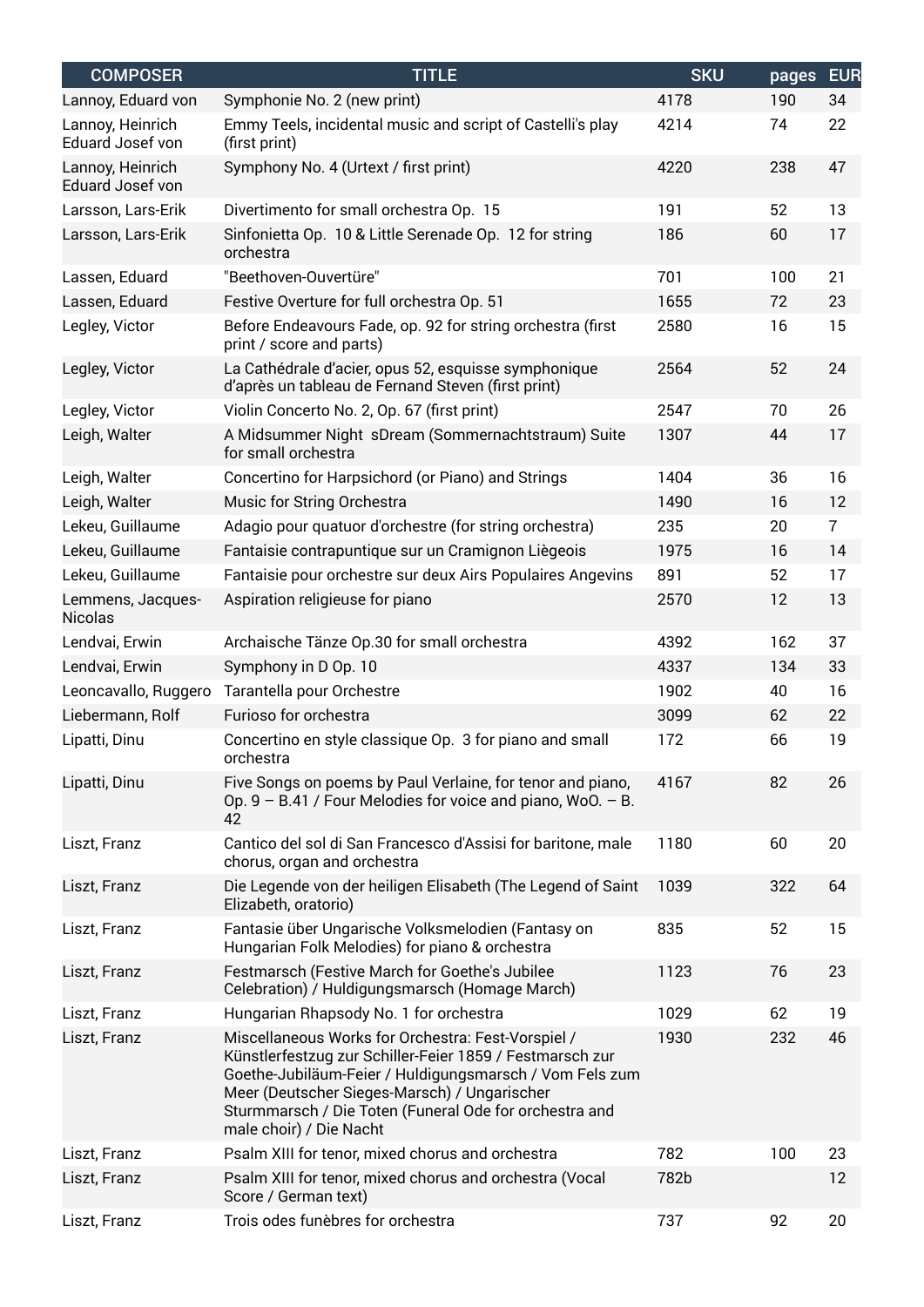| COMPOSER | TITLE | SKU | pages | EUR |
|---|---|---|---|---|
| Lannoy, Eduard von | Symphonie No. 2 (new print) | 4178 | 190 | 34 |
| Lannoy, Heinrich Eduard Josef von | Emmy Teels, incidental music and script of Castelli's play (first print) | 4214 | 74 | 22 |
| Lannoy, Heinrich Eduard Josef von | Symphony No. 4 (Urtext / first print) | 4220 | 238 | 47 |
| Larsson, Lars-Erik | Divertimento for small orchestra Op. 15 | 191 | 52 | 13 |
| Larsson, Lars-Erik | Sinfonietta Op. 10 & Little Serenade Op. 12 for string orchestra | 186 | 60 | 17 |
| Lassen, Eduard | "Beethoven-Ouvertüre" | 701 | 100 | 21 |
| Lassen, Eduard | Festive Overture for full orchestra Op. 51 | 1655 | 72 | 23 |
| Legley, Victor | Before Endeavours Fade, op. 92 for string orchestra (first print / score and parts) | 2580 | 16 | 15 |
| Legley, Victor | La Cathédrale d'acier, opus 52, esquisse symphonique d'après un tableau de Fernand Steven (first print) | 2564 | 52 | 24 |
| Legley, Victor | Violin Concerto No. 2, Op. 67 (first print) | 2547 | 70 | 26 |
| Leigh, Walter | A Midsummer Night sDream (Sommernachtstraum) Suite for small orchestra | 1307 | 44 | 17 |
| Leigh, Walter | Concertino for Harpsichord (or Piano) and Strings | 1404 | 36 | 16 |
| Leigh, Walter | Music for String Orchestra | 1490 | 16 | 12 |
| Lekeu, Guillaume | Adagio pour quatuor d'orchestre (for string orchestra) | 235 | 20 | 7 |
| Lekeu, Guillaume | Fantaisie contrapuntique sur un Cramignon Liègeois | 1975 | 16 | 14 |
| Lekeu, Guillaume | Fantaisie pour orchestre sur deux Airs Populaires Angevins | 891 | 52 | 17 |
| Lemmens, Jacques-Nicolas | Aspiration religieuse for piano | 2570 | 12 | 13 |
| Lendvai, Erwin | Archaische Tänze Op.30 for small orchestra | 4392 | 162 | 37 |
| Lendvai, Erwin | Symphony in D Op. 10 | 4337 | 134 | 33 |
| Leoncavallo, Ruggero | Tarantella pour Orchestre | 1902 | 40 | 16 |
| Liebermann, Rolf | Furioso for orchestra | 3099 | 62 | 22 |
| Lipatti, Dinu | Concertino en style classique Op. 3 for piano and small orchestra | 172 | 66 | 19 |
| Lipatti, Dinu | Five Songs on poems by Paul Verlaine, for tenor and piano, Op. 9 – B.41 / Four Melodies for voice and piano, WoO. – B. 42 | 4167 | 82 | 26 |
| Liszt, Franz | Cantico del sol di San Francesco d'Assisi for baritone, male chorus, organ and orchestra | 1180 | 60 | 20 |
| Liszt, Franz | Die Legende von der heiligen Elisabeth (The Legend of Saint Elizabeth, oratorio) | 1039 | 322 | 64 |
| Liszt, Franz | Fantasie über Ungarische Volksmelodien (Fantasy on Hungarian Folk Melodies) for piano & orchestra | 835 | 52 | 15 |
| Liszt, Franz | Festmarsch (Festive March for Goethe's Jubilee Celebration) / Huldigungsmarsch (Homage March) | 1123 | 76 | 23 |
| Liszt, Franz | Hungarian Rhapsody No. 1 for orchestra | 1029 | 62 | 19 |
| Liszt, Franz | Miscellaneous Works for Orchestra: Fest-Vorspiel / Künstlerfestzug zur Schiller-Feier 1859 / Festmarsch zur Goethe-Jubiläum-Feier / Huldigungsmarsch / Vom Fels zum Meer (Deutscher Sieges-Marsch) / Ungarischer Sturmmarsch / Die Toten (Funeral Ode for orchestra and male choir) / Die Nacht | 1930 | 232 | 46 |
| Liszt, Franz | Psalm XIII for tenor, mixed chorus and orchestra | 782 | 100 | 23 |
| Liszt, Franz | Psalm XIII for tenor, mixed chorus and orchestra (Vocal Score / German text) | 782b | | 12 |
| Liszt, Franz | Trois odes funèbres for orchestra | 737 | 92 | 20 |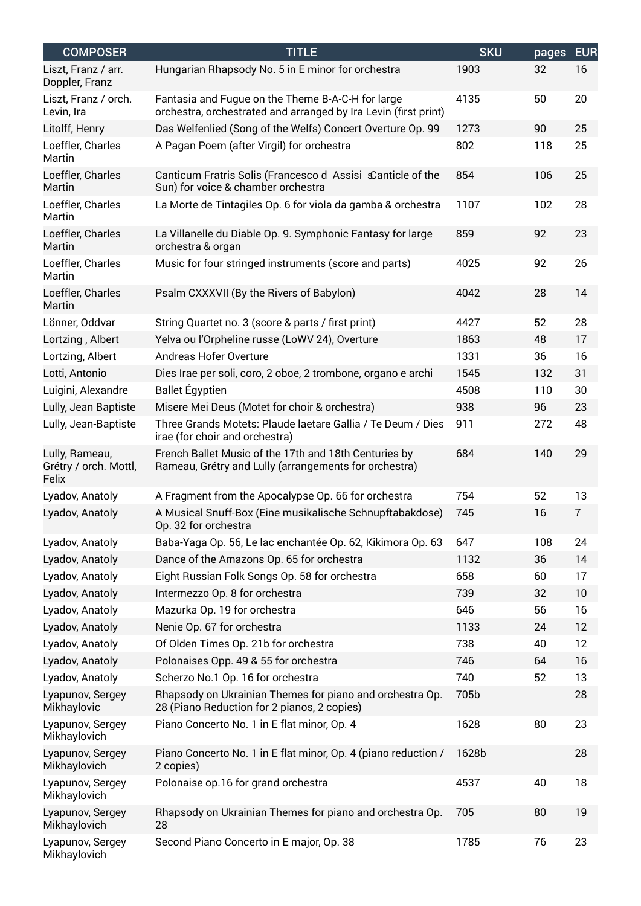| COMPOSER | TITLE | SKU | pages | EUR |
|---|---|---|---|---|
| Liszt, Franz / arr. Doppler, Franz | Hungarian Rhapsody No. 5 in E minor for orchestra | 1903 | 32 | 16 |
| Liszt, Franz / orch. Levin, Ira | Fantasia and Fugue on the Theme B-A-C-H for large orchestra, orchestrated and arranged by Ira Levin (first print) | 4135 | 50 | 20 |
| Litolff, Henry | Das Welfenlied (Song of the Welfs) Concert Overture Op. 99 | 1273 | 90 | 25 |
| Loeffler, Charles Martin | A Pagan Poem (after Virgil) for orchestra | 802 | 118 | 25 |
| Loeffler, Charles Martin | Canticum Fratris Solis (Francesco d Assisi sCanticle of the Sun) for voice & chamber orchestra | 854 | 106 | 25 |
| Loeffler, Charles Martin | La Morte de Tintagiles Op. 6 for viola da gamba & orchestra | 1107 | 102 | 28 |
| Loeffler, Charles Martin | La Villanelle du Diable Op. 9. Symphonic Fantasy for large orchestra & organ | 859 | 92 | 23 |
| Loeffler, Charles Martin | Music for four stringed instruments (score and parts) | 4025 | 92 | 26 |
| Loeffler, Charles Martin | Psalm CXXXVII (By the Rivers of Babylon) | 4042 | 28 | 14 |
| Lönner, Oddvar | String Quartet no. 3 (score & parts / first print) | 4427 | 52 | 28 |
| Lortzing , Albert | Yelva ou l'Orpheline russe (LoWV 24), Overture | 1863 | 48 | 17 |
| Lortzing, Albert | Andreas Hofer Overture | 1331 | 36 | 16 |
| Lotti, Antonio | Dies Irae per soli, coro, 2 oboe, 2 trombone, organo e archi | 1545 | 132 | 31 |
| Luigini, Alexandre | Ballet Égyptien | 4508 | 110 | 30 |
| Lully, Jean Baptiste | Misere Mei Deus (Motet for choir & orchestra) | 938 | 96 | 23 |
| Lully, Jean-Baptiste | Three Grands Motets: Plaude laetare Gallia / Te Deum / Dies irae (for choir and orchestra) | 911 | 272 | 48 |
| Lully, Rameau, Grétry / orch. Mottl, Felix | French Ballet Music of the 17th and 18th Centuries by Rameau, Grétry and Lully (arrangements for orchestra) | 684 | 140 | 29 |
| Lyadov, Anatoly | A Fragment from the Apocalypse Op. 66 for orchestra | 754 | 52 | 13 |
| Lyadov, Anatoly | A Musical Snuff-Box (Eine musikalische Schnupftabakdose) Op. 32 for orchestra | 745 | 16 | 7 |
| Lyadov, Anatoly | Baba-Yaga Op. 56, Le lac enchantée Op. 62, Kikimora Op. 63 | 647 | 108 | 24 |
| Lyadov, Anatoly | Dance of the Amazons Op. 65 for orchestra | 1132 | 36 | 14 |
| Lyadov, Anatoly | Eight Russian Folk Songs Op. 58 for orchestra | 658 | 60 | 17 |
| Lyadov, Anatoly | Intermezzo Op. 8 for orchestra | 739 | 32 | 10 |
| Lyadov, Anatoly | Mazurka Op. 19 for orchestra | 646 | 56 | 16 |
| Lyadov, Anatoly | Nenie Op. 67 for orchestra | 1133 | 24 | 12 |
| Lyadov, Anatoly | Of Olden Times Op. 21b for orchestra | 738 | 40 | 12 |
| Lyadov, Anatoly | Polonaises Opp. 49 & 55 for orchestra | 746 | 64 | 16 |
| Lyadov, Anatoly | Scherzo No.1 Op. 16 for orchestra | 740 | 52 | 13 |
| Lyapunov, Sergey Mikhaylovic | Rhapsody on Ukrainian Themes for piano and orchestra Op. 28 (Piano Reduction for 2 pianos, 2 copies) | 705b | | 28 |
| Lyapunov, Sergey Mikhaylovich | Piano Concerto No. 1 in E flat minor, Op. 4 | 1628 | 80 | 23 |
| Lyapunov, Sergey Mikhaylovich | Piano Concerto No. 1 in E flat minor, Op. 4 (piano reduction / 2 copies) | 1628b | | 28 |
| Lyapunov, Sergey Mikhaylovich | Polonaise op.16 for grand orchestra | 4537 | 40 | 18 |
| Lyapunov, Sergey Mikhaylovich | Rhapsody on Ukrainian Themes for piano and orchestra Op. 28 | 705 | 80 | 19 |
| Lyapunov, Sergey Mikhaylovich | Second Piano Concerto in E major, Op. 38 | 1785 | 76 | 23 |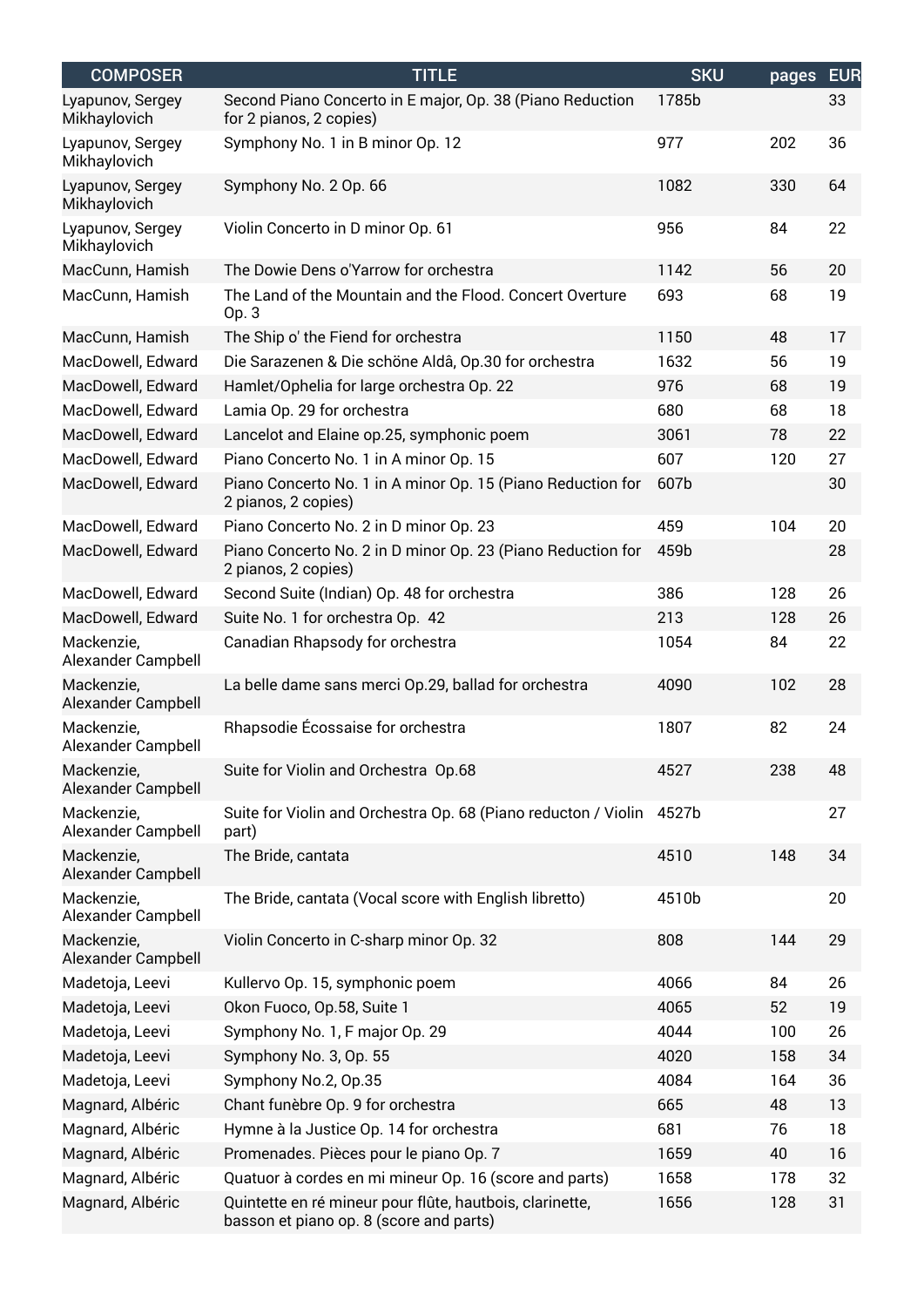| COMPOSER | TITLE | SKU | pages | EUR |
|---|---|---|---|---|
| Lyapunov, Sergey Mikhaylovich | Second Piano Concerto in E major, Op. 38 (Piano Reduction for 2 pianos, 2 copies) | 1785b | | 33 |
| Lyapunov, Sergey Mikhaylovich | Symphony No. 1 in B minor Op. 12 | 977 | 202 | 36 |
| Lyapunov, Sergey Mikhaylovich | Symphony No. 2 Op. 66 | 1082 | 330 | 64 |
| Lyapunov, Sergey Mikhaylovich | Violin Concerto in D minor Op. 61 | 956 | 84 | 22 |
| MacCunn, Hamish | The Dowie Dens o'Yarrow for orchestra | 1142 | 56 | 20 |
| MacCunn, Hamish | The Land of the Mountain and the Flood. Concert Overture Op. 3 | 693 | 68 | 19 |
| MacCunn, Hamish | The Ship o' the Fiend for orchestra | 1150 | 48 | 17 |
| MacDowell, Edward | Die Sarazenen & Die schöne Aldâ, Op.30 for orchestra | 1632 | 56 | 19 |
| MacDowell, Edward | Hamlet/Ophelia for large orchestra Op. 22 | 976 | 68 | 19 |
| MacDowell, Edward | Lamia Op. 29 for orchestra | 680 | 68 | 18 |
| MacDowell, Edward | Lancelot and Elaine op.25, symphonic poem | 3061 | 78 | 22 |
| MacDowell, Edward | Piano Concerto No. 1 in A minor Op. 15 | 607 | 120 | 27 |
| MacDowell, Edward | Piano Concerto No. 1 in A minor Op. 15 (Piano Reduction for 2 pianos, 2 copies) | 607b | | 30 |
| MacDowell, Edward | Piano Concerto No. 2 in D minor Op. 23 | 459 | 104 | 20 |
| MacDowell, Edward | Piano Concerto No. 2 in D minor Op. 23 (Piano Reduction for 2 pianos, 2 copies) | 459b | | 28 |
| MacDowell, Edward | Second Suite (Indian) Op. 48 for orchestra | 386 | 128 | 26 |
| MacDowell, Edward | Suite No. 1 for orchestra Op. 42 | 213 | 128 | 26 |
| Mackenzie, Alexander Campbell | Canadian Rhapsody for orchestra | 1054 | 84 | 22 |
| Mackenzie, Alexander Campbell | La belle dame sans merci Op.29, ballad for orchestra | 4090 | 102 | 28 |
| Mackenzie, Alexander Campbell | Rhapsodie Écossaise for orchestra | 1807 | 82 | 24 |
| Mackenzie, Alexander Campbell | Suite for Violin and Orchestra Op.68 | 4527 | 238 | 48 |
| Mackenzie, Alexander Campbell | Suite for Violin and Orchestra Op. 68 (Piano reducton / Violin part) | 4527b | | 27 |
| Mackenzie, Alexander Campbell | The Bride, cantata | 4510 | 148 | 34 |
| Mackenzie, Alexander Campbell | The Bride, cantata (Vocal score with English libretto) | 4510b | | 20 |
| Mackenzie, Alexander Campbell | Violin Concerto in C-sharp minor Op. 32 | 808 | 144 | 29 |
| Madetoja, Leevi | Kullervo Op. 15, symphonic poem | 4066 | 84 | 26 |
| Madetoja, Leevi | Okon Fuoco, Op.58, Suite 1 | 4065 | 52 | 19 |
| Madetoja, Leevi | Symphony No. 1, F major Op. 29 | 4044 | 100 | 26 |
| Madetoja, Leevi | Symphony No. 3, Op. 55 | 4020 | 158 | 34 |
| Madetoja, Leevi | Symphony No.2, Op.35 | 4084 | 164 | 36 |
| Magnard, Albéric | Chant funèbre Op. 9 for orchestra | 665 | 48 | 13 |
| Magnard, Albéric | Hymne à la Justice Op. 14 for orchestra | 681 | 76 | 18 |
| Magnard, Albéric | Promenades. Pièces pour le piano Op. 7 | 1659 | 40 | 16 |
| Magnard, Albéric | Quatuor à cordes en mi mineur Op. 16 (score and parts) | 1658 | 178 | 32 |
| Magnard, Albéric | Quintette en ré mineur pour flûte, hautbois, clarinette, basson et piano op. 8 (score and parts) | 1656 | 128 | 31 |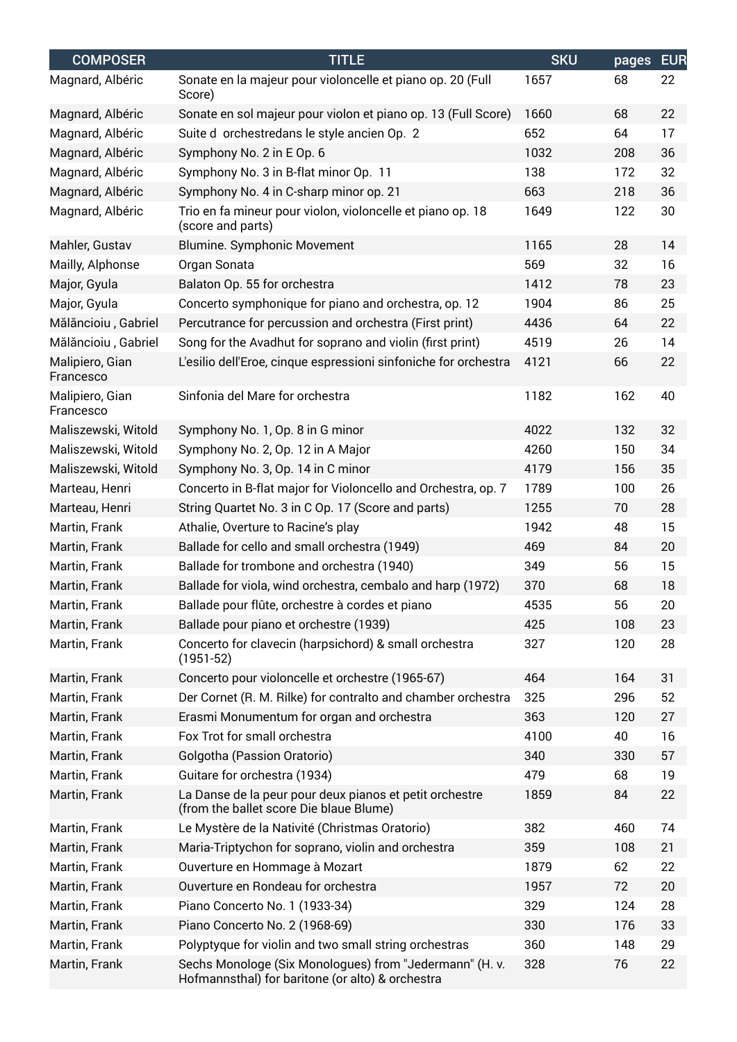| COMPOSER | TITLE | SKU | pages | EUR |
|---|---|---|---|---|
| Magnard, Albéric | Sonate en la majeur pour violoncelle et piano op. 20 (Full Score) | 1657 | 68 | 22 |
| Magnard, Albéric | Sonate en sol majeur pour violon et piano op. 13 (Full Score) | 1660 | 68 | 22 |
| Magnard, Albéric | Suite d orchestredans le style ancien Op. 2 | 652 | 64 | 17 |
| Magnard, Albéric | Symphony No. 2 in E Op. 6 | 1032 | 208 | 36 |
| Magnard, Albéric | Symphony No. 3 in B-flat minor Op. 11 | 138 | 172 | 32 |
| Magnard, Albéric | Symphony No. 4 in C-sharp minor op. 21 | 663 | 218 | 36 |
| Magnard, Albéric | Trio en fa mineur pour violon, violoncelle et piano op. 18 (score and parts) | 1649 | 122 | 30 |
| Mahler, Gustav | Blumine. Symphonic Movement | 1165 | 28 | 14 |
| Mailly, Alphonse | Organ Sonata | 569 | 32 | 16 |
| Major, Gyula | Balaton Op. 55 for orchestra | 1412 | 78 | 23 |
| Major, Gyula | Concerto symphonique for piano and orchestra, op. 12 | 1904 | 86 | 25 |
| Mălăncioiu , Gabriel | Percutrance for percussion and orchestra (First print) | 4436 | 64 | 22 |
| Mălăncioiu , Gabriel | Song for the Avadhut for soprano and violin (first print) | 4519 | 26 | 14 |
| Malipiero, Gian Francesco | L'esilio dell'Eroe, cinque espressioni sinfoniche for orchestra | 4121 | 66 | 22 |
| Malipiero, Gian Francesco | Sinfonia del Mare for orchestra | 1182 | 162 | 40 |
| Maliszewski, Witold | Symphony No. 1, Op. 8 in G minor | 4022 | 132 | 32 |
| Maliszewski, Witold | Symphony No. 2, Op. 12 in A Major | 4260 | 150 | 34 |
| Maliszewski, Witold | Symphony No. 3, Op. 14 in C minor | 4179 | 156 | 35 |
| Marteau, Henri | Concerto in B-flat major for Violoncello and Orchestra, op. 7 | 1789 | 100 | 26 |
| Marteau, Henri | String Quartet No. 3 in C Op. 17 (Score and parts) | 1255 | 70 | 28 |
| Martin, Frank | Athalie, Overture to Racine's play | 1942 | 48 | 15 |
| Martin, Frank | Ballade for cello and small orchestra (1949) | 469 | 84 | 20 |
| Martin, Frank | Ballade for trombone and orchestra (1940) | 349 | 56 | 15 |
| Martin, Frank | Ballade for viola, wind orchestra, cembalo and harp (1972) | 370 | 68 | 18 |
| Martin, Frank | Ballade pour flûte, orchestre à cordes et piano | 4535 | 56 | 20 |
| Martin, Frank | Ballade pour piano et orchestre (1939) | 425 | 108 | 23 |
| Martin, Frank | Concerto for clavecin (harpsichord) & small orchestra (1951-52) | 327 | 120 | 28 |
| Martin, Frank | Concerto pour violoncelle et orchestre (1965-67) | 464 | 164 | 31 |
| Martin, Frank | Der Cornet (R. M. Rilke) for contralto and chamber orchestra | 325 | 296 | 52 |
| Martin, Frank | Erasmi Monumentum for organ and orchestra | 363 | 120 | 27 |
| Martin, Frank | Fox Trot for small orchestra | 4100 | 40 | 16 |
| Martin, Frank | Golgotha (Passion Oratorio) | 340 | 330 | 57 |
| Martin, Frank | Guitare for orchestra (1934) | 479 | 68 | 19 |
| Martin, Frank | La Danse de la peur pour deux pianos et petit orchestre (from the ballet score Die blaue Blume) | 1859 | 84 | 22 |
| Martin, Frank | Le Mystère de la Nativité (Christmas Oratorio) | 382 | 460 | 74 |
| Martin, Frank | Maria-Triptychon for soprano, violin and orchestra | 359 | 108 | 21 |
| Martin, Frank | Ouverture en Hommage à Mozart | 1879 | 62 | 22 |
| Martin, Frank | Ouverture en Rondeau for orchestra | 1957 | 72 | 20 |
| Martin, Frank | Piano Concerto No. 1 (1933-34) | 329 | 124 | 28 |
| Martin, Frank | Piano Concerto No. 2 (1968-69) | 330 | 176 | 33 |
| Martin, Frank | Polyptyque for violin and two small string orchestras | 360 | 148 | 29 |
| Martin, Frank | Sechs Monologe (Six Monologues) from "Jedermann" (H. v. Hofmannsthal) for baritone (or alto) & orchestra | 328 | 76 | 22 |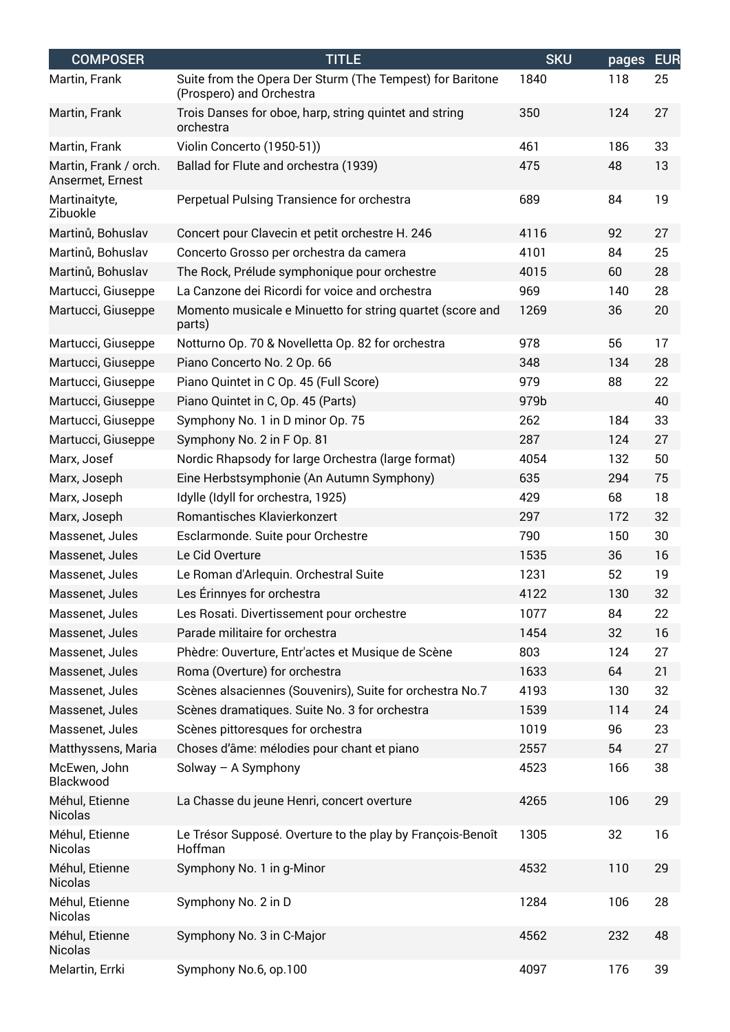| COMPOSER | TITLE | SKU | pages | EUR |
|---|---|---|---|---|
| Martin, Frank | Suite from the Opera Der Sturm (The Tempest) for Baritone (Prospero) and Orchestra | 1840 | 118 | 25 |
| Martin, Frank | Trois Danses for oboe, harp, string quintet and string orchestra | 350 | 124 | 27 |
| Martin, Frank | Violin Concerto (1950-51)) | 461 | 186 | 33 |
| Martin, Frank / orch. Ansermet, Ernest | Ballad for Flute and orchestra (1939) | 475 | 48 | 13 |
| Martinaityte, Zibuokle | Perpetual Pulsing Transience for orchestra | 689 | 84 | 19 |
| Martinů, Bohuslav | Concert pour Clavecin et petit orchestre H. 246 | 4116 | 92 | 27 |
| Martinů, Bohuslav | Concerto Grosso per orchestra da camera | 4101 | 84 | 25 |
| Martinů, Bohuslav | The Rock, Prélude symphonique pour orchestre | 4015 | 60 | 28 |
| Martucci, Giuseppe | La Canzone dei Ricordi for voice and orchestra | 969 | 140 | 28 |
| Martucci, Giuseppe | Momento musicale e Minuetto for string quartet (score and parts) | 1269 | 36 | 20 |
| Martucci, Giuseppe | Notturno Op. 70 & Novelletta Op. 82 for orchestra | 978 | 56 | 17 |
| Martucci, Giuseppe | Piano Concerto No. 2 Op. 66 | 348 | 134 | 28 |
| Martucci, Giuseppe | Piano Quintet in C Op. 45 (Full Score) | 979 | 88 | 22 |
| Martucci, Giuseppe | Piano Quintet in C, Op. 45 (Parts) | 979b | | 40 |
| Martucci, Giuseppe | Symphony No. 1 in D minor Op. 75 | 262 | 184 | 33 |
| Martucci, Giuseppe | Symphony No. 2 in F Op. 81 | 287 | 124 | 27 |
| Marx, Josef | Nordic Rhapsody for large Orchestra (large format) | 4054 | 132 | 50 |
| Marx, Joseph | Eine Herbstsymphonie (An Autumn Symphony) | 635 | 294 | 75 |
| Marx, Joseph | Idylle (Idyll for orchestra, 1925) | 429 | 68 | 18 |
| Marx, Joseph | Romantisches Klavierkonzert | 297 | 172 | 32 |
| Massenet, Jules | Esclarmonde. Suite pour Orchestre | 790 | 150 | 30 |
| Massenet, Jules | Le Cid Overture | 1535 | 36 | 16 |
| Massenet, Jules | Le Roman d'Arlequin. Orchestral Suite | 1231 | 52 | 19 |
| Massenet, Jules | Les Érinnyes for orchestra | 4122 | 130 | 32 |
| Massenet, Jules | Les Rosati. Divertissement pour orchestre | 1077 | 84 | 22 |
| Massenet, Jules | Parade militaire for orchestra | 1454 | 32 | 16 |
| Massenet, Jules | Phèdre: Ouverture, Entr'actes et Musique de Scène | 803 | 124 | 27 |
| Massenet, Jules | Roma (Overture) for orchestra | 1633 | 64 | 21 |
| Massenet, Jules | Scènes alsaciennes (Souvenirs), Suite for orchestra No.7 | 4193 | 130 | 32 |
| Massenet, Jules | Scènes dramatiques. Suite No. 3 for orchestra | 1539 | 114 | 24 |
| Massenet, Jules | Scènes pittoresques for orchestra | 1019 | 96 | 23 |
| Matthyssens, Maria | Choses d'âme: mélodies pour chant et piano | 2557 | 54 | 27 |
| McEwen, John Blackwood | Solway – A Symphony | 4523 | 166 | 38 |
| Méhul, Etienne Nicolas | La Chasse du jeune Henri, concert overture | 4265 | 106 | 29 |
| Méhul, Etienne Nicolas | Le Trésor Supposé. Overture to the play by François-Benoît Hoffman | 1305 | 32 | 16 |
| Méhul, Etienne Nicolas | Symphony No. 1 in g-Minor | 4532 | 110 | 29 |
| Méhul, Etienne Nicolas | Symphony No. 2 in D | 1284 | 106 | 28 |
| Méhul, Etienne Nicolas | Symphony No. 3 in C-Major | 4562 | 232 | 48 |
| Melartin, Errki | Symphony No.6, op.100 | 4097 | 176 | 39 |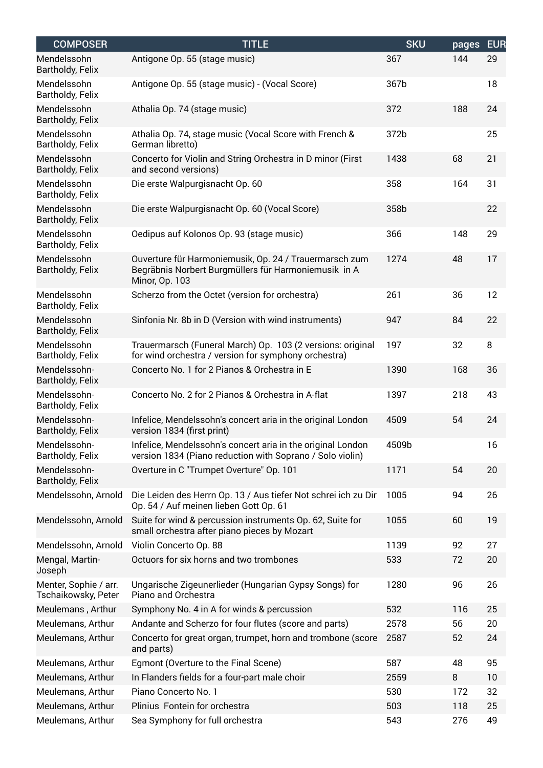| COMPOSER | TITLE | SKU | pages | EUR |
|---|---|---|---|---|
| Mendelssohn Bartholdy, Felix | Antigone Op. 55 (stage music) | 367 | 144 | 29 |
| Mendelssohn Bartholdy, Felix | Antigone Op. 55 (stage music) - (Vocal Score) | 367b | | 18 |
| Mendelssohn Bartholdy, Felix | Athalia Op. 74 (stage music) | 372 | 188 | 24 |
| Mendelssohn Bartholdy, Felix | Athalia Op. 74, stage music (Vocal Score with French & German libretto) | 372b | | 25 |
| Mendelssohn Bartholdy, Felix | Concerto for Violin and String Orchestra in D minor (First and second versions) | 1438 | 68 | 21 |
| Mendelssohn Bartholdy, Felix | Die erste Walpurgisnacht Op. 60 | 358 | 164 | 31 |
| Mendelssohn Bartholdy, Felix | Die erste Walpurgisnacht Op. 60 (Vocal Score) | 358b | | 22 |
| Mendelssohn Bartholdy, Felix | Oedipus auf Kolonos Op. 93 (stage music) | 366 | 148 | 29 |
| Mendelssohn Bartholdy, Felix | Ouverture für Harmoniemusik, Op. 24 / Trauermarsch zum Begräbnis Norbert Burgmüllers für Harmoniemusik in A Minor, Op. 103 | 1274 | 48 | 17 |
| Mendelssohn Bartholdy, Felix | Scherzo from the Octet (version for orchestra) | 261 | 36 | 12 |
| Mendelssohn Bartholdy, Felix | Sinfonia Nr. 8b in D (Version with wind instruments) | 947 | 84 | 22 |
| Mendelssohn Bartholdy, Felix | Trauermarsch (Funeral March) Op. 103 (2 versions: original for wind orchestra / version for symphony orchestra) | 197 | 32 | 8 |
| Mendelssohn-Bartholdy, Felix | Concerto No. 1 for 2 Pianos & Orchestra in E | 1390 | 168 | 36 |
| Mendelssohn-Bartholdy, Felix | Concerto No. 2 for 2 Pianos & Orchestra in A-flat | 1397 | 218 | 43 |
| Mendelssohn-Bartholdy, Felix | Infelice, Mendelssohn's concert aria in the original London version 1834 (first print) | 4509 | 54 | 24 |
| Mendelssohn-Bartholdy, Felix | Infelice, Mendelssohn's concert aria in the original London version 1834 (Piano reduction with Soprano / Solo violin) | 4509b | | 16 |
| Mendelssohn-Bartholdy, Felix | Overture in C "Trumpet Overture" Op. 101 | 1171 | 54 | 20 |
| Mendelssohn, Arnold | Die Leiden des Herrn Op. 13 / Aus tiefer Not schrei ich zu Dir Op. 54 / Auf meinen lieben Gott Op. 61 | 1005 | 94 | 26 |
| Mendelssohn, Arnold | Suite for wind & percussion instruments Op. 62, Suite for small orchestra after piano pieces by Mozart | 1055 | 60 | 19 |
| Mendelssohn, Arnold | Violin Concerto Op. 88 | 1139 | 92 | 27 |
| Mengal, Martin-Joseph | Octuors for six horns and two trombones | 533 | 72 | 20 |
| Menter, Sophie / arr. Tschaikowsky, Peter | Ungarische Zigeunerlieder (Hungarian Gypsy Songs) for Piano and Orchestra | 1280 | 96 | 26 |
| Meulemans , Arthur | Symphony No. 4 in A for winds & percussion | 532 | 116 | 25 |
| Meulemans, Arthur | Andante and Scherzo for four flutes (score and parts) | 2578 | 56 | 20 |
| Meulemans, Arthur | Concerto for great organ, trumpet, horn and trombone (score and parts) | 2587 | 52 | 24 |
| Meulemans, Arthur | Egmont (Overture to the Final Scene) | 587 | 48 | 95 |
| Meulemans, Arthur | In Flanders fields for a four-part male choir | 2559 | 8 | 10 |
| Meulemans, Arthur | Piano Concerto No. 1 | 530 | 172 | 32 |
| Meulemans, Arthur | Plinius Fontein for orchestra | 503 | 118 | 25 |
| Meulemans, Arthur | Sea Symphony for full orchestra | 543 | 276 | 49 |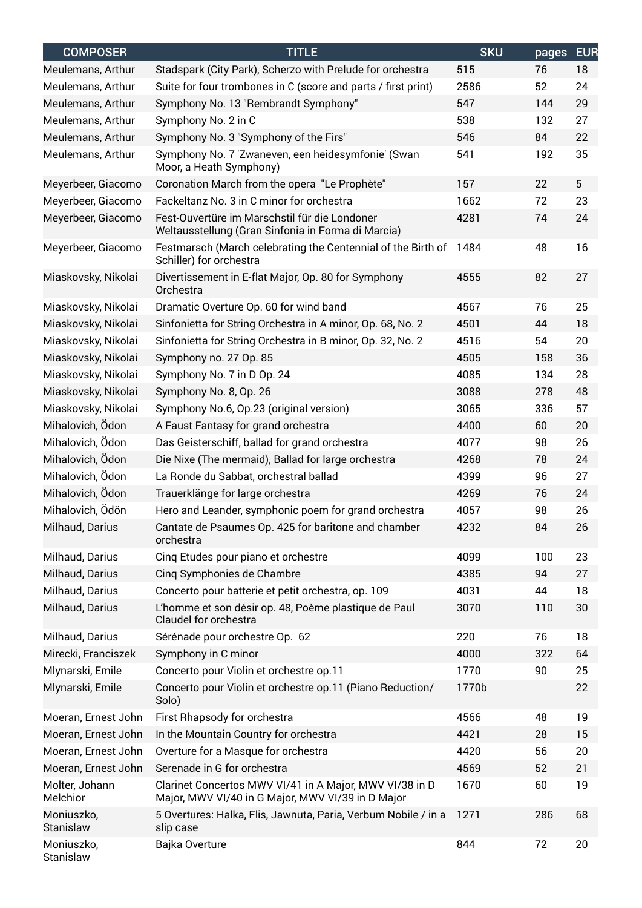| COMPOSER | TITLE | SKU | pages | EUR |
|---|---|---|---|---|
| Meulemans, Arthur | Stadspark (City Park), Scherzo with Prelude for orchestra | 515 | 76 | 18 |
| Meulemans, Arthur | Suite for four trombones in C (score and parts / first print) | 2586 | 52 | 24 |
| Meulemans, Arthur | Symphony No. 13 "Rembrandt Symphony" | 547 | 144 | 29 |
| Meulemans, Arthur | Symphony No. 2 in C | 538 | 132 | 27 |
| Meulemans, Arthur | Symphony No. 3 "Symphony of the Firs" | 546 | 84 | 22 |
| Meulemans, Arthur | Symphony No. 7 'Zwaneven, een heidesymfonie' (Swan Moor, a Heath Symphony) | 541 | 192 | 35 |
| Meyerbeer, Giacomo | Coronation March from the opera "Le Prophète" | 157 | 22 | 5 |
| Meyerbeer, Giacomo | Fackeltanz No. 3 in C minor for orchestra | 1662 | 72 | 23 |
| Meyerbeer, Giacomo | Fest-Ouvertüre im Marschstil für die Londoner Weltausstellung (Gran Sinfonia in Forma di Marcia) | 4281 | 74 | 24 |
| Meyerbeer, Giacomo | Festmarsch (March celebrating the Centennial of the Birth of Schiller) for orchestra | 1484 | 48 | 16 |
| Miaskovsky, Nikolai | Divertissement in E-flat Major, Op. 80 for Symphony Orchestra | 4555 | 82 | 27 |
| Miaskovsky, Nikolai | Dramatic Overture Op. 60 for wind band | 4567 | 76 | 25 |
| Miaskovsky, Nikolai | Sinfonietta for String Orchestra in A minor, Op. 68, No. 2 | 4501 | 44 | 18 |
| Miaskovsky, Nikolai | Sinfonietta for String Orchestra in B minor, Op. 32, No. 2 | 4516 | 54 | 20 |
| Miaskovsky, Nikolai | Symphony no. 27 Op. 85 | 4505 | 158 | 36 |
| Miaskovsky, Nikolai | Symphony No. 7 in D Op. 24 | 4085 | 134 | 28 |
| Miaskovsky, Nikolai | Symphony No. 8, Op. 26 | 3088 | 278 | 48 |
| Miaskovsky, Nikolai | Symphony No.6, Op.23 (original version) | 3065 | 336 | 57 |
| Mihalovich, Ödon | A Faust Fantasy for grand orchestra | 4400 | 60 | 20 |
| Mihalovich, Ödon | Das Geisterschiff, ballad for grand orchestra | 4077 | 98 | 26 |
| Mihalovich, Ödon | Die Nixe (The mermaid), Ballad for large orchestra | 4268 | 78 | 24 |
| Mihalovich, Ödon | La Ronde du Sabbat, orchestral ballad | 4399 | 96 | 27 |
| Mihalovich, Ödon | Trauerklänge for large orchestra | 4269 | 76 | 24 |
| Mihalovich, Ödön | Hero and Leander, symphonic poem for grand orchestra | 4057 | 98 | 26 |
| Milhaud, Darius | Cantate de Psaumes Op. 425 for baritone and chamber orchestra | 4232 | 84 | 26 |
| Milhaud, Darius | Cinq Etudes pour piano et orchestre | 4099 | 100 | 23 |
| Milhaud, Darius | Cinq Symphonies de Chambre | 4385 | 94 | 27 |
| Milhaud, Darius | Concerto pour batterie et petit orchestra, op. 109 | 4031 | 44 | 18 |
| Milhaud, Darius | L'homme et son désir op. 48, Poème plastique de Paul Claudel for orchestra | 3070 | 110 | 30 |
| Milhaud, Darius | Sérénade pour orchestre Op. 62 | 220 | 76 | 18 |
| Mirecki, Franciszek | Symphony in C minor | 4000 | 322 | 64 |
| Mlynarski, Emile | Concerto pour Violin et orchestre op.11 | 1770 | 90 | 25 |
| Mlynarski, Emile | Concerto pour Violin et orchestre op.11 (Piano Reduction/ Solo) | 1770b | | 22 |
| Moeran, Ernest John | First Rhapsody for orchestra | 4566 | 48 | 19 |
| Moeran, Ernest John | In the Mountain Country for orchestra | 4421 | 28 | 15 |
| Moeran, Ernest John | Overture for a Masque for orchestra | 4420 | 56 | 20 |
| Moeran, Ernest John | Serenade in G for orchestra | 4569 | 52 | 21 |
| Molter, Johann Melchior | Clarinet Concertos MWV VI/41 in A Major, MWV VI/38 in D Major, MWV VI/40 in G Major, MWV VI/39 in D Major | 1670 | 60 | 19 |
| Moniuszko, Stanislaw | 5 Overtures: Halka, Flis, Jawnuta, Paria, Verbum Nobile / in a slip case | 1271 | 286 | 68 |
| Moniuszko, Stanislaw | Bajka Overture | 844 | 72 | 20 |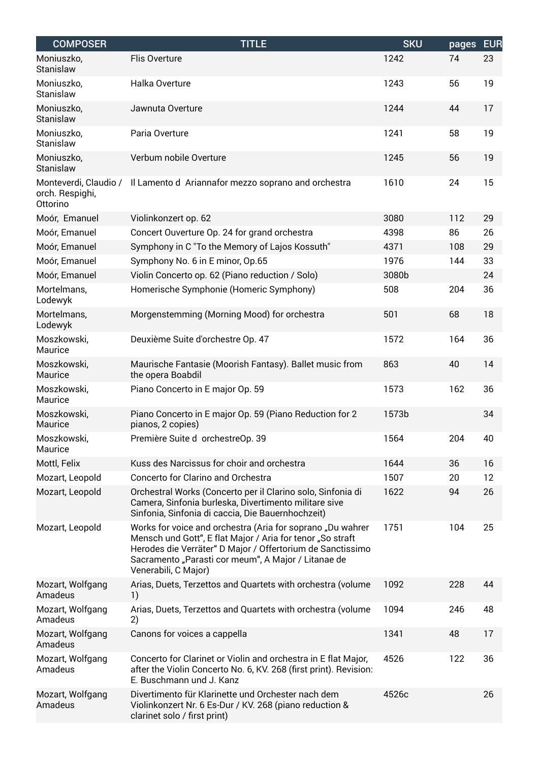| COMPOSER | TITLE | SKU | pages | EUR |
|---|---|---|---|---|
| Moniuszko, Stanislaw | Flis Overture | 1242 | 74 | 23 |
| Moniuszko, Stanislaw | Halka Overture | 1243 | 56 | 19 |
| Moniuszko, Stanislaw | Jawnuta Overture | 1244 | 44 | 17 |
| Moniuszko, Stanislaw | Paria Overture | 1241 | 58 | 19 |
| Moniuszko, Stanislaw | Verbum nobile Overture | 1245 | 56 | 19 |
| Monteverdi, Claudio / orch. Respighi, Ottorino | Il Lamento d Ariannafor mezzo soprano and orchestra | 1610 | 24 | 15 |
| Moór, Emanuel | Violinkonzert op. 62 | 3080 | 112 | 29 |
| Moór, Emanuel | Concert Ouverture Op. 24 for grand orchestra | 4398 | 86 | 26 |
| Moór, Emanuel | Symphony in C "To the Memory of Lajos Kossuth" | 4371 | 108 | 29 |
| Moór, Emanuel | Symphony No. 6 in E minor, Op.65 | 1976 | 144 | 33 |
| Moór, Emanuel | Violin Concerto op. 62 (Piano reduction / Solo) | 3080b | | 24 |
| Mortelmans, Lodewyk | Homerische Symphonie (Homeric Symphony) | 508 | 204 | 36 |
| Mortelmans, Lodewyk | Morgenstemming (Morning Mood) for orchestra | 501 | 68 | 18 |
| Moszkowski, Maurice | Deuxième Suite d'orchestre Op. 47 | 1572 | 164 | 36 |
| Moszkowski, Maurice | Maurische Fantasie (Moorish Fantasy). Ballet music from the opera Boabdil | 863 | 40 | 14 |
| Moszkowski, Maurice | Piano Concerto in E major Op. 59 | 1573 | 162 | 36 |
| Moszkowski, Maurice | Piano Concerto in E major Op. 59 (Piano Reduction for 2 pianos, 2 copies) | 1573b | | 34 |
| Moszkowski, Maurice | Première Suite d orchestreOp. 39 | 1564 | 204 | 40 |
| Mottl, Felix | Kuss des Narcissus for choir and orchestra | 1644 | 36 | 16 |
| Mozart, Leopold | Concerto for Clarino and Orchestra | 1507 | 20 | 12 |
| Mozart, Leopold | Orchestral Works (Concerto per il Clarino solo, Sinfonia di Camera, Sinfonia burleska, Divertimento militare sive Sinfonia, Sinfonia di caccia, Die Bauernhochzeit) | 1622 | 94 | 26 |
| Mozart, Leopold | Works for voice and orchestra (Aria for soprano „Du wahrer Mensch und Gott“, E flat Major / Aria for tenor „So straft Herodes die Verräter“ D Major / Offertorium de Sanctissimo Sacramento „Parasti cor meum“, A Major / Litanae de Venerabili, C Major) | 1751 | 104 | 25 |
| Mozart, Wolfgang Amadeus | Arias, Duets, Terzettos and Quartets with orchestra (volume 1) | 1092 | 228 | 44 |
| Mozart, Wolfgang Amadeus | Arias, Duets, Terzettos and Quartets with orchestra (volume 2) | 1094 | 246 | 48 |
| Mozart, Wolfgang Amadeus | Canons for voices a cappella | 1341 | 48 | 17 |
| Mozart, Wolfgang Amadeus | Concerto for Clarinet or Violin and orchestra in E flat Major, after the Violin Concerto No. 6, KV. 268 (first print). Revision: E. Buschmann und J. Kanz | 4526 | 122 | 36 |
| Mozart, Wolfgang Amadeus | Divertimento für Klarinette und Orchester nach dem Violinkonzert Nr. 6 Es-Dur / KV. 268 (piano reduction & clarinet solo / first print) | 4526c | | 26 |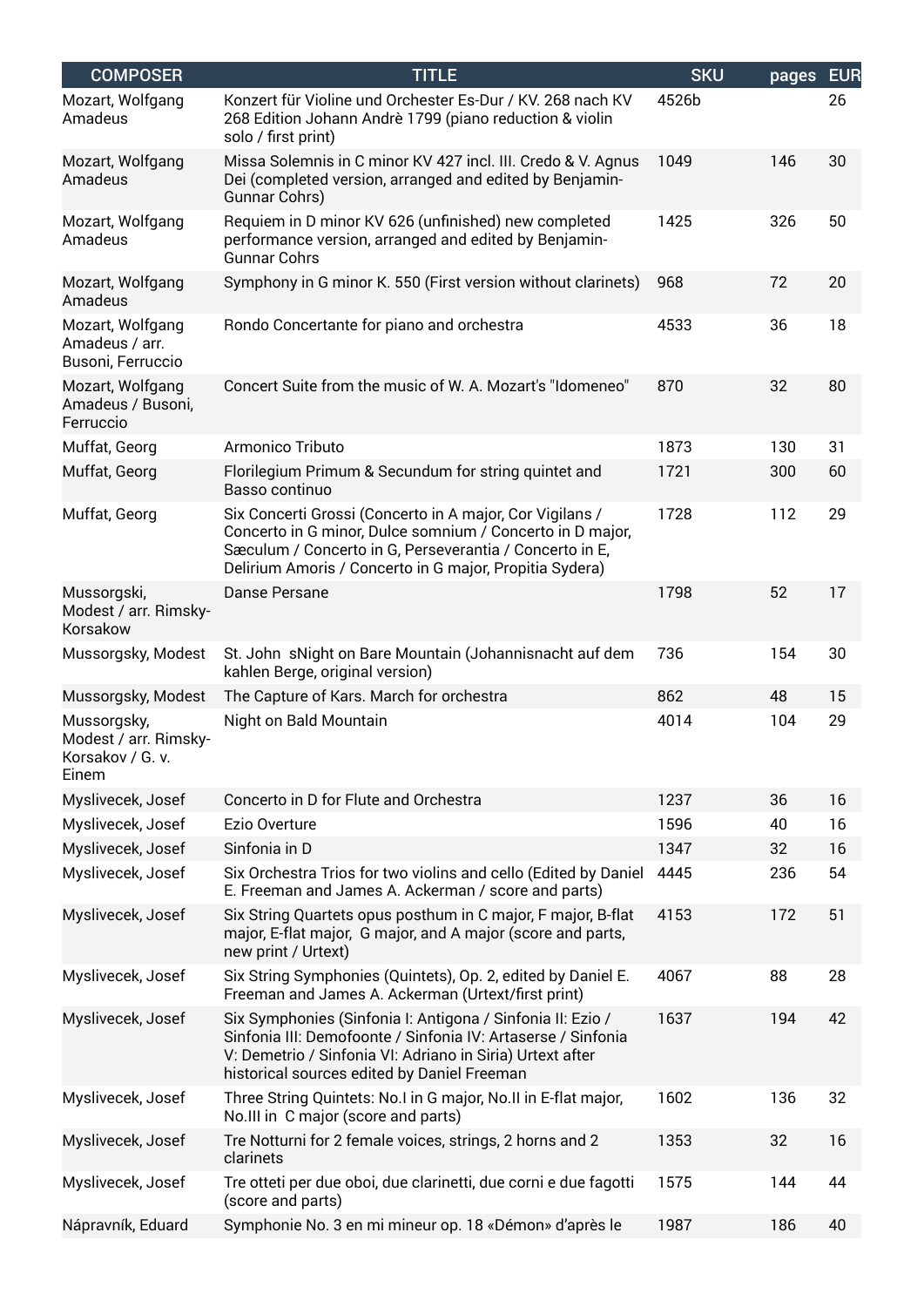| COMPOSER | TITLE | SKU | pages | EUR |
|---|---|---|---|---|
| Mozart, Wolfgang Amadeus | Konzert für Violine und Orchester Es-Dur / KV. 268 nach KV 268 Edition Johann Andrè 1799 (piano reduction & violin solo / first print) | 4526b | | 26 |
| Mozart, Wolfgang Amadeus | Missa Solemnis in C minor KV 427 incl. III. Credo & V. Agnus Dei (completed version, arranged and edited by Benjamin-Gunnar Cohrs) | 1049 | 146 | 30 |
| Mozart, Wolfgang Amadeus | Requiem in D minor KV 626 (unfinished) new completed performance version, arranged and edited by Benjamin-Gunnar Cohrs | 1425 | 326 | 50 |
| Mozart, Wolfgang Amadeus | Symphony in G minor K. 550 (First version without clarinets) | 968 | 72 | 20 |
| Mozart, Wolfgang Amadeus / arr. Busoni, Ferruccio | Rondo Concertante for piano and orchestra | 4533 | 36 | 18 |
| Mozart, Wolfgang Amadeus / Busoni, Ferruccio | Concert Suite from the music of W. A. Mozart's "Idomeneo" | 870 | 32 | 80 |
| Muffat, Georg | Armonico Tributo | 1873 | 130 | 31 |
| Muffat, Georg | Florilegium Primum & Secundum for string quintet and Basso continuo | 1721 | 300 | 60 |
| Muffat, Georg | Six Concerti Grossi (Concerto in A major, Cor Vigilans / Concerto in G minor, Dulce somnium / Concerto in D major, Sæculum / Concerto in G, Perseverantia / Concerto in E, Delirium Amoris / Concerto in G major, Propitia Sydera) | 1728 | 112 | 29 |
| Mussorgski, Modest / arr. Rimsky-Korsakow | Danse Persane | 1798 | 52 | 17 |
| Mussorgsky, Modest | St. John sNight on Bare Mountain (Johannisnacht auf dem kahlen Berge, original version) | 736 | 154 | 30 |
| Mussorgsky, Modest | The Capture of Kars. March for orchestra | 862 | 48 | 15 |
| Mussorgsky, Modest / arr. Rimsky-Korsakov / G. v. Einem | Night on Bald Mountain | 4014 | 104 | 29 |
| Myslivecek, Josef | Concerto in D for Flute and Orchestra | 1237 | 36 | 16 |
| Myslivecek, Josef | Ezio Overture | 1596 | 40 | 16 |
| Myslivecek, Josef | Sinfonia in D | 1347 | 32 | 16 |
| Myslivecek, Josef | Six Orchestra Trios for two violins and cello (Edited by Daniel E. Freeman and James A. Ackerman / score and parts) | 4445 | 236 | 54 |
| Myslivecek, Josef | Six String Quartets opus posthum in C major, F major, B-flat major, E-flat major, G major, and A major (score and parts, new print / Urtext) | 4153 | 172 | 51 |
| Myslivecek, Josef | Six String Symphonies (Quintets), Op. 2, edited by Daniel E. Freeman and James A. Ackerman (Urtext/first print) | 4067 | 88 | 28 |
| Myslivecek, Josef | Six Symphonies (Sinfonia I: Antigona / Sinfonia II: Ezio / Sinfonia III: Demofoonte / Sinfonia IV: Artaserse / Sinfonia V: Demetrio / Sinfonia VI: Adriano in Siria) Urtext after historical sources edited by Daniel Freeman | 1637 | 194 | 42 |
| Myslivecek, Josef | Three String Quintets: No.I in G major, No.II in E-flat major, No.III in C major (score and parts) | 1602 | 136 | 32 |
| Myslivecek, Josef | Tre Notturni for 2 female voices, strings, 2 horns and 2 clarinets | 1353 | 32 | 16 |
| Myslivecek, Josef | Tre otteti per due oboi, due clarinetti, due corni e due fagotti (score and parts) | 1575 | 144 | 44 |
| Nápravník, Eduard | Symphonie No. 3 en mi mineur op. 18 «Démon» d'après le | 1987 | 186 | 40 |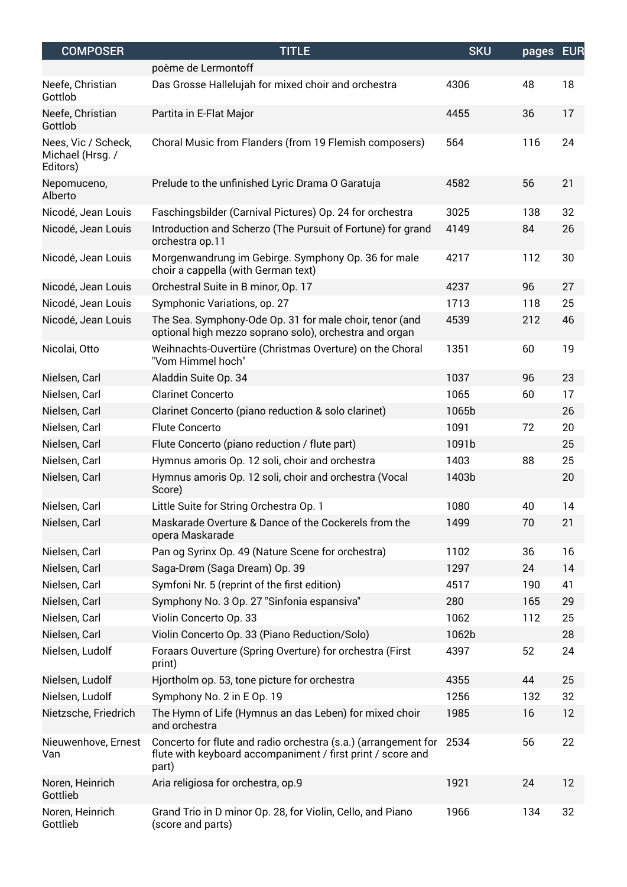| COMPOSER | TITLE | SKU | pages | EUR |
|---|---|---|---|---|
| | poème de Lermontoff | | | |
| Neefe, Christian Gottlob | Das Grosse Hallelujah for mixed choir and orchestra | 4306 | 48 | 18 |
| Neefe, Christian Gottlob | Partita in E-Flat Major | 4455 | 36 | 17 |
| Nees, Vic / Scheck, Michael (Hrsg. / Editors) | Choral Music from Flanders (from 19 Flemish composers) | 564 | 116 | 24 |
| Nepomuceno, Alberto | Prelude to the unfinished Lyric Drama O Garatuja | 4582 | 56 | 21 |
| Nicodé, Jean Louis | Faschingsbilder (Carnival Pictures) Op. 24 for orchestra | 3025 | 138 | 32 |
| Nicodé, Jean Louis | Introduction and Scherzo (The Pursuit of Fortune) for grand orchestra op.11 | 4149 | 84 | 26 |
| Nicodé, Jean Louis | Morgenwandrung im Gebirge. Symphony Op. 36 for male choir a cappella (with German text) | 4217 | 112 | 30 |
| Nicodé, Jean Louis | Orchestral Suite in B minor, Op. 17 | 4237 | 96 | 27 |
| Nicodé, Jean Louis | Symphonic Variations, op. 27 | 1713 | 118 | 25 |
| Nicodé, Jean Louis | The Sea. Symphony-Ode Op. 31 for male choir, tenor (and optional high mezzo soprano solo), orchestra and organ | 4539 | 212 | 46 |
| Nicolai, Otto | Weihnachts-Ouvertüre (Christmas Overture) on the Choral "Vom Himmel hoch" | 1351 | 60 | 19 |
| Nielsen, Carl | Aladdin Suite Op. 34 | 1037 | 96 | 23 |
| Nielsen, Carl | Clarinet Concerto | 1065 | 60 | 17 |
| Nielsen, Carl | Clarinet Concerto (piano reduction & solo clarinet) | 1065b | | 26 |
| Nielsen, Carl | Flute Concerto | 1091 | 72 | 20 |
| Nielsen, Carl | Flute Concerto (piano reduction / flute part) | 1091b | | 25 |
| Nielsen, Carl | Hymnus amoris Op. 12 soli, choir and orchestra | 1403 | 88 | 25 |
| Nielsen, Carl | Hymnus amoris Op. 12 soli, choir and orchestra (Vocal Score) | 1403b | | 20 |
| Nielsen, Carl | Little Suite for String Orchestra Op. 1 | 1080 | 40 | 14 |
| Nielsen, Carl | Maskarade Overture & Dance of the Cockerels from the opera Maskarade | 1499 | 70 | 21 |
| Nielsen, Carl | Pan og Syrinx Op. 49 (Nature Scene for orchestra) | 1102 | 36 | 16 |
| Nielsen, Carl | Saga-Drøm (Saga Dream) Op. 39 | 1297 | 24 | 14 |
| Nielsen, Carl | Symfoni Nr. 5 (reprint of the first edition) | 4517 | 190 | 41 |
| Nielsen, Carl | Symphony No. 3 Op. 27 "Sinfonia espansiva" | 280 | 165 | 29 |
| Nielsen, Carl | Violin Concerto Op. 33 | 1062 | 112 | 25 |
| Nielsen, Carl | Violin Concerto Op. 33 (Piano Reduction/Solo) | 1062b | | 28 |
| Nielsen, Ludolf | Foraars Ouverture (Spring Overture) for orchestra (First print) | 4397 | 52 | 24 |
| Nielsen, Ludolf | Hjortholm op. 53, tone picture for orchestra | 4355 | 44 | 25 |
| Nielsen, Ludolf | Symphony No. 2 in E Op. 19 | 1256 | 132 | 32 |
| Nietzsche, Friedrich | The Hymn of Life (Hymnus an das Leben) for mixed choir and orchestra | 1985 | 16 | 12 |
| Nieuwenhove, Ernest Van | Concerto for flute and radio orchestra (s.a.) (arrangement for flute with keyboard accompaniment / first print / score and part) | 2534 | 56 | 22 |
| Noren, Heinrich Gottlieb | Aria religiosa for orchestra, op.9 | 1921 | 24 | 12 |
| Noren, Heinrich Gottlieb | Grand Trio in D minor Op. 28, for Violin, Cello, and Piano (score and parts) | 1966 | 134 | 32 |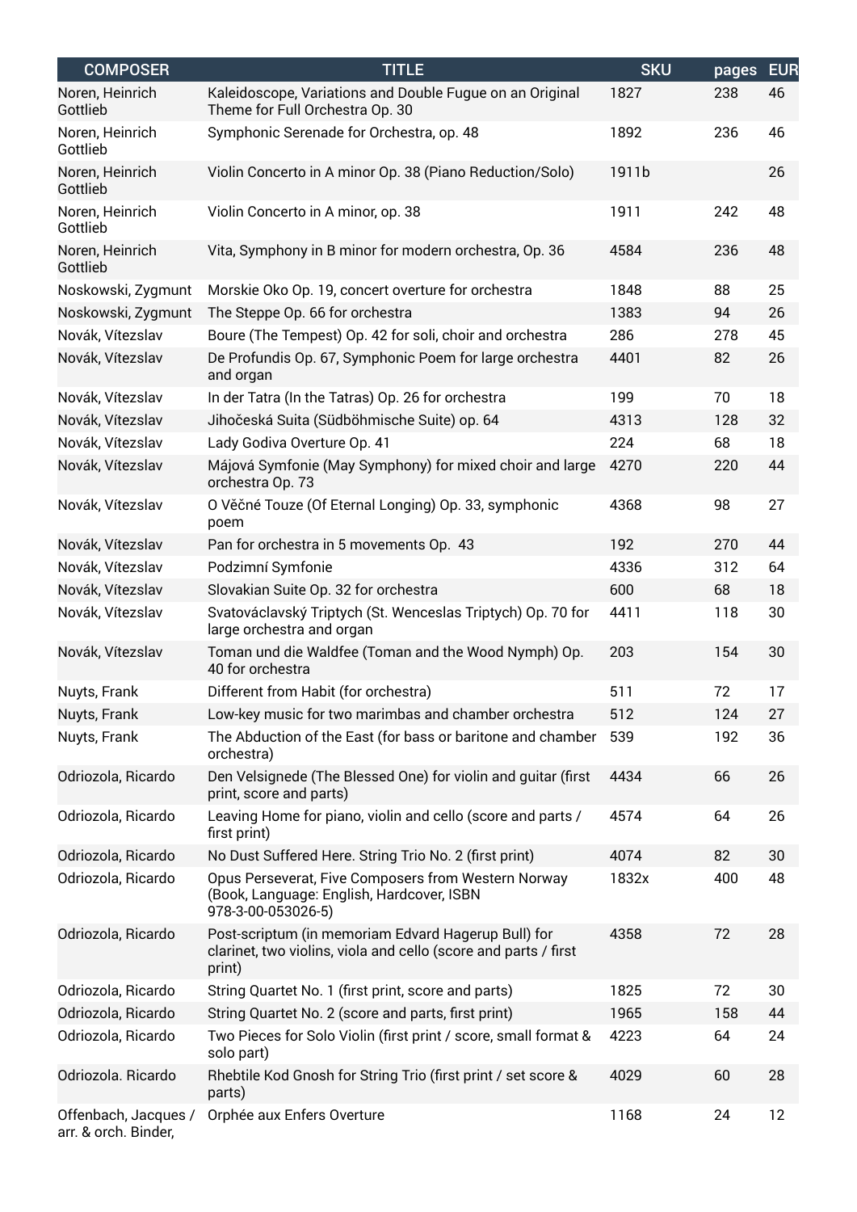| COMPOSER | TITLE | SKU | pages | EUR |
|---|---|---|---|---|
| Noren, Heinrich Gottlieb | Kaleidoscope, Variations and Double Fugue on an Original Theme for Full Orchestra Op. 30 | 1827 | 238 | 46 |
| Noren, Heinrich Gottlieb | Symphonic Serenade for Orchestra, op. 48 | 1892 | 236 | 46 |
| Noren, Heinrich Gottlieb | Violin Concerto in A minor Op. 38 (Piano Reduction/Solo) | 1911b | | 26 |
| Noren, Heinrich Gottlieb | Violin Concerto in A minor, op. 38 | 1911 | 242 | 48 |
| Noren, Heinrich Gottlieb | Vita, Symphony in B minor for modern orchestra, Op. 36 | 4584 | 236 | 48 |
| Noskowski, Zygmunt | Morskie Oko Op. 19, concert overture for orchestra | 1848 | 88 | 25 |
| Noskowski, Zygmunt | The Steppe Op. 66 for orchestra | 1383 | 94 | 26 |
| Novák, Vítezslav | Boure (The Tempest) Op. 42 for soli, choir and orchestra | 286 | 278 | 45 |
| Novák, Vítezslav | De Profundis Op. 67, Symphonic Poem for large orchestra and organ | 4401 | 82 | 26 |
| Novák, Vítezslav | In der Tatra (In the Tatras) Op. 26 for orchestra | 199 | 70 | 18 |
| Novák, Vítezslav | Jihočeská Suita (Südböhmische Suite) op. 64 | 4313 | 128 | 32 |
| Novák, Vítezslav | Lady Godiva Overture Op. 41 | 224 | 68 | 18 |
| Novák, Vítezslav | Májová Symfonie (May Symphony) for mixed choir and large orchestra Op. 73 | 4270 | 220 | 44 |
| Novák, Vítezslav | O Věčné Touze (Of Eternal Longing) Op. 33, symphonic poem | 4368 | 98 | 27 |
| Novák, Vítezslav | Pan for orchestra in 5 movements Op.  43 | 192 | 270 | 44 |
| Novák, Vítezslav | Podzimní Symfonie | 4336 | 312 | 64 |
| Novák, Vítezslav | Slovakian Suite Op. 32 for orchestra | 600 | 68 | 18 |
| Novák, Vítezslav | Svatováclavský Triptych (St. Wenceslas Triptych) Op. 70 for large orchestra and organ | 4411 | 118 | 30 |
| Novák, Vítezslav | Toman und die Waldfee (Toman and the Wood Nymph) Op. 40 for orchestra | 203 | 154 | 30 |
| Nuyts, Frank | Different from Habit (for orchestra) | 511 | 72 | 17 |
| Nuyts, Frank | Low-key music for two marimbas and chamber orchestra | 512 | 124 | 27 |
| Nuyts, Frank | The Abduction of the East (for bass or baritone and chamber orchestra) | 539 | 192 | 36 |
| Odriozola, Ricardo | Den Velsignede (The Blessed One) for violin and guitar (first print, score and parts) | 4434 | 66 | 26 |
| Odriozola, Ricardo | Leaving Home for piano, violin and cello (score and parts / first print) | 4574 | 64 | 26 |
| Odriozola, Ricardo | No Dust Suffered Here. String Trio No. 2 (first print) | 4074 | 82 | 30 |
| Odriozola, Ricardo | Opus Perseverat, Five Composers from Western Norway (Book, Language: English, Hardcover, ISBN 978-3-00-053026-5) | 1832x | 400 | 48 |
| Odriozola, Ricardo | Post-scriptum (in memoriam Edvard Hagerup Bull) for clarinet, two violins, viola and cello (score and parts / first print) | 4358 | 72 | 28 |
| Odriozola, Ricardo | String Quartet No. 1 (first print, score and parts) | 1825 | 72 | 30 |
| Odriozola, Ricardo | String Quartet No. 2 (score and parts, first print) | 1965 | 158 | 44 |
| Odriozola, Ricardo | Two Pieces for Solo Violin (first print / score, small format & solo part) | 4223 | 64 | 24 |
| Odriozola. Ricardo | Rhebtile Kod Gnosh for String Trio (first print / set score & parts) | 4029 | 60 | 28 |
| Offenbach, Jacques / arr. & orch. Binder, | Orphée aux Enfers Overture | 1168 | 24 | 12 |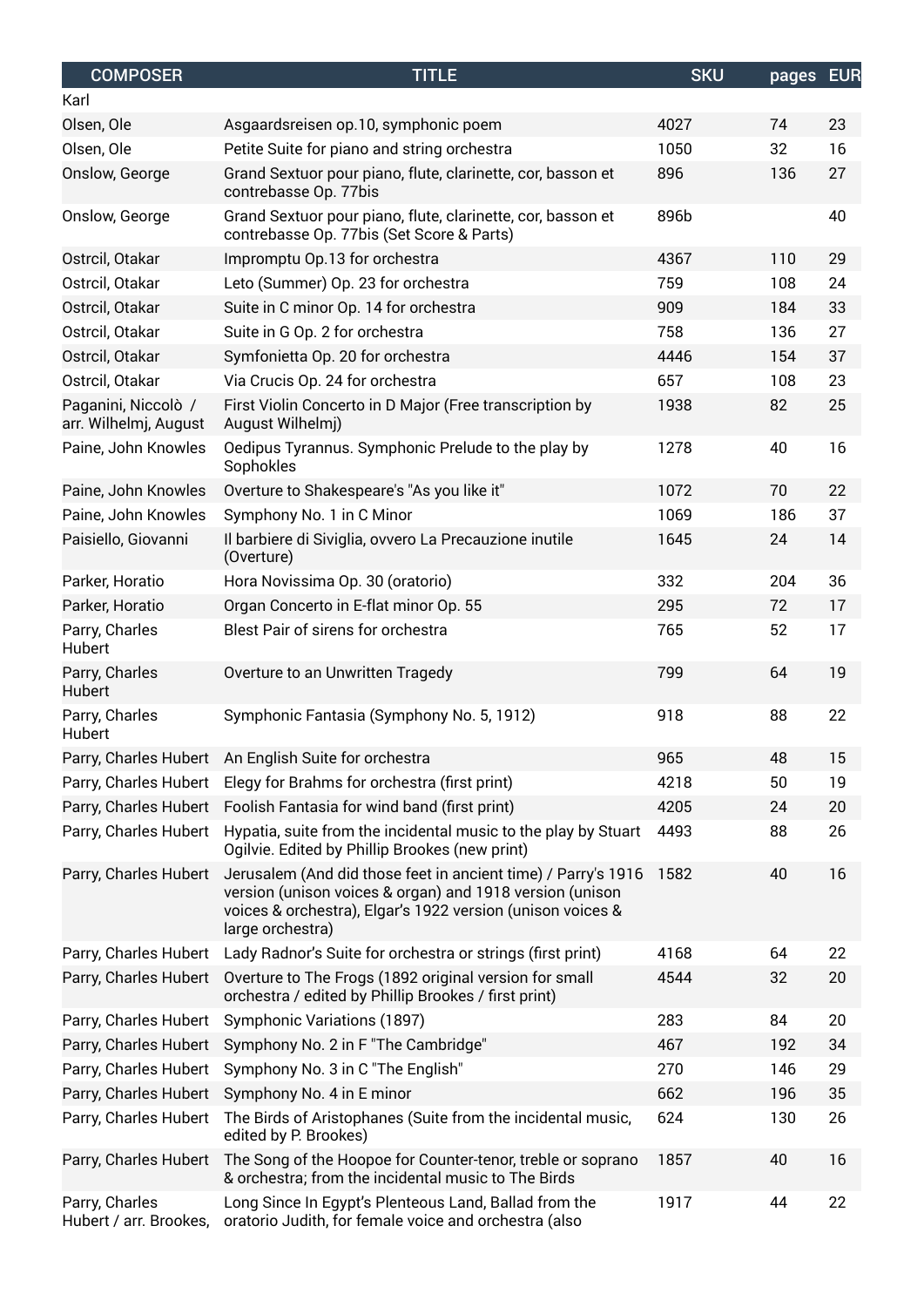| COMPOSER | TITLE | SKU | pages | EUR |
|---|---|---|---|---|
| Karl | | | | |
| Olsen, Ole | Asgaardsreisen op.10, symphonic poem | 4027 | 74 | 23 |
| Olsen, Ole | Petite Suite for piano and string orchestra | 1050 | 32 | 16 |
| Onslow, George | Grand Sextuor pour piano, flute, clarinette, cor, basson et contrebasse Op. 77bis | 896 | 136 | 27 |
| Onslow, George | Grand Sextuor pour piano, flute, clarinette, cor, basson et contrebasse Op. 77bis (Set Score & Parts) | 896b | | 40 |
| Ostrcil, Otakar | Impromptu Op.13 for orchestra | 4367 | 110 | 29 |
| Ostrcil, Otakar | Leto (Summer) Op. 23 for orchestra | 759 | 108 | 24 |
| Ostrcil, Otakar | Suite in C minor Op. 14 for orchestra | 909 | 184 | 33 |
| Ostrcil, Otakar | Suite in G Op. 2 for orchestra | 758 | 136 | 27 |
| Ostrcil, Otakar | Symfonietta Op. 20 for orchestra | 4446 | 154 | 37 |
| Ostrcil, Otakar | Via Crucis Op. 24 for orchestra | 657 | 108 | 23 |
| Paganini, Niccolò / arr. Wilhelmj, August | First Violin Concerto in D Major (Free transcription by August Wilhelmj) | 1938 | 82 | 25 |
| Paine, John Knowles | Oedipus Tyrannus. Symphonic Prelude to the play by Sophokles | 1278 | 40 | 16 |
| Paine, John Knowles | Overture to Shakespeare's "As you like it" | 1072 | 70 | 22 |
| Paine, John Knowles | Symphony No. 1 in C Minor | 1069 | 186 | 37 |
| Paisiello, Giovanni | Il barbiere di Siviglia, ovvero La Precauzione inutile (Overture) | 1645 | 24 | 14 |
| Parker, Horatio | Hora Novissima Op. 30 (oratorio) | 332 | 204 | 36 |
| Parker, Horatio | Organ Concerto in E-flat minor Op. 55 | 295 | 72 | 17 |
| Parry, Charles Hubert | Blest Pair of sirens for orchestra | 765 | 52 | 17 |
| Parry, Charles Hubert | Overture to an Unwritten Tragedy | 799 | 64 | 19 |
| Parry, Charles Hubert | Symphonic Fantasia (Symphony No. 5, 1912) | 918 | 88 | 22 |
| Parry, Charles Hubert | An English Suite for orchestra | 965 | 48 | 15 |
| Parry, Charles Hubert | Elegy for Brahms for orchestra (first print) | 4218 | 50 | 19 |
| Parry, Charles Hubert | Foolish Fantasia for wind band (first print) | 4205 | 24 | 20 |
| Parry, Charles Hubert | Hypatia, suite from the incidental music to the play by Stuart Ogilvie. Edited by Phillip Brookes (new print) | 4493 | 88 | 26 |
| Parry, Charles Hubert | Jerusalem (And did those feet in ancient time) / Parry's 1916 version (unison voices & organ) and 1918 version (unison voices & orchestra), Elgar's 1922 version (unison voices & large orchestra) | 1582 | 40 | 16 |
| Parry, Charles Hubert | Lady Radnor's Suite for orchestra or strings (first print) | 4168 | 64 | 22 |
| Parry, Charles Hubert | Overture to The Frogs (1892 original version for small orchestra / edited by Phillip Brookes / first print) | 4544 | 32 | 20 |
| Parry, Charles Hubert | Symphonic Variations (1897) | 283 | 84 | 20 |
| Parry, Charles Hubert | Symphony No. 2 in F "The Cambridge" | 467 | 192 | 34 |
| Parry, Charles Hubert | Symphony No. 3 in C "The English" | 270 | 146 | 29 |
| Parry, Charles Hubert | Symphony No. 4 in E minor | 662 | 196 | 35 |
| Parry, Charles Hubert | The Birds of Aristophanes (Suite from the incidental music, edited by P. Brookes) | 624 | 130 | 26 |
| Parry, Charles Hubert | The Song of the Hoopoe for Counter-tenor, treble or soprano & orchestra; from the incidental music to The Birds | 1857 | 40 | 16 |
| Parry, Charles Hubert / arr. Brookes, | Long Since In Egypt's Plenteous Land, Ballad from the oratorio Judith, for female voice and orchestra (also | 1917 | 44 | 22 |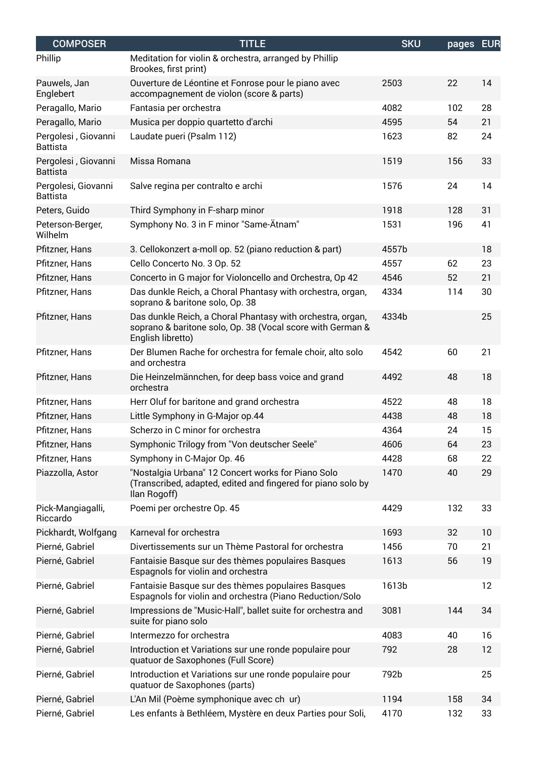| COMPOSER | TITLE | SKU | pages | EUR |
|---|---|---|---|---|
| Phillip | Meditation for violin & orchestra, arranged by Phillip Brookes, first print) | | | |
| Pauwels, Jan Englebert | Ouverture de Léontine et Fonrose pour le piano avec accompagnement de violon (score & parts) | 2503 | 22 | 14 |
| Peragallo, Mario | Fantasia per orchestra | 4082 | 102 | 28 |
| Peragallo, Mario | Musica per doppio quartetto d'archi | 4595 | 54 | 21 |
| Pergolesi , Giovanni Battista | Laudate pueri (Psalm 112) | 1623 | 82 | 24 |
| Pergolesi , Giovanni Battista | Missa Romana | 1519 | 156 | 33 |
| Pergolesi, Giovanni Battista | Salve regina per contralto e archi | 1576 | 24 | 14 |
| Peters, Guido | Third Symphony in F-sharp minor | 1918 | 128 | 31 |
| Peterson-Berger, Wilhelm | Symphony No. 3 in F minor "Same-Ätnam" | 1531 | 196 | 41 |
| Pfitzner, Hans | 3. Cellokonzert a-moll op. 52 (piano reduction & part) | 4557b | | 18 |
| Pfitzner, Hans | Cello Concerto No. 3 Op. 52 | 4557 | 62 | 23 |
| Pfitzner, Hans | Concerto in G major for Violoncello and Orchestra, Op 42 | 4546 | 52 | 21 |
| Pfitzner, Hans | Das dunkle Reich, a Choral Phantasy with orchestra, organ, soprano & baritone solo, Op. 38 | 4334 | 114 | 30 |
| Pfitzner, Hans | Das dunkle Reich, a Choral Phantasy with orchestra, organ, soprano & baritone solo, Op. 38 (Vocal score with German & English libretto) | 4334b | | 25 |
| Pfitzner, Hans | Der Blumen Rache for orchestra for female choir, alto solo and orchestra | 4542 | 60 | 21 |
| Pfitzner, Hans | Die Heinzelmännchen, for deep bass voice and grand orchestra | 4492 | 48 | 18 |
| Pfitzner, Hans | Herr Oluf for baritone and grand orchestra | 4522 | 48 | 18 |
| Pfitzner, Hans | Little Symphony in G-Major op.44 | 4438 | 48 | 18 |
| Pfitzner, Hans | Scherzo in C minor for orchestra | 4364 | 24 | 15 |
| Pfitzner, Hans | Symphonic Trilogy from "Von deutscher Seele" | 4606 | 64 | 23 |
| Pfitzner, Hans | Symphony in C-Major Op. 46 | 4428 | 68 | 22 |
| Piazzolla, Astor | "Nostalgia Urbana" 12 Concert works for Piano Solo (Transcribed, adapted, edited and fingered for piano solo by Ilan Rogoff) | 1470 | 40 | 29 |
| Pick-Mangiagalli, Riccardo | Poemi per orchestre Op. 45 | 4429 | 132 | 33 |
| Pickhardt, Wolfgang | Karneval for orchestra | 1693 | 32 | 10 |
| Pierné, Gabriel | Divertissements sur un Thème Pastoral for orchestra | 1456 | 70 | 21 |
| Pierné, Gabriel | Fantaisie Basque sur des thèmes populaires Basques Espagnols for violin and orchestra | 1613 | 56 | 19 |
| Pierné, Gabriel | Fantaisie Basque sur des thèmes populaires Basques Espagnols for violin and orchestra (Piano Reduction/Solo | 1613b | | 12 |
| Pierné, Gabriel | Impressions de "Music-Hall", ballet suite for orchestra and suite for piano solo | 3081 | 144 | 34 |
| Pierné, Gabriel | Intermezzo for orchestra | 4083 | 40 | 16 |
| Pierné, Gabriel | Introduction et Variations sur une ronde populaire pour quatuor de Saxophones (Full Score) | 792 | 28 | 12 |
| Pierné, Gabriel | Introduction et Variations sur une ronde populaire pour quatuor de Saxophones (parts) | 792b | | 25 |
| Pierné, Gabriel | L'An Mil (Poème symphonique avec ch ur) | 1194 | 158 | 34 |
| Pierné, Gabriel | Les enfants à Bethléem, Mystère en deux Parties pour Soli, | 4170 | 132 | 33 |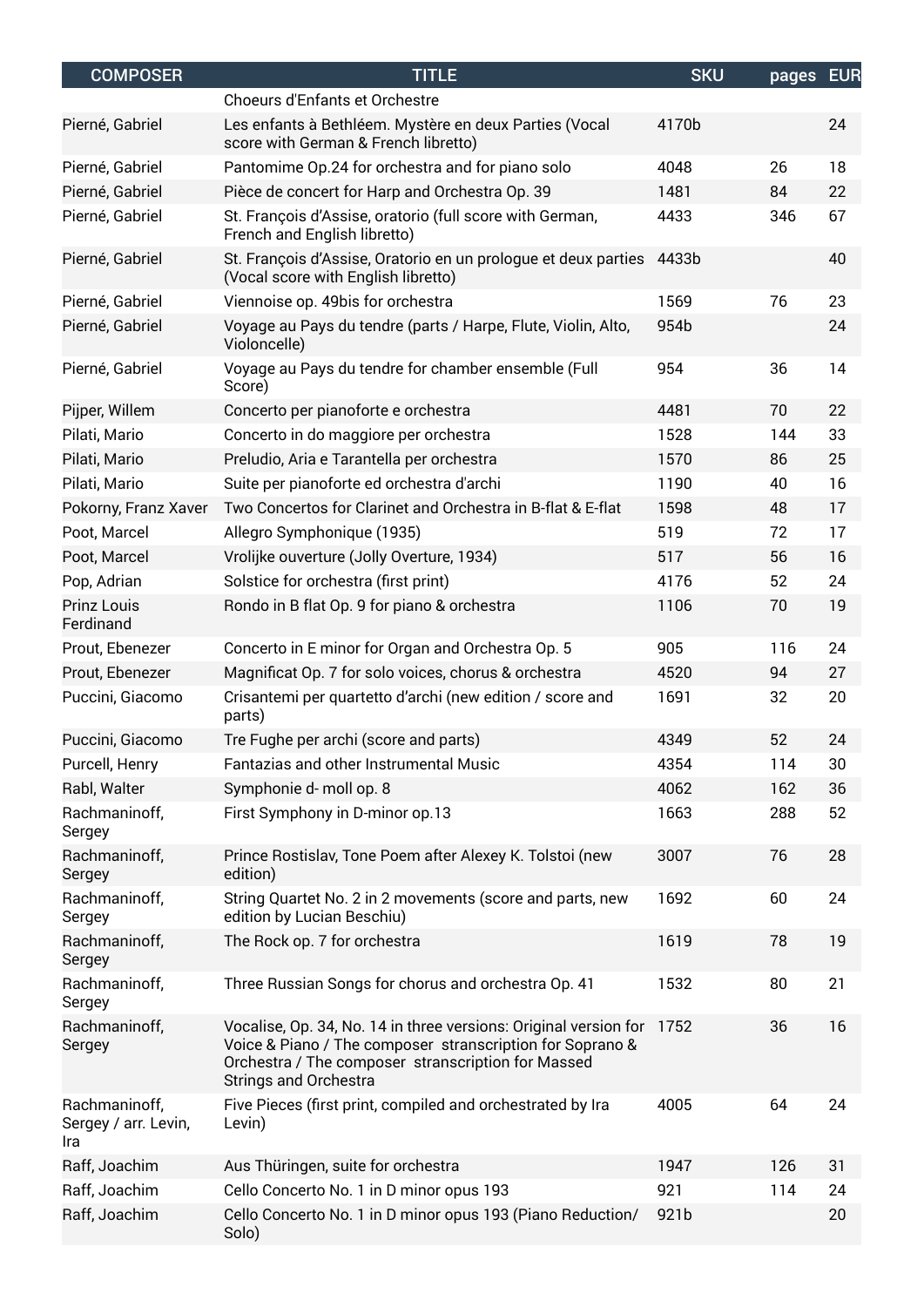| COMPOSER | TITLE | SKU | pages | EUR |
|---|---|---|---|---|
| | Choeurs d'Enfants et Orchestre | | | |
| Pierné, Gabriel | Les enfants à Bethléem. Mystère en deux Parties (Vocal score with German & French libretto) | 4170b | | 24 |
| Pierné, Gabriel | Pantomime Op.24 for orchestra and for piano solo | 4048 | 26 | 18 |
| Pierné, Gabriel | Pièce de concert for Harp and Orchestra Op. 39 | 1481 | 84 | 22 |
| Pierné, Gabriel | St. François d'Assise, oratorio (full score with German, French and English libretto) | 4433 | 346 | 67 |
| Pierné, Gabriel | St. François d'Assise, Oratorio en un prologue et deux parties (Vocal score with English libretto) | 4433b | | 40 |
| Pierné, Gabriel | Viennoise op. 49bis for orchestra | 1569 | 76 | 23 |
| Pierné, Gabriel | Voyage au Pays du tendre (parts / Harpe, Flute, Violin, Alto, Violoncelle) | 954b | | 24 |
| Pierné, Gabriel | Voyage au Pays du tendre for chamber ensemble (Full Score) | 954 | 36 | 14 |
| Pijper, Willem | Concerto per pianoforte e orchestra | 4481 | 70 | 22 |
| Pilati, Mario | Concerto in do maggiore per orchestra | 1528 | 144 | 33 |
| Pilati, Mario | Preludio, Aria e Tarantella per orchestra | 1570 | 86 | 25 |
| Pilati, Mario | Suite per pianoforte ed orchestra d'archi | 1190 | 40 | 16 |
| Pokorny, Franz Xaver | Two Concertos for Clarinet and Orchestra in B-flat & E-flat | 1598 | 48 | 17 |
| Poot, Marcel | Allegro Symphonique (1935) | 519 | 72 | 17 |
| Poot, Marcel | Vrolijke ouverture (Jolly Overture, 1934) | 517 | 56 | 16 |
| Pop, Adrian | Solstice for orchestra (first print) | 4176 | 52 | 24 |
| Prinz Louis Ferdinand | Rondo in B flat Op. 9 for piano & orchestra | 1106 | 70 | 19 |
| Prout, Ebenezer | Concerto in E minor for Organ and Orchestra Op. 5 | 905 | 116 | 24 |
| Prout, Ebenezer | Magnificat Op. 7 for solo voices, chorus & orchestra | 4520 | 94 | 27 |
| Puccini, Giacomo | Crisantemi per quartetto d'archi (new edition / score and parts) | 1691 | 32 | 20 |
| Puccini, Giacomo | Tre Fughe per archi (score and parts) | 4349 | 52 | 24 |
| Purcell, Henry | Fantazias and other Instrumental Music | 4354 | 114 | 30 |
| Rabl, Walter | Symphonie d- moll op. 8 | 4062 | 162 | 36 |
| Rachmaninoff, Sergey | First Symphony in D-minor op.13 | 1663 | 288 | 52 |
| Rachmaninoff, Sergey | Prince Rostislav, Tone Poem after Alexey K. Tolstoi (new edition) | 3007 | 76 | 28 |
| Rachmaninoff, Sergey | String Quartet No. 2 in 2 movements (score and parts, new edition by Lucian Beschiu) | 1692 | 60 | 24 |
| Rachmaninoff, Sergey | The Rock op. 7 for orchestra | 1619 | 78 | 19 |
| Rachmaninoff, Sergey | Three Russian Songs for chorus and orchestra Op. 41 | 1532 | 80 | 21 |
| Rachmaninoff, Sergey | Vocalise, Op. 34, No. 14 in three versions: Original version for Voice & Piano / The composer stranscription for Soprano & Orchestra / The composer stranscription for Massed Strings and Orchestra | 1752 | 36 | 16 |
| Rachmaninoff, Sergey / arr. Levin, Ira | Five Pieces (first print, compiled and orchestrated by Ira Levin) | 4005 | 64 | 24 |
| Raff, Joachim | Aus Thüringen, suite for orchestra | 1947 | 126 | 31 |
| Raff, Joachim | Cello Concerto No. 1 in D minor opus 193 | 921 | 114 | 24 |
| Raff, Joachim | Cello Concerto No. 1 in D minor opus 193 (Piano Reduction/ Solo) | 921b | | 20 |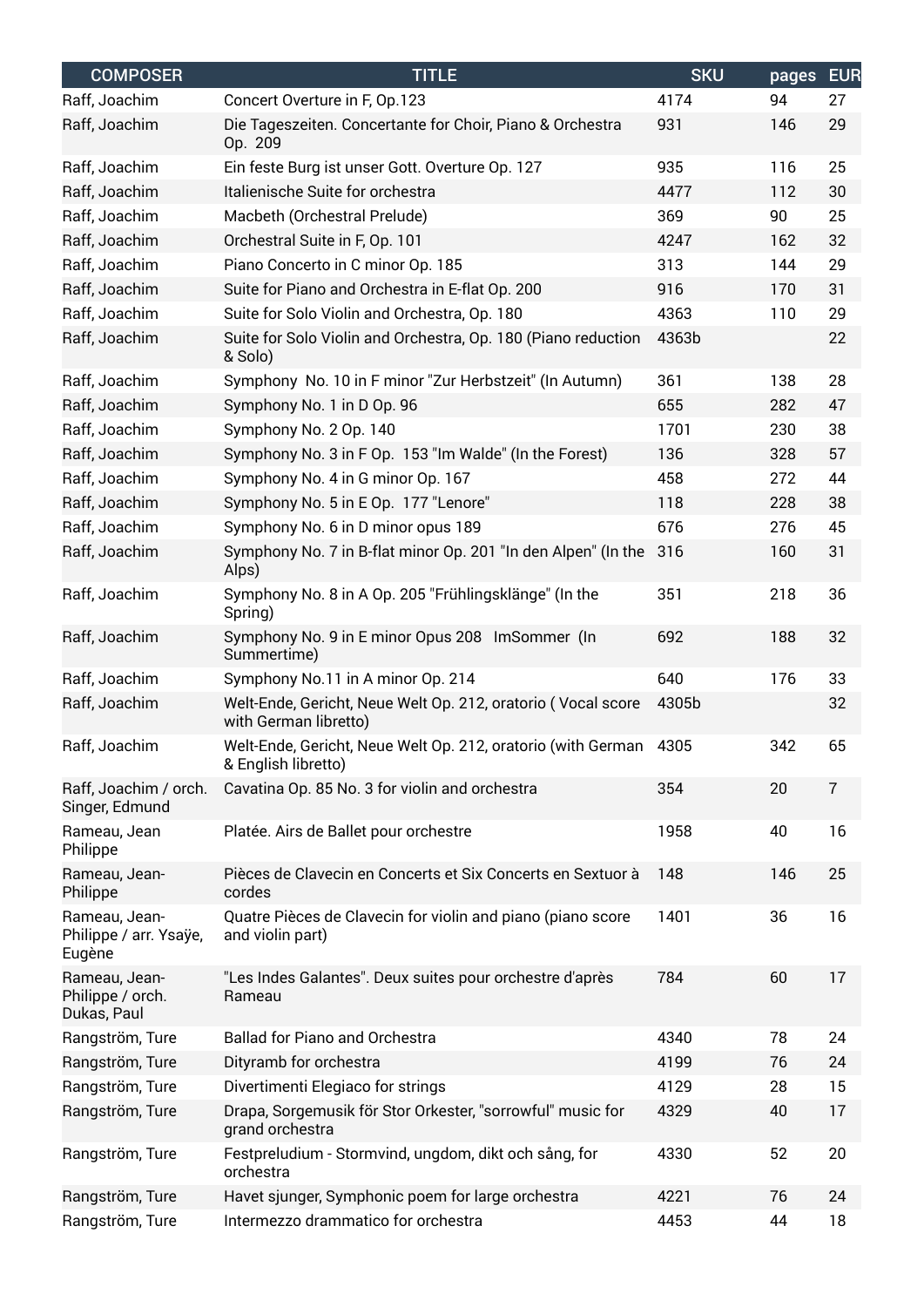| COMPOSER | TITLE | SKU | pages | EUR |
|---|---|---|---|---|
| Raff, Joachim | Concert Overture in F, Op.123 | 4174 | 94 | 27 |
| Raff, Joachim | Die Tageszeiten. Concertante for Choir, Piano & Orchestra Op. 209 | 931 | 146 | 29 |
| Raff, Joachim | Ein feste Burg ist unser Gott. Overture Op. 127 | 935 | 116 | 25 |
| Raff, Joachim | Italienische Suite for orchestra | 4477 | 112 | 30 |
| Raff, Joachim | Macbeth (Orchestral Prelude) | 369 | 90 | 25 |
| Raff, Joachim | Orchestral Suite in F, Op. 101 | 4247 | 162 | 32 |
| Raff, Joachim | Piano Concerto in C minor Op. 185 | 313 | 144 | 29 |
| Raff, Joachim | Suite for Piano and Orchestra in E-flat Op. 200 | 916 | 170 | 31 |
| Raff, Joachim | Suite for Solo Violin and Orchestra, Op. 180 | 4363 | 110 | 29 |
| Raff, Joachim | Suite for Solo Violin and Orchestra, Op. 180 (Piano reduction & Solo) | 4363b | | 22 |
| Raff, Joachim | Symphony No. 10 in F minor "Zur Herbstzeit" (In Autumn) | 361 | 138 | 28 |
| Raff, Joachim | Symphony No. 1 in D Op. 96 | 655 | 282 | 47 |
| Raff, Joachim | Symphony No. 2 Op. 140 | 1701 | 230 | 38 |
| Raff, Joachim | Symphony No. 3 in F Op. 153 "Im Walde" (In the Forest) | 136 | 328 | 57 |
| Raff, Joachim | Symphony No. 4 in G minor Op. 167 | 458 | 272 | 44 |
| Raff, Joachim | Symphony No. 5 in E Op. 177 "Lenore" | 118 | 228 | 38 |
| Raff, Joachim | Symphony No. 6 in D minor opus 189 | 676 | 276 | 45 |
| Raff, Joachim | Symphony No. 7 in B-flat minor Op. 201 "In den Alpen" (In the Alps) | 316 | 160 | 31 |
| Raff, Joachim | Symphony No. 8 in A Op. 205 "Frühlingsklänge" (In the Spring) | 351 | 218 | 36 |
| Raff, Joachim | Symphony No. 9 in E minor Opus 208 ImSommer (In Summertime) | 692 | 188 | 32 |
| Raff, Joachim | Symphony No.11 in A minor Op. 214 | 640 | 176 | 33 |
| Raff, Joachim | Welt-Ende, Gericht, Neue Welt Op. 212, oratorio ( Vocal score with German libretto) | 4305b | | 32 |
| Raff, Joachim | Welt-Ende, Gericht, Neue Welt Op. 212, oratorio (with German & English libretto) | 4305 | 342 | 65 |
| Raff, Joachim / orch. Singer, Edmund | Cavatina Op. 85 No. 3 for violin and orchestra | 354 | 20 | 7 |
| Rameau, Jean Philippe | Platée. Airs de Ballet pour orchestre | 1958 | 40 | 16 |
| Rameau, Jean-Philippe | Pièces de Clavecin en Concerts et Six Concerts en Sextuor à cordes | 148 | 146 | 25 |
| Rameau, Jean-Philippe / arr. Ysaÿe, Eugène | Quatre Pièces de Clavecin for violin and piano (piano score and violin part) | 1401 | 36 | 16 |
| Rameau, Jean-Philippe / orch. Dukas, Paul | "Les Indes Galantes". Deux suites pour orchestre d'après Rameau | 784 | 60 | 17 |
| Rangström, Ture | Ballad for Piano and Orchestra | 4340 | 78 | 24 |
| Rangström, Ture | Dityramb for orchestra | 4199 | 76 | 24 |
| Rangström, Ture | Divertimenti Elegiaco for strings | 4129 | 28 | 15 |
| Rangström, Ture | Drapa, Sorgemusik för Stor Orkester, "sorrowful" music for grand orchestra | 4329 | 40 | 17 |
| Rangström, Ture | Festpreludium - Stormvind, ungdom, dikt och sång, for orchestra | 4330 | 52 | 20 |
| Rangström, Ture | Havet sjunger, Symphonic poem for large orchestra | 4221 | 76 | 24 |
| Rangström, Ture | Intermezzo drammatico for orchestra | 4453 | 44 | 18 |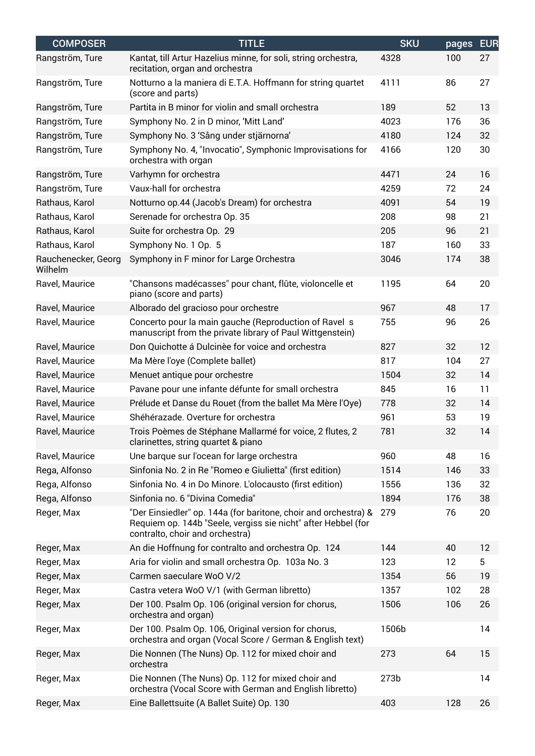| COMPOSER | TITLE | SKU | pages | EUR |
|---|---|---|---|---|
| Rangström, Ture | Kantat, till Artur Hazelius minne, for soli, string orchestra, recitation, organ and orchestra | 4328 | 100 | 27 |
| Rangström, Ture | Notturno a la maniera di E.T.A. Hoffmann for string quartet (score and parts) | 4111 | 86 | 27 |
| Rangström, Ture | Partita in B minor for violin and small orchestra | 189 | 52 | 13 |
| Rangström, Ture | Symphony No. 2 in D minor, ‘Mitt Land’ | 4023 | 176 | 36 |
| Rangström, Ture | Symphony No. 3 ‘Sång under stjärnorna’ | 4180 | 124 | 32 |
| Rangström, Ture | Symphony No. 4, "Invocatio", Symphonic Improvisations for orchestra with organ | 4166 | 120 | 30 |
| Rangström, Ture | Varhymn for orchestra | 4471 | 24 | 16 |
| Rangström, Ture | Vaux-hall for orchestra | 4259 | 72 | 24 |
| Rathaus, Karol | Notturno op.44 (Jacob's Dream) for orchestra | 4091 | 54 | 19 |
| Rathaus, Karol | Serenade for orchestra Op. 35 | 208 | 98 | 21 |
| Rathaus, Karol | Suite for orchestra Op.  29 | 205 | 96 | 21 |
| Rathaus, Karol | Symphony No. 1 Op.  5 | 187 | 160 | 33 |
| Rauchenecker, Georg Wilhelm | Symphony in F minor for Large Orchestra | 3046 | 174 | 38 |
| Ravel, Maurice | "Chansons madécasses" pour chant, flûte, violoncelle et piano (score and parts) | 1195 | 64 | 20 |
| Ravel, Maurice | Alborado del gracioso pour orchestre | 967 | 48 | 17 |
| Ravel, Maurice | Concerto pour la main gauche (Reproduction of Ravel  s manuscript from the private library of Paul Wittgenstein) | 755 | 96 | 26 |
| Ravel, Maurice | Don Quichotte á Dulcinèe for voice and orchestra | 827 | 32 | 12 |
| Ravel, Maurice | Ma Mère l'oye (Complete ballet) | 817 | 104 | 27 |
| Ravel, Maurice | Menuet antique pour orchestre | 1504 | 32 | 14 |
| Ravel, Maurice | Pavane pour une infante défunte for small orchestra | 845 | 16 | 11 |
| Ravel, Maurice | Prélude et Danse du Rouet (from the ballet Ma Mère l'Oye) | 778 | 32 | 14 |
| Ravel, Maurice | Shéhérazade. Overture for orchestra | 961 | 53 | 19 |
| Ravel, Maurice | Trois Poèmes de Stéphane Mallarmé for voice, 2 flutes, 2 clarinettes, string quartet & piano | 781 | 32 | 14 |
| Ravel, Maurice | Une barque sur l'ocean for large orchestra | 960 | 48 | 16 |
| Rega, Alfonso | Sinfonia No. 2 in Re "Romeo e Giulietta" (first edition) | 1514 | 146 | 33 |
| Rega, Alfonso | Sinfonia No. 4 in Do Minore. L'olocausto (first edition) | 1556 | 136 | 32 |
| Rega, Alfonso | Sinfonia no. 6 "Divina Comedia" | 1894 | 176 | 38 |
| Reger, Max | "Der Einsiedler" op. 144a (for baritone, choir and orchestra) & Requiem op. 144b "Seele, vergiss sie nicht" after Hebbel (for contralto, choir and orchestra) | 279 | 76 | 20 |
| Reger, Max | An die Hoffnung for contralto and orchestra Op.  124 | 144 | 40 | 12 |
| Reger, Max | Aria for violin and small orchestra Op.  103a No. 3 | 123 | 12 | 5 |
| Reger, Max | Carmen saeculare WoO V/2 | 1354 | 56 | 19 |
| Reger, Max | Castra vetera WoO V/1 (with German libretto) | 1357 | 102 | 28 |
| Reger, Max | Der 100. Psalm Op. 106 (original version for chorus, orchestra and organ) | 1506 | 106 | 26 |
| Reger, Max | Der 100. Psalm Op. 106, Original version for chorus, orchestra and organ (Vocal Score / German & English text) | 1506b | | 14 |
| Reger, Max | Die Nonnen (The Nuns) Op. 112 for mixed choir and orchestra | 273 | 64 | 15 |
| Reger, Max | Die Nonnen (The Nuns) Op. 112 for mixed choir and orchestra (Vocal Score with German and English libretto) | 273b | | 14 |
| Reger, Max | Eine Ballettsuite (A Ballet Suite) Op. 130 | 403 | 128 | 26 |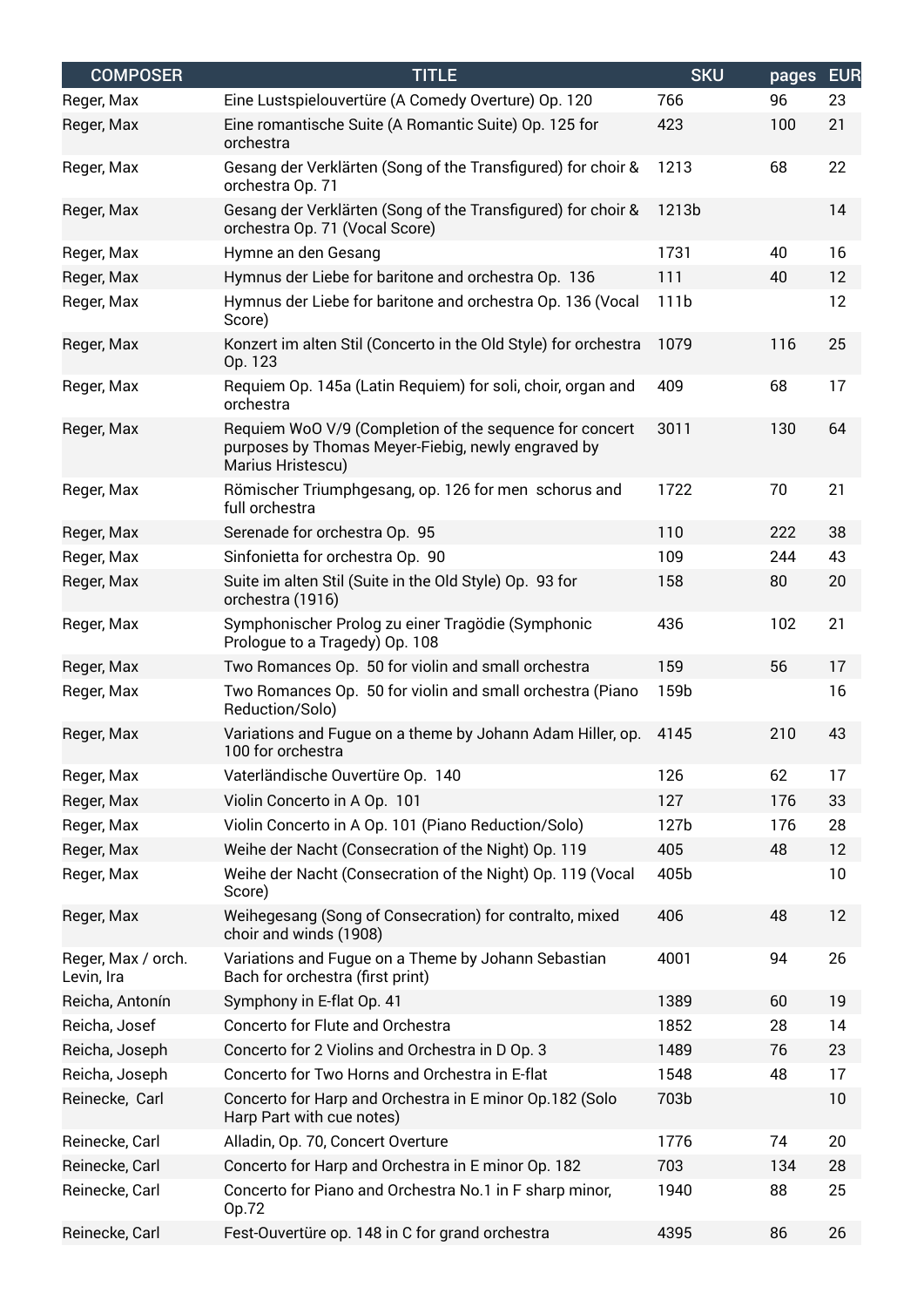| COMPOSER | TITLE | SKU | pages | EUR |
|---|---|---|---|---|
| Reger, Max | Eine Lustspielouvertüre (A Comedy Overture) Op. 120 | 766 | 96 | 23 |
| Reger, Max | Eine romantische Suite (A Romantic Suite) Op. 125 for orchestra | 423 | 100 | 21 |
| Reger, Max | Gesang der Verklärten (Song of the Transfigured) for choir & orchestra Op. 71 | 1213 | 68 | 22 |
| Reger, Max | Gesang der Verklärten (Song of the Transfigured) for choir & orchestra Op. 71 (Vocal Score) | 1213b | | 14 |
| Reger, Max | Hymne an den Gesang | 1731 | 40 | 16 |
| Reger, Max | Hymnus der Liebe for baritone and orchestra Op. 136 | 111 | 40 | 12 |
| Reger, Max | Hymnus der Liebe for baritone and orchestra Op. 136 (Vocal Score) | 111b | | 12 |
| Reger, Max | Konzert im alten Stil (Concerto in the Old Style) for orchestra Op. 123 | 1079 | 116 | 25 |
| Reger, Max | Requiem Op. 145a (Latin Requiem) for soli, choir, organ and orchestra | 409 | 68 | 17 |
| Reger, Max | Requiem WoO V/9 (Completion of the sequence for concert purposes by Thomas Meyer-Fiebig, newly engraved by Marius Hristescu) | 3011 | 130 | 64 |
| Reger, Max | Römischer Triumphgesang, op. 126 for men schorus and full orchestra | 1722 | 70 | 21 |
| Reger, Max | Serenade for orchestra Op. 95 | 110 | 222 | 38 |
| Reger, Max | Sinfonietta for orchestra Op. 90 | 109 | 244 | 43 |
| Reger, Max | Suite im alten Stil (Suite in the Old Style) Op. 93 for orchestra (1916) | 158 | 80 | 20 |
| Reger, Max | Symphonischer Prolog zu einer Tragödie (Symphonic Prologue to a Tragedy) Op. 108 | 436 | 102 | 21 |
| Reger, Max | Two Romances Op. 50 for violin and small orchestra | 159 | 56 | 17 |
| Reger, Max | Two Romances Op. 50 for violin and small orchestra (Piano Reduction/Solo) | 159b | | 16 |
| Reger, Max | Variations and Fugue on a theme by Johann Adam Hiller, op. 100 for orchestra | 4145 | 210 | 43 |
| Reger, Max | Vaterländische Ouvertüre Op. 140 | 126 | 62 | 17 |
| Reger, Max | Violin Concerto in A Op. 101 | 127 | 176 | 33 |
| Reger, Max | Violin Concerto in A Op. 101 (Piano Reduction/Solo) | 127b | 176 | 28 |
| Reger, Max | Weihe der Nacht (Consecration of the Night) Op. 119 | 405 | 48 | 12 |
| Reger, Max | Weihe der Nacht (Consecration of the Night) Op. 119 (Vocal Score) | 405b | | 10 |
| Reger, Max | Weihegesang (Song of Consecration) for contralto, mixed choir and winds (1908) | 406 | 48 | 12 |
| Reger, Max / orch. Levin, Ira | Variations and Fugue on a Theme by Johann Sebastian Bach for orchestra (first print) | 4001 | 94 | 26 |
| Reicha, Antonín | Symphony in E-flat Op. 41 | 1389 | 60 | 19 |
| Reicha, Josef | Concerto for Flute and Orchestra | 1852 | 28 | 14 |
| Reicha, Joseph | Concerto for 2 Violins and Orchestra in D Op. 3 | 1489 | 76 | 23 |
| Reicha, Joseph | Concerto for Two Horns and Orchestra in E-flat | 1548 | 48 | 17 |
| Reinecke, Carl | Concerto for Harp and Orchestra in E minor Op.182 (Solo Harp Part with cue notes) | 703b | | 10 |
| Reinecke, Carl | Alladin, Op. 70, Concert Overture | 1776 | 74 | 20 |
| Reinecke, Carl | Concerto for Harp and Orchestra in E minor Op. 182 | 703 | 134 | 28 |
| Reinecke, Carl | Concerto for Piano and Orchestra No.1 in F sharp minor, Op.72 | 1940 | 88 | 25 |
| Reinecke, Carl | Fest-Ouvertüre op. 148 in C for grand orchestra | 4395 | 86 | 26 |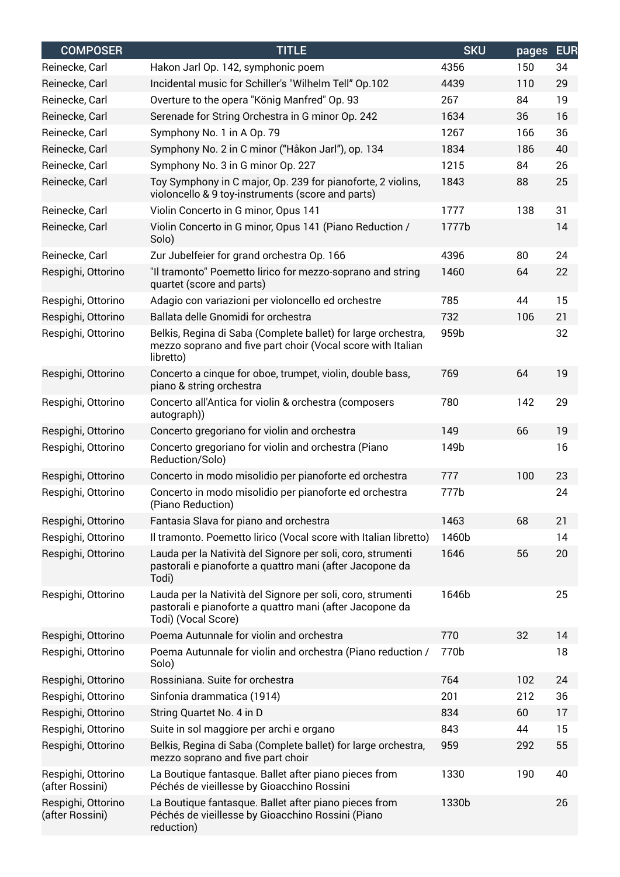| COMPOSER | TITLE | SKU | pages | EUR |
|---|---|---|---|---|
| Reinecke, Carl | Hakon Jarl Op. 142, symphonic poem | 4356 | 150 | 34 |
| Reinecke, Carl | Incidental music for Schiller's "Wilhelm Tell" Op.102 | 4439 | 110 | 29 |
| Reinecke, Carl | Overture to the opera "König Manfred" Op. 93 | 267 | 84 | 19 |
| Reinecke, Carl | Serenade for String Orchestra in G minor Op. 242 | 1634 | 36 | 16 |
| Reinecke, Carl | Symphony No. 1 in A Op. 79 | 1267 | 166 | 36 |
| Reinecke, Carl | Symphony No. 2 in C minor ("Håkon Jarl"), op. 134 | 1834 | 186 | 40 |
| Reinecke, Carl | Symphony No. 3 in G minor Op. 227 | 1215 | 84 | 26 |
| Reinecke, Carl | Toy Symphony in C major, Op. 239 for pianoforte, 2 violins, violoncello & 9 toy-instruments (score and parts) | 1843 | 88 | 25 |
| Reinecke, Carl | Violin Concerto in G minor, Opus 141 | 1777 | 138 | 31 |
| Reinecke, Carl | Violin Concerto in G minor, Opus 141 (Piano Reduction / Solo) | 1777b | | 14 |
| Reinecke, Carl | Zur Jubelfeier for grand orchestra Op. 166 | 4396 | 80 | 24 |
| Respighi, Ottorino | "Il tramonto" Poemetto lirico for mezzo-soprano and string quartet (score and parts) | 1460 | 64 | 22 |
| Respighi, Ottorino | Adagio con variazioni per violoncello ed orchestre | 785 | 44 | 15 |
| Respighi, Ottorino | Ballata delle Gnomidi for orchestra | 732 | 106 | 21 |
| Respighi, Ottorino | Belkis, Regina di Saba (Complete ballet) for large orchestra, mezzo soprano and five part choir (Vocal score with Italian libretto) | 959b | | 32 |
| Respighi, Ottorino | Concerto a cinque for oboe, trumpet, violin, double bass, piano & string orchestra | 769 | 64 | 19 |
| Respighi, Ottorino | Concerto all'Antica for violin & orchestra (composers autograph)) | 780 | 142 | 29 |
| Respighi, Ottorino | Concerto gregoriano for violin and orchestra | 149 | 66 | 19 |
| Respighi, Ottorino | Concerto gregoriano for violin and orchestra (Piano Reduction/Solo) | 149b | | 16 |
| Respighi, Ottorino | Concerto in modo misolidio per pianoforte ed orchestra | 777 | 100 | 23 |
| Respighi, Ottorino | Concerto in modo misolidio per pianoforte ed orchestra (Piano Reduction) | 777b | | 24 |
| Respighi, Ottorino | Fantasia Slava for piano and orchestra | 1463 | 68 | 21 |
| Respighi, Ottorino | Il tramonto. Poemetto lirico (Vocal score with Italian libretto) | 1460b | | 14 |
| Respighi, Ottorino | Lauda per la Natività del Signore per soli, coro, strumenti pastorali e pianoforte a quattro mani (after Jacopone da Todi) | 1646 | 56 | 20 |
| Respighi, Ottorino | Lauda per la Natività del Signore per soli, coro, strumenti pastorali e pianoforte a quattro mani (after Jacopone da Todi) (Vocal Score) | 1646b | | 25 |
| Respighi, Ottorino | Poema Autunnale for violin and orchestra | 770 | 32 | 14 |
| Respighi, Ottorino | Poema Autunnale for violin and orchestra (Piano reduction / Solo) | 770b | | 18 |
| Respighi, Ottorino | Rossiniana. Suite for orchestra | 764 | 102 | 24 |
| Respighi, Ottorino | Sinfonia drammatica (1914) | 201 | 212 | 36 |
| Respighi, Ottorino | String Quartet No. 4 in D | 834 | 60 | 17 |
| Respighi, Ottorino | Suite in sol maggiore per archi e organo | 843 | 44 | 15 |
| Respighi, Ottorino | Belkis, Regina di Saba (Complete ballet) for large orchestra, mezzo soprano and five part choir | 959 | 292 | 55 |
| Respighi, Ottorino (after Rossini) | La Boutique fantasque. Ballet after piano pieces from Péchés de vieillesse by Gioacchino Rossini | 1330 | 190 | 40 |
| Respighi, Ottorino (after Rossini) | La Boutique fantasque. Ballet after piano pieces from Péchés de vieillesse by Gioacchino Rossini (Piano reduction) | 1330b | | 26 |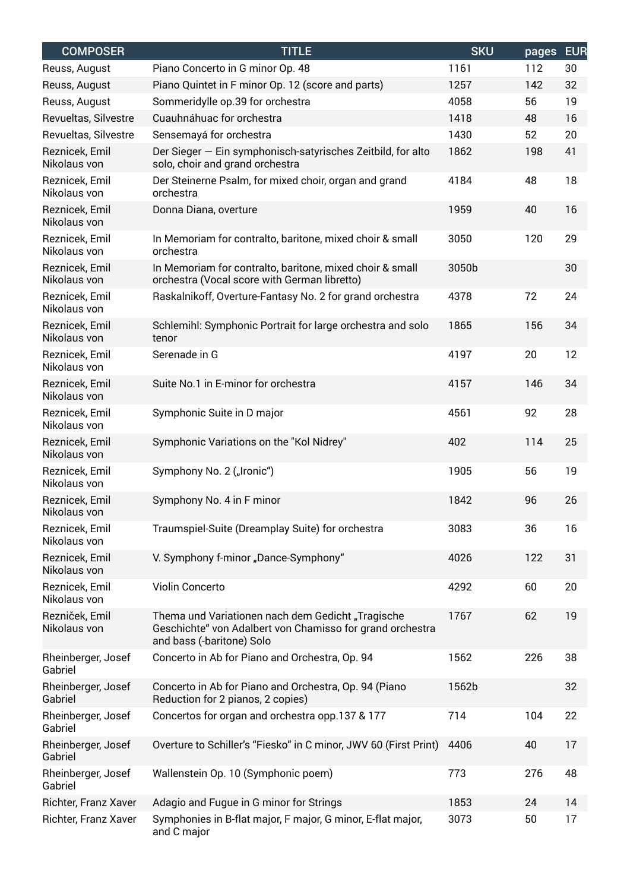| COMPOSER | TITLE | SKU | pages | EUR |
|---|---|---|---|---|
| Reuss, August | Piano Concerto in G minor Op. 48 | 1161 | 112 | 30 |
| Reuss, August | Piano Quintet in F minor Op. 12 (score and parts) | 1257 | 142 | 32 |
| Reuss, August | Sommeridylle op.39 for orchestra | 4058 | 56 | 19 |
| Revueltas, Silvestre | Cuauhnáhuac for orchestra | 1418 | 48 | 16 |
| Revueltas, Silvestre | Sensemayá for orchestra | 1430 | 52 | 20 |
| Reznicek, Emil Nikolaus von | Der Sieger — Ein symphonisch-satyrisches Zeitbild, for alto solo, choir and grand orchestra | 1862 | 198 | 41 |
| Reznicek, Emil Nikolaus von | Der Steinerne Psalm, for mixed choir, organ and grand orchestra | 4184 | 48 | 18 |
| Reznicek, Emil Nikolaus von | Donna Diana, overture | 1959 | 40 | 16 |
| Reznicek, Emil Nikolaus von | In Memoriam for contralto, baritone, mixed choir & small orchestra | 3050 | 120 | 29 |
| Reznicek, Emil Nikolaus von | In Memoriam for contralto, baritone, mixed choir & small orchestra (Vocal score with German libretto) | 3050b | | 30 |
| Reznicek, Emil Nikolaus von | Raskalnikoff, Overture-Fantasy No. 2 for grand orchestra | 4378 | 72 | 24 |
| Reznicek, Emil Nikolaus von | Schlemihl: Symphonic Portrait for large orchestra and solo tenor | 1865 | 156 | 34 |
| Reznicek, Emil Nikolaus von | Serenade in G | 4197 | 20 | 12 |
| Reznicek, Emil Nikolaus von | Suite No.1 in E-minor for orchestra | 4157 | 146 | 34 |
| Reznicek, Emil Nikolaus von | Symphonic Suite in D major | 4561 | 92 | 28 |
| Reznicek, Emil Nikolaus von | Symphonic Variations on the "Kol Nidrey" | 402 | 114 | 25 |
| Reznicek, Emil Nikolaus von | Symphony No. 2 („Ironic“) | 1905 | 56 | 19 |
| Reznicek, Emil Nikolaus von | Symphony No. 4 in F minor | 1842 | 96 | 26 |
| Reznicek, Emil Nikolaus von | Traumspiel-Suite (Dreamplay Suite) for orchestra | 3083 | 36 | 16 |
| Reznicek, Emil Nikolaus von | V. Symphony f-minor „Dance-Symphony“ | 4026 | 122 | 31 |
| Reznicek, Emil Nikolaus von | Violin Concerto | 4292 | 60 | 20 |
| Rezniček, Emil Nikolaus von | Thema und Variationen nach dem Gedicht „Tragische Geschichte“ von Adalbert von Chamisso for grand orchestra and bass (-baritone) Solo | 1767 | 62 | 19 |
| Rheinberger, Josef Gabriel | Concerto in Ab for Piano and Orchestra, Op. 94 | 1562 | 226 | 38 |
| Rheinberger, Josef Gabriel | Concerto in Ab for Piano and Orchestra, Op. 94 (Piano Reduction for 2 pianos, 2 copies) | 1562b | | 32 |
| Rheinberger, Josef Gabriel | Concertos for organ and orchestra opp.137 & 177 | 714 | 104 | 22 |
| Rheinberger, Josef Gabriel | Overture to Schiller's "Fiesko" in C minor, JWV 60 (First Print) | 4406 | 40 | 17 |
| Rheinberger, Josef Gabriel | Wallenstein Op. 10 (Symphonic poem) | 773 | 276 | 48 |
| Richter, Franz Xaver | Adagio and Fugue in G minor for Strings | 1853 | 24 | 14 |
| Richter, Franz Xaver | Symphonies in B-flat major, F major, G minor, E-flat major, and C major | 3073 | 50 | 17 |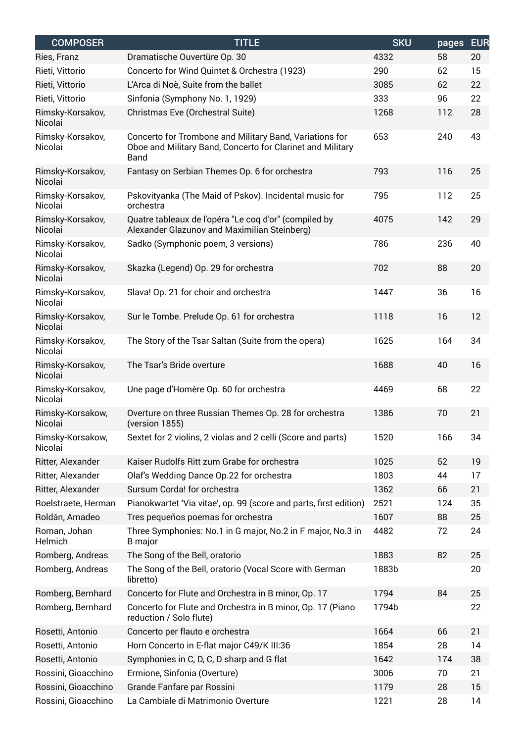| COMPOSER | TITLE | SKU | pages | EUR |
|---|---|---|---|---|
| Ries, Franz | Dramatische Ouvertüre Op. 30 | 4332 | 58 | 20 |
| Rieti, Vittorio | Concerto for Wind Quintet & Orchestra (1923) | 290 | 62 | 15 |
| Rieti, Vittorio | L'Arca di Noè, Suite from the ballet | 3085 | 62 | 22 |
| Rieti, Vittorio | Sinfonia (Symphony No. 1, 1929) | 333 | 96 | 22 |
| Rimsky-Korsakov, Nicolai | Christmas Eve (Orchestral Suite) | 1268 | 112 | 28 |
| Rimsky-Korsakov, Nicolai | Concerto for Trombone and Military Band, Variations for Oboe and Military Band, Concerto for Clarinet and Military Band | 653 | 240 | 43 |
| Rimsky-Korsakov, Nicolai | Fantasy on Serbian Themes Op. 6 for orchestra | 793 | 116 | 25 |
| Rimsky-Korsakov, Nicolai | Pskovityanka (The Maid of Pskov). Incidental music for orchestra | 795 | 112 | 25 |
| Rimsky-Korsakov, Nicolai | Quatre tableaux de l'opéra "Le coq d'or" (compiled by Alexander Glazunov and Maximilian Steinberg) | 4075 | 142 | 29 |
| Rimsky-Korsakov, Nicolai | Sadko (Symphonic poem, 3 versions) | 786 | 236 | 40 |
| Rimsky-Korsakov, Nicolai | Skazka (Legend) Op. 29 for orchestra | 702 | 88 | 20 |
| Rimsky-Korsakov, Nicolai | Slava! Op. 21 for choir and orchestra | 1447 | 36 | 16 |
| Rimsky-Korsakov, Nicolai | Sur le Tombe. Prelude Op. 61 for orchestra | 1118 | 16 | 12 |
| Rimsky-Korsakov, Nicolai | The Story of the Tsar Saltan (Suite from the opera) | 1625 | 164 | 34 |
| Rimsky-Korsakov, Nicolai | The Tsar's Bride overture | 1688 | 40 | 16 |
| Rimsky-Korsakov, Nicolai | Une page d'Homère Op. 60 for orchestra | 4469 | 68 | 22 |
| Rimsky-Korsakow, Nicolai | Overture on three Russian Themes Op. 28 for orchestra (version 1855) | 1386 | 70 | 21 |
| Rimsky-Korsakow, Nicolai | Sextet for 2 violins, 2 violas and 2 celli (Score and parts) | 1520 | 166 | 34 |
| Ritter, Alexander | Kaiser Rudolfs Ritt zum Grabe for orchestra | 1025 | 52 | 19 |
| Ritter, Alexander | Olaf's Wedding Dance Op.22 for orchestra | 1803 | 44 | 17 |
| Ritter, Alexander | Sursum Corda! for orchestra | 1362 | 66 | 21 |
| Roelstraete, Herman | Pianokwartet 'Via vitae', op. 99 (score and parts, first edition) | 2521 | 124 | 35 |
| Roldán, Amadeo | Tres pequeños poemas for orchestra | 1607 | 88 | 25 |
| Roman, Johan Helmich | Three Symphonies: No.1 in G major, No.2 in F major, No.3 in B major | 4482 | 72 | 24 |
| Romberg, Andreas | The Song of the Bell, oratorio | 1883 | 82 | 25 |
| Romberg, Andreas | The Song of the Bell, oratorio (Vocal Score with German libretto) | 1883b | | 20 |
| Romberg, Bernhard | Concerto for Flute and Orchestra in B minor, Op. 17 | 1794 | 84 | 25 |
| Romberg, Bernhard | Concerto for Flute and Orchestra in B minor, Op. 17 (Piano reduction / Solo flute) | 1794b | | 22 |
| Rosetti, Antonio | Concerto per flauto e orchestra | 1664 | 66 | 21 |
| Rosetti, Antonio | Horn Concerto in E-flat major C49/K III:36 | 1854 | 28 | 14 |
| Rosetti, Antonio | Symphonies in C, D, C, D sharp and G flat | 1642 | 174 | 38 |
| Rossini, Gioacchino | Ermione, Sinfonia (Overture) | 3006 | 70 | 21 |
| Rossini, Gioacchino | Grande Fanfare par Rossini | 1179 | 28 | 15 |
| Rossini, Gioacchino | La Cambiale di Matrimonio Overture | 1221 | 28 | 14 |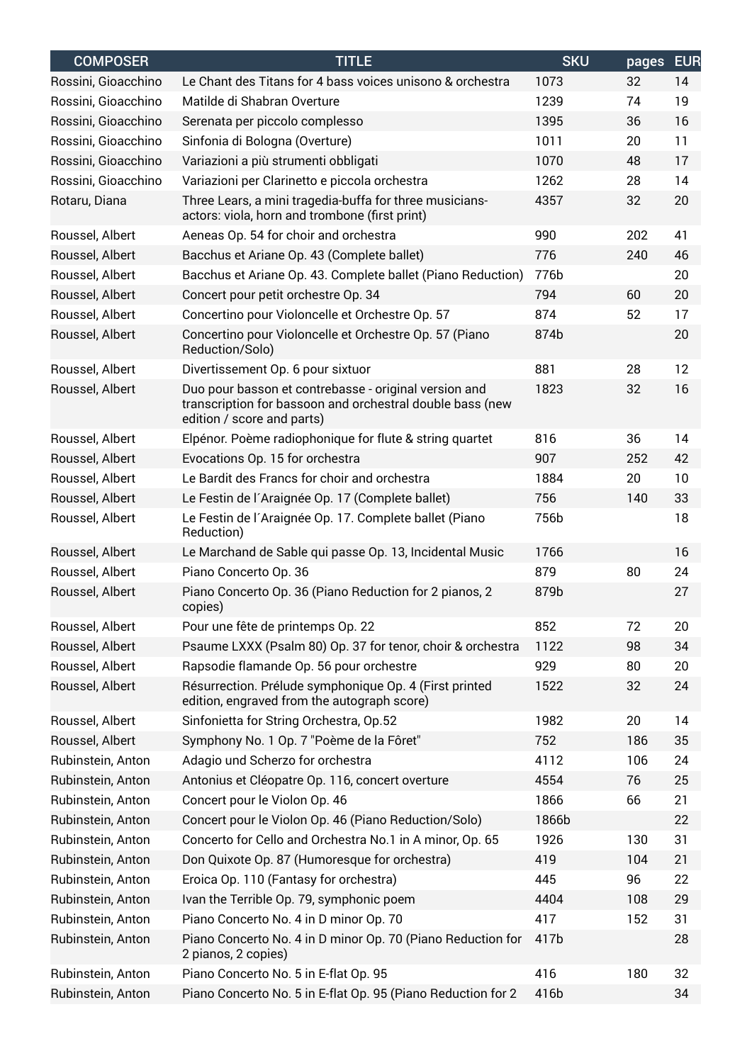| COMPOSER | TITLE | SKU | pages | EUR |
|---|---|---|---|---|
| Rossini, Gioacchino | Le Chant des Titans for 4 bass voices unisono & orchestra | 1073 | 32 | 14 |
| Rossini, Gioacchino | Matilde di Shabran Overture | 1239 | 74 | 19 |
| Rossini, Gioacchino | Serenata per piccolo complesso | 1395 | 36 | 16 |
| Rossini, Gioacchino | Sinfonia di Bologna (Overture) | 1011 | 20 | 11 |
| Rossini, Gioacchino | Variazioni a più strumenti obbligati | 1070 | 48 | 17 |
| Rossini, Gioacchino | Variazioni per Clarinetto e piccola orchestra | 1262 | 28 | 14 |
| Rotaru, Diana | Three Lears, a mini tragedia-buffa for three musicians-actors: viola, horn and trombone (first print) | 4357 | 32 | 20 |
| Roussel, Albert | Aeneas Op. 54 for choir and orchestra | 990 | 202 | 41 |
| Roussel, Albert | Bacchus et Ariane Op. 43 (Complete ballet) | 776 | 240 | 46 |
| Roussel, Albert | Bacchus et Ariane Op. 43. Complete ballet (Piano Reduction) | 776b | | 20 |
| Roussel, Albert | Concert pour petit orchestre Op. 34 | 794 | 60 | 20 |
| Roussel, Albert | Concertino pour Violoncelle et Orchestre Op. 57 | 874 | 52 | 17 |
| Roussel, Albert | Concertino pour Violoncelle et Orchestre Op. 57 (Piano Reduction/Solo) | 874b | | 20 |
| Roussel, Albert | Divertissement Op. 6 pour sixtuor | 881 | 28 | 12 |
| Roussel, Albert | Duo pour basson et contrebasse - original version and transcription for bassoon and orchestral double bass (new edition / score and parts) | 1823 | 32 | 16 |
| Roussel, Albert | Elpénor. Poème radiophonique for flute & string quartet | 816 | 36 | 14 |
| Roussel, Albert | Evocations Op. 15 for orchestra | 907 | 252 | 42 |
| Roussel, Albert | Le Bardit des Francs for choir and orchestra | 1884 | 20 | 10 |
| Roussel, Albert | Le Festin de l´Araignée Op. 17 (Complete ballet) | 756 | 140 | 33 |
| Roussel, Albert | Le Festin de l´Araignée Op. 17. Complete ballet (Piano Reduction) | 756b | | 18 |
| Roussel, Albert | Le Marchand de Sable qui passe Op. 13, Incidental Music | 1766 | | 16 |
| Roussel, Albert | Piano Concerto Op. 36 | 879 | 80 | 24 |
| Roussel, Albert | Piano Concerto Op. 36 (Piano Reduction for 2 pianos, 2 copies) | 879b | | 27 |
| Roussel, Albert | Pour une fête de printemps Op. 22 | 852 | 72 | 20 |
| Roussel, Albert | Psaume LXXX (Psalm 80) Op. 37 for tenor, choir & orchestra | 1122 | 98 | 34 |
| Roussel, Albert | Rapsodie flamande Op. 56 pour orchestre | 929 | 80 | 20 |
| Roussel, Albert | Résurrection. Prélude symphonique Op. 4 (First printed edition, engraved from the autograph score) | 1522 | 32 | 24 |
| Roussel, Albert | Sinfonietta for String Orchestra, Op.52 | 1982 | 20 | 14 |
| Roussel, Albert | Symphony No. 1 Op. 7 "Poème de la Fôret" | 752 | 186 | 35 |
| Rubinstein, Anton | Adagio und Scherzo for orchestra | 4112 | 106 | 24 |
| Rubinstein, Anton | Antonius et Cléopatre Op. 116, concert overture | 4554 | 76 | 25 |
| Rubinstein, Anton | Concert pour le Violon Op. 46 | 1866 | 66 | 21 |
| Rubinstein, Anton | Concert pour le Violon Op. 46 (Piano Reduction/Solo) | 1866b | | 22 |
| Rubinstein, Anton | Concerto for Cello and Orchestra No.1 in A minor, Op. 65 | 1926 | 130 | 31 |
| Rubinstein, Anton | Don Quixote Op. 87 (Humoresque for orchestra) | 419 | 104 | 21 |
| Rubinstein, Anton | Eroica Op. 110 (Fantasy for orchestra) | 445 | 96 | 22 |
| Rubinstein, Anton | Ivan the Terrible Op. 79, symphonic poem | 4404 | 108 | 29 |
| Rubinstein, Anton | Piano Concerto No. 4 in D minor Op. 70 | 417 | 152 | 31 |
| Rubinstein, Anton | Piano Concerto No. 4 in D minor Op. 70 (Piano Reduction for 2 pianos, 2 copies) | 417b | | 28 |
| Rubinstein, Anton | Piano Concerto No. 5 in E-flat Op. 95 | 416 | 180 | 32 |
| Rubinstein, Anton | Piano Concerto No. 5 in E-flat Op. 95 (Piano Reduction for 2 | 416b | | 34 |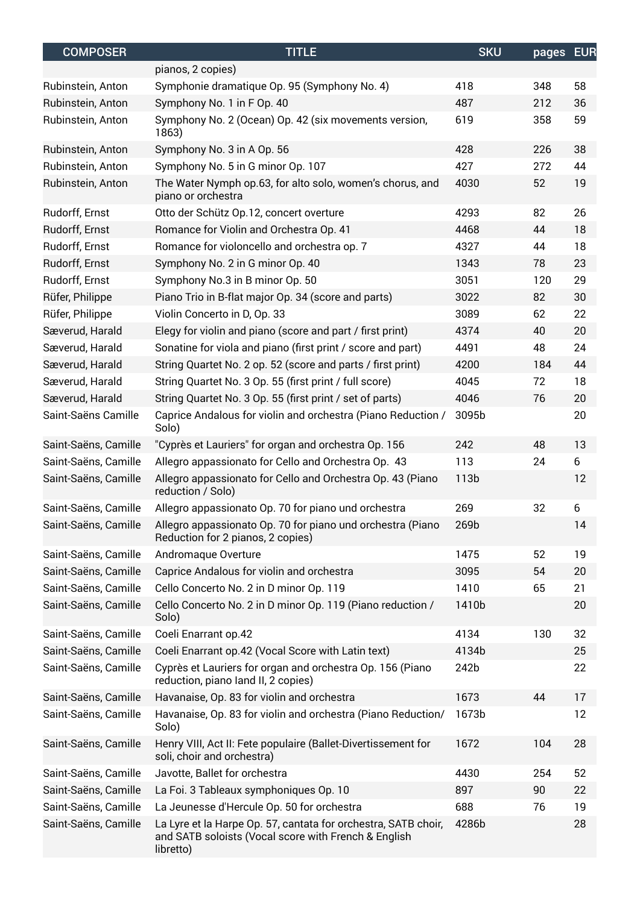| COMPOSER | TITLE | SKU | pages | EUR |
|---|---|---|---|---|
| | pianos, 2 copies) | | | |
| Rubinstein, Anton | Symphonie dramatique Op. 95 (Symphony No. 4) | 418 | 348 | 58 |
| Rubinstein, Anton | Symphony No. 1 in F Op. 40 | 487 | 212 | 36 |
| Rubinstein, Anton | Symphony No. 2 (Ocean) Op. 42 (six movements version, 1863) | 619 | 358 | 59 |
| Rubinstein, Anton | Symphony No. 3 in A Op. 56 | 428 | 226 | 38 |
| Rubinstein, Anton | Symphony No. 5 in G minor Op. 107 | 427 | 272 | 44 |
| Rubinstein, Anton | The Water Nymph op.63, for alto solo, women's chorus, and piano or orchestra | 4030 | 52 | 19 |
| Rudorff, Ernst | Otto der Schütz Op.12, concert overture | 4293 | 82 | 26 |
| Rudorff, Ernst | Romance for Violin and Orchestra Op. 41 | 4468 | 44 | 18 |
| Rudorff, Ernst | Romance for violoncello and orchestra op. 7 | 4327 | 44 | 18 |
| Rudorff, Ernst | Symphony No. 2 in G minor Op. 40 | 1343 | 78 | 23 |
| Rudorff, Ernst | Symphony No.3 in B minor Op. 50 | 3051 | 120 | 29 |
| Rüfer, Philippe | Piano Trio in B-flat major Op. 34 (score and parts) | 3022 | 82 | 30 |
| Rüfer, Philippe | Violin Concerto in D, Op. 33 | 3089 | 62 | 22 |
| Sæverud, Harald | Elegy for violin and piano (score and part / first print) | 4374 | 40 | 20 |
| Sæverud, Harald | Sonatine for viola and piano (first print / score and part) | 4491 | 48 | 24 |
| Sæverud, Harald | String Quartet No. 2 op. 52 (score and parts / first print) | 4200 | 184 | 44 |
| Sæverud, Harald | String Quartet No. 3 Op. 55 (first print / full score) | 4045 | 72 | 18 |
| Sæverud, Harald | String Quartet No. 3 Op. 55 (first print / set of parts) | 4046 | 76 | 20 |
| Saint-Saëns Camille | Caprice Andalous for violin and orchestra (Piano Reduction / Solo) | 3095b | | 20 |
| Saint-Saëns, Camille | "Cyprès et Lauriers" for organ and orchestra Op. 156 | 242 | 48 | 13 |
| Saint-Saëns, Camille | Allegro appassionato for Cello and Orchestra Op. 43 | 113 | 24 | 6 |
| Saint-Saëns, Camille | Allegro appassionato for Cello and Orchestra Op. 43 (Piano reduction / Solo) | 113b | | 12 |
| Saint-Saëns, Camille | Allegro appassionato Op. 70 for piano und orchestra | 269 | 32 | 6 |
| Saint-Saëns, Camille | Allegro appassionato Op. 70 for piano und orchestra (Piano Reduction for 2 pianos, 2 copies) | 269b | | 14 |
| Saint-Saëns, Camille | Andromaque Overture | 1475 | 52 | 19 |
| Saint-Saëns, Camille | Caprice Andalous for violin and orchestra | 3095 | 54 | 20 |
| Saint-Saëns, Camille | Cello Concerto No. 2 in D minor Op. 119 | 1410 | 65 | 21 |
| Saint-Saëns, Camille | Cello Concerto No. 2 in D minor Op. 119 (Piano reduction / Solo) | 1410b | | 20 |
| Saint-Saëns, Camille | Coeli Enarrant op.42 | 4134 | 130 | 32 |
| Saint-Saëns, Camille | Coeli Enarrant op.42 (Vocal Score with Latin text) | 4134b | | 25 |
| Saint-Saëns, Camille | Cyprès et Lauriers for organ and orchestra Op. 156 (Piano reduction, piano Iand II, 2 copies) | 242b | | 22 |
| Saint-Saëns, Camille | Havanaise, Op. 83 for violin and orchestra | 1673 | 44 | 17 |
| Saint-Saëns, Camille | Havanaise, Op. 83 for violin and orchestra (Piano Reduction/ Solo) | 1673b | | 12 |
| Saint-Saëns, Camille | Henry VIII, Act II: Fete populaire (Ballet-Divertissement for soli, choir and orchestra) | 1672 | 104 | 28 |
| Saint-Saëns, Camille | Javotte, Ballet for orchestra | 4430 | 254 | 52 |
| Saint-Saëns, Camille | La Foi. 3 Tableaux symphoniques Op. 10 | 897 | 90 | 22 |
| Saint-Saëns, Camille | La Jeunesse d'Hercule Op. 50 for orchestra | 688 | 76 | 19 |
| Saint-Saëns, Camille | La Lyre et la Harpe Op. 57, cantata for orchestra, SATB choir, and SATB soloists (Vocal score with French & English libretto) | 4286b | | 28 |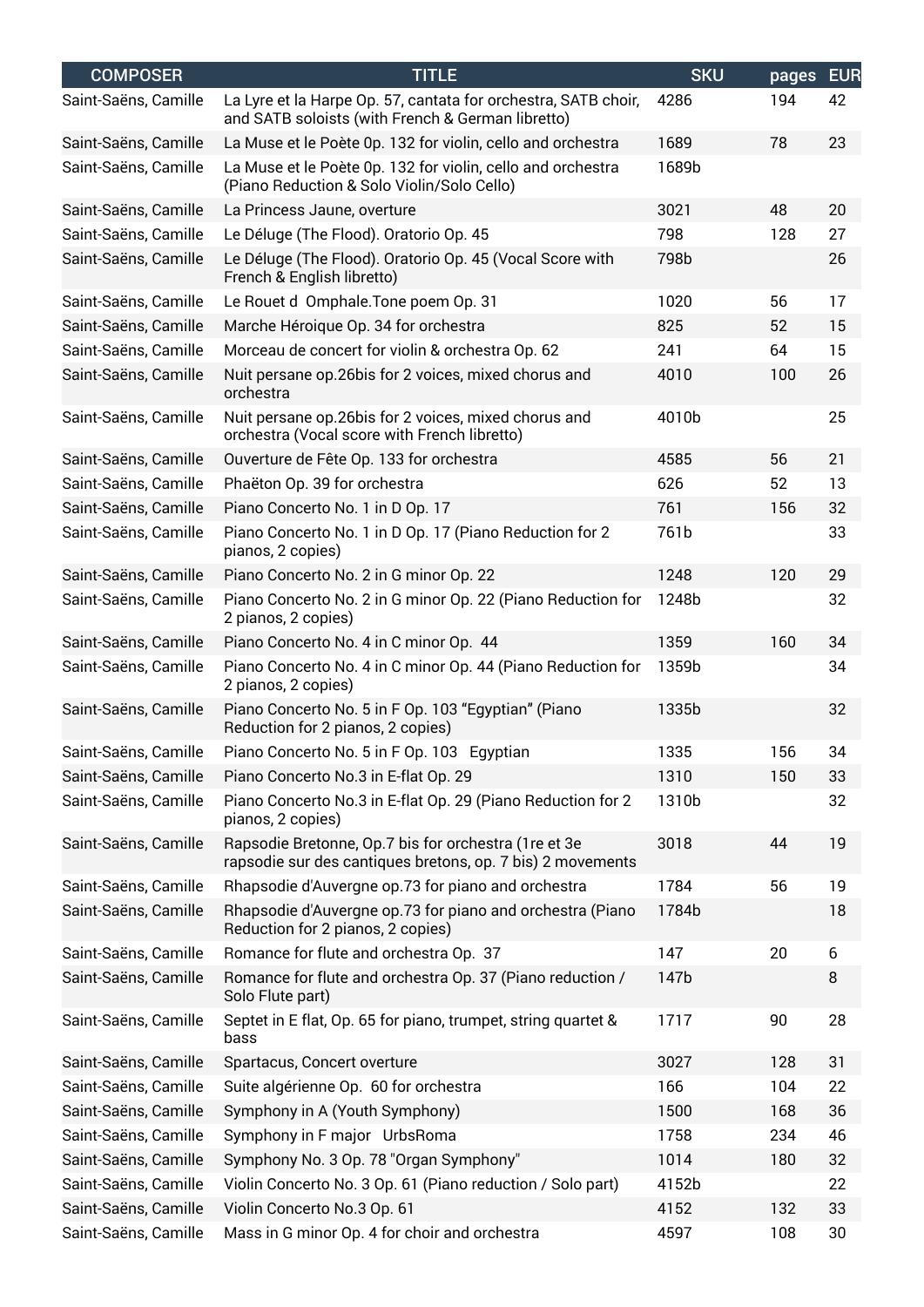| COMPOSER | TITLE | SKU | pages | EUR |
|---|---|---|---|---|
| Saint-Saëns, Camille | La Lyre et la Harpe Op. 57, cantata for orchestra, SATB choir, and SATB soloists (with French & German libretto) | 4286 | 194 | 42 |
| Saint-Saëns, Camille | La Muse et le Poète 0p. 132 for violin, cello and orchestra | 1689 | 78 | 23 |
| Saint-Saëns, Camille | La Muse et le Poète 0p. 132 for violin, cello and orchestra (Piano Reduction & Solo Violin/Solo Cello) | 1689b | | |
| Saint-Saëns, Camille | La Princess Jaune, overture | 3021 | 48 | 20 |
| Saint-Saëns, Camille | Le Déluge (The Flood). Oratorio Op. 45 | 798 | 128 | 27 |
| Saint-Saëns, Camille | Le Déluge (The Flood). Oratorio Op. 45 (Vocal Score with French & English libretto) | 798b | | 26 |
| Saint-Saëns, Camille | Le Rouet d Omphale.Tone poem Op. 31 | 1020 | 56 | 17 |
| Saint-Saëns, Camille | Marche Héroique Op. 34 for orchestra | 825 | 52 | 15 |
| Saint-Saëns, Camille | Morceau de concert for violin & orchestra Op. 62 | 241 | 64 | 15 |
| Saint-Saëns, Camille | Nuit persane op.26bis for 2 voices, mixed chorus and orchestra | 4010 | 100 | 26 |
| Saint-Saëns, Camille | Nuit persane op.26bis for 2 voices, mixed chorus and orchestra (Vocal score with French libretto) | 4010b | | 25 |
| Saint-Saëns, Camille | Ouverture de Fête Op. 133 for orchestra | 4585 | 56 | 21 |
| Saint-Saëns, Camille | Phaëton Op. 39 for orchestra | 626 | 52 | 13 |
| Saint-Saëns, Camille | Piano Concerto No. 1 in D Op. 17 | 761 | 156 | 32 |
| Saint-Saëns, Camille | Piano Concerto No. 1 in D Op. 17 (Piano Reduction for 2 pianos, 2 copies) | 761b | | 33 |
| Saint-Saëns, Camille | Piano Concerto No. 2 in G minor Op. 22 | 1248 | 120 | 29 |
| Saint-Saëns, Camille | Piano Concerto No. 2 in G minor Op. 22 (Piano Reduction for 2 pianos, 2 copies) | 1248b | | 32 |
| Saint-Saëns, Camille | Piano Concerto No. 4 in C minor Op. 44 | 1359 | 160 | 34 |
| Saint-Saëns, Camille | Piano Concerto No. 4 in C minor Op. 44 (Piano Reduction for 2 pianos, 2 copies) | 1359b | | 34 |
| Saint-Saëns, Camille | Piano Concerto No. 5 in F Op. 103 “Egyptian” (Piano Reduction for 2 pianos, 2 copies) | 1335b | | 32 |
| Saint-Saëns, Camille | Piano Concerto No. 5 in F Op. 103 Egyptian | 1335 | 156 | 34 |
| Saint-Saëns, Camille | Piano Concerto No.3 in E-flat Op. 29 | 1310 | 150 | 33 |
| Saint-Saëns, Camille | Piano Concerto No.3 in E-flat Op. 29 (Piano Reduction for 2 pianos, 2 copies) | 1310b | | 32 |
| Saint-Saëns, Camille | Rapsodie Bretonne, Op.7 bis for orchestra (1re et 3e rapsodie sur des cantiques bretons, op. 7 bis) 2 movements | 3018 | 44 | 19 |
| Saint-Saëns, Camille | Rhapsodie d'Auvergne op.73 for piano and orchestra | 1784 | 56 | 19 |
| Saint-Saëns, Camille | Rhapsodie d'Auvergne op.73 for piano and orchestra (Piano Reduction for 2 pianos, 2 copies) | 1784b | | 18 |
| Saint-Saëns, Camille | Romance for flute and orchestra Op. 37 | 147 | 20 | 6 |
| Saint-Saëns, Camille | Romance for flute and orchestra Op. 37 (Piano reduction / Solo Flute part) | 147b | | 8 |
| Saint-Saëns, Camille | Septet in E flat, Op. 65 for piano, trumpet, string quartet & bass | 1717 | 90 | 28 |
| Saint-Saëns, Camille | Spartacus, Concert overture | 3027 | 128 | 31 |
| Saint-Saëns, Camille | Suite algérienne Op. 60 for orchestra | 166 | 104 | 22 |
| Saint-Saëns, Camille | Symphony in A (Youth Symphony) | 1500 | 168 | 36 |
| Saint-Saëns, Camille | Symphony in F major UrbsRoma | 1758 | 234 | 46 |
| Saint-Saëns, Camille | Symphony No. 3 Op. 78 "Organ Symphony" | 1014 | 180 | 32 |
| Saint-Saëns, Camille | Violin Concerto No. 3 Op. 61 (Piano reduction / Solo part) | 4152b | | 22 |
| Saint-Saëns, Camille | Violin Concerto No.3 Op. 61 | 4152 | 132 | 33 |
| Saint-Saëns, Camille | Mass in G minor Op. 4 for choir and orchestra | 4597 | 108 | 30 |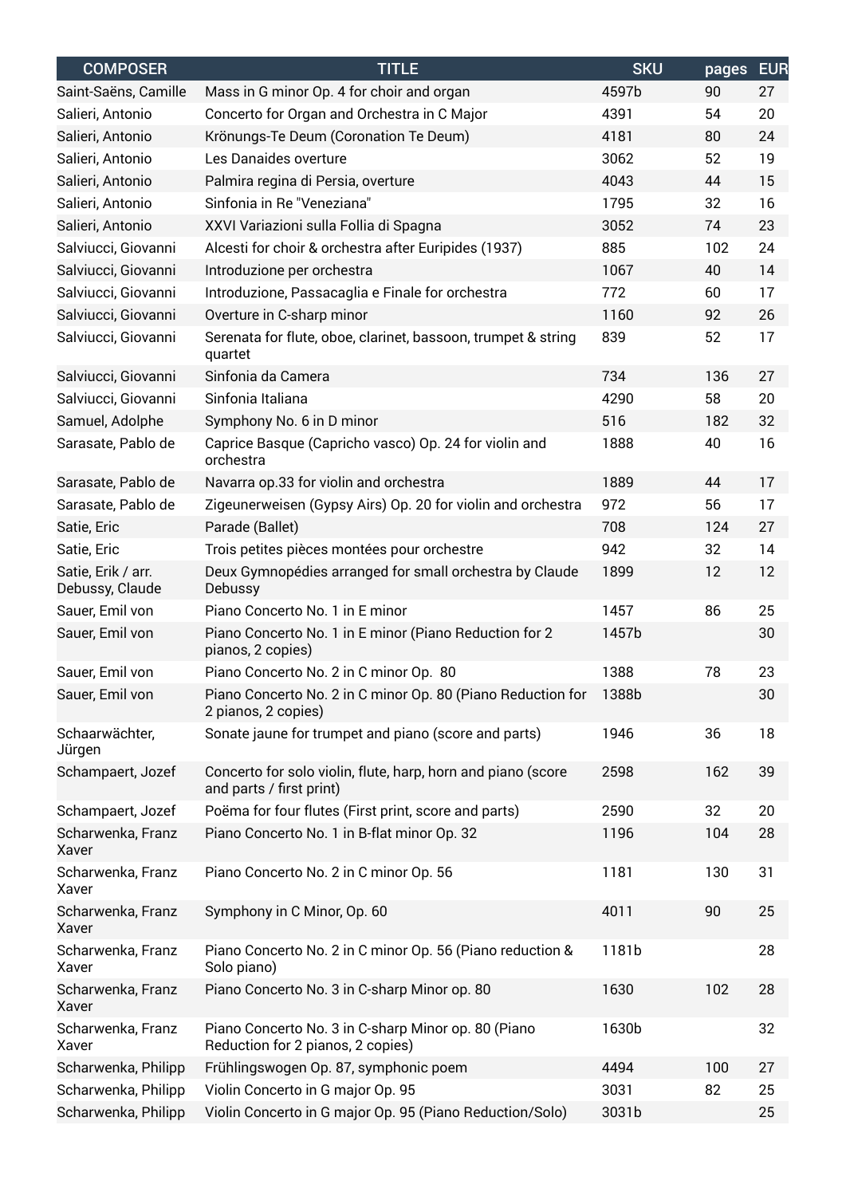| COMPOSER | TITLE | SKU | pages | EUR |
|---|---|---|---|---|
| Saint-Saëns, Camille | Mass in G minor Op. 4 for choir and organ | 4597b | 90 | 27 |
| Salieri, Antonio | Concerto for Organ and Orchestra in C Major | 4391 | 54 | 20 |
| Salieri, Antonio | Krönungs-Te Deum (Coronation Te Deum) | 4181 | 80 | 24 |
| Salieri, Antonio | Les Danaides overture | 3062 | 52 | 19 |
| Salieri, Antonio | Palmira regina di Persia, overture | 4043 | 44 | 15 |
| Salieri, Antonio | Sinfonia in Re "Veneziana" | 1795 | 32 | 16 |
| Salieri, Antonio | XXVI Variazioni sulla Follia di Spagna | 3052 | 74 | 23 |
| Salviucci, Giovanni | Alcesti for choir & orchestra after Euripides (1937) | 885 | 102 | 24 |
| Salviucci, Giovanni | Introduzione per orchestra | 1067 | 40 | 14 |
| Salviucci, Giovanni | Introduzione, Passacaglia e Finale for orchestra | 772 | 60 | 17 |
| Salviucci, Giovanni | Overture in C-sharp minor | 1160 | 92 | 26 |
| Salviucci, Giovanni | Serenata for flute, oboe, clarinet, bassoon, trumpet & string quartet | 839 | 52 | 17 |
| Salviucci, Giovanni | Sinfonia da Camera | 734 | 136 | 27 |
| Salviucci, Giovanni | Sinfonia Italiana | 4290 | 58 | 20 |
| Samuel, Adolphe | Symphony No. 6 in D minor | 516 | 182 | 32 |
| Sarasate, Pablo de | Caprice Basque (Capricho vasco) Op. 24 for violin and orchestra | 1888 | 40 | 16 |
| Sarasate, Pablo de | Navarra op.33 for violin and orchestra | 1889 | 44 | 17 |
| Sarasate, Pablo de | Zigeunerweisen (Gypsy Airs) Op. 20 for violin and orchestra | 972 | 56 | 17 |
| Satie, Eric | Parade (Ballet) | 708 | 124 | 27 |
| Satie, Eric | Trois petites pièces montées pour orchestre | 942 | 32 | 14 |
| Satie, Erik / arr. Debussy, Claude | Deux Gymnopédies arranged for small orchestra by Claude Debussy | 1899 | 12 | 12 |
| Sauer, Emil von | Piano Concerto No. 1 in E minor | 1457 | 86 | 25 |
| Sauer, Emil von | Piano Concerto No. 1 in E minor (Piano Reduction for 2 pianos, 2 copies) | 1457b | | 30 |
| Sauer, Emil von | Piano Concerto No. 2 in C minor Op. 80 | 1388 | 78 | 23 |
| Sauer, Emil von | Piano Concerto No. 2 in C minor Op. 80 (Piano Reduction for 2 pianos, 2 copies) | 1388b | | 30 |
| Schaarwächter, Jürgen | Sonate jaune for trumpet and piano (score and parts) | 1946 | 36 | 18 |
| Schampaert, Jozef | Concerto for solo violin, flute, harp, horn and piano (score and parts / first print) | 2598 | 162 | 39 |
| Schampaert, Jozef | Poëma for four flutes (First print, score and parts) | 2590 | 32 | 20 |
| Scharwenka, Franz Xaver | Piano Concerto No. 1 in B-flat minor Op. 32 | 1196 | 104 | 28 |
| Scharwenka, Franz Xaver | Piano Concerto No. 2 in C minor Op. 56 | 1181 | 130 | 31 |
| Scharwenka, Franz Xaver | Symphony in C Minor, Op. 60 | 4011 | 90 | 25 |
| Scharwenka, Franz Xaver | Piano Concerto No. 2 in C minor Op. 56 (Piano reduction & Solo piano) | 1181b | | 28 |
| Scharwenka, Franz Xaver | Piano Concerto No. 3 in C-sharp Minor op. 80 | 1630 | 102 | 28 |
| Scharwenka, Franz Xaver | Piano Concerto No. 3 in C-sharp Minor op. 80 (Piano Reduction for 2 pianos, 2 copies) | 1630b | | 32 |
| Scharwenka, Philipp | Frühlingswogen Op. 87, symphonic poem | 4494 | 100 | 27 |
| Scharwenka, Philipp | Violin Concerto in G major Op. 95 | 3031 | 82 | 25 |
| Scharwenka, Philipp | Violin Concerto in G major Op. 95 (Piano Reduction/Solo) | 3031b | | 25 |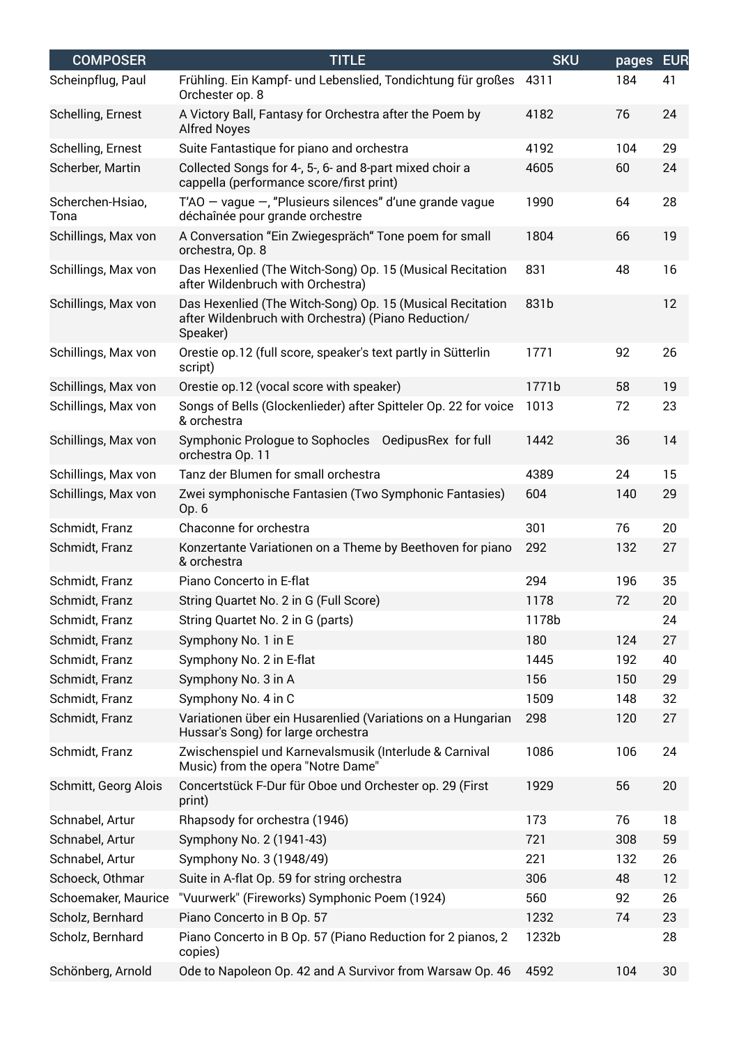| COMPOSER | TITLE | SKU | pages | EUR |
|---|---|---|---|---|
| Scheinpflug, Paul | Frühling. Ein Kampf- und Lebenslied, Tondichtung für großes Orchester op. 8 | 4311 | 184 | 41 |
| Schelling, Ernest | A Victory Ball, Fantasy for Orchestra after the Poem by Alfred Noyes | 4182 | 76 | 24 |
| Schelling, Ernest | Suite Fantastique for piano and orchestra | 4192 | 104 | 29 |
| Scherber, Martin | Collected Songs for 4-, 5-, 6- and 8-part mixed choir a cappella (performance score/first print) | 4605 | 60 | 24 |
| Scherchen-Hsiao, Tona | T'AO — vague —, "Plusieurs silences" d'une grande vague déchaînée pour grande orchestre | 1990 | 64 | 28 |
| Schillings, Max von | A Conversation "Ein Zwiegespräch" Tone poem for small orchestra, Op. 8 | 1804 | 66 | 19 |
| Schillings, Max von | Das Hexenlied (The Witch-Song) Op. 15 (Musical Recitation after Wildenbruch with Orchestra) | 831 | 48 | 16 |
| Schillings, Max von | Das Hexenlied (The Witch-Song) Op. 15 (Musical Recitation after Wildenbruch with Orchestra) (Piano Reduction/ Speaker) | 831b | | 12 |
| Schillings, Max von | Orestie op.12 (full score, speaker's text partly in Sütterlin script) | 1771 | 92 | 26 |
| Schillings, Max von | Orestie op.12 (vocal score with speaker) | 1771b | 58 | 19 |
| Schillings, Max von | Songs of Bells (Glockenlieder) after Spitteler Op. 22 for voice & orchestra | 1013 | 72 | 23 |
| Schillings, Max von | Symphonic Prologue to Sophocles OedipusRex for full orchestra Op. 11 | 1442 | 36 | 14 |
| Schillings, Max von | Tanz der Blumen for small orchestra | 4389 | 24 | 15 |
| Schillings, Max von | Zwei symphonische Fantasien (Two Symphonic Fantasies) Op. 6 | 604 | 140 | 29 |
| Schmidt, Franz | Chaconne for orchestra | 301 | 76 | 20 |
| Schmidt, Franz | Konzertante Variationen on a Theme by Beethoven for piano & orchestra | 292 | 132 | 27 |
| Schmidt, Franz | Piano Concerto in E-flat | 294 | 196 | 35 |
| Schmidt, Franz | String Quartet No. 2 in G (Full Score) | 1178 | 72 | 20 |
| Schmidt, Franz | String Quartet No. 2 in G (parts) | 1178b | | 24 |
| Schmidt, Franz | Symphony No. 1 in E | 180 | 124 | 27 |
| Schmidt, Franz | Symphony No. 2 in E-flat | 1445 | 192 | 40 |
| Schmidt, Franz | Symphony No. 3 in A | 156 | 150 | 29 |
| Schmidt, Franz | Symphony No. 4 in C | 1509 | 148 | 32 |
| Schmidt, Franz | Variationen über ein Husarenlied (Variations on a Hungarian Hussar's Song) for large orchestra | 298 | 120 | 27 |
| Schmidt, Franz | Zwischenspiel und Karnevalsmusik (Interlude & Carnival Music) from the opera "Notre Dame" | 1086 | 106 | 24 |
| Schmitt, Georg Alois | Concertstück F-Dur für Oboe und Orchester op. 29 (First print) | 1929 | 56 | 20 |
| Schnabel, Artur | Rhapsody for orchestra (1946) | 173 | 76 | 18 |
| Schnabel, Artur | Symphony No. 2 (1941-43) | 721 | 308 | 59 |
| Schnabel, Artur | Symphony No. 3 (1948/49) | 221 | 132 | 26 |
| Schoeck, Othmar | Suite in A-flat Op. 59 for string orchestra | 306 | 48 | 12 |
| Schoemaker, Maurice | "Vuurwerk" (Fireworks) Symphonic Poem (1924) | 560 | 92 | 26 |
| Scholz, Bernhard | Piano Concerto in B Op. 57 | 1232 | 74 | 23 |
| Scholz, Bernhard | Piano Concerto in B Op. 57 (Piano Reduction for 2 pianos, 2 copies) | 1232b | | 28 |
| Schönberg, Arnold | Ode to Napoleon Op. 42 and A Survivor from Warsaw Op. 46 | 4592 | 104 | 30 |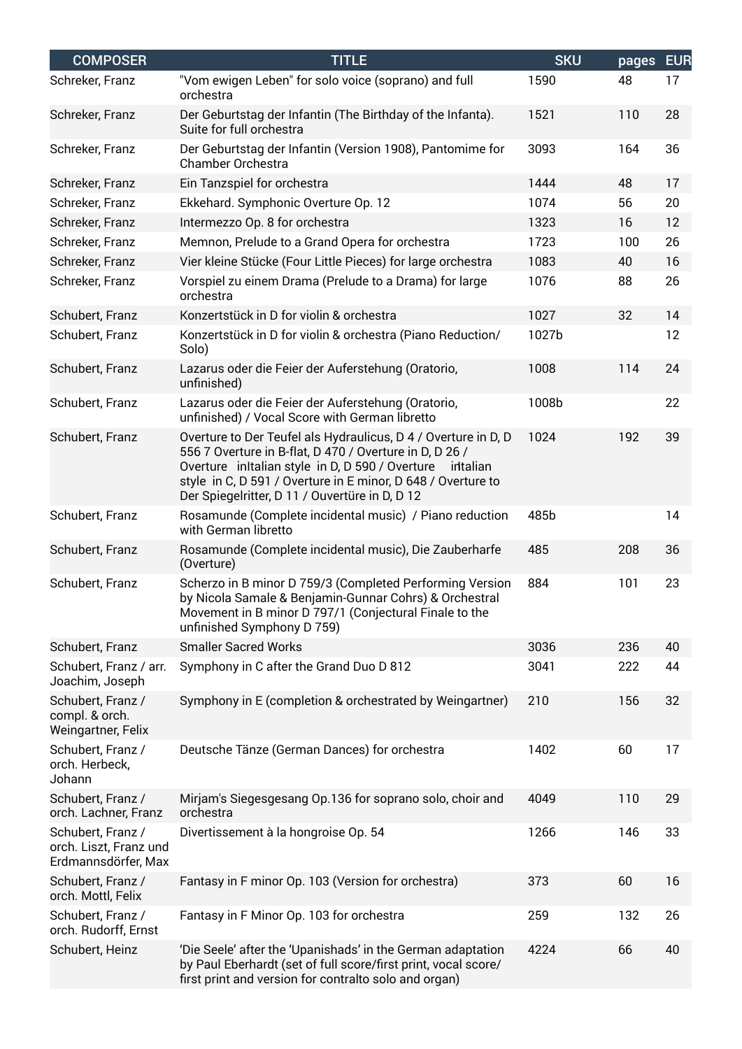| COMPOSER | TITLE | SKU | pages | EUR |
|---|---|---|---|---|
| Schreker, Franz | "Vom ewigen Leben" for solo voice (soprano) and full orchestra | 1590 | 48 | 17 |
| Schreker, Franz | Der Geburtstag der Infantin (The Birthday of the Infanta). Suite for full orchestra | 1521 | 110 | 28 |
| Schreker, Franz | Der Geburtstag der Infantin (Version 1908), Pantomime for Chamber Orchestra | 3093 | 164 | 36 |
| Schreker, Franz | Ein Tanzspiel for orchestra | 1444 | 48 | 17 |
| Schreker, Franz | Ekkehard. Symphonic Overture Op. 12 | 1074 | 56 | 20 |
| Schreker, Franz | Intermezzo Op. 8 for orchestra | 1323 | 16 | 12 |
| Schreker, Franz | Memnon, Prelude to a Grand Opera for orchestra | 1723 | 100 | 26 |
| Schreker, Franz | Vier kleine Stücke (Four Little Pieces) for large orchestra | 1083 | 40 | 16 |
| Schreker, Franz | Vorspiel zu einem Drama (Prelude to a Drama) for large orchestra | 1076 | 88 | 26 |
| Schubert, Franz | Konzertstück in D for violin & orchestra | 1027 | 32 | 14 |
| Schubert, Franz | Konzertstück in D for violin & orchestra (Piano Reduction/ Solo) | 1027b | | 12 |
| Schubert, Franz | Lazarus oder die Feier der Auferstehung (Oratorio, unfinished) | 1008 | 114 | 24 |
| Schubert, Franz | Lazarus oder die Feier der Auferstehung (Oratorio, unfinished) / Vocal Score with German libretto | 1008b | | 22 |
| Schubert, Franz | Overture to Der Teufel als Hydraulicus, D 4 / Overture in D, D 556 7 Overture in B-flat, D 470 / Overture in D, D 26 / Overture inItalian style in D, D 590 / Overture inItalian style in C, D 591 / Overture in E minor, D 648 / Overture to Der Spiegelritter, D 11 / Ouvertüre in D, D 12 | 1024 | 192 | 39 |
| Schubert, Franz | Rosamunde (Complete incidental music) / Piano reduction with German libretto | 485b | | 14 |
| Schubert, Franz | Rosamunde (Complete incidental music), Die Zauberharfe (Overture) | 485 | 208 | 36 |
| Schubert, Franz | Scherzo in B minor D 759/3 (Completed Performing Version by Nicola Samale & Benjamin-Gunnar Cohrs) & Orchestral Movement in B minor D 797/1 (Conjectural Finale to the unfinished Symphony D 759) | 884 | 101 | 23 |
| Schubert, Franz | Smaller Sacred Works | 3036 | 236 | 40 |
| Schubert, Franz / arr. Joachim, Joseph | Symphony in C after the Grand Duo D 812 | 3041 | 222 | 44 |
| Schubert, Franz / compl. & orch. Weingartner, Felix | Symphony in E (completion & orchestrated by Weingartner) | 210 | 156 | 32 |
| Schubert, Franz / orch. Herbeck, Johann | Deutsche Tänze (German Dances) for orchestra | 1402 | 60 | 17 |
| Schubert, Franz / orch. Lachner, Franz | Mirjam's Siegesgesang Op.136 for soprano solo, choir and orchestra | 4049 | 110 | 29 |
| Schubert, Franz / orch. Liszt, Franz und Erdmannsdörfer, Max | Divertissement à la hongroise Op. 54 | 1266 | 146 | 33 |
| Schubert, Franz / orch. Mottl, Felix | Fantasy in F minor Op. 103 (Version for orchestra) | 373 | 60 | 16 |
| Schubert, Franz / orch. Rudorff, Ernst | Fantasy in F Minor Op. 103 for orchestra | 259 | 132 | 26 |
| Schubert, Heinz | 'Die Seele' after the 'Upanishads' in the German adaptation by Paul Eberhardt (set of full score/first print, vocal score/ first print and version for contralto solo and organ) | 4224 | 66 | 40 |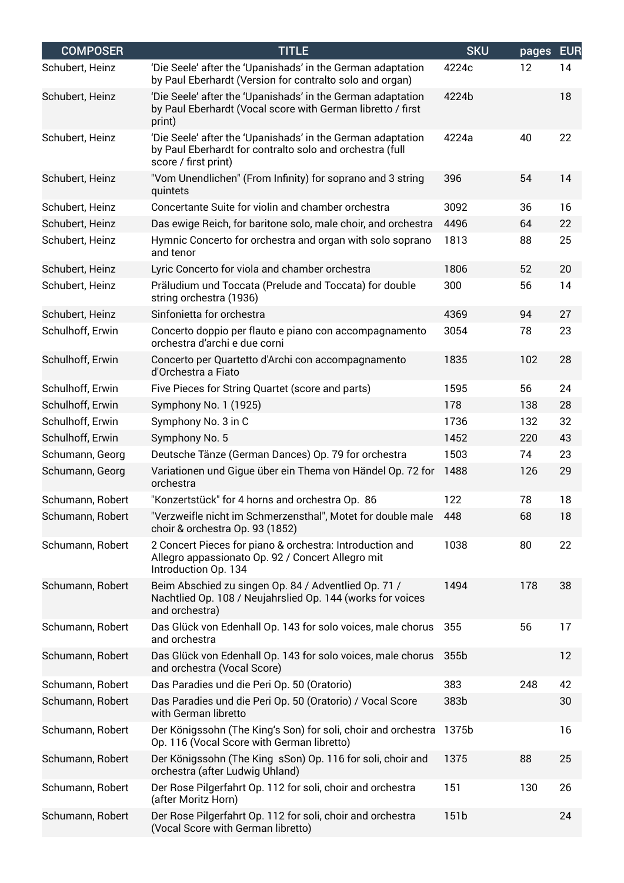| COMPOSER | TITLE | SKU | pages | EUR |
|---|---|---|---|---|
| Schubert, Heinz | 'Die Seele' after the 'Upanishads' in the German adaptation by Paul Eberhardt (Version for contralto solo and organ) | 4224c | 12 | 14 |
| Schubert, Heinz | 'Die Seele' after the 'Upanishads' in the German adaptation by Paul Eberhardt (Vocal score with German libretto / first print) | 4224b | | 18 |
| Schubert, Heinz | 'Die Seele' after the 'Upanishads' in the German adaptation by Paul Eberhardt for contralto solo and orchestra (full score / first print) | 4224a | 40 | 22 |
| Schubert, Heinz | "Vom Unendlichen" (From Infinity) for soprano and 3 string quintets | 396 | 54 | 14 |
| Schubert, Heinz | Concertante Suite for violin and chamber orchestra | 3092 | 36 | 16 |
| Schubert, Heinz | Das ewige Reich, for baritone solo, male choir, and orchestra | 4496 | 64 | 22 |
| Schubert, Heinz | Hymnic Concerto for orchestra and organ with solo soprano and tenor | 1813 | 88 | 25 |
| Schubert, Heinz | Lyric Concerto for viola and chamber orchestra | 1806 | 52 | 20 |
| Schubert, Heinz | Präludium und Toccata (Prelude and Toccata) for double string orchestra (1936) | 300 | 56 | 14 |
| Schubert, Heinz | Sinfonietta for orchestra | 4369 | 94 | 27 |
| Schulhoff, Erwin | Concerto doppio per flauto e piano con accompagnamento orchestra d'archi e due corni | 3054 | 78 | 23 |
| Schulhoff, Erwin | Concerto per Quartetto d'Archi con accompagnamento d'Orchestra a Fiato | 1835 | 102 | 28 |
| Schulhoff, Erwin | Five Pieces for String Quartet (score and parts) | 1595 | 56 | 24 |
| Schulhoff, Erwin | Symphony No. 1 (1925) | 178 | 138 | 28 |
| Schulhoff, Erwin | Symphony No. 3 in C | 1736 | 132 | 32 |
| Schulhoff, Erwin | Symphony No. 5 | 1452 | 220 | 43 |
| Schumann, Georg | Deutsche Tänze (German Dances) Op. 79 for orchestra | 1503 | 74 | 23 |
| Schumann, Georg | Variationen und Gigue über ein Thema von Händel Op. 72 for orchestra | 1488 | 126 | 29 |
| Schumann, Robert | "Konzertstück" for 4 horns and orchestra Op. 86 | 122 | 78 | 18 |
| Schumann, Robert | "Verzweifle nicht im Schmerzensthal", Motet for double male choir & orchestra Op. 93 (1852) | 448 | 68 | 18 |
| Schumann, Robert | 2 Concert Pieces for piano & orchestra: Introduction and Allegro appassionato Op. 92 / Concert Allegro mit Introduction Op. 134 | 1038 | 80 | 22 |
| Schumann, Robert | Beim Abschied zu singen Op. 84 / Adventlied Op. 71 / Nachtlied Op. 108 / Neujahrslied Op. 144 (works for voices and orchestra) | 1494 | 178 | 38 |
| Schumann, Robert | Das Glück von Edenhall Op. 143 for solo voices, male chorus and orchestra | 355 | 56 | 17 |
| Schumann, Robert | Das Glück von Edenhall Op. 143 for solo voices, male chorus and orchestra (Vocal Score) | 355b | | 12 |
| Schumann, Robert | Das Paradies und die Peri Op. 50 (Oratorio) | 383 | 248 | 42 |
| Schumann, Robert | Das Paradies und die Peri Op. 50 (Oratorio) / Vocal Score with German libretto | 383b | | 30 |
| Schumann, Robert | Der Königssohn (The King's Son) for soli, choir and orchestra Op. 116 (Vocal Score with German libretto) | 1375b | | 16 |
| Schumann, Robert | Der Königssohn (The King sSon) Op. 116 for soli, choir and orchestra (after Ludwig Uhland) | 1375 | 88 | 25 |
| Schumann, Robert | Der Rose Pilgerfahrt Op. 112 for soli, choir and orchestra (after Moritz Horn) | 151 | 130 | 26 |
| Schumann, Robert | Der Rose Pilgerfahrt Op. 112 for soli, choir and orchestra (Vocal Score with German libretto) | 151b | | 24 |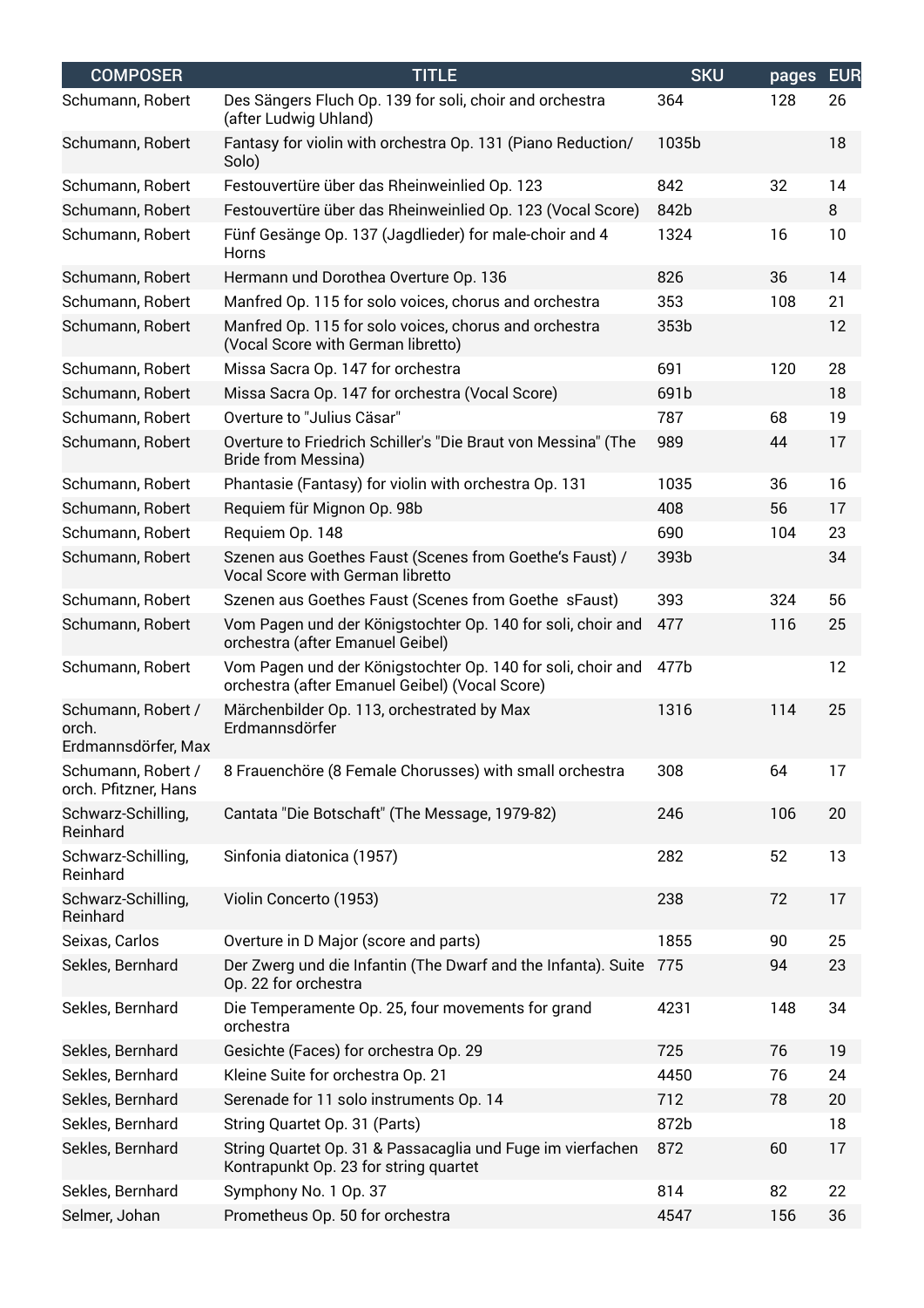| COMPOSER | TITLE | SKU | pages | EUR |
|---|---|---|---|---|
| Schumann, Robert | Des Sängers Fluch Op. 139 for soli, choir and orchestra (after Ludwig Uhland) | 364 | 128 | 26 |
| Schumann, Robert | Fantasy for violin with orchestra Op. 131 (Piano Reduction/ Solo) | 1035b | | 18 |
| Schumann, Robert | Festouvertüre über das Rheinweinlied Op. 123 | 842 | 32 | 14 |
| Schumann, Robert | Festouvertüre über das Rheinweinlied Op. 123 (Vocal Score) | 842b | | 8 |
| Schumann, Robert | Fünf Gesänge Op. 137 (Jagdlieder) for male-choir and 4 Horns | 1324 | 16 | 10 |
| Schumann, Robert | Hermann und Dorothea Overture Op. 136 | 826 | 36 | 14 |
| Schumann, Robert | Manfred Op. 115 for solo voices, chorus and orchestra | 353 | 108 | 21 |
| Schumann, Robert | Manfred Op. 115 for solo voices, chorus and orchestra (Vocal Score with German libretto) | 353b | | 12 |
| Schumann, Robert | Missa Sacra Op. 147 for orchestra | 691 | 120 | 28 |
| Schumann, Robert | Missa Sacra Op. 147 for orchestra (Vocal Score) | 691b | | 18 |
| Schumann, Robert | Overture to "Julius Cäsar" | 787 | 68 | 19 |
| Schumann, Robert | Overture to Friedrich Schiller's "Die Braut von Messina" (The Bride from Messina) | 989 | 44 | 17 |
| Schumann, Robert | Phantasie (Fantasy) for violin with orchestra Op. 131 | 1035 | 36 | 16 |
| Schumann, Robert | Requiem für Mignon Op. 98b | 408 | 56 | 17 |
| Schumann, Robert | Requiem Op. 148 | 690 | 104 | 23 |
| Schumann, Robert | Szenen aus Goethes Faust (Scenes from Goethe's Faust) / Vocal Score with German libretto | 393b | | 34 |
| Schumann, Robert | Szenen aus Goethes Faust (Scenes from Goethe sFaust) | 393 | 324 | 56 |
| Schumann, Robert | Vom Pagen und der Königstochter Op. 140 for soli, choir and orchestra (after Emanuel Geibel) | 477 | 116 | 25 |
| Schumann, Robert | Vom Pagen und der Königstochter Op. 140 for soli, choir and orchestra (after Emanuel Geibel) (Vocal Score) | 477b | | 12 |
| Schumann, Robert / orch. Erdmannsdörfer, Max | Märchenbilder Op. 113, orchestrated by Max Erdmannsdörfer | 1316 | 114 | 25 |
| Schumann, Robert / orch. Pfitzner, Hans | 8 Frauenchöre (8 Female Chorusses) with small orchestra | 308 | 64 | 17 |
| Schwarz-Schilling, Reinhard | Cantata "Die Botschaft" (The Message, 1979-82) | 246 | 106 | 20 |
| Schwarz-Schilling, Reinhard | Sinfonia diatonica (1957) | 282 | 52 | 13 |
| Schwarz-Schilling, Reinhard | Violin Concerto (1953) | 238 | 72 | 17 |
| Seixas, Carlos | Overture in D Major (score and parts) | 1855 | 90 | 25 |
| Sekles, Bernhard | Der Zwerg und die Infantin (The Dwarf and the Infanta). Suite Op. 22 for orchestra | 775 | 94 | 23 |
| Sekles, Bernhard | Die Temperamente Op. 25, four movements for grand orchestra | 4231 | 148 | 34 |
| Sekles, Bernhard | Gesichte (Faces) for orchestra Op. 29 | 725 | 76 | 19 |
| Sekles, Bernhard | Kleine Suite for orchestra Op. 21 | 4450 | 76 | 24 |
| Sekles, Bernhard | Serenade for 11 solo instruments Op. 14 | 712 | 78 | 20 |
| Sekles, Bernhard | String Quartet Op. 31 (Parts) | 872b | | 18 |
| Sekles, Bernhard | String Quartet Op. 31 & Passacaglia und Fuge im vierfachen Kontrapunkt Op. 23 for string quartet | 872 | 60 | 17 |
| Sekles, Bernhard | Symphony No. 1 Op. 37 | 814 | 82 | 22 |
| Selmer, Johan | Prometheus Op. 50 for orchestra | 4547 | 156 | 36 |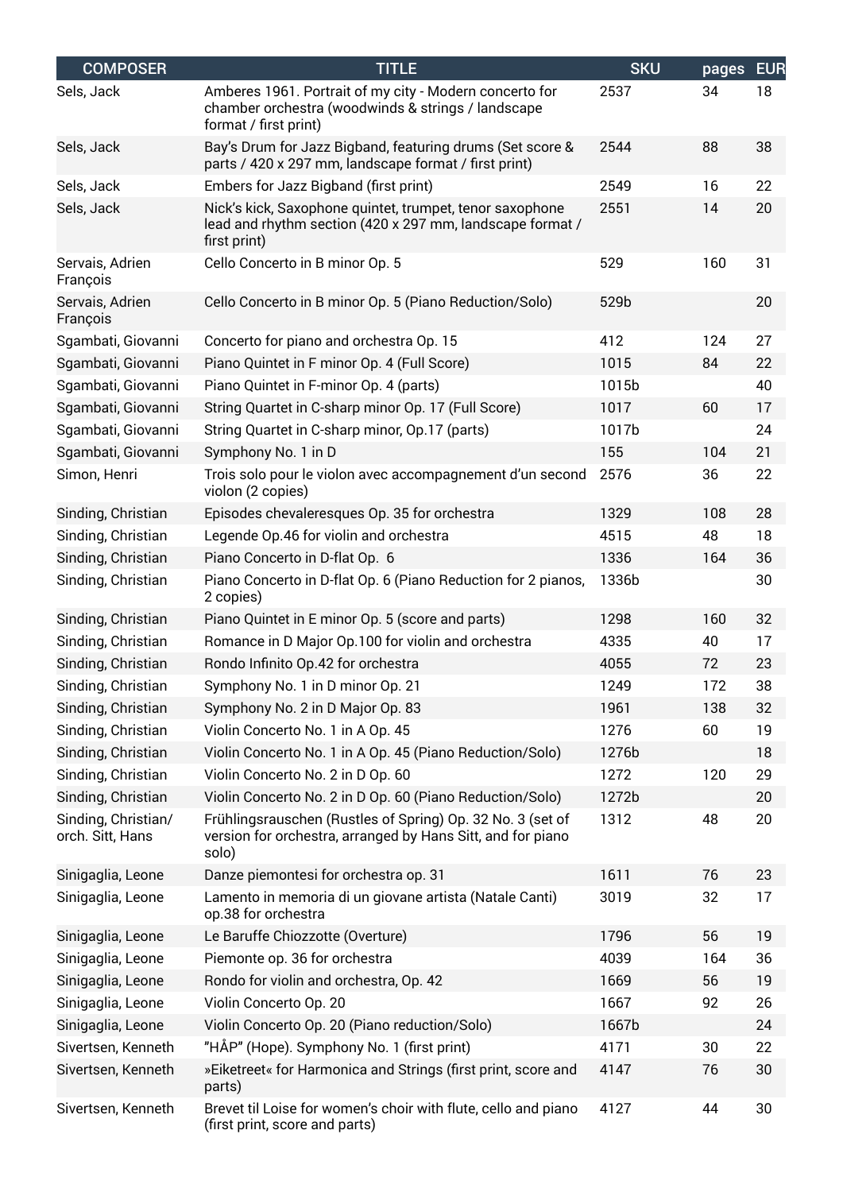| COMPOSER | TITLE | SKU | pages | EUR |
|---|---|---|---|---|
| Sels, Jack | Amberes 1961. Portrait of my city - Modern concerto for chamber orchestra (woodwinds & strings / landscape format / first print) | 2537 | 34 | 18 |
| Sels, Jack | Bay's Drum for Jazz Bigband, featuring drums (Set score & parts / 420 x 297 mm, landscape format / first print) | 2544 | 88 | 38 |
| Sels, Jack | Embers for Jazz Bigband (first print) | 2549 | 16 | 22 |
| Sels, Jack | Nick's kick, Saxophone quintet, trumpet, tenor saxophone lead and rhythm section (420 x 297 mm, landscape format / first print) | 2551 | 14 | 20 |
| Servais, Adrien François | Cello Concerto in B minor Op. 5 | 529 | 160 | 31 |
| Servais, Adrien François | Cello Concerto in B minor Op. 5 (Piano Reduction/Solo) | 529b | | 20 |
| Sgambati, Giovanni | Concerto for piano and orchestra Op. 15 | 412 | 124 | 27 |
| Sgambati, Giovanni | Piano Quintet in F minor Op. 4 (Full Score) | 1015 | 84 | 22 |
| Sgambati, Giovanni | Piano Quintet in F-minor Op. 4 (parts) | 1015b | | 40 |
| Sgambati, Giovanni | String Quartet in C-sharp minor Op. 17 (Full Score) | 1017 | 60 | 17 |
| Sgambati, Giovanni | String Quartet in C-sharp minor, Op.17 (parts) | 1017b | | 24 |
| Sgambati, Giovanni | Symphony No. 1 in D | 155 | 104 | 21 |
| Simon, Henri | Trois solo pour le violon avec accompagnement d'un second violon (2 copies) | 2576 | 36 | 22 |
| Sinding, Christian | Episodes chevaleresques Op. 35 for orchestra | 1329 | 108 | 28 |
| Sinding, Christian | Legende Op.46 for violin and orchestra | 4515 | 48 | 18 |
| Sinding, Christian | Piano Concerto in D-flat Op. 6 | 1336 | 164 | 36 |
| Sinding, Christian | Piano Concerto in D-flat Op. 6 (Piano Reduction for 2 pianos, 2 copies) | 1336b | | 30 |
| Sinding, Christian | Piano Quintet in E minor Op. 5 (score and parts) | 1298 | 160 | 32 |
| Sinding, Christian | Romance in D Major Op.100 for violin and orchestra | 4335 | 40 | 17 |
| Sinding, Christian | Rondo Infinito Op.42 for orchestra | 4055 | 72 | 23 |
| Sinding, Christian | Symphony No. 1 in D minor Op. 21 | 1249 | 172 | 38 |
| Sinding, Christian | Symphony No. 2 in D Major Op. 83 | 1961 | 138 | 32 |
| Sinding, Christian | Violin Concerto No. 1 in A Op. 45 | 1276 | 60 | 19 |
| Sinding, Christian | Violin Concerto No. 1 in A Op. 45 (Piano Reduction/Solo) | 1276b | | 18 |
| Sinding, Christian | Violin Concerto No. 2 in D Op. 60 | 1272 | 120 | 29 |
| Sinding, Christian | Violin Concerto No. 2 in D Op. 60 (Piano Reduction/Solo) | 1272b | | 20 |
| Sinding, Christian/ orch. Sitt, Hans | Frühlingsrauschen (Rustles of Spring) Op. 32 No. 3 (set of version for orchestra, arranged by Hans Sitt, and for piano solo) | 1312 | 48 | 20 |
| Sinigaglia, Leone | Danze piemontesi for orchestra op. 31 | 1611 | 76 | 23 |
| Sinigaglia, Leone | Lamento in memoria di un giovane artista (Natale Canti) op.38 for orchestra | 3019 | 32 | 17 |
| Sinigaglia, Leone | Le Baruffe Chiozzotte (Overture) | 1796 | 56 | 19 |
| Sinigaglia, Leone | Piemonte op. 36 for orchestra | 4039 | 164 | 36 |
| Sinigaglia, Leone | Rondo for violin and orchestra, Op. 42 | 1669 | 56 | 19 |
| Sinigaglia, Leone | Violin Concerto Op. 20 | 1667 | 92 | 26 |
| Sinigaglia, Leone | Violin Concerto Op. 20 (Piano reduction/Solo) | 1667b | | 24 |
| Sivertsen, Kenneth | "HÅP" (Hope). Symphony No. 1 (first print) | 4171 | 30 | 22 |
| Sivertsen, Kenneth | »Eiketreet« for Harmonica and Strings (first print, score and parts) | 4147 | 76 | 30 |
| Sivertsen, Kenneth | Brevet til Loise for women's choir with flute, cello and piano (first print, score and parts) | 4127 | 44 | 30 |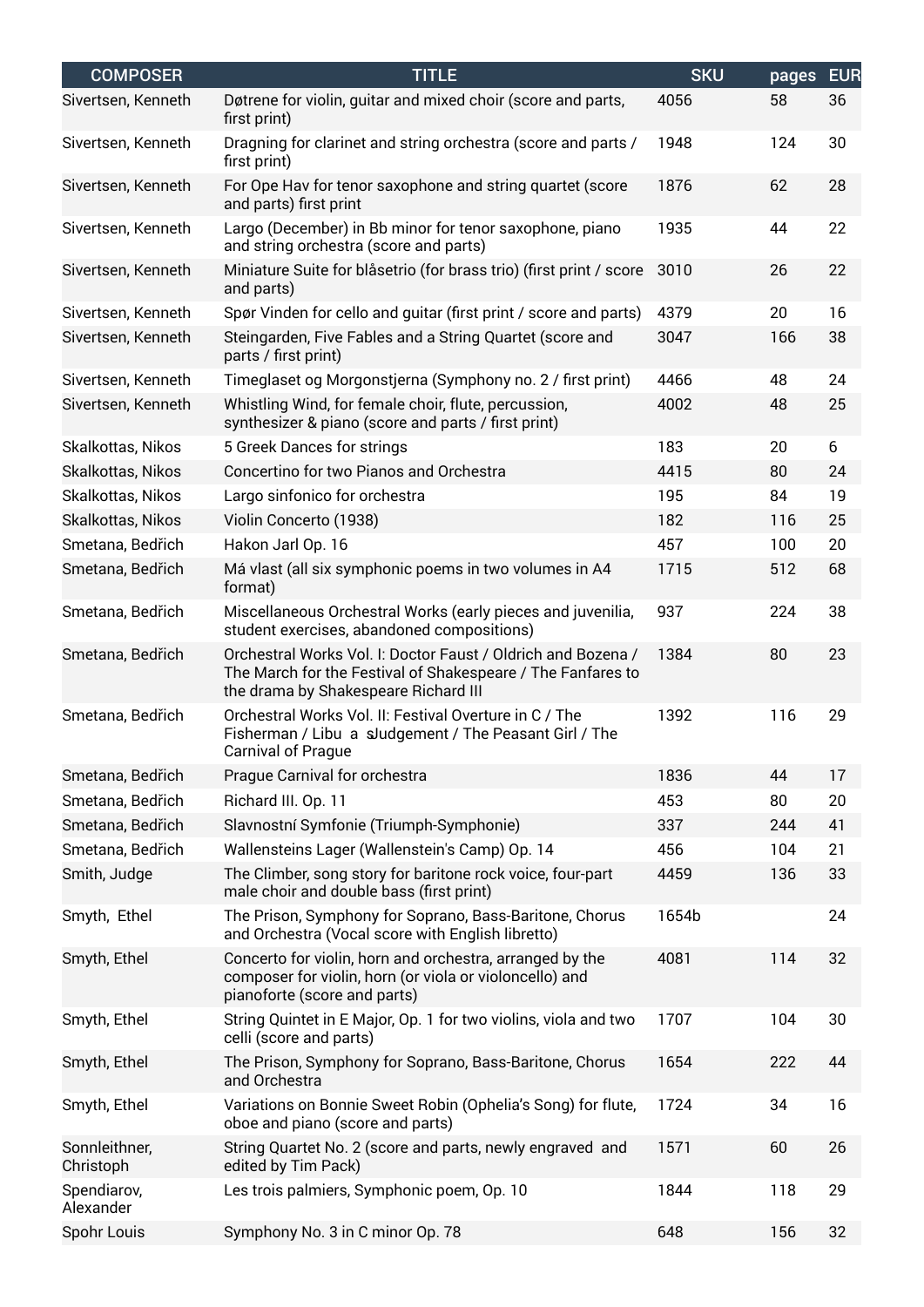| COMPOSER | TITLE | SKU | pages | EUR |
|---|---|---|---|---|
| Sivertsen, Kenneth | Døtrene for violin, guitar and mixed choir (score and parts, first print) | 4056 | 58 | 36 |
| Sivertsen, Kenneth | Dragning for clarinet and string orchestra (score and parts / first print) | 1948 | 124 | 30 |
| Sivertsen, Kenneth | For Ope Hav for tenor saxophone and string quartet (score and parts) first print | 1876 | 62 | 28 |
| Sivertsen, Kenneth | Largo (December) in Bb minor for tenor saxophone, piano and string orchestra (score and parts) | 1935 | 44 | 22 |
| Sivertsen, Kenneth | Miniature Suite for blåsetrio (for brass trio) (first print / score and parts) | 3010 | 26 | 22 |
| Sivertsen, Kenneth | Spør Vinden for cello and guitar (first print / score and parts) | 4379 | 20 | 16 |
| Sivertsen, Kenneth | Steingarden, Five Fables and a String Quartet (score and parts / first print) | 3047 | 166 | 38 |
| Sivertsen, Kenneth | Timeglaset og Morgonstjerna (Symphony no. 2 / first print) | 4466 | 48 | 24 |
| Sivertsen, Kenneth | Whistling Wind, for female choir, flute, percussion, synthesizer & piano (score and parts / first print) | 4002 | 48 | 25 |
| Skalkottas, Nikos | 5 Greek Dances for strings | 183 | 20 | 6 |
| Skalkottas, Nikos | Concertino for two Pianos and Orchestra | 4415 | 80 | 24 |
| Skalkottas, Nikos | Largo sinfonico for orchestra | 195 | 84 | 19 |
| Skalkottas, Nikos | Violin Concerto (1938) | 182 | 116 | 25 |
| Smetana, Bedřich | Hakon Jarl Op. 16 | 457 | 100 | 20 |
| Smetana, Bedřich | Má vlast (all six symphonic poems in two volumes in A4 format) | 1715 | 512 | 68 |
| Smetana, Bedřich | Miscellaneous Orchestral Works (early pieces and juvenilia, student exercises, abandoned compositions) | 937 | 224 | 38 |
| Smetana, Bedřich | Orchestral Works Vol. I: Doctor Faust / Oldrich and Bozena / The March for the Festival of Shakespeare / The Fanfares to the drama by Shakespeare Richard III | 1384 | 80 | 23 |
| Smetana, Bedřich | Orchestral Works Vol. II: Festival Overture in C / The Fisherman / Libu a sJudgement / The Peasant Girl / The Carnival of Prague | 1392 | 116 | 29 |
| Smetana, Bedřich | Prague Carnival for orchestra | 1836 | 44 | 17 |
| Smetana, Bedřich | Richard III. Op. 11 | 453 | 80 | 20 |
| Smetana, Bedřich | Slavnostní Symfonie (Triumph-Symphonie) | 337 | 244 | 41 |
| Smetana, Bedřich | Wallensteins Lager (Wallenstein's Camp) Op. 14 | 456 | 104 | 21 |
| Smith, Judge | The Climber, song story for baritone rock voice, four-part male choir and double bass (first print) | 4459 | 136 | 33 |
| Smyth, Ethel | The Prison, Symphony for Soprano, Bass-Baritone, Chorus and Orchestra (Vocal score with English libretto) | 1654b | | 24 |
| Smyth, Ethel | Concerto for violin, horn and orchestra, arranged by the composer for violin, horn (or viola or violoncello) and pianoforte (score and parts) | 4081 | 114 | 32 |
| Smyth, Ethel | String Quintet in E Major, Op. 1 for two violins, viola and two celli (score and parts) | 1707 | 104 | 30 |
| Smyth, Ethel | The Prison, Symphony for Soprano, Bass-Baritone, Chorus and Orchestra | 1654 | 222 | 44 |
| Smyth, Ethel | Variations on Bonnie Sweet Robin (Ophelia's Song) for flute, oboe and piano (score and parts) | 1724 | 34 | 16 |
| Sonnleithner, Christoph | String Quartet No. 2 (score and parts, newly engraved and edited by Tim Pack) | 1571 | 60 | 26 |
| Spendiarov, Alexander | Les trois palmiers, Symphonic poem, Op. 10 | 1844 | 118 | 29 |
| Spohr Louis | Symphony No. 3 in C minor Op. 78 | 648 | 156 | 32 |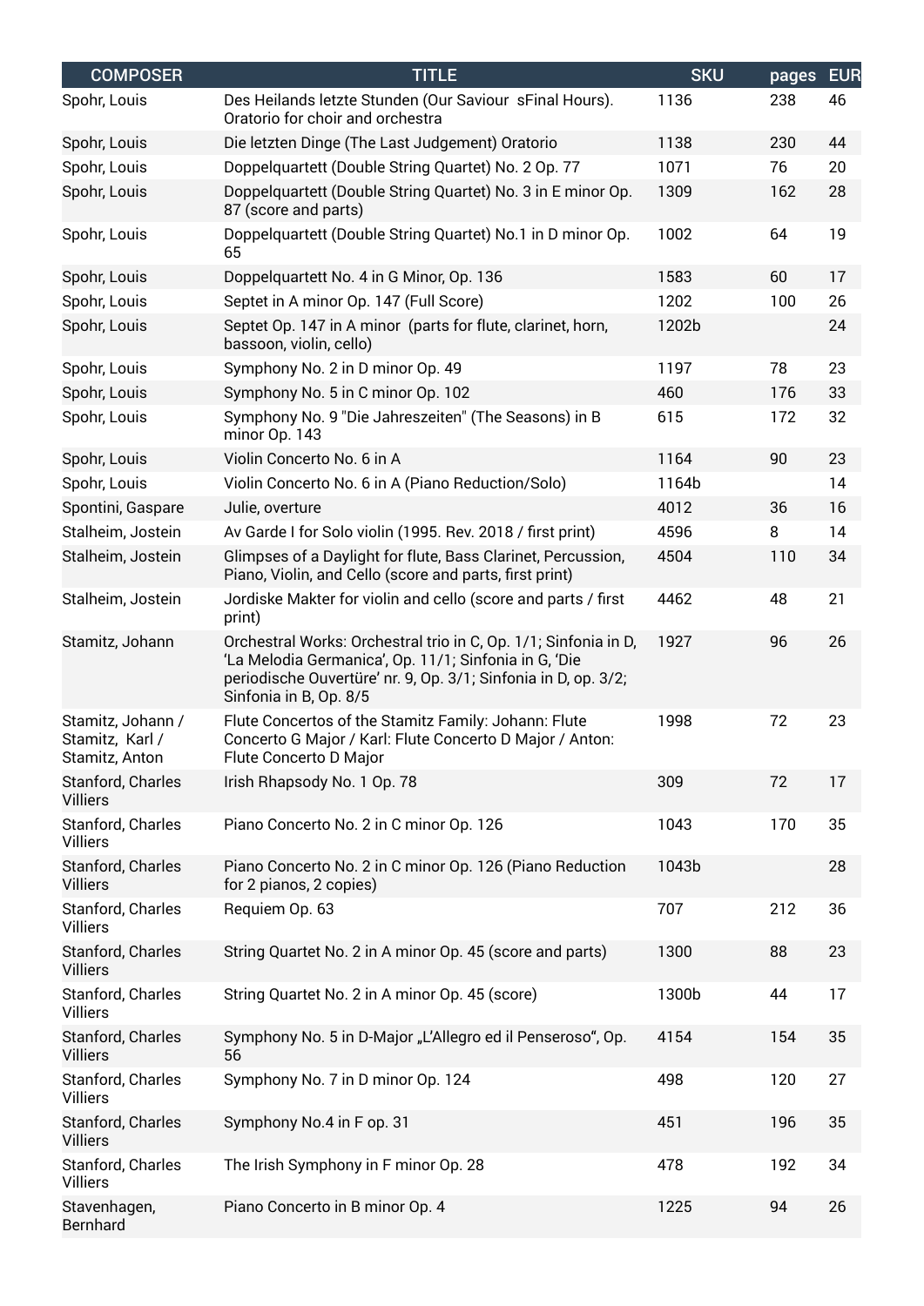| COMPOSER | TITLE | SKU | pages | EUR |
|---|---|---|---|---|
| Spohr, Louis | Des Heilands letzte Stunden (Our Saviour sFinal Hours). Oratorio for choir and orchestra | 1136 | 238 | 46 |
| Spohr, Louis | Die letzten Dinge (The Last Judgement) Oratorio | 1138 | 230 | 44 |
| Spohr, Louis | Doppelquartett (Double String Quartet) No. 2 Op. 77 | 1071 | 76 | 20 |
| Spohr, Louis | Doppelquartett (Double String Quartet) No. 3 in E minor Op. 87 (score and parts) | 1309 | 162 | 28 |
| Spohr, Louis | Doppelquartett (Double String Quartet) No.1 in D minor Op. 65 | 1002 | 64 | 19 |
| Spohr, Louis | Doppelquartett No. 4 in G Minor, Op. 136 | 1583 | 60 | 17 |
| Spohr, Louis | Septet in A minor Op. 147 (Full Score) | 1202 | 100 | 26 |
| Spohr, Louis | Septet Op. 147 in A minor (parts for flute, clarinet, horn, bassoon, violin, cello) | 1202b | | 24 |
| Spohr, Louis | Symphony No. 2 in D minor Op. 49 | 1197 | 78 | 23 |
| Spohr, Louis | Symphony No. 5 in C minor Op. 102 | 460 | 176 | 33 |
| Spohr, Louis | Symphony No. 9 "Die Jahreszeiten" (The Seasons) in B minor Op. 143 | 615 | 172 | 32 |
| Spohr, Louis | Violin Concerto No. 6 in A | 1164 | 90 | 23 |
| Spohr, Louis | Violin Concerto No. 6 in A (Piano Reduction/Solo) | 1164b | | 14 |
| Spontini, Gaspare | Julie, overture | 4012 | 36 | 16 |
| Stalheim, Jostein | Av Garde I for Solo violin (1995. Rev. 2018 / first print) | 4596 | 8 | 14 |
| Stalheim, Jostein | Glimpses of a Daylight for flute, Bass Clarinet, Percussion, Piano, Violin, and Cello (score and parts, first print) | 4504 | 110 | 34 |
| Stalheim, Jostein | Jordiske Makter for violin and cello (score and parts / first print) | 4462 | 48 | 21 |
| Stamitz, Johann | Orchestral Works: Orchestral trio in C, Op. 1/1; Sinfonia in D, ‘La Melodia Germanica’, Op. 11/1; Sinfonia in G, ‘Die periodische Ouvertüre’ nr. 9, Op. 3/1; Sinfonia in D, op. 3/2; Sinfonia in B, Op. 8/5 | 1927 | 96 | 26 |
| Stamitz, Johann / Stamitz, Karl / Stamitz, Anton | Flute Concertos of the Stamitz Family: Johann: Flute Concerto G Major / Karl: Flute Concerto D Major / Anton: Flute Concerto D Major | 1998 | 72 | 23 |
| Stanford, Charles Villiers | Irish Rhapsody No. 1 Op. 78 | 309 | 72 | 17 |
| Stanford, Charles Villiers | Piano Concerto No. 2 in C minor Op. 126 | 1043 | 170 | 35 |
| Stanford, Charles Villiers | Piano Concerto No. 2 in C minor Op. 126 (Piano Reduction for 2 pianos, 2 copies) | 1043b | | 28 |
| Stanford, Charles Villiers | Requiem Op. 63 | 707 | 212 | 36 |
| Stanford, Charles Villiers | String Quartet No. 2 in A minor Op. 45 (score and parts) | 1300 | 88 | 23 |
| Stanford, Charles Villiers | String Quartet No. 2 in A minor Op. 45 (score) | 1300b | 44 | 17 |
| Stanford, Charles Villiers | Symphony No. 5 in D-Major „L’Allegro ed il Penseroso“, Op. 56 | 4154 | 154 | 35 |
| Stanford, Charles Villiers | Symphony No. 7 in D minor Op. 124 | 498 | 120 | 27 |
| Stanford, Charles Villiers | Symphony No.4 in F op. 31 | 451 | 196 | 35 |
| Stanford, Charles Villiers | The Irish Symphony in F minor Op. 28 | 478 | 192 | 34 |
| Stavenhagen, Bernhard | Piano Concerto in B minor Op. 4 | 1225 | 94 | 26 |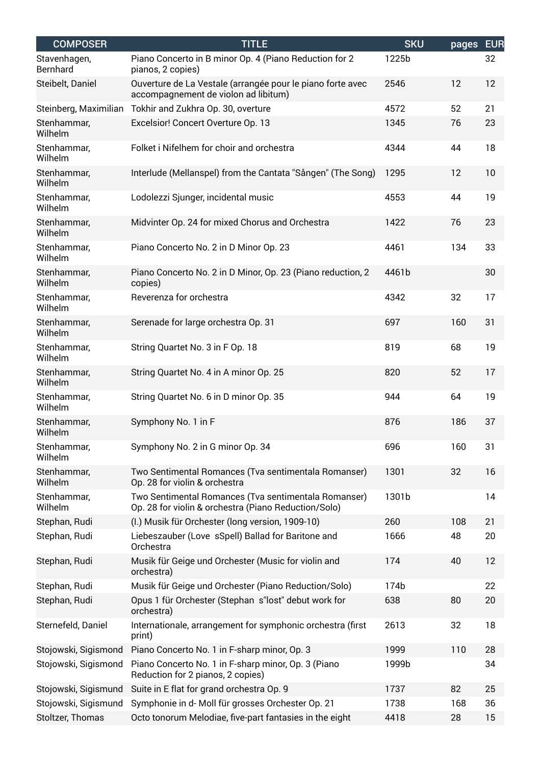| COMPOSER | TITLE | SKU | pages | EUR |
|---|---|---|---|---|
| Stavenhagen, Bernhard | Piano Concerto in B minor Op. 4 (Piano Reduction for 2 pianos, 2 copies) | 1225b | | 32 |
| Steibelt, Daniel | Ouverture de La Vestale (arrangée pour le piano forte avec accompagnement de violon ad libitum) | 2546 | 12 | 12 |
| Steinberg, Maximilian | Tokhir and Zukhra Op. 30, overture | 4572 | 52 | 21 |
| Stenhammar, Wilhelm | Excelsior! Concert Overture Op. 13 | 1345 | 76 | 23 |
| Stenhammar, Wilhelm | Folket i Nifelhem for choir and orchestra | 4344 | 44 | 18 |
| Stenhammar, Wilhelm | Interlude (Mellanspel) from the Cantata "Sången" (The Song) | 1295 | 12 | 10 |
| Stenhammar, Wilhelm | Lodolezzi Sjunger, incidental music | 4553 | 44 | 19 |
| Stenhammar, Wilhelm | Midvinter Op. 24 for mixed Chorus and Orchestra | 1422 | 76 | 23 |
| Stenhammar, Wilhelm | Piano Concerto No. 2 in D Minor Op. 23 | 4461 | 134 | 33 |
| Stenhammar, Wilhelm | Piano Concerto No. 2 in D Minor, Op. 23 (Piano reduction, 2 copies) | 4461b | | 30 |
| Stenhammar, Wilhelm | Reverenza for orchestra | 4342 | 32 | 17 |
| Stenhammar, Wilhelm | Serenade for large orchestra Op. 31 | 697 | 160 | 31 |
| Stenhammar, Wilhelm | String Quartet No. 3 in F Op. 18 | 819 | 68 | 19 |
| Stenhammar, Wilhelm | String Quartet No. 4 in A minor Op. 25 | 820 | 52 | 17 |
| Stenhammar, Wilhelm | String Quartet No. 6 in D minor Op. 35 | 944 | 64 | 19 |
| Stenhammar, Wilhelm | Symphony No. 1 in F | 876 | 186 | 37 |
| Stenhammar, Wilhelm | Symphony No. 2 in G minor Op. 34 | 696 | 160 | 31 |
| Stenhammar, Wilhelm | Two Sentimental Romances (Tva sentimentala Romanser) Op. 28 for violin & orchestra | 1301 | 32 | 16 |
| Stenhammar, Wilhelm | Two Sentimental Romances (Tva sentimentala Romanser) Op. 28 for violin & orchestra (Piano Reduction/Solo) | 1301b | | 14 |
| Stephan, Rudi | (I.) Musik für Orchester (long version, 1909-10) | 260 | 108 | 21 |
| Stephan, Rudi | Liebeszauber (Love sSpell) Ballad for Baritone and Orchestra | 1666 | 48 | 20 |
| Stephan, Rudi | Musik für Geige und Orchester (Music for violin and orchestra) | 174 | 40 | 12 |
| Stephan, Rudi | Musik für Geige und Orchester (Piano Reduction/Solo) | 174b | | 22 |
| Stephan, Rudi | Opus 1 für Orchester (Stephan s"lost" debut work for orchestra) | 638 | 80 | 20 |
| Sternefeld, Daniel | Internationale, arrangement for symphonic orchestra (first print) | 2613 | 32 | 18 |
| Stojowski, Sigismond | Piano Concerto No. 1 in F-sharp minor, Op. 3 | 1999 | 110 | 28 |
| Stojowski, Sigismond | Piano Concerto No. 1 in F-sharp minor, Op. 3 (Piano Reduction for 2 pianos, 2 copies) | 1999b | | 34 |
| Stojowski, Sigismund | Suite in E flat for grand orchestra Op. 9 | 1737 | 82 | 25 |
| Stojowski, Sigismund | Symphonie in d- Moll für grosses Orchester Op. 21 | 1738 | 168 | 36 |
| Stoltzer, Thomas | Octo tonorum Melodiae, five-part fantasies in the eight | 4418 | 28 | 15 |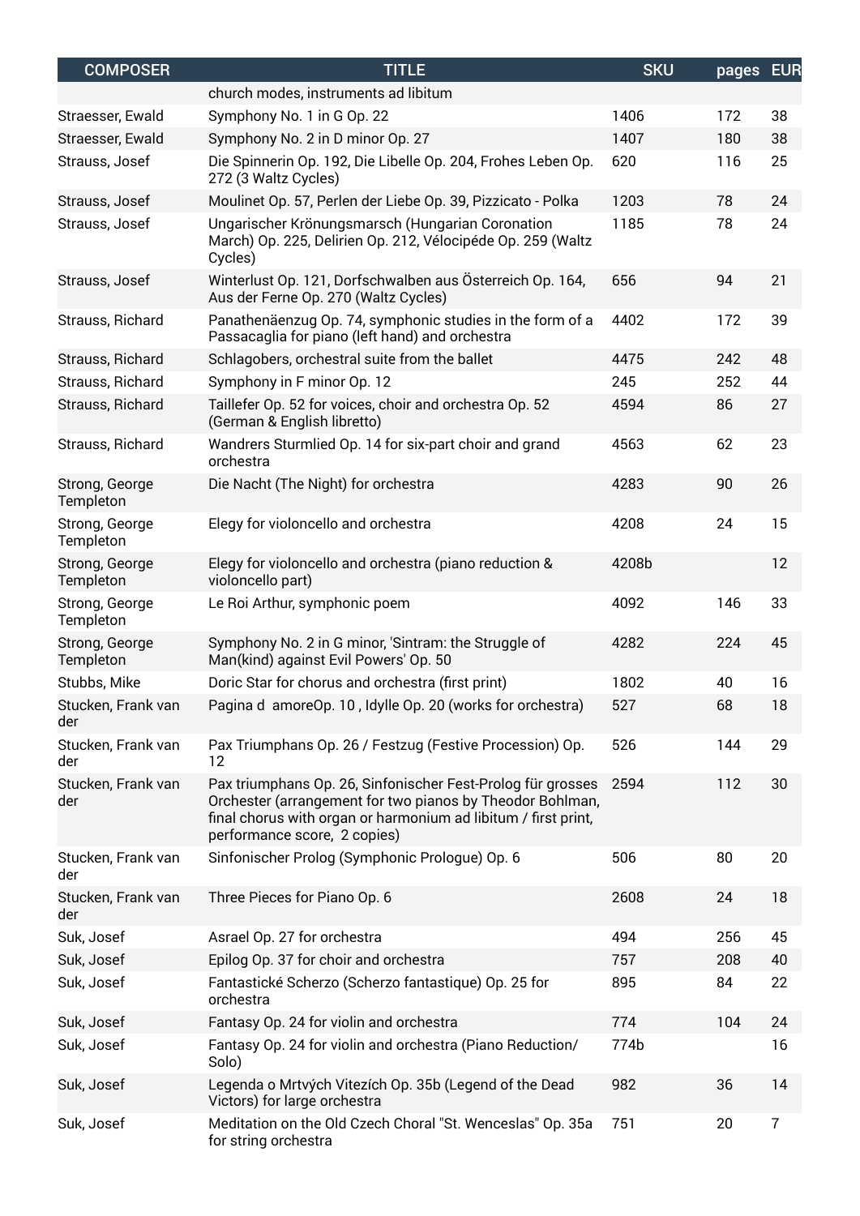| COMPOSER | TITLE | SKU | pages | EUR |
|---|---|---|---|---|
| | church modes, instruments ad libitum | | | |
| Straesser, Ewald | Symphony No. 1 in G Op. 22 | 1406 | 172 | 38 |
| Straesser, Ewald | Symphony No. 2 in D minor Op. 27 | 1407 | 180 | 38 |
| Strauss, Josef | Die Spinnerin Op. 192, Die Libelle Op. 204, Frohes Leben Op. 272 (3 Waltz Cycles) | 620 | 116 | 25 |
| Strauss, Josef | Moulinet Op. 57, Perlen der Liebe Op. 39, Pizzicato - Polka | 1203 | 78 | 24 |
| Strauss, Josef | Ungarischer Krönungsmarsch (Hungarian Coronation March) Op. 225, Delirien Op. 212, Vélocipéde Op. 259 (Waltz Cycles) | 1185 | 78 | 24 |
| Strauss, Josef | Winterlust Op. 121, Dorfschwalben aus Österreich Op. 164, Aus der Ferne Op. 270 (Waltz Cycles) | 656 | 94 | 21 |
| Strauss, Richard | Panathenäenzug Op. 74, symphonic studies in the form of a Passacaglia for piano (left hand) and orchestra | 4402 | 172 | 39 |
| Strauss, Richard | Schlagobers, orchestral suite from the ballet | 4475 | 242 | 48 |
| Strauss, Richard | Symphony in F minor Op. 12 | 245 | 252 | 44 |
| Strauss, Richard | Taillefer Op. 52 for voices, choir and orchestra Op. 52 (German & English libretto) | 4594 | 86 | 27 |
| Strauss, Richard | Wandrers Sturmlied Op. 14 for six-part choir and grand orchestra | 4563 | 62 | 23 |
| Strong, George Templeton | Die Nacht (The Night) for orchestra | 4283 | 90 | 26 |
| Strong, George Templeton | Elegy for violoncello and orchestra | 4208 | 24 | 15 |
| Strong, George Templeton | Elegy for violoncello and orchestra (piano reduction & violoncello part) | 4208b | | 12 |
| Strong, George Templeton | Le Roi Arthur, symphonic poem | 4092 | 146 | 33 |
| Strong, George Templeton | Symphony No. 2 in G minor, 'Sintram: the Struggle of Man(kind) against Evil Powers' Op. 50 | 4282 | 224 | 45 |
| Stubbs, Mike | Doric Star for chorus and orchestra (first print) | 1802 | 40 | 16 |
| Stucken, Frank van der | Pagina d amoreOp. 10 , Idylle Op. 20 (works for orchestra) | 527 | 68 | 18 |
| Stucken, Frank van der | Pax Triumphans Op. 26 / Festzug (Festive Procession) Op. 12 | 526 | 144 | 29 |
| Stucken, Frank van der | Pax triumphans Op. 26, Sinfonischer Fest-Prolog für grosses Orchester (arrangement for two pianos by Theodor Bohlman, final chorus with organ or harmonium ad libitum / first print, performance score, 2 copies) | 2594 | 112 | 30 |
| Stucken, Frank van der | Sinfonischer Prolog (Symphonic Prologue) Op. 6 | 506 | 80 | 20 |
| Stucken, Frank van der | Three Pieces for Piano Op. 6 | 2608 | 24 | 18 |
| Suk, Josef | Asrael Op. 27 for orchestra | 494 | 256 | 45 |
| Suk, Josef | Epilog Op. 37 for choir and orchestra | 757 | 208 | 40 |
| Suk, Josef | Fantastické Scherzo (Scherzo fantastique) Op. 25 for orchestra | 895 | 84 | 22 |
| Suk, Josef | Fantasy Op. 24 for violin and orchestra | 774 | 104 | 24 |
| Suk, Josef | Fantasy Op. 24 for violin and orchestra (Piano Reduction/ Solo) | 774b | | 16 |
| Suk, Josef | Legenda o Mrtvých Vitezích Op. 35b (Legend of the Dead Victors) for large orchestra | 982 | 36 | 14 |
| Suk, Josef | Meditation on the Old Czech Choral "St. Wenceslas" Op. 35a for string orchestra | 751 | 20 | 7 |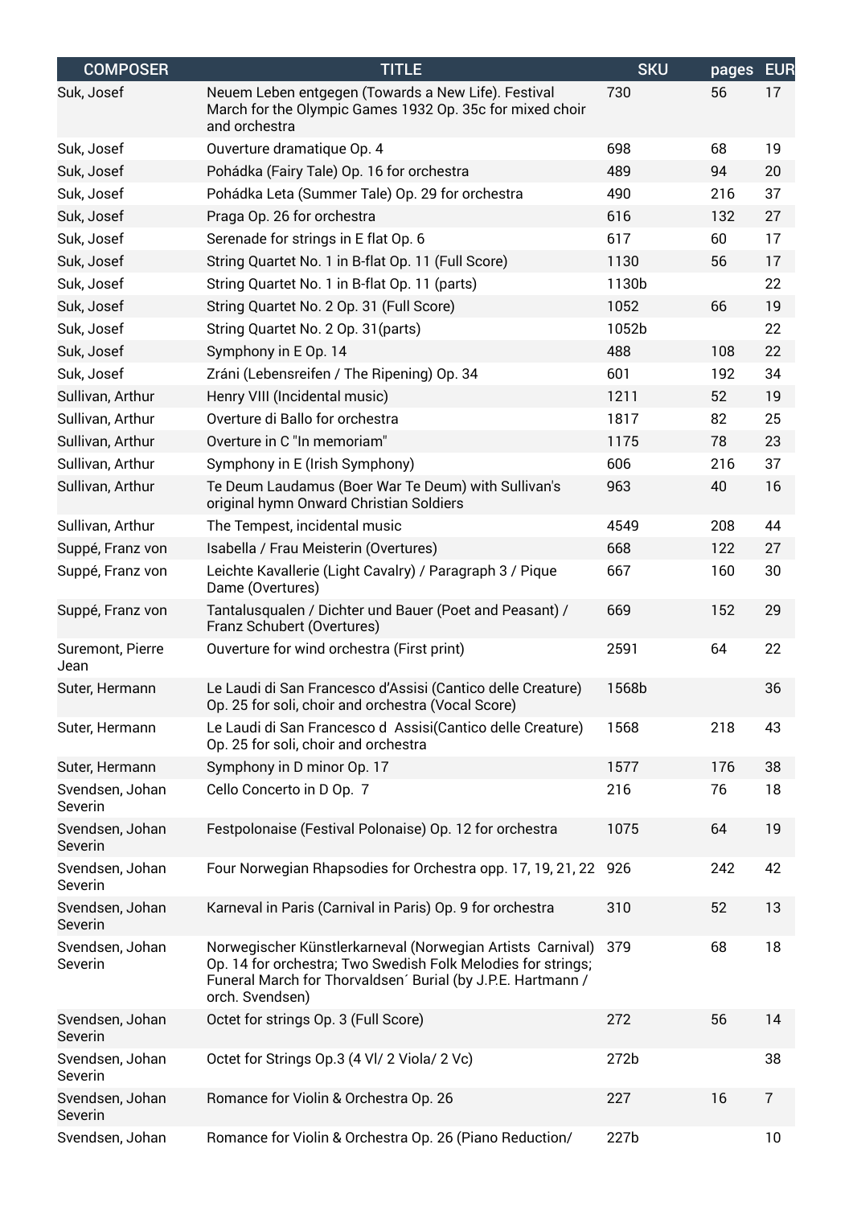| COMPOSER | TITLE | SKU | pages | EUR |
|---|---|---|---|---|
| Suk, Josef | Neuem Leben entgegen (Towards a New Life). Festival March for the Olympic Games 1932 Op. 35c for mixed choir and orchestra | 730 | 56 | 17 |
| Suk, Josef | Ouverture dramatique Op. 4 | 698 | 68 | 19 |
| Suk, Josef | Pohádka (Fairy Tale) Op. 16 for orchestra | 489 | 94 | 20 |
| Suk, Josef | Pohádka Leta (Summer Tale) Op. 29 for orchestra | 490 | 216 | 37 |
| Suk, Josef | Praga Op. 26 for orchestra | 616 | 132 | 27 |
| Suk, Josef | Serenade for strings in E flat Op. 6 | 617 | 60 | 17 |
| Suk, Josef | String Quartet No. 1 in B-flat Op. 11 (Full Score) | 1130 | 56 | 17 |
| Suk, Josef | String Quartet No. 1 in B-flat Op. 11 (parts) | 1130b | | 22 |
| Suk, Josef | String Quartet No. 2 Op. 31 (Full Score) | 1052 | 66 | 19 |
| Suk, Josef | String Quartet No. 2 Op. 31(parts) | 1052b | | 22 |
| Suk, Josef | Symphony in E Op. 14 | 488 | 108 | 22 |
| Suk, Josef | Zráni (Lebensreifen / The Ripening) Op. 34 | 601 | 192 | 34 |
| Sullivan, Arthur | Henry VIII (Incidental music) | 1211 | 52 | 19 |
| Sullivan, Arthur | Overture di Ballo for orchestra | 1817 | 82 | 25 |
| Sullivan, Arthur | Overture in C "In memoriam" | 1175 | 78 | 23 |
| Sullivan, Arthur | Symphony in E (Irish Symphony) | 606 | 216 | 37 |
| Sullivan, Arthur | Te Deum Laudamus (Boer War Te Deum) with Sullivan's original hymn Onward Christian Soldiers | 963 | 40 | 16 |
| Sullivan, Arthur | The Tempest, incidental music | 4549 | 208 | 44 |
| Suppé, Franz von | Isabella / Frau Meisterin (Overtures) | 668 | 122 | 27 |
| Suppé, Franz von | Leichte Kavallerie (Light Cavalry) / Paragraph 3 / Pique Dame (Overtures) | 667 | 160 | 30 |
| Suppé, Franz von | Tantalusqualen / Dichter und Bauer (Poet and Peasant) / Franz Schubert (Overtures) | 669 | 152 | 29 |
| Suremont, Pierre Jean | Ouverture for wind orchestra (First print) | 2591 | 64 | 22 |
| Suter, Hermann | Le Laudi di San Francesco d'Assisi (Cantico delle Creature) Op. 25 for soli, choir and orchestra (Vocal Score) | 1568b | | 36 |
| Suter, Hermann | Le Laudi di San Francesco d Assisi(Cantico delle Creature) Op. 25 for soli, choir and orchestra | 1568 | 218 | 43 |
| Suter, Hermann | Symphony in D minor Op. 17 | 1577 | 176 | 38 |
| Svendsen, Johan Severin | Cello Concerto in D Op. 7 | 216 | 76 | 18 |
| Svendsen, Johan Severin | Festpolonaise (Festival Polonaise) Op. 12 for orchestra | 1075 | 64 | 19 |
| Svendsen, Johan Severin | Four Norwegian Rhapsodies for Orchestra opp. 17, 19, 21, 22 | 926 | 242 | 42 |
| Svendsen, Johan Severin | Karneval in Paris (Carnival in Paris) Op. 9 for orchestra | 310 | 52 | 13 |
| Svendsen, Johan Severin | Norwegischer Künstlerkarneval (Norwegian Artists Carnival) Op. 14 for orchestra; Two Swedish Folk Melodies for strings; Funeral March for Thorvaldsen´ Burial (by J.P.E. Hartmann / orch. Svendsen) | 379 | 68 | 18 |
| Svendsen, Johan Severin | Octet for strings Op. 3 (Full Score) | 272 | 56 | 14 |
| Svendsen, Johan Severin | Octet for Strings Op.3 (4 Vl/ 2 Viola/ 2 Vc) | 272b | | 38 |
| Svendsen, Johan Severin | Romance for Violin & Orchestra Op. 26 | 227 | 16 | 7 |
| Svendsen, Johan | Romance for Violin & Orchestra Op. 26 (Piano Reduction/ | 227b | | 10 |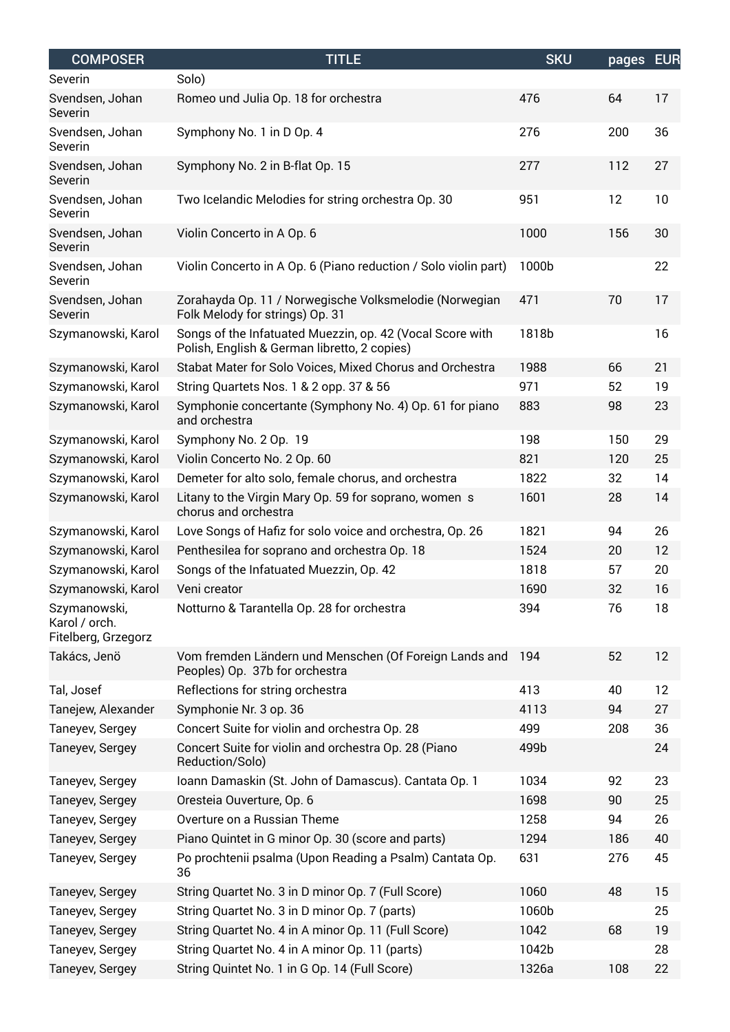| COMPOSER | TITLE | SKU | pages | EUR |
|---|---|---|---|---|
| Severin | Solo) | | | |
| Svendsen, Johan Severin | Romeo und Julia Op. 18 for orchestra | 476 | 64 | 17 |
| Svendsen, Johan Severin | Symphony No. 1 in D Op. 4 | 276 | 200 | 36 |
| Svendsen, Johan Severin | Symphony No. 2 in B-flat Op. 15 | 277 | 112 | 27 |
| Svendsen, Johan Severin | Two Icelandic Melodies for string orchestra Op. 30 | 951 | 12 | 10 |
| Svendsen, Johan Severin | Violin Concerto in A Op. 6 | 1000 | 156 | 30 |
| Svendsen, Johan Severin | Violin Concerto in A Op. 6 (Piano reduction / Solo violin part) | 1000b | | 22 |
| Svendsen, Johan Severin | Zorahayda Op. 11 / Norwegische Volksmelodie (Norwegian Folk Melody for strings) Op. 31 | 471 | 70 | 17 |
| Szymanowski, Karol | Songs of the Infatuated Muezzin, op. 42 (Vocal Score with Polish, English & German libretto, 2 copies) | 1818b | | 16 |
| Szymanowski, Karol | Stabat Mater for Solo Voices, Mixed Chorus and Orchestra | 1988 | 66 | 21 |
| Szymanowski, Karol | String Quartets Nos. 1 & 2 opp. 37 & 56 | 971 | 52 | 19 |
| Szymanowski, Karol | Symphonie concertante (Symphony No. 4) Op. 61 for piano and orchestra | 883 | 98 | 23 |
| Szymanowski, Karol | Symphony No. 2 Op. 19 | 198 | 150 | 29 |
| Szymanowski, Karol | Violin Concerto No. 2 Op. 60 | 821 | 120 | 25 |
| Szymanowski, Karol | Demeter for alto solo, female chorus, and orchestra | 1822 | 32 | 14 |
| Szymanowski, Karol | Litany to the Virgin Mary Op. 59 for soprano, women s chorus and orchestra | 1601 | 28 | 14 |
| Szymanowski, Karol | Love Songs of Hafiz for solo voice and orchestra, Op. 26 | 1821 | 94 | 26 |
| Szymanowski, Karol | Penthesilea for soprano and orchestra Op. 18 | 1524 | 20 | 12 |
| Szymanowski, Karol | Songs of the Infatuated Muezzin, Op. 42 | 1818 | 57 | 20 |
| Szymanowski, Karol | Veni creator | 1690 | 32 | 16 |
| Szymanowski, Karol / orch. Fitelberg, Grzegorz | Notturno & Tarantella Op. 28 for orchestra | 394 | 76 | 18 |
| Takács, Jenö | Vom fremden Ländern und Menschen (Of Foreign Lands and Peoples) Op. 37b for orchestra | 194 | 52 | 12 |
| Tal, Josef | Reflections for string orchestra | 413 | 40 | 12 |
| Tanejew, Alexander | Symphonie Nr. 3 op. 36 | 4113 | 94 | 27 |
| Taneyev, Sergey | Concert Suite for violin and orchestra Op. 28 | 499 | 208 | 36 |
| Taneyev, Sergey | Concert Suite for violin and orchestra Op. 28 (Piano Reduction/Solo) | 499b | | 24 |
| Taneyev, Sergey | Ioann Damaskin (St. John of Damascus). Cantata Op. 1 | 1034 | 92 | 23 |
| Taneyev, Sergey | Oresteia Ouverture, Op. 6 | 1698 | 90 | 25 |
| Taneyev, Sergey | Overture on a Russian Theme | 1258 | 94 | 26 |
| Taneyev, Sergey | Piano Quintet in G minor Op. 30 (score and parts) | 1294 | 186 | 40 |
| Taneyev, Sergey | Po prochtenii psalma (Upon Reading a Psalm) Cantata Op. 36 | 631 | 276 | 45 |
| Taneyev, Sergey | String Quartet No. 3 in D minor Op. 7 (Full Score) | 1060 | 48 | 15 |
| Taneyev, Sergey | String Quartet No. 3 in D minor Op. 7 (parts) | 1060b | | 25 |
| Taneyev, Sergey | String Quartet No. 4 in A minor Op. 11 (Full Score) | 1042 | 68 | 19 |
| Taneyev, Sergey | String Quartet No. 4 in A minor Op. 11 (parts) | 1042b | | 28 |
| Taneyev, Sergey | String Quintet No. 1 in G Op. 14 (Full Score) | 1326a | 108 | 22 |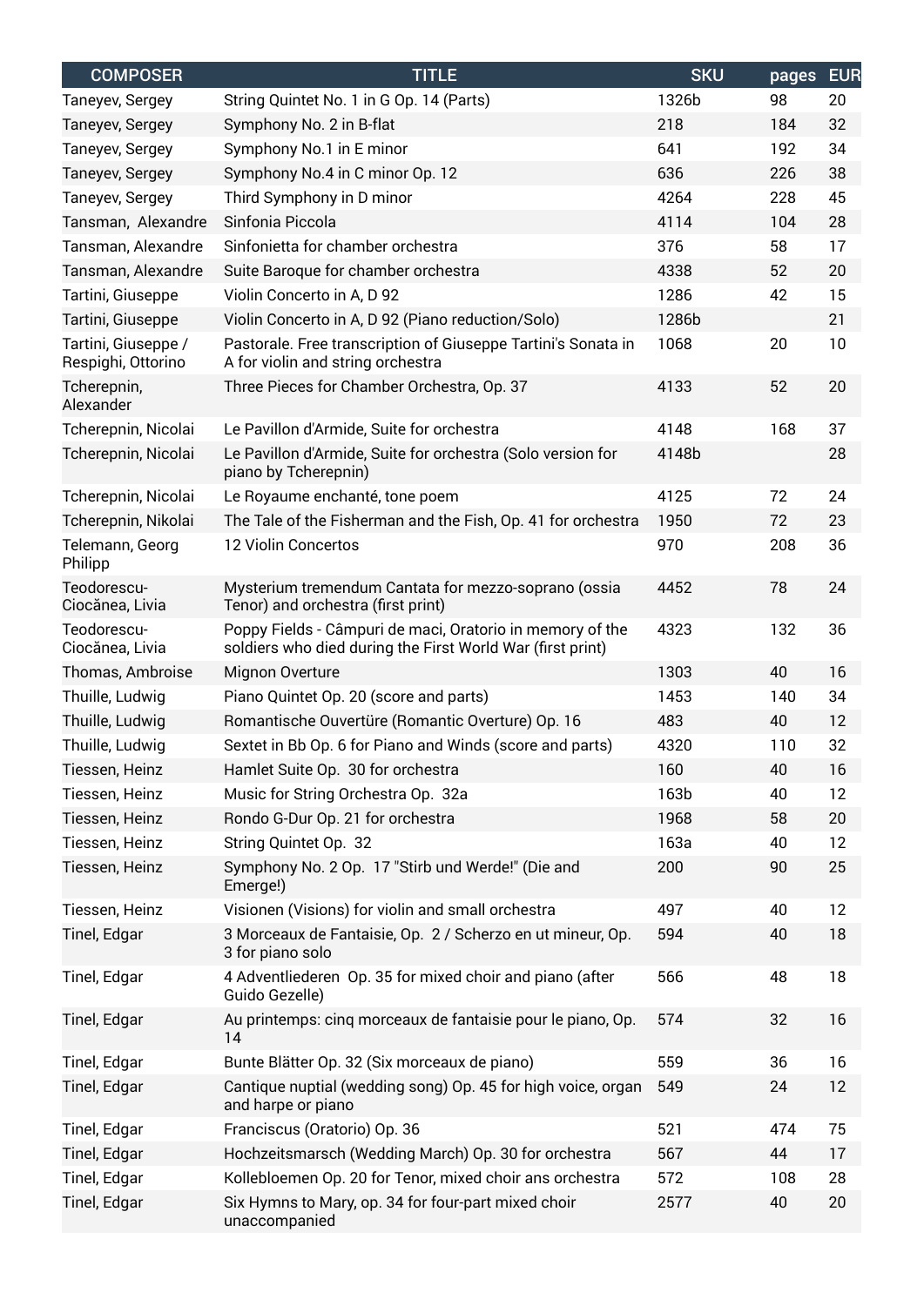| COMPOSER | TITLE | SKU | pages | EUR |
|---|---|---|---|---|
| Taneyev, Sergey | String Quintet No. 1 in G Op. 14 (Parts) | 1326b | 98 | 20 |
| Taneyev, Sergey | Symphony No. 2 in B-flat | 218 | 184 | 32 |
| Taneyev, Sergey | Symphony No.1 in E minor | 641 | 192 | 34 |
| Taneyev, Sergey | Symphony No.4 in C minor Op. 12 | 636 | 226 | 38 |
| Taneyev, Sergey | Third Symphony in D minor | 4264 | 228 | 45 |
| Tansman,  Alexandre | Sinfonia Piccola | 4114 | 104 | 28 |
| Tansman, Alexandre | Sinfonietta for chamber orchestra | 376 | 58 | 17 |
| Tansman, Alexandre | Suite Baroque for chamber orchestra | 4338 | 52 | 20 |
| Tartini, Giuseppe | Violin Concerto in A, D 92 | 1286 | 42 | 15 |
| Tartini, Giuseppe | Violin Concerto in A, D 92 (Piano reduction/Solo) | 1286b | | 21 |
| Tartini, Giuseppe / Respighi, Ottorino | Pastorale. Free transcription of Giuseppe Tartini's Sonata in A for violin and string orchestra | 1068 | 20 | 10 |
| Tcherepnin, Alexander | Three Pieces for Chamber Orchestra, Op. 37 | 4133 | 52 | 20 |
| Tcherepnin, Nicolai | Le Pavillon d'Armide, Suite for orchestra | 4148 | 168 | 37 |
| Tcherepnin, Nicolai | Le Pavillon d'Armide, Suite for orchestra (Solo version for piano by Tcherepnin) | 4148b | | 28 |
| Tcherepnin, Nicolai | Le Royaume enchanté, tone poem | 4125 | 72 | 24 |
| Tcherepnin, Nikolai | The Tale of the Fisherman and the Fish, Op. 41 for orchestra | 1950 | 72 | 23 |
| Telemann, Georg Philipp | 12 Violin Concertos | 970 | 208 | 36 |
| Teodorescu-Ciocănea, Livia | Mysterium tremendum Cantata for mezzo-soprano (ossia Tenor) and orchestra (first print) | 4452 | 78 | 24 |
| Teodorescu-Ciocănea, Livia | Poppy Fields - Câmpuri de maci, Oratorio in memory of the soldiers who died during the First World War (first print) | 4323 | 132 | 36 |
| Thomas, Ambroise | Mignon Overture | 1303 | 40 | 16 |
| Thuille, Ludwig | Piano Quintet Op. 20 (score and parts) | 1453 | 140 | 34 |
| Thuille, Ludwig | Romantische Ouvertüre (Romantic Overture) Op. 16 | 483 | 40 | 12 |
| Thuille, Ludwig | Sextet in Bb Op. 6 for Piano and Winds (score and parts) | 4320 | 110 | 32 |
| Tiessen, Heinz | Hamlet Suite Op.  30 for orchestra | 160 | 40 | 16 |
| Tiessen, Heinz | Music for String Orchestra Op.  32a | 163b | 40 | 12 |
| Tiessen, Heinz | Rondo G-Dur Op. 21 for orchestra | 1968 | 58 | 20 |
| Tiessen, Heinz | String Quintet Op.  32 | 163a | 40 | 12 |
| Tiessen, Heinz | Symphony No. 2 Op.  17 "Stirb und Werde!" (Die and Emerge!) | 200 | 90 | 25 |
| Tiessen, Heinz | Visionen (Visions) for violin and small orchestra | 497 | 40 | 12 |
| Tinel, Edgar | 3 Morceaux de Fantaisie, Op.  2 / Scherzo en ut mineur, Op. 3 for piano solo | 594 | 40 | 18 |
| Tinel, Edgar | 4 Adventliederen  Op. 35 for mixed choir and piano (after Guido Gezelle) | 566 | 48 | 18 |
| Tinel, Edgar | Au printemps: cinq morceaux de fantaisie pour le piano, Op. 14 | 574 | 32 | 16 |
| Tinel, Edgar | Bunte Blätter Op. 32 (Six morceaux de piano) | 559 | 36 | 16 |
| Tinel, Edgar | Cantique nuptial (wedding song) Op. 45 for high voice, organ and harpe or piano | 549 | 24 | 12 |
| Tinel, Edgar | Franciscus (Oratorio) Op. 36 | 521 | 474 | 75 |
| Tinel, Edgar | Hochzeitsmarsch (Wedding March) Op. 30 for orchestra | 567 | 44 | 17 |
| Tinel, Edgar | Kollebloemen Op. 20 for Tenor, mixed choir ans orchestra | 572 | 108 | 28 |
| Tinel, Edgar | Six Hymns to Mary, op. 34 for four-part mixed choir unaccompanied | 2577 | 40 | 20 |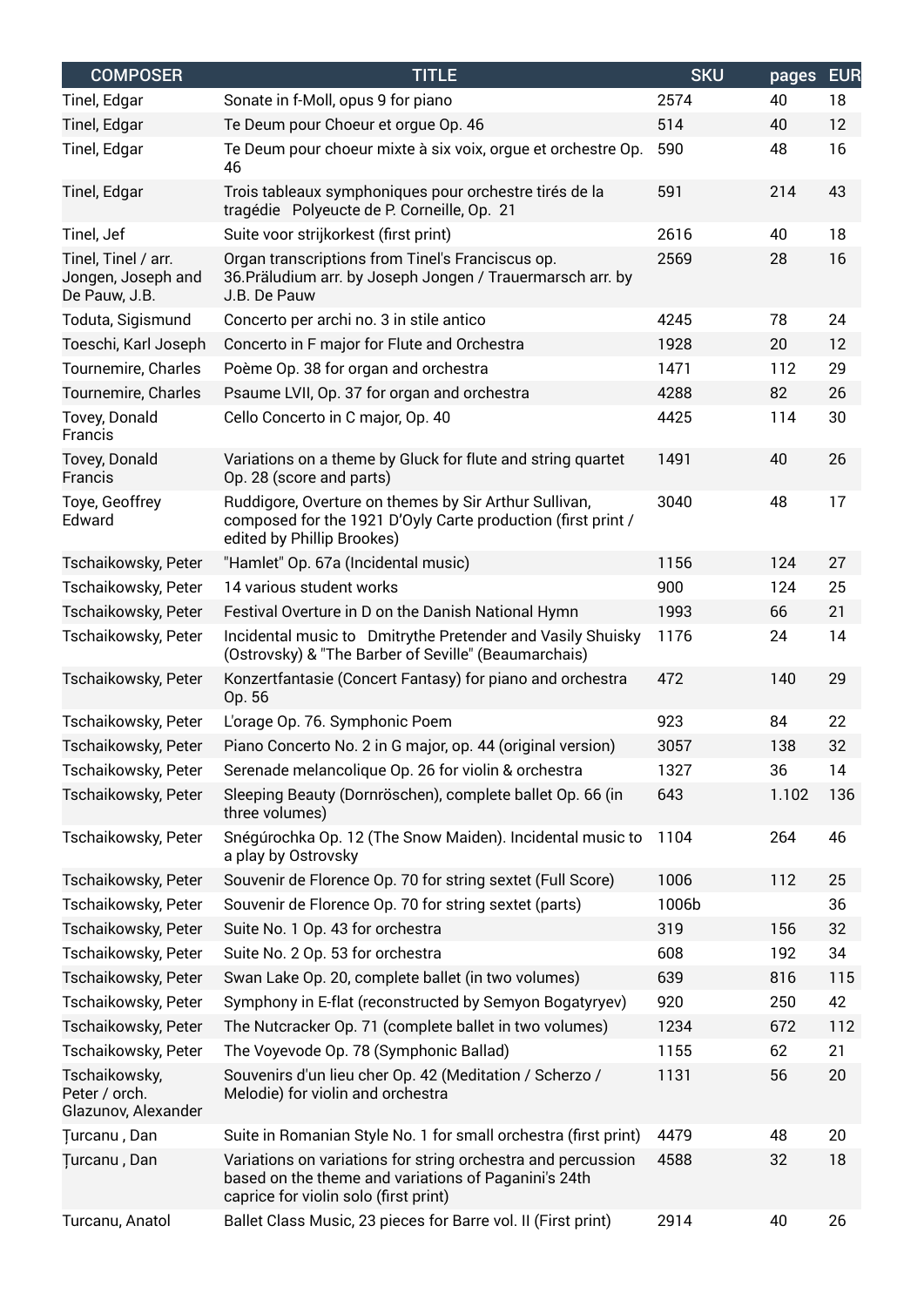| COMPOSER | TITLE | SKU | pages | EUR |
|---|---|---|---|---|
| Tinel, Edgar | Sonate in f-Moll, opus 9 for piano | 2574 | 40 | 18 |
| Tinel, Edgar | Te Deum pour Choeur et orgue Op. 46 | 514 | 40 | 12 |
| Tinel, Edgar | Te Deum pour choeur mixte à six voix, orgue et orchestre Op. 46 | 590 | 48 | 16 |
| Tinel, Edgar | Trois tableaux symphoniques pour orchestre tirés de la tragédie Polyeucte de P. Corneille, Op. 21 | 591 | 214 | 43 |
| Tinel, Jef | Suite voor strijkorkest (first print) | 2616 | 40 | 18 |
| Tinel, Tinel / arr. Jongen, Joseph and De Pauw, J.B. | Organ transcriptions from Tinel's Franciscus op. 36.Präludium arr. by Joseph Jongen / Trauermarsch arr. by J.B. De Pauw | 2569 | 28 | 16 |
| Toduta, Sigismund | Concerto per archi no. 3 in stile antico | 4245 | 78 | 24 |
| Toeschi, Karl Joseph | Concerto in F major for Flute and Orchestra | 1928 | 20 | 12 |
| Tournemire, Charles | Poème Op. 38 for organ and orchestra | 1471 | 112 | 29 |
| Tournemire, Charles | Psaume LVII, Op. 37 for organ and orchestra | 4288 | 82 | 26 |
| Tovey, Donald Francis | Cello Concerto in C major, Op. 40 | 4425 | 114 | 30 |
| Tovey, Donald Francis | Variations on a theme by Gluck for flute and string quartet Op. 28 (score and parts) | 1491 | 40 | 26 |
| Toye, Geoffrey Edward | Ruddigore, Overture on themes by Sir Arthur Sullivan, composed for the 1921 D'Oyly Carte production (first print / edited by Phillip Brookes) | 3040 | 48 | 17 |
| Tschaikowsky, Peter | "Hamlet" Op. 67a (Incidental music) | 1156 | 124 | 27 |
| Tschaikowsky, Peter | 14 various student works | 900 | 124 | 25 |
| Tschaikowsky, Peter | Festival Overture in D on the Danish National Hymn | 1993 | 66 | 21 |
| Tschaikowsky, Peter | Incidental music to Dmitrythe Pretender and Vasily Shuisky (Ostrovsky) & "The Barber of Seville" (Beaumarchais) | 1176 | 24 | 14 |
| Tschaikowsky, Peter | Konzertfantasie (Concert Fantasy) for piano and orchestra Op. 56 | 472 | 140 | 29 |
| Tschaikowsky, Peter | L'orage Op. 76. Symphonic Poem | 923 | 84 | 22 |
| Tschaikowsky, Peter | Piano Concerto No. 2 in G major, op. 44 (original version) | 3057 | 138 | 32 |
| Tschaikowsky, Peter | Serenade melancolique Op. 26 for violin & orchestra | 1327 | 36 | 14 |
| Tschaikowsky, Peter | Sleeping Beauty (Dornröschen), complete ballet Op. 66 (in three volumes) | 643 | 1.102 | 136 |
| Tschaikowsky, Peter | Snégúrochka Op. 12 (The Snow Maiden). Incidental music to a play by Ostrovsky | 1104 | 264 | 46 |
| Tschaikowsky, Peter | Souvenir de Florence Op. 70 for string sextet (Full Score) | 1006 | 112 | 25 |
| Tschaikowsky, Peter | Souvenir de Florence Op. 70 for string sextet (parts) | 1006b | | 36 |
| Tschaikowsky, Peter | Suite No. 1 Op. 43 for orchestra | 319 | 156 | 32 |
| Tschaikowsky, Peter | Suite No. 2 Op. 53 for orchestra | 608 | 192 | 34 |
| Tschaikowsky, Peter | Swan Lake Op. 20, complete ballet (in two volumes) | 639 | 816 | 115 |
| Tschaikowsky, Peter | Symphony in E-flat (reconstructed by Semyon Bogatyryev) | 920 | 250 | 42 |
| Tschaikowsky, Peter | The Nutcracker Op. 71 (complete ballet in two volumes) | 1234 | 672 | 112 |
| Tschaikowsky, Peter | The Voyevode Op. 78 (Symphonic Ballad) | 1155 | 62 | 21 |
| Tschaikowsky, Peter / orch. Glazunov, Alexander | Souvenirs d'un lieu cher Op. 42 (Meditation / Scherzo / Melodie) for violin and orchestra | 1131 | 56 | 20 |
| Ţurcanu , Dan | Suite in Romanian Style No. 1 for small orchestra (first print) | 4479 | 48 | 20 |
| Ţurcanu , Dan | Variations on variations for string orchestra and percussion based on the theme and variations of Paganini's 24th caprice for violin solo (first print) | 4588 | 32 | 18 |
| Turcanu, Anatol | Ballet Class Music, 23 pieces for Barre vol. II (First print) | 2914 | 40 | 26 |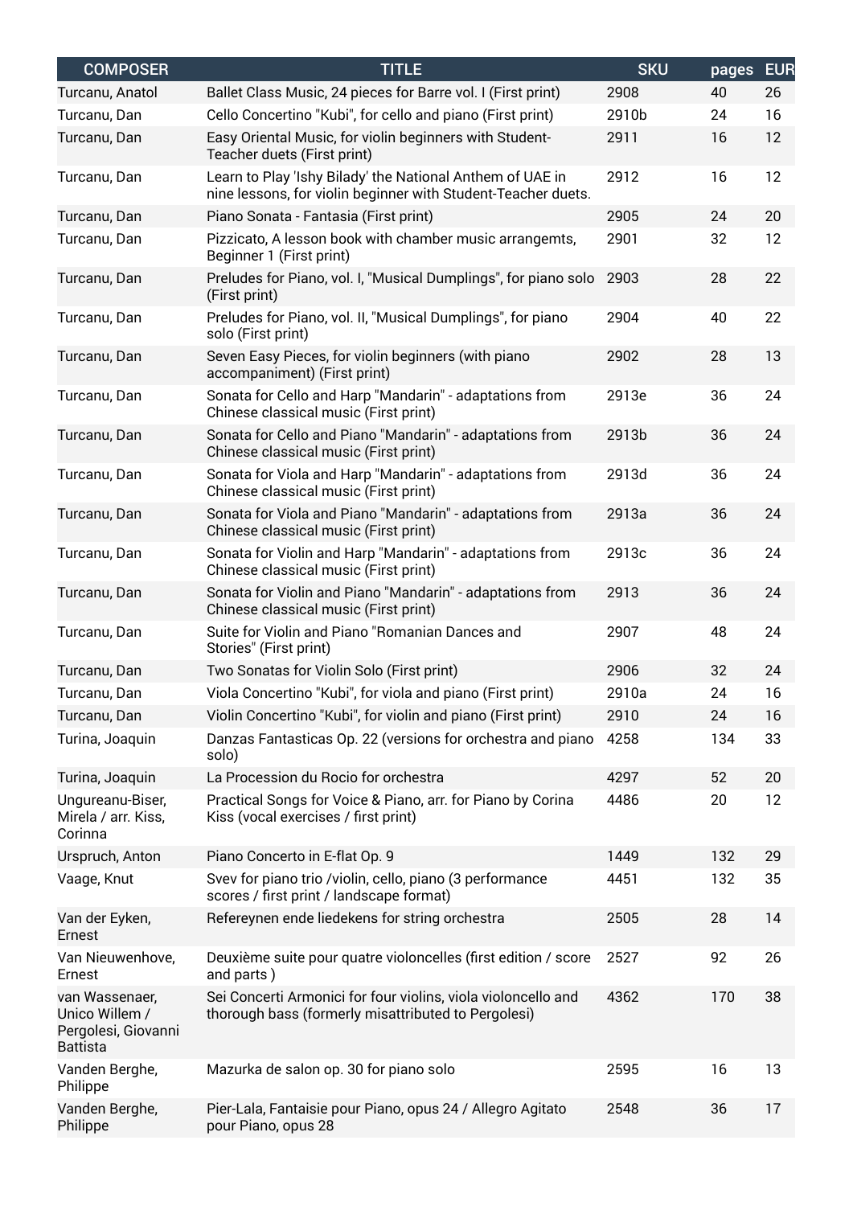| COMPOSER | TITLE | SKU | pages | EUR |
|---|---|---|---|---|
| Turcanu, Anatol | Ballet Class Music, 24 pieces for Barre vol. I (First print) | 2908 | 40 | 26 |
| Turcanu, Dan | Cello Concertino "Kubi", for cello and piano (First print) | 2910b | 24 | 16 |
| Turcanu, Dan | Easy Oriental Music, for violin beginners with Student-Teacher duets (First print) | 2911 | 16 | 12 |
| Turcanu, Dan | Learn to Play 'Ishy Bilady' the National Anthem of UAE in nine lessons, for violin beginner with Student-Teacher duets. | 2912 | 16 | 12 |
| Turcanu, Dan | Piano Sonata - Fantasia (First print) | 2905 | 24 | 20 |
| Turcanu, Dan | Pizzicato, A lesson book with chamber music arrangemts, Beginner 1 (First print) | 2901 | 32 | 12 |
| Turcanu, Dan | Preludes for Piano, vol. I, "Musical Dumplings", for piano solo (First print) | 2903 | 28 | 22 |
| Turcanu, Dan | Preludes for Piano, vol. II, "Musical Dumplings", for piano solo (First print) | 2904 | 40 | 22 |
| Turcanu, Dan | Seven Easy Pieces, for violin beginners (with piano accompaniment) (First print) | 2902 | 28 | 13 |
| Turcanu, Dan | Sonata for Cello and Harp "Mandarin" - adaptations from Chinese classical music (First print) | 2913e | 36 | 24 |
| Turcanu, Dan | Sonata for Cello and Piano "Mandarin" - adaptations from Chinese classical music (First print) | 2913b | 36 | 24 |
| Turcanu, Dan | Sonata for Viola and Harp "Mandarin" - adaptations from Chinese classical music (First print) | 2913d | 36 | 24 |
| Turcanu, Dan | Sonata for Viola and Piano "Mandarin" - adaptations from Chinese classical music (First print) | 2913a | 36 | 24 |
| Turcanu, Dan | Sonata for Violin and Harp "Mandarin" - adaptations from Chinese classical music (First print) | 2913c | 36 | 24 |
| Turcanu, Dan | Sonata for Violin and Piano "Mandarin" - adaptations from Chinese classical music (First print) | 2913 | 36 | 24 |
| Turcanu, Dan | Suite for Violin and Piano "Romanian Dances and Stories" (First print) | 2907 | 48 | 24 |
| Turcanu, Dan | Two Sonatas for Violin Solo (First print) | 2906 | 32 | 24 |
| Turcanu, Dan | Viola Concertino "Kubi", for viola and piano (First print) | 2910a | 24 | 16 |
| Turcanu, Dan | Violin Concertino "Kubi", for violin and piano (First print) | 2910 | 24 | 16 |
| Turina, Joaquin | Danzas Fantasticas Op. 22 (versions for orchestra and piano solo) | 4258 | 134 | 33 |
| Turina, Joaquin | La Procession du Rocio for orchestra | 4297 | 52 | 20 |
| Ungureanu-Biser, Mirela / arr. Kiss, Corinna | Practical Songs for Voice & Piano, arr. for Piano by Corina Kiss (vocal exercises / first print) | 4486 | 20 | 12 |
| Urspruch, Anton | Piano Concerto in E-flat Op. 9 | 1449 | 132 | 29 |
| Vaage, Knut | Svev for piano trio /violin, cello, piano (3 performance scores / first print / landscape format) | 4451 | 132 | 35 |
| Van der Eyken, Ernest | Refereynen ende liedekens for string orchestra | 2505 | 28 | 14 |
| Van Nieuwenhove, Ernest | Deuxième suite pour quatre violoncelles (first edition / score and parts ) | 2527 | 92 | 26 |
| van Wassenaer, Unico Willem / Pergolesi, Giovanni Battista | Sei Concerti Armonici for four violins, viola violoncello and thorough bass (formerly misattributed to Pergolesi) | 4362 | 170 | 38 |
| Vanden Berghe, Philippe | Mazurka de salon op. 30 for piano solo | 2595 | 16 | 13 |
| Vanden Berghe, Philippe | Pier-Lala, Fantaisie pour Piano, opus 24 / Allegro Agitato pour Piano, opus 28 | 2548 | 36 | 17 |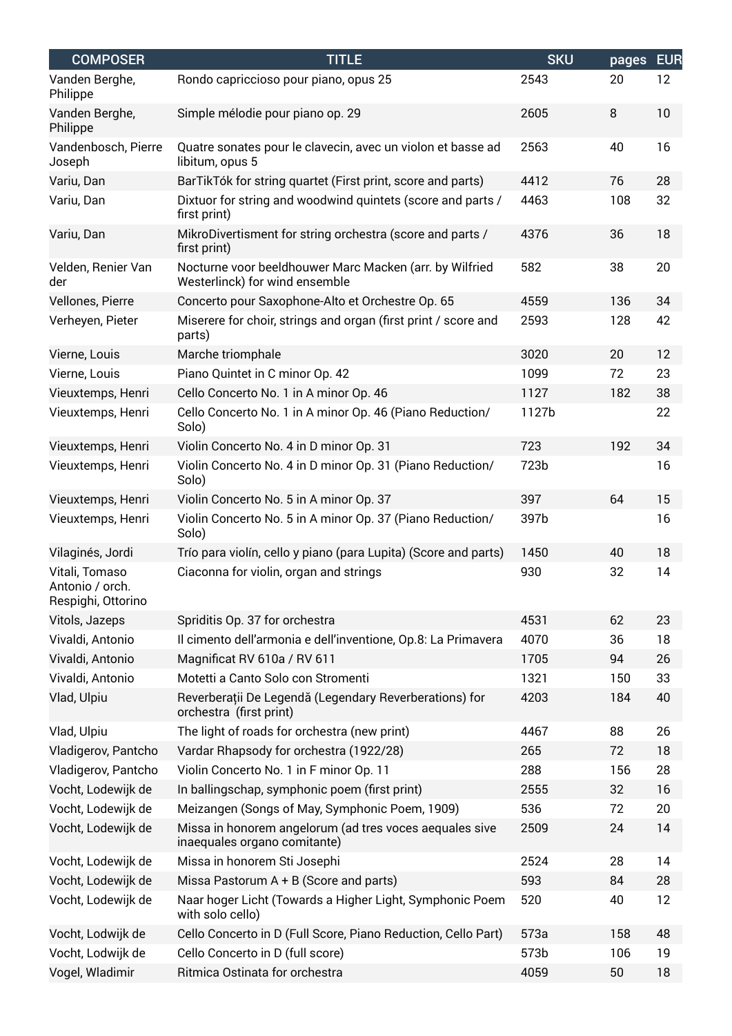| COMPOSER | TITLE | SKU | pages | EUR |
|---|---|---|---|---|
| Vanden Berghe, Philippe | Rondo capriccioso pour piano, opus 25 | 2543 | 20 | 12 |
| Vanden Berghe, Philippe | Simple mélodie pour piano op. 29 | 2605 | 8 | 10 |
| Vandenbosch, Pierre Joseph | Quatre sonates pour le clavecin, avec un violon et basse ad libitum, opus 5 | 2563 | 40 | 16 |
| Variu, Dan | BarTikTók for string quartet (First print, score and parts) | 4412 | 76 | 28 |
| Variu, Dan | Dixtuor for string and woodwind quintets (score and parts / first print) | 4463 | 108 | 32 |
| Variu, Dan | MikroDivertisment for string orchestra (score and parts / first print) | 4376 | 36 | 18 |
| Velden, Renier Van der | Nocturne voor beeldhouwer Marc Macken (arr. by Wilfried Westerlinck) for wind ensemble | 582 | 38 | 20 |
| Vellones, Pierre | Concerto pour Saxophone-Alto et Orchestre Op. 65 | 4559 | 136 | 34 |
| Verheyen, Pieter | Miserere for choir, strings and organ (first print / score and parts) | 2593 | 128 | 42 |
| Vierne, Louis | Marche triomphale | 3020 | 20 | 12 |
| Vierne, Louis | Piano Quintet in C minor Op. 42 | 1099 | 72 | 23 |
| Vieuxtemps, Henri | Cello Concerto No. 1 in A minor Op. 46 | 1127 | 182 | 38 |
| Vieuxtemps, Henri | Cello Concerto No. 1 in A minor Op. 46 (Piano Reduction/ Solo) | 1127b | | 22 |
| Vieuxtemps, Henri | Violin Concerto No. 4 in D minor Op. 31 | 723 | 192 | 34 |
| Vieuxtemps, Henri | Violin Concerto No. 4 in D minor Op. 31 (Piano Reduction/ Solo) | 723b | | 16 |
| Vieuxtemps, Henri | Violin Concerto No. 5 in A minor Op. 37 | 397 | 64 | 15 |
| Vieuxtemps, Henri | Violin Concerto No. 5 in A minor Op. 37 (Piano Reduction/ Solo) | 397b | | 16 |
| Vilaginés, Jordi | Trío para violín, cello y piano (para Lupita) (Score and parts) | 1450 | 40 | 18 |
| Vitali, Tomaso Antonio / orch. Respighi, Ottorino | Ciaconna for violin, organ and strings | 930 | 32 | 14 |
| Vitols, Jazeps | Spriditis Op. 37 for orchestra | 4531 | 62 | 23 |
| Vivaldi, Antonio | Il cimento dell'armonia e dell'inventione, Op.8: La Primavera | 4070 | 36 | 18 |
| Vivaldi, Antonio | Magnificat RV 610a / RV 611 | 1705 | 94 | 26 |
| Vivaldi, Antonio | Motetti a Canto Solo con Stromenti | 1321 | 150 | 33 |
| Vlad, Ulpiu | Reverberații De Legendă (Legendary Reverberations) for orchestra (first print) | 4203 | 184 | 40 |
| Vlad, Ulpiu | The light of roads for orchestra (new print) | 4467 | 88 | 26 |
| Vladigerov, Pantcho | Vardar Rhapsody for orchestra (1922/28) | 265 | 72 | 18 |
| Vladigerov, Pantcho | Violin Concerto No. 1 in F minor Op. 11 | 288 | 156 | 28 |
| Vocht, Lodewijk de | In ballingschap, symphonic poem (first print) | 2555 | 32 | 16 |
| Vocht, Lodewijk de | Meizangen (Songs of May, Symphonic Poem, 1909) | 536 | 72 | 20 |
| Vocht, Lodewijk de | Missa in honorem angelorum (ad tres voces aequales sive inaequales organo comitante) | 2509 | 24 | 14 |
| Vocht, Lodewijk de | Missa in honorem Sti Josephi | 2524 | 28 | 14 |
| Vocht, Lodewijk de | Missa Pastorum A + B (Score and parts) | 593 | 84 | 28 |
| Vocht, Lodewijk de | Naar hoger Licht (Towards a Higher Light, Symphonic Poem with solo cello) | 520 | 40 | 12 |
| Vocht, Lodwijk de | Cello Concerto in D (Full Score, Piano Reduction, Cello Part) | 573a | 158 | 48 |
| Vocht, Lodwijk de | Cello Concerto in D (full score) | 573b | 106 | 19 |
| Vogel, Wladimir | Ritmica Ostinata for orchestra | 4059 | 50 | 18 |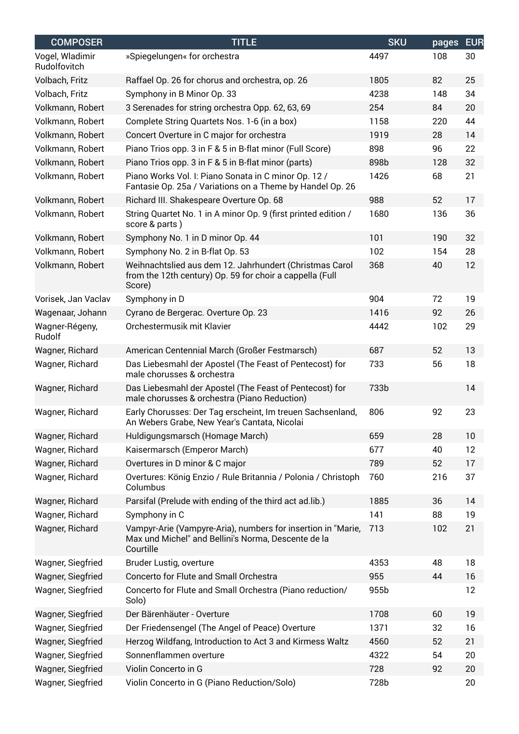| COMPOSER | TITLE | SKU | pages | EUR |
|---|---|---|---|---|
| Vogel, Wladimir Rudolfovitch | »Spiegelungen« for orchestra | 4497 | 108 | 30 |
| Volbach, Fritz | Raffael Op. 26 for chorus and orchestra, op. 26 | 1805 | 82 | 25 |
| Volbach, Fritz | Symphony in B Minor Op. 33 | 4238 | 148 | 34 |
| Volkmann, Robert | 3 Serenades for string orchestra Opp. 62, 63, 69 | 254 | 84 | 20 |
| Volkmann, Robert | Complete String Quartets Nos. 1-6 (in a box) | 1158 | 220 | 44 |
| Volkmann, Robert | Concert Overture in C major for orchestra | 1919 | 28 | 14 |
| Volkmann, Robert | Piano Trios opp. 3 in F & 5 in B-flat minor (Full Score) | 898 | 96 | 22 |
| Volkmann, Robert | Piano Trios opp. 3 in F & 5 in B-flat minor (parts) | 898b | 128 | 32 |
| Volkmann, Robert | Piano Works Vol. I: Piano Sonata in C minor Op. 12 / Fantasie Op. 25a / Variations on a Theme by Handel Op. 26 | 1426 | 68 | 21 |
| Volkmann, Robert | Richard III. Shakespeare Overture Op. 68 | 988 | 52 | 17 |
| Volkmann, Robert | String Quartet No. 1 in A minor Op. 9 (first printed edition / score & parts ) | 1680 | 136 | 36 |
| Volkmann, Robert | Symphony No. 1 in D minor Op. 44 | 101 | 190 | 32 |
| Volkmann, Robert | Symphony No. 2 in B-flat Op. 53 | 102 | 154 | 28 |
| Volkmann, Robert | Weihnachtslied aus dem 12. Jahrhundert (Christmas Carol from the 12th century) Op. 59 for choir a cappella (Full Score) | 368 | 40 | 12 |
| Vorisek, Jan Vaclav | Symphony in D | 904 | 72 | 19 |
| Wagenaar, Johann | Cyrano de Bergerac. Overture Op. 23 | 1416 | 92 | 26 |
| Wagner-Régeny, Rudolf | Orchestermusik mit Klavier | 4442 | 102 | 29 |
| Wagner, Richard | American Centennial March (Großer Festmarsch) | 687 | 52 | 13 |
| Wagner, Richard | Das Liebesmahl der Apostel (The Feast of Pentecost) for male chorusses & orchestra | 733 | 56 | 18 |
| Wagner, Richard | Das Liebesmahl der Apostel (The Feast of Pentecost) for male chorusses & orchestra (Piano Reduction) | 733b | | 14 |
| Wagner, Richard | Early Chorusses: Der Tag erscheint, Im treuen Sachsenland, An Webers Grabe, New Year's Cantata, Nicolai | 806 | 92 | 23 |
| Wagner, Richard | Huldigungsmarsch (Homage March) | 659 | 28 | 10 |
| Wagner, Richard | Kaisermarsch (Emperor March) | 677 | 40 | 12 |
| Wagner, Richard | Overtures in D minor & C major | 789 | 52 | 17 |
| Wagner, Richard | Overtures: König Enzio / Rule Britannia / Polonia / Christoph Columbus | 760 | 216 | 37 |
| Wagner, Richard | Parsifal (Prelude with ending of the third act ad.lib.) | 1885 | 36 | 14 |
| Wagner, Richard | Symphony in C | 141 | 88 | 19 |
| Wagner, Richard | Vampyr-Arie (Vampyre-Aria), numbers for insertion in "Marie, Max und Michel" and Bellini's Norma, Descente de la Courtille | 713 | 102 | 21 |
| Wagner, Siegfried | Bruder Lustig, overture | 4353 | 48 | 18 |
| Wagner, Siegfried | Concerto for Flute and Small Orchestra | 955 | 44 | 16 |
| Wagner, Siegfried | Concerto for Flute and Small Orchestra (Piano reduction/ Solo) | 955b | | 12 |
| Wagner, Siegfried | Der Bärenhäuter - Overture | 1708 | 60 | 19 |
| Wagner, Siegfried | Der Friedensengel (The Angel of Peace) Overture | 1371 | 32 | 16 |
| Wagner, Siegfried | Herzog Wildfang, Introduction to Act 3 and Kirmess Waltz | 4560 | 52 | 21 |
| Wagner, Siegfried | Sonnenflammen overture | 4322 | 54 | 20 |
| Wagner, Siegfried | Violin Concerto in G | 728 | 92 | 20 |
| Wagner, Siegfried | Violin Concerto in G (Piano Reduction/Solo) | 728b | | 20 |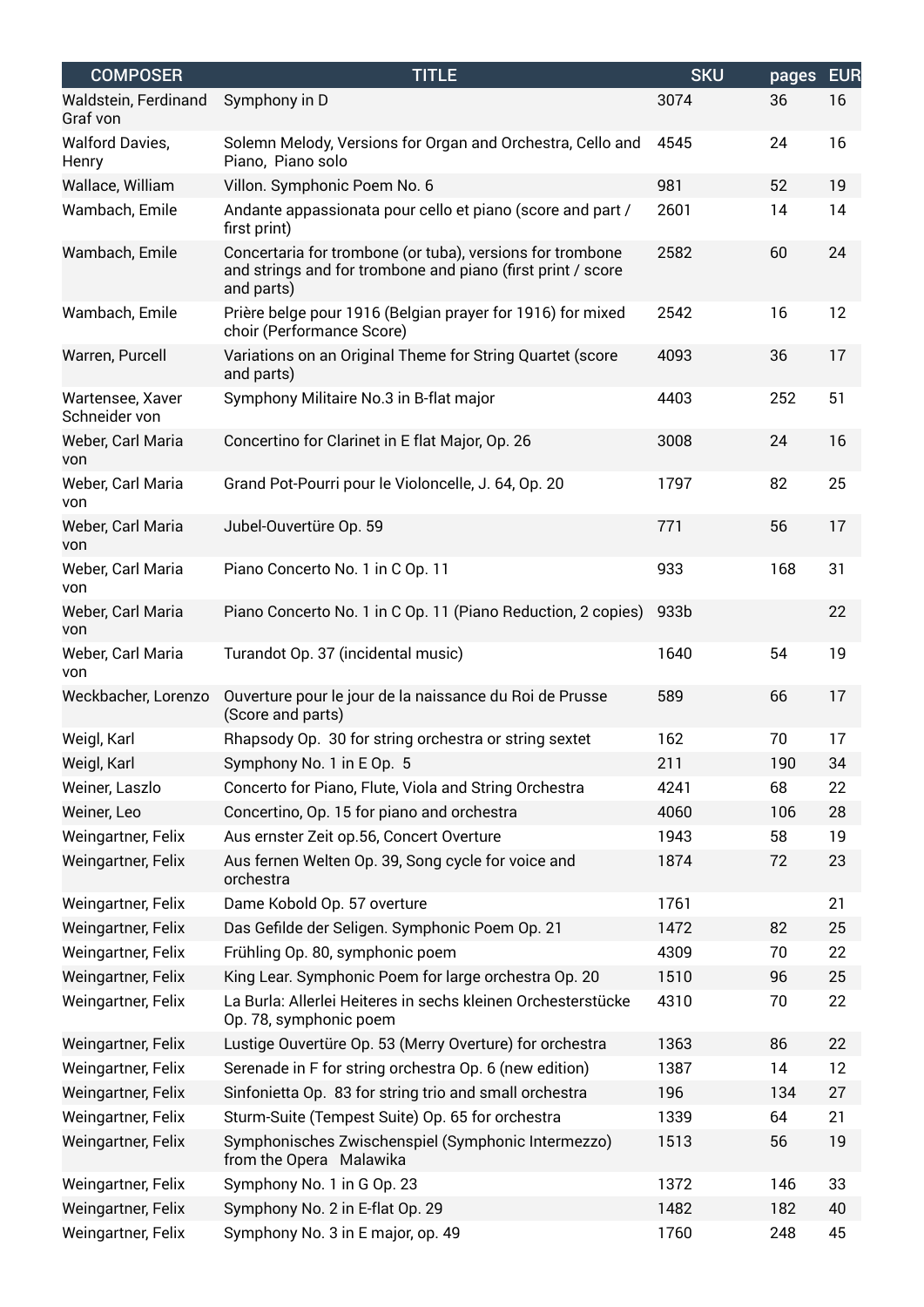| COMPOSER | TITLE | SKU | pages | EUR |
|---|---|---|---|---|
| Waldstein, Ferdinand Graf von | Symphony in D | 3074 | 36 | 16 |
| Walford Davies, Henry | Solemn Melody, Versions for Organ and Orchestra, Cello and Piano, Piano solo | 4545 | 24 | 16 |
| Wallace, William | Villon. Symphonic Poem No. 6 | 981 | 52 | 19 |
| Wambach, Emile | Andante appassionata pour cello et piano (score and part / first print) | 2601 | 14 | 14 |
| Wambach, Emile | Concertaria for trombone (or tuba), versions for trombone and strings and for trombone and piano (first print / score and parts) | 2582 | 60 | 24 |
| Wambach, Emile | Prière belge pour 1916 (Belgian prayer for 1916) for mixed choir (Performance Score) | 2542 | 16 | 12 |
| Warren, Purcell | Variations on an Original Theme for String Quartet (score and parts) | 4093 | 36 | 17 |
| Wartensee, Xaver Schneider von | Symphony Militaire No.3 in B-flat major | 4403 | 252 | 51 |
| Weber, Carl Maria von | Concertino for Clarinet in E flat Major, Op. 26 | 3008 | 24 | 16 |
| Weber, Carl Maria von | Grand Pot-Pourri pour le Violoncelle, J. 64, Op. 20 | 1797 | 82 | 25 |
| Weber, Carl Maria von | Jubel-Ouvertüre Op. 59 | 771 | 56 | 17 |
| Weber, Carl Maria von | Piano Concerto No. 1 in C Op. 11 | 933 | 168 | 31 |
| Weber, Carl Maria von | Piano Concerto No. 1 in C Op. 11 (Piano Reduction, 2 copies) | 933b | | 22 |
| Weber, Carl Maria von | Turandot Op. 37 (incidental music) | 1640 | 54 | 19 |
| Weckbacher, Lorenzo | Ouverture pour le jour de la naissance du Roi de Prusse (Score and parts) | 589 | 66 | 17 |
| Weigl, Karl | Rhapsody Op. 30 for string orchestra or string sextet | 162 | 70 | 17 |
| Weigl, Karl | Symphony No. 1 in E Op. 5 | 211 | 190 | 34 |
| Weiner, Laszlo | Concerto for Piano, Flute, Viola and String Orchestra | 4241 | 68 | 22 |
| Weiner, Leo | Concertino, Op. 15 for piano and orchestra | 4060 | 106 | 28 |
| Weingartner, Felix | Aus ernster Zeit op.56, Concert Overture | 1943 | 58 | 19 |
| Weingartner, Felix | Aus fernen Welten Op. 39, Song cycle for voice and orchestra | 1874 | 72 | 23 |
| Weingartner, Felix | Dame Kobold Op. 57 overture | 1761 | | 21 |
| Weingartner, Felix | Das Gefilde der Seligen. Symphonic Poem Op. 21 | 1472 | 82 | 25 |
| Weingartner, Felix | Frühling Op. 80, symphonic poem | 4309 | 70 | 22 |
| Weingartner, Felix | King Lear. Symphonic Poem for large orchestra Op. 20 | 1510 | 96 | 25 |
| Weingartner, Felix | La Burla: Allerlei Heiteres in sechs kleinen Orchesterstücke Op. 78, symphonic poem | 4310 | 70 | 22 |
| Weingartner, Felix | Lustige Ouvertüre Op. 53 (Merry Overture) for orchestra | 1363 | 86 | 22 |
| Weingartner, Felix | Serenade in F for string orchestra Op. 6 (new edition) | 1387 | 14 | 12 |
| Weingartner, Felix | Sinfonietta Op. 83 for string trio and small orchestra | 196 | 134 | 27 |
| Weingartner, Felix | Sturm-Suite (Tempest Suite) Op. 65 for orchestra | 1339 | 64 | 21 |
| Weingartner, Felix | Symphonisches Zwischenspiel (Symphonic Intermezzo) from the Opera Malawika | 1513 | 56 | 19 |
| Weingartner, Felix | Symphony No. 1 in G Op. 23 | 1372 | 146 | 33 |
| Weingartner, Felix | Symphony No. 2 in E-flat Op. 29 | 1482 | 182 | 40 |
| Weingartner, Felix | Symphony No. 3 in E major, op. 49 | 1760 | 248 | 45 |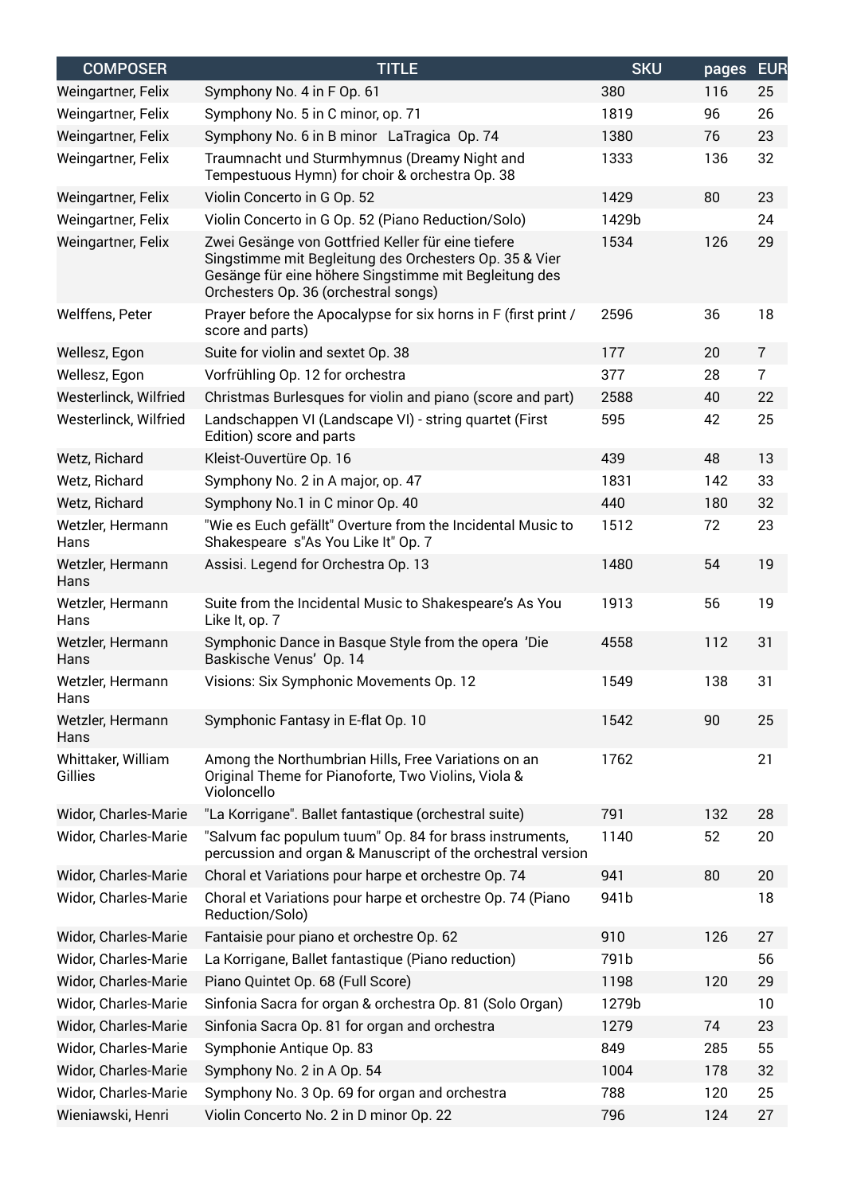| COMPOSER | TITLE | SKU | pages | EUR |
|---|---|---|---|---|
| Weingartner, Felix | Symphony No. 4 in F Op. 61 | 380 | 116 | 25 |
| Weingartner, Felix | Symphony No. 5 in C minor, op. 71 | 1819 | 96 | 26 |
| Weingartner, Felix | Symphony No. 6 in B minor LaTragica Op. 74 | 1380 | 76 | 23 |
| Weingartner, Felix | Traumnacht und Sturmhymnus (Dreamy Night and Tempestuous Hymn) for choir & orchestra Op. 38 | 1333 | 136 | 32 |
| Weingartner, Felix | Violin Concerto in G Op. 52 | 1429 | 80 | 23 |
| Weingartner, Felix | Violin Concerto in G Op. 52 (Piano Reduction/Solo) | 1429b | | 24 |
| Weingartner, Felix | Zwei Gesänge von Gottfried Keller für eine tiefere Singstimme mit Begleitung des Orchesters Op. 35 & Vier Gesänge für eine höhere Singstimme mit Begleitung des Orchesters Op. 36 (orchestral songs) | 1534 | 126 | 29 |
| Welffens, Peter | Prayer before the Apocalypse for six horns in F (first print / score and parts) | 2596 | 36 | 18 |
| Wellesz, Egon | Suite for violin and sextet Op. 38 | 177 | 20 | 7 |
| Wellesz, Egon | Vorfrühling Op. 12 for orchestra | 377 | 28 | 7 |
| Westerlinck, Wilfried | Christmas Burlesques for violin and piano (score and part) | 2588 | 40 | 22 |
| Westerlinck, Wilfried | Landschappen VI (Landscape VI) - string quartet (First Edition) score and parts | 595 | 42 | 25 |
| Wetz, Richard | Kleist-Ouvertüre Op. 16 | 439 | 48 | 13 |
| Wetz, Richard | Symphony No. 2 in A major, op. 47 | 1831 | 142 | 33 |
| Wetz, Richard | Symphony No.1 in C minor Op. 40 | 440 | 180 | 32 |
| Wetzler, Hermann Hans | "Wie es Euch gefällt" Overture from the Incidental Music to Shakespeare s"As You Like It" Op. 7 | 1512 | 72 | 23 |
| Wetzler, Hermann Hans | Assisi. Legend for Orchestra Op. 13 | 1480 | 54 | 19 |
| Wetzler, Hermann Hans | Suite from the Incidental Music to Shakespeare's As You Like It, op. 7 | 1913 | 56 | 19 |
| Wetzler, Hermann Hans | Symphonic Dance in Basque Style from the opera 'Die Baskische Venus' Op. 14 | 4558 | 112 | 31 |
| Wetzler, Hermann Hans | Visions: Six Symphonic Movements Op. 12 | 1549 | 138 | 31 |
| Wetzler, Hermann Hans | Symphonic Fantasy in E-flat Op. 10 | 1542 | 90 | 25 |
| Whittaker, William Gillies | Among the Northumbrian Hills, Free Variations on an Original Theme for Pianoforte, Two Violins, Viola & Violoncello | 1762 | | 21 |
| Widor, Charles-Marie | "La Korrigane". Ballet fantastique (orchestral suite) | 791 | 132 | 28 |
| Widor, Charles-Marie | "Salvum fac populum tuum" Op. 84 for brass instruments, percussion and organ & Manuscript of the orchestral version | 1140 | 52 | 20 |
| Widor, Charles-Marie | Choral et Variations pour harpe et orchestre Op. 74 | 941 | 80 | 20 |
| Widor, Charles-Marie | Choral et Variations pour harpe et orchestre Op. 74 (Piano Reduction/Solo) | 941b | | 18 |
| Widor, Charles-Marie | Fantaisie pour piano et orchestre Op. 62 | 910 | 126 | 27 |
| Widor, Charles-Marie | La Korrigane, Ballet fantastique (Piano reduction) | 791b | | 56 |
| Widor, Charles-Marie | Piano Quintet Op. 68 (Full Score) | 1198 | 120 | 29 |
| Widor, Charles-Marie | Sinfonia Sacra for organ & orchestra Op. 81 (Solo Organ) | 1279b | | 10 |
| Widor, Charles-Marie | Sinfonia Sacra Op. 81 for organ and orchestra | 1279 | 74 | 23 |
| Widor, Charles-Marie | Symphonie Antique Op. 83 | 849 | 285 | 55 |
| Widor, Charles-Marie | Symphony No. 2 in A Op. 54 | 1004 | 178 | 32 |
| Widor, Charles-Marie | Symphony No. 3 Op. 69 for organ and orchestra | 788 | 120 | 25 |
| Wieniawski, Henri | Violin Concerto No. 2 in D minor Op. 22 | 796 | 124 | 27 |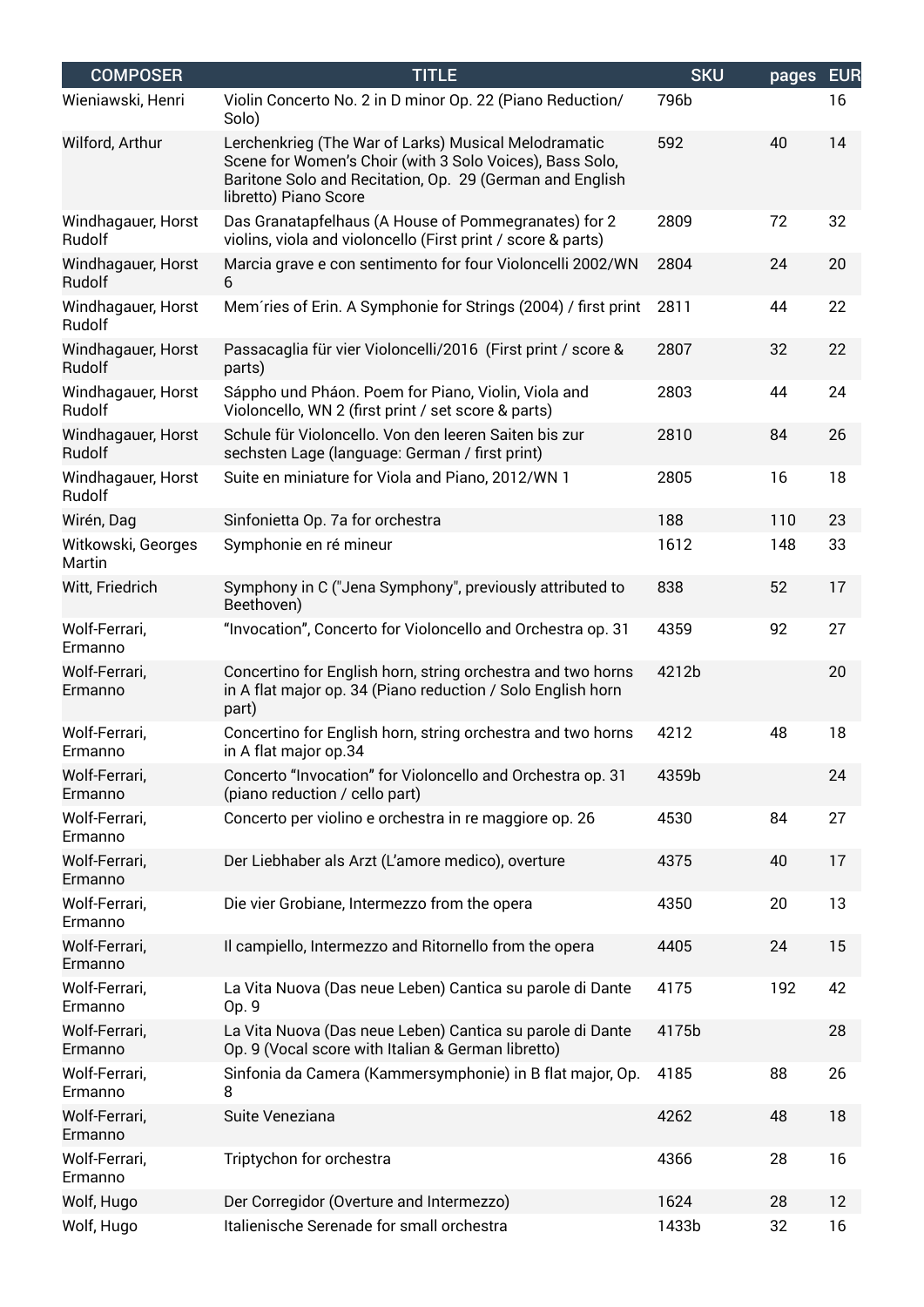| COMPOSER | TITLE | SKU | pages | EUR |
|---|---|---|---|---|
| Wieniawski, Henri | Violin Concerto No. 2 in D minor Op. 22 (Piano Reduction/ Solo) | 796b | | 16 |
| Wilford, Arthur | Lerchenkrieg (The War of Larks) Musical Melodramatic Scene for Women's Choir (with 3 Solo Voices), Bass Solo, Baritone Solo and Recitation, Op. 29 (German and English libretto) Piano Score | 592 | 40 | 14 |
| Windhagauer, Horst Rudolf | Das Granatapfelhaus (A House of Pommegranates) for 2 violins, viola and violoncello (First print / score & parts) | 2809 | 72 | 32 |
| Windhagauer, Horst Rudolf | Marcia grave e con sentimento for four Violoncelli 2002/WN 6 | 2804 | 24 | 20 |
| Windhagauer, Horst Rudolf | Mem´ries of Erin. A Symphonie for Strings (2004) / first print | 2811 | 44 | 22 |
| Windhagauer, Horst Rudolf | Passacaglia für vier Violoncelli/2016 (First print / score & parts) | 2807 | 32 | 22 |
| Windhagauer, Horst Rudolf | Sáppho und Pháon. Poem for Piano, Violin, Viola and Violoncello, WN 2 (first print / set score & parts) | 2803 | 44 | 24 |
| Windhagauer, Horst Rudolf | Schule für Violoncello. Von den leeren Saiten bis zur sechsten Lage (language: German / first print) | 2810 | 84 | 26 |
| Windhagauer, Horst Rudolf | Suite en miniature for Viola and Piano, 2012/WN 1 | 2805 | 16 | 18 |
| Wirén, Dag | Sinfonietta Op. 7a for orchestra | 188 | 110 | 23 |
| Witkowski, Georges Martin | Symphonie en ré mineur | 1612 | 148 | 33 |
| Witt, Friedrich | Symphony in C ("Jena Symphony", previously attributed to Beethoven) | 838 | 52 | 17 |
| Wolf-Ferrari, Ermanno | "Invocation", Concerto for Violoncello and Orchestra op. 31 | 4359 | 92 | 27 |
| Wolf-Ferrari, Ermanno | Concertino for English horn, string orchestra and two horns in A flat major op. 34 (Piano reduction / Solo English horn part) | 4212b | | 20 |
| Wolf-Ferrari, Ermanno | Concertino for English horn, string orchestra and two horns in A flat major op.34 | 4212 | 48 | 18 |
| Wolf-Ferrari, Ermanno | Concerto "Invocation" for Violoncello and Orchestra op. 31 (piano reduction / cello part) | 4359b | | 24 |
| Wolf-Ferrari, Ermanno | Concerto per violino e orchestra in re maggiore op. 26 | 4530 | 84 | 27 |
| Wolf-Ferrari, Ermanno | Der Liebhaber als Arzt (L'amore medico), overture | 4375 | 40 | 17 |
| Wolf-Ferrari, Ermanno | Die vier Grobiane, Intermezzo from the opera | 4350 | 20 | 13 |
| Wolf-Ferrari, Ermanno | Il campiello, Intermezzo and Ritornello from the opera | 4405 | 24 | 15 |
| Wolf-Ferrari, Ermanno | La Vita Nuova (Das neue Leben) Cantica su parole di Dante Op. 9 | 4175 | 192 | 42 |
| Wolf-Ferrari, Ermanno | La Vita Nuova (Das neue Leben) Cantica su parole di Dante Op. 9 (Vocal score with Italian & German libretto) | 4175b | | 28 |
| Wolf-Ferrari, Ermanno | Sinfonia da Camera (Kammersymphonie) in B flat major, Op. 8 | 4185 | 88 | 26 |
| Wolf-Ferrari, Ermanno | Suite Veneziana | 4262 | 48 | 18 |
| Wolf-Ferrari, Ermanno | Triptychon for orchestra | 4366 | 28 | 16 |
| Wolf, Hugo | Der Corregidor (Overture and Intermezzo) | 1624 | 28 | 12 |
| Wolf, Hugo | Italienische Serenade for small orchestra | 1433b | 32 | 16 |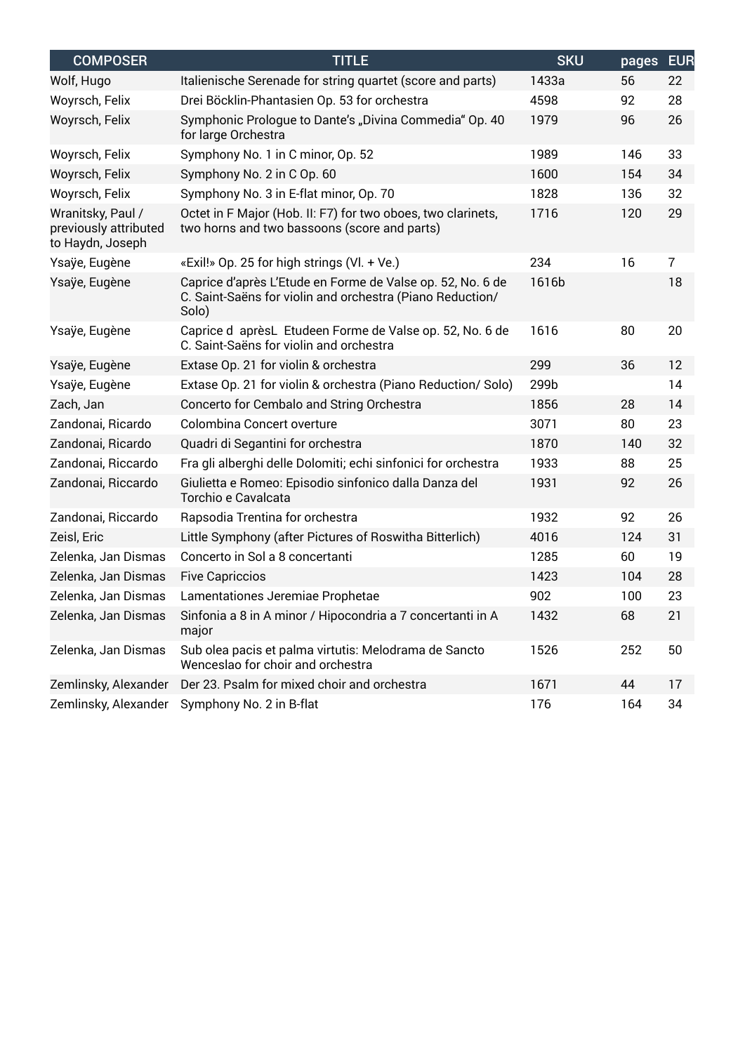| COMPOSER | TITLE | SKU | pages | EUR |
|---|---|---|---|---|
| Wolf, Hugo | Italienische Serenade for string quartet (score and parts) | 1433a | 56 | 22 |
| Woyrsch, Felix | Drei Böcklin-Phantasien Op. 53 for orchestra | 4598 | 92 | 28 |
| Woyrsch, Felix | Symphonic Prologue to Dante's „Divina Commedia“ Op. 40 for large Orchestra | 1979 | 96 | 26 |
| Woyrsch, Felix | Symphony No. 1 in C minor, Op. 52 | 1989 | 146 | 33 |
| Woyrsch, Felix | Symphony No. 2 in C Op. 60 | 1600 | 154 | 34 |
| Woyrsch, Felix | Symphony No. 3 in E-flat minor, Op. 70 | 1828 | 136 | 32 |
| Wranitsky, Paul / previously attributed to Haydn, Joseph | Octet in F Major (Hob. II: F7) for two oboes, two clarinets, two horns and two bassoons (score and parts) | 1716 | 120 | 29 |
| Ysaÿe, Eugène | «Exil!» Op. 25 for high strings (Vl. + Ve.) | 234 | 16 | 7 |
| Ysaÿe, Eugène | Caprice d'après L'Etude en Forme de Valse op. 52, No. 6 de C. Saint-Saëns for violin and orchestra (Piano Reduction/ Solo) | 1616b | | 18 |
| Ysaÿe, Eugène | Caprice d aprèsL Etudeen Forme de Valse op. 52, No. 6 de C. Saint-Saëns for violin and orchestra | 1616 | 80 | 20 |
| Ysaÿe, Eugène | Extase Op. 21 for violin & orchestra | 299 | 36 | 12 |
| Ysaÿe, Eugène | Extase Op. 21 for violin & orchestra (Piano Reduction/ Solo) | 299b | | 14 |
| Zach, Jan | Concerto for Cembalo and String Orchestra | 1856 | 28 | 14 |
| Zandonai, Ricardo | Colombina Concert overture | 3071 | 80 | 23 |
| Zandonai, Ricardo | Quadri di Segantini for orchestra | 1870 | 140 | 32 |
| Zandonai, Riccardo | Fra gli alberghi delle Dolomiti; echi sinfonici for orchestra | 1933 | 88 | 25 |
| Zandonai, Riccardo | Giulietta e Romeo: Episodio sinfonico dalla Danza del Torchio e Cavalcata | 1931 | 92 | 26 |
| Zandonai, Riccardo | Rapsodia Trentina for orchestra | 1932 | 92 | 26 |
| Zeisl, Eric | Little Symphony (after Pictures of Roswitha Bitterlich) | 4016 | 124 | 31 |
| Zelenka, Jan Dismas | Concerto in Sol a 8 concertanti | 1285 | 60 | 19 |
| Zelenka, Jan Dismas | Five Capriccios | 1423 | 104 | 28 |
| Zelenka, Jan Dismas | Lamentationes Jeremiae Prophetae | 902 | 100 | 23 |
| Zelenka, Jan Dismas | Sinfonia a 8 in A minor / Hipocondria a 7 concertanti in A major | 1432 | 68 | 21 |
| Zelenka, Jan Dismas | Sub olea pacis et palma virtutis: Melodrama de Sancto Wenceslao for choir and orchestra | 1526 | 252 | 50 |
| Zemlinsky, Alexander | Der 23. Psalm for mixed choir and orchestra | 1671 | 44 | 17 |
| Zemlinsky, Alexander | Symphony No. 2 in B-flat | 176 | 164 | 34 |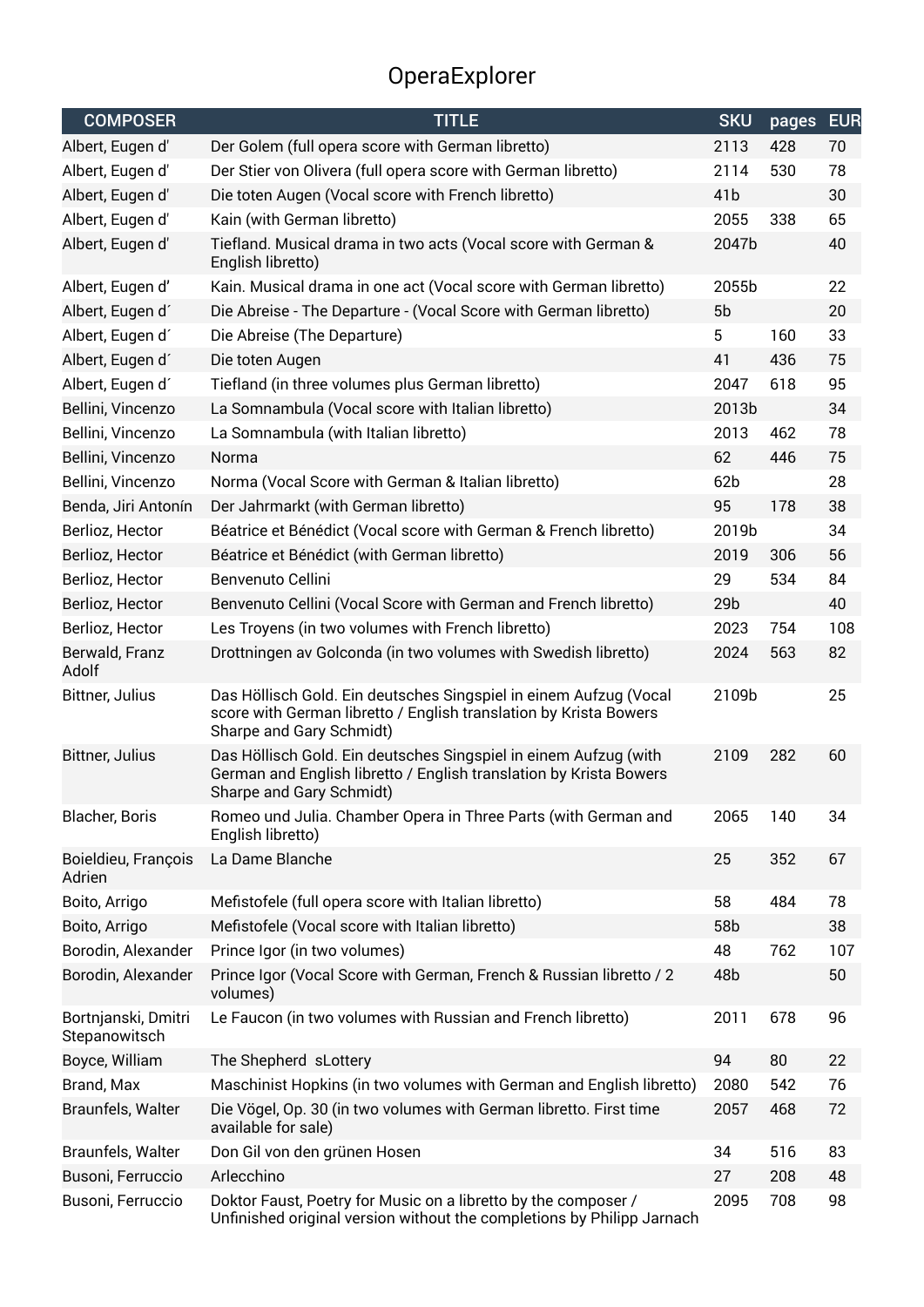# OperaExplorer

| COMPOSER | TITLE | SKU | pages | EUR |
|---|---|---|---|---|
| Albert, Eugen d' | Der Golem (full opera score with German libretto) | 2113 | 428 | 70 |
| Albert, Eugen d' | Der Stier von Olivera (full opera score with German libretto) | 2114 | 530 | 78 |
| Albert, Eugen d' | Die toten Augen (Vocal score with French libretto) | 41b | | 30 |
| Albert, Eugen d' | Kain (with German libretto) | 2055 | 338 | 65 |
| Albert, Eugen d' | Tiefland. Musical drama in two acts (Vocal score with German & English libretto) | 2047b | | 40 |
| Albert, Eugen d’ | Kain. Musical drama in one act (Vocal score with German libretto) | 2055b | | 22 |
| Albert, Eugen d´ | Die Abreise - The Departure - (Vocal Score with German libretto) | 5b | | 20 |
| Albert, Eugen d´ | Die Abreise (The Departure) | 5 | 160 | 33 |
| Albert, Eugen d´ | Die toten Augen | 41 | 436 | 75 |
| Albert, Eugen d´ | Tiefland (in three volumes plus German libretto) | 2047 | 618 | 95 |
| Bellini, Vincenzo | La Somnambula (Vocal score with Italian libretto) | 2013b | | 34 |
| Bellini, Vincenzo | La Somnambula (with Italian libretto) | 2013 | 462 | 78 |
| Bellini, Vincenzo | Norma | 62 | 446 | 75 |
| Bellini, Vincenzo | Norma (Vocal Score with German & Italian libretto) | 62b | | 28 |
| Benda, Jiri Antonín | Der Jahrmarkt (with German libretto) | 95 | 178 | 38 |
| Berlioz, Hector | Béatrice et Bénédict (Vocal score with German & French libretto) | 2019b | | 34 |
| Berlioz, Hector | Béatrice et Bénédict (with German libretto) | 2019 | 306 | 56 |
| Berlioz, Hector | Benvenuto Cellini | 29 | 534 | 84 |
| Berlioz, Hector | Benvenuto Cellini (Vocal Score with German and French libretto) | 29b | | 40 |
| Berlioz, Hector | Les Troyens (in two volumes with French libretto) | 2023 | 754 | 108 |
| Berwald, Franz Adolf | Drottningen av Golconda (in two volumes with Swedish libretto) | 2024 | 563 | 82 |
| Bittner, Julius | Das Höllisch Gold. Ein deutsches Singspiel in einem Aufzug (Vocal score with German libretto / English translation by Krista Bowers Sharpe and Gary Schmidt) | 2109b | | 25 |
| Bittner, Julius | Das Höllisch Gold. Ein deutsches Singspiel in einem Aufzug (with German and English libretto / English translation by Krista Bowers Sharpe and Gary Schmidt) | 2109 | 282 | 60 |
| Blacher, Boris | Romeo und Julia. Chamber Opera in Three Parts (with German and English libretto) | 2065 | 140 | 34 |
| Boieldieu, François Adrien | La Dame Blanche | 25 | 352 | 67 |
| Boito, Arrigo | Mefistofele (full opera score with Italian libretto) | 58 | 484 | 78 |
| Boito, Arrigo | Mefistofele (Vocal score with Italian libretto) | 58b | | 38 |
| Borodin, Alexander | Prince Igor (in two volumes) | 48 | 762 | 107 |
| Borodin, Alexander | Prince Igor (Vocal Score with German, French & Russian libretto / 2 volumes) | 48b | | 50 |
| Bortnjanski, Dmitri Stepanowitsch | Le Faucon (in two volumes with Russian and French libretto) | 2011 | 678 | 96 |
| Boyce, William | The Shepherd  sLottery | 94 | 80 | 22 |
| Brand, Max | Maschinist Hopkins (in two volumes with German and English libretto) | 2080 | 542 | 76 |
| Braunfels, Walter | Die Vögel, Op. 30 (in two volumes with German libretto. First time available for sale) | 2057 | 468 | 72 |
| Braunfels, Walter | Don Gil von den grünen Hosen | 34 | 516 | 83 |
| Busoni, Ferruccio | Arlecchino | 27 | 208 | 48 |
| Busoni, Ferruccio | Doktor Faust, Poetry for Music on a libretto by the composer / Unfinished original version without the completions by Philipp Jarnach | 2095 | 708 | 98 |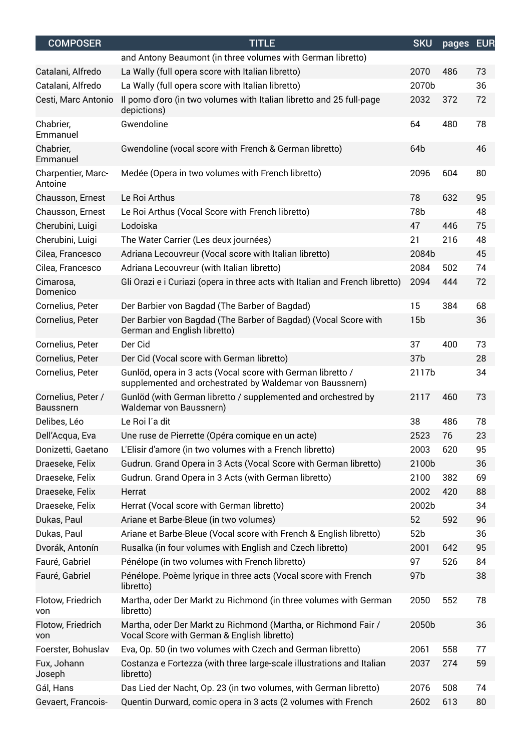| COMPOSER | TITLE | SKU | pages | EUR |
|---|---|---|---|---|
| | and Antony Beaumont (in three volumes with German libretto) | | | |
| Catalani, Alfredo | La Wally (full opera score with Italian libretto) | 2070 | 486 | 73 |
| Catalani, Alfredo | La Wally (full opera score with Italian libretto) | 2070b | | 36 |
| Cesti, Marc Antonio | Il pomo d'oro (in two volumes with Italian libretto and 25 full-page depictions) | 2032 | 372 | 72 |
| Chabrier, Emmanuel | Gwendoline | 64 | 480 | 78 |
| Chabrier, Emmanuel | Gwendoline (vocal score with French & German libretto) | 64b | | 46 |
| Charpentier, Marc-Antoine | Medée (Opera in two volumes with French libretto) | 2096 | 604 | 80 |
| Chausson, Ernest | Le Roi Arthus | 78 | 632 | 95 |
| Chausson, Ernest | Le Roi Arthus (Vocal Score with French libretto) | 78b | | 48 |
| Cherubini, Luigi | Lodoiska | 47 | 446 | 75 |
| Cherubini, Luigi | The Water Carrier (Les deux journées) | 21 | 216 | 48 |
| Cilea, Francesco | Adriana Lecouvreur (Vocal score with Italian libretto) | 2084b | | 45 |
| Cilea, Francesco | Adriana Lecouvreur (with Italian libretto) | 2084 | 502 | 74 |
| Cimarosa, Domenico | Gli Orazi e i Curiazi (opera in three acts with Italian and French libretto) | 2094 | 444 | 72 |
| Cornelius, Peter | Der Barbier von Bagdad (The Barber of Bagdad) | 15 | 384 | 68 |
| Cornelius, Peter | Der Barbier von Bagdad (The Barber of Bagdad) (Vocal Score with German and English libretto) | 15b | | 36 |
| Cornelius, Peter | Der Cid | 37 | 400 | 73 |
| Cornelius, Peter | Der Cid (Vocal score with German libretto) | 37b | | 28 |
| Cornelius, Peter | Gunlöd, opera in 3 acts (Vocal score with German libretto / supplemented and orchestrated by Waldemar von Baussnern) | 2117b | | 34 |
| Cornelius, Peter / Baussnern | Gunlöd (with German libretto / supplemented and orchestred by Waldemar von Baussnern) | 2117 | 460 | 73 |
| Delibes, Léo | Le Roi l´a dit | 38 | 486 | 78 |
| Dell'Acqua, Eva | Une ruse de Pierrette (Opéra comique en un acte) | 2523 | 76 | 23 |
| Donizetti, Gaetano | L'Elisir d'amore (in two volumes with a French libretto) | 2003 | 620 | 95 |
| Draeseke, Felix | Gudrun. Grand Opera in 3 Acts (Vocal Score with German libretto) | 2100b | | 36 |
| Draeseke, Felix | Gudrun. Grand Opera in 3 Acts (with German libretto) | 2100 | 382 | 69 |
| Draeseke, Felix | Herrat | 2002 | 420 | 88 |
| Draeseke, Felix | Herrat (Vocal score with German libretto) | 2002b | | 34 |
| Dukas, Paul | Ariane et Barbe-Bleue (in two volumes) | 52 | 592 | 96 |
| Dukas, Paul | Ariane et Barbe-Bleue (Vocal score with French & English libretto) | 52b | | 36 |
| Dvorák, Antonín | Rusalka (in four volumes with English and Czech libretto) | 2001 | 642 | 95 |
| Fauré, Gabriel | Pénélope (in two volumes with French libretto) | 97 | 526 | 84 |
| Fauré, Gabriel | Pénélope. Poème lyrique in three acts (Vocal score with French libretto) | 97b | | 38 |
| Flotow, Friedrich von | Martha, oder Der Markt zu Richmond (in three volumes with German libretto) | 2050 | 552 | 78 |
| Flotow, Friedrich von | Martha, oder Der Markt zu Richmond (Martha, or Richmond Fair / Vocal Score with German & English libretto) | 2050b | | 36 |
| Foerster, Bohuslav | Eva, Op. 50 (in two volumes with Czech and German libretto) | 2061 | 558 | 77 |
| Fux, Johann Joseph | Costanza e Fortezza (with three large-scale illustrations and Italian libretto) | 2037 | 274 | 59 |
| Gál, Hans | Das Lied der Nacht, Op. 23 (in two volumes, with German libretto) | 2076 | 508 | 74 |
| Gevaert, Francois- | Quentin Durward, comic opera in 3 acts (2 volumes with French | 2602 | 613 | 80 |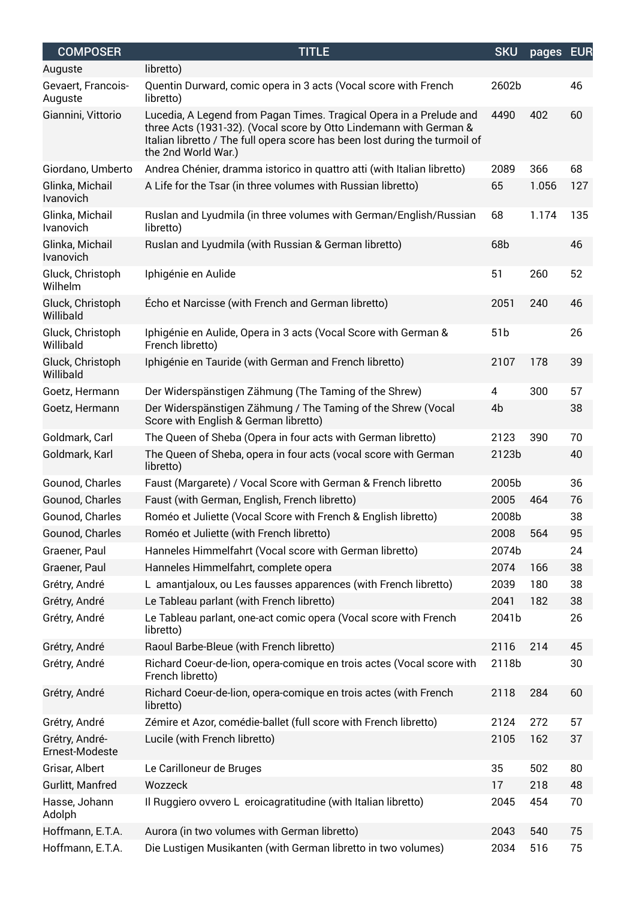| COMPOSER | TITLE | SKU | pages | EUR |
|---|---|---|---|---|
| Auguste | libretto) | | | |
| Gevaert, Francois-Auguste | Quentin Durward, comic opera in 3 acts (Vocal score with French libretto) | 2602b | | 46 |
| Giannini, Vittorio | Lucedia, A Legend from Pagan Times. Tragical Opera in a Prelude and three Acts (1931-32). (Vocal score by Otto Lindemann with German & Italian libretto / The full opera score has been lost during the turmoil of the 2nd World War.) | 4490 | 402 | 60 |
| Giordano, Umberto | Andrea Chénier, dramma istorico in quattro atti (with Italian libretto) | 2089 | 366 | 68 |
| Glinka, Michail Ivanovich | A Life for the Tsar (in three volumes with Russian libretto) | 65 | 1.056 | 127 |
| Glinka, Michail Ivanovich | Ruslan and Lyudmila (in three volumes with German/English/Russian libretto) | 68 | 1.174 | 135 |
| Glinka, Michail Ivanovich | Ruslan and Lyudmila (with Russian & German libretto) | 68b | | 46 |
| Gluck, Christoph Wilhelm | Iphigénie en Aulide | 51 | 260 | 52 |
| Gluck, Christoph Willibald | Écho et Narcisse (with French and German libretto) | 2051 | 240 | 46 |
| Gluck, Christoph Willibald | Iphigénie en Aulide, Opera in 3 acts (Vocal Score with German & French libretto) | 51b | | 26 |
| Gluck, Christoph Willibald | Iphigénie en Tauride (with German and French libretto) | 2107 | 178 | 39 |
| Goetz, Hermann | Der Widerspänstigen Zähmung (The Taming of the Shrew) | 4 | 300 | 57 |
| Goetz, Hermann | Der Widerspänstigen Zähmung / The Taming of the Shrew (Vocal Score with English & German libretto) | 4b | | 38 |
| Goldmark, Carl | The Queen of Sheba (Opera in four acts with German libretto) | 2123 | 390 | 70 |
| Goldmark, Karl | The Queen of Sheba, opera in four acts (vocal score with German libretto) | 2123b | | 40 |
| Gounod, Charles | Faust (Margarete) / Vocal Score with German & French libretto | 2005b | | 36 |
| Gounod, Charles | Faust (with German, English, French libretto) | 2005 | 464 | 76 |
| Gounod, Charles | Roméo et Juliette (Vocal Score with French & English libretto) | 2008b | | 38 |
| Gounod, Charles | Roméo et Juliette (with French libretto) | 2008 | 564 | 95 |
| Graener, Paul | Hanneles Himmelfahrt (Vocal score with German libretto) | 2074b | | 24 |
| Graener, Paul | Hanneles Himmelfahrt, complete opera | 2074 | 166 | 38 |
| Grétry, André | L amantjaloux, ou Les fausses apparences (with French libretto) | 2039 | 180 | 38 |
| Grétry, André | Le Tableau parlant (with French libretto) | 2041 | 182 | 38 |
| Grétry, André | Le Tableau parlant, one-act comic opera (Vocal score with French libretto) | 2041b | | 26 |
| Grétry, André | Raoul Barbe-Bleue (with French libretto) | 2116 | 214 | 45 |
| Grétry, André | Richard Coeur-de-lion, opera-comique en trois actes (Vocal score with French libretto) | 2118b | | 30 |
| Grétry, André | Richard Coeur-de-lion, opera-comique en trois actes (with French libretto) | 2118 | 284 | 60 |
| Grétry, André | Zémire et Azor, comédie-ballet (full score with French libretto) | 2124 | 272 | 57 |
| Grétry, André-Ernest-Modeste | Lucile (with French libretto) | 2105 | 162 | 37 |
| Grisar, Albert | Le Carilloneur de Bruges | 35 | 502 | 80 |
| Gurlitt, Manfred | Wozzeck | 17 | 218 | 48 |
| Hasse, Johann Adolph | Il Ruggiero ovvero L eroicagratitudine (with Italian libretto) | 2045 | 454 | 70 |
| Hoffmann, E.T.A. | Aurora (in two volumes with German libretto) | 2043 | 540 | 75 |
| Hoffmann, E.T.A. | Die Lustigen Musikanten (with German libretto in two volumes) | 2034 | 516 | 75 |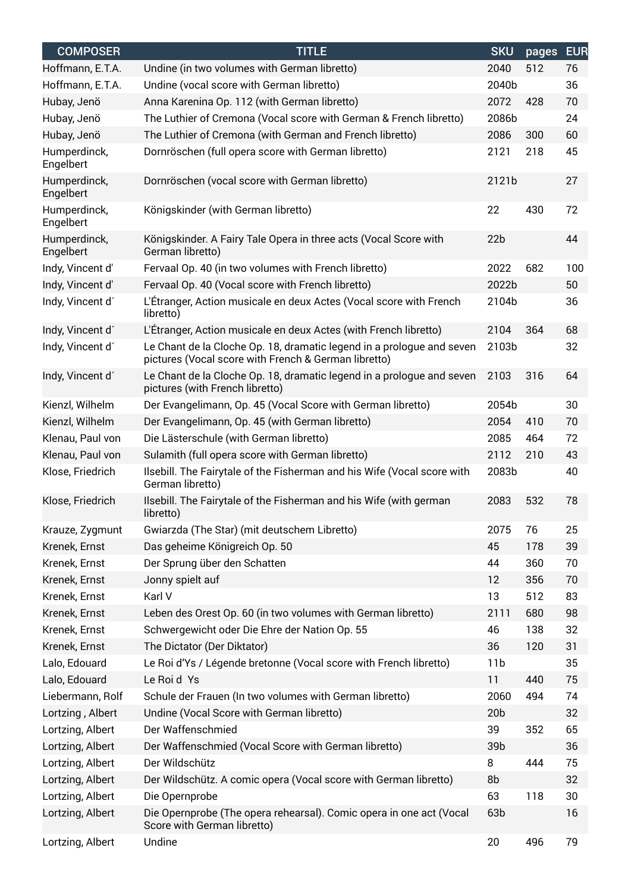| COMPOSER | TITLE | SKU | pages | EUR |
|---|---|---|---|---|
| Hoffmann, E.T.A. | Undine (in two volumes with German libretto) | 2040 | 512 | 76 |
| Hoffmann, E.T.A. | Undine (vocal score with German libretto) | 2040b | | 36 |
| Hubay, Jenö | Anna Karenina Op. 112 (with German libretto) | 2072 | 428 | 70 |
| Hubay, Jenö | The Luthier of Cremona (Vocal score with German & French libretto) | 2086b | | 24 |
| Hubay, Jenö | The Luthier of Cremona (with German and French libretto) | 2086 | 300 | 60 |
| Humperdinck, Engelbert | Dornröschen (full opera score with German libretto) | 2121 | 218 | 45 |
| Humperdinck, Engelbert | Dornröschen (vocal score with German libretto) | 2121b | | 27 |
| Humperdinck, Engelbert | Königskinder (with German libretto) | 22 | 430 | 72 |
| Humperdinck, Engelbert | Königskinder. A Fairy Tale Opera in three acts (Vocal Score with German libretto) | 22b | | 44 |
| Indy, Vincent d' | Fervaal Op. 40 (in two volumes with French libretto) | 2022 | 682 | 100 |
| Indy, Vincent d' | Fervaal Op. 40 (Vocal score with French libretto) | 2022b | | 50 |
| Indy, Vincent d´ | L'Étranger, Action musicale en deux Actes (Vocal score with French libretto) | 2104b | | 36 |
| Indy, Vincent d´ | L'Étranger, Action musicale en deux Actes (with French libretto) | 2104 | 364 | 68 |
| Indy, Vincent d´ | Le Chant de la Cloche Op. 18, dramatic legend in a prologue and seven pictures (Vocal score with French & German libretto) | 2103b | | 32 |
| Indy, Vincent d´ | Le Chant de la Cloche Op. 18, dramatic legend in a prologue and seven pictures (with French libretto) | 2103 | 316 | 64 |
| Kienzl, Wilhelm | Der Evangelimann, Op. 45 (Vocal Score with German libretto) | 2054b | | 30 |
| Kienzl, Wilhelm | Der Evangelimann, Op. 45 (with German libretto) | 2054 | 410 | 70 |
| Klenau, Paul von | Die Lästerschule (with German libretto) | 2085 | 464 | 72 |
| Klenau, Paul von | Sulamith (full opera score with German libretto) | 2112 | 210 | 43 |
| Klose, Friedrich | Ilsebill. The Fairytale of the Fisherman and his Wife (Vocal score with German libretto) | 2083b | | 40 |
| Klose, Friedrich | Ilsebill. The Fairytale of the Fisherman and his Wife (with german libretto) | 2083 | 532 | 78 |
| Krauze, Zygmunt | Gwiarzda (The Star) (mit deutschem Libretto) | 2075 | 76 | 25 |
| Krenek, Ernst | Das geheime Königreich Op. 50 | 45 | 178 | 39 |
| Krenek, Ernst | Der Sprung über den Schatten | 44 | 360 | 70 |
| Krenek, Ernst | Jonny spielt auf | 12 | 356 | 70 |
| Krenek, Ernst | Karl V | 13 | 512 | 83 |
| Krenek, Ernst | Leben des Orest Op. 60 (in two volumes with German libretto) | 2111 | 680 | 98 |
| Krenek, Ernst | Schwergewicht oder Die Ehre der Nation Op. 55 | 46 | 138 | 32 |
| Krenek, Ernst | The Dictator (Der Diktator) | 36 | 120 | 31 |
| Lalo, Edouard | Le Roi d'Ys / Légende bretonne (Vocal score with French libretto) | 11b | | 35 |
| Lalo, Edouard | Le Roi d Ys | 11 | 440 | 75 |
| Liebermann, Rolf | Schule der Frauen (In two volumes with German libretto) | 2060 | 494 | 74 |
| Lortzing , Albert | Undine (Vocal Score with German libretto) | 20b | | 32 |
| Lortzing, Albert | Der Waffenschmied | 39 | 352 | 65 |
| Lortzing, Albert | Der Waffenschmied (Vocal Score with German libretto) | 39b | | 36 |
| Lortzing, Albert | Der Wildschütz | 8 | 444 | 75 |
| Lortzing, Albert | Der Wildschütz. A comic opera (Vocal score with German libretto) | 8b | | 32 |
| Lortzing, Albert | Die Opernprobe | 63 | 118 | 30 |
| Lortzing, Albert | Die Opernprobe (The opera rehearsal). Comic opera in one act (Vocal Score with German libretto) | 63b | | 16 |
| Lortzing, Albert | Undine | 20 | 496 | 79 |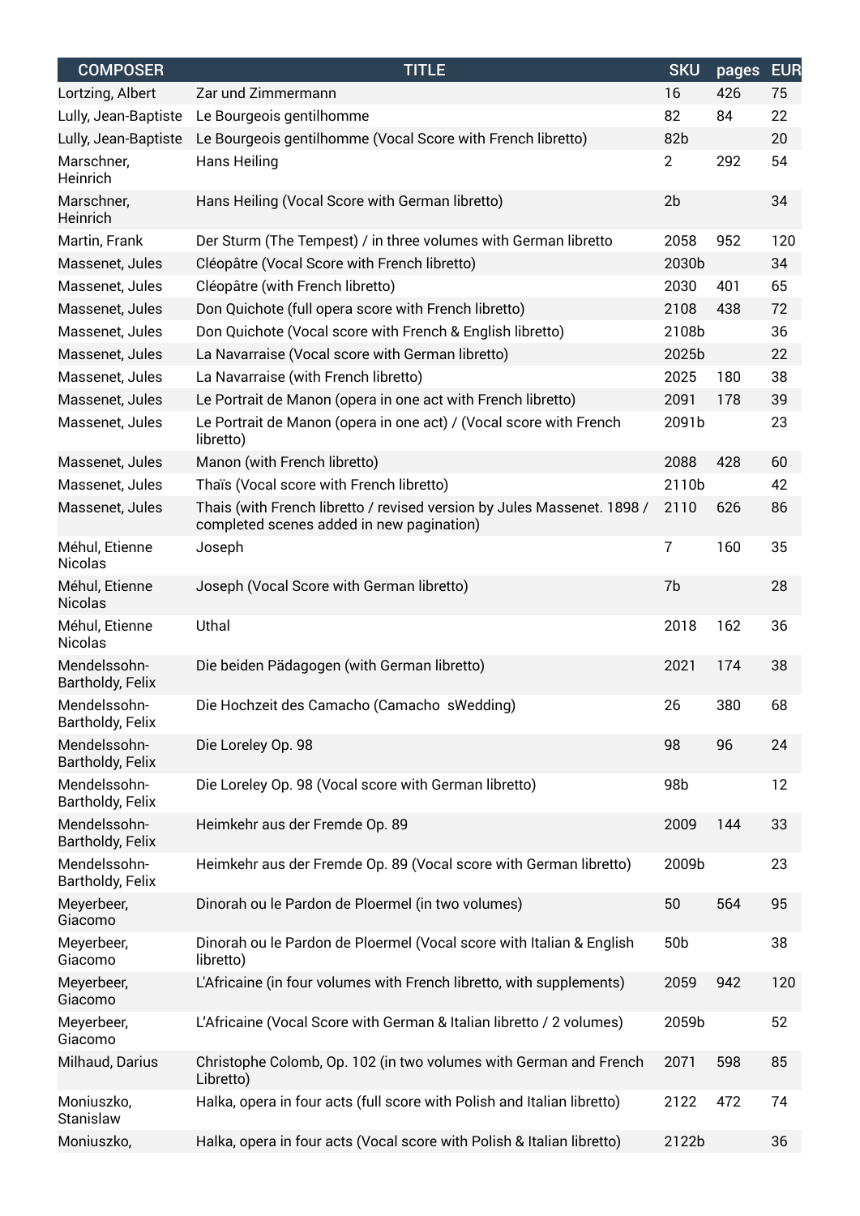| COMPOSER | TITLE | SKU | pages | EUR |
|---|---|---|---|---|
| Lortzing, Albert | Zar und Zimmermann | 16 | 426 | 75 |
| Lully, Jean-Baptiste | Le Bourgeois gentilhomme | 82 | 84 | 22 |
| Lully, Jean-Baptiste | Le Bourgeois gentilhomme (Vocal Score with French libretto) | 82b | | 20 |
| Marschner, Heinrich | Hans Heiling | 2 | 292 | 54 |
| Marschner, Heinrich | Hans Heiling (Vocal Score with German libretto) | 2b | | 34 |
| Martin, Frank | Der Sturm (The Tempest) / in three volumes with German libretto | 2058 | 952 | 120 |
| Massenet, Jules | Cléopâtre (Vocal Score with French libretto) | 2030b | | 34 |
| Massenet, Jules | Cléopâtre (with French libretto) | 2030 | 401 | 65 |
| Massenet, Jules | Don Quichote (full opera score with French libretto) | 2108 | 438 | 72 |
| Massenet, Jules | Don Quichote (Vocal score with French & English libretto) | 2108b | | 36 |
| Massenet, Jules | La Navarraise (Vocal score with German libretto) | 2025b | | 22 |
| Massenet, Jules | La Navarraise (with French libretto) | 2025 | 180 | 38 |
| Massenet, Jules | Le Portrait de Manon (opera in one act with French libretto) | 2091 | 178 | 39 |
| Massenet, Jules | Le Portrait de Manon (opera in one act) / (Vocal score with French libretto) | 2091b | | 23 |
| Massenet, Jules | Manon (with French libretto) | 2088 | 428 | 60 |
| Massenet, Jules | Thaïs (Vocal score with French libretto) | 2110b | | 42 |
| Massenet, Jules | Thais (with French libretto / revised version by Jules Massenet. 1898 / completed scenes added in new pagination) | 2110 | 626 | 86 |
| Méhul, Etienne Nicolas | Joseph | 7 | 160 | 35 |
| Méhul, Etienne Nicolas | Joseph (Vocal Score with German libretto) | 7b | | 28 |
| Méhul, Etienne Nicolas | Uthal | 2018 | 162 | 36 |
| Mendelssohn-Bartholdy, Felix | Die beiden Pädagogen (with German libretto) | 2021 | 174 | 38 |
| Mendelssohn-Bartholdy, Felix | Die Hochzeit des Camacho (Camacho sWedding) | 26 | 380 | 68 |
| Mendelssohn-Bartholdy, Felix | Die Loreley Op. 98 | 98 | 96 | 24 |
| Mendelssohn-Bartholdy, Felix | Die Loreley Op. 98 (Vocal score with German libretto) | 98b | | 12 |
| Mendelssohn-Bartholdy, Felix | Heimkehr aus der Fremde Op. 89 | 2009 | 144 | 33 |
| Mendelssohn-Bartholdy, Felix | Heimkehr aus der Fremde Op. 89 (Vocal score with German libretto) | 2009b | | 23 |
| Meyerbeer, Giacomo | Dinorah ou le Pardon de Ploermel (in two volumes) | 50 | 564 | 95 |
| Meyerbeer, Giacomo | Dinorah ou le Pardon de Ploermel (Vocal score with Italian & English libretto) | 50b | | 38 |
| Meyerbeer, Giacomo | L'Africaine (in four volumes with French libretto, with supplements) | 2059 | 942 | 120 |
| Meyerbeer, Giacomo | L'Africaine (Vocal Score with German & Italian libretto / 2 volumes) | 2059b | | 52 |
| Milhaud, Darius | Christophe Colomb, Op. 102 (in two volumes with German and French Libretto) | 2071 | 598 | 85 |
| Moniuszko, Stanislaw | Halka, opera in four acts (full score with Polish and Italian libretto) | 2122 | 472 | 74 |
| Moniuszko, | Halka, opera in four acts (Vocal score with Polish & Italian libretto) | 2122b | | 36 |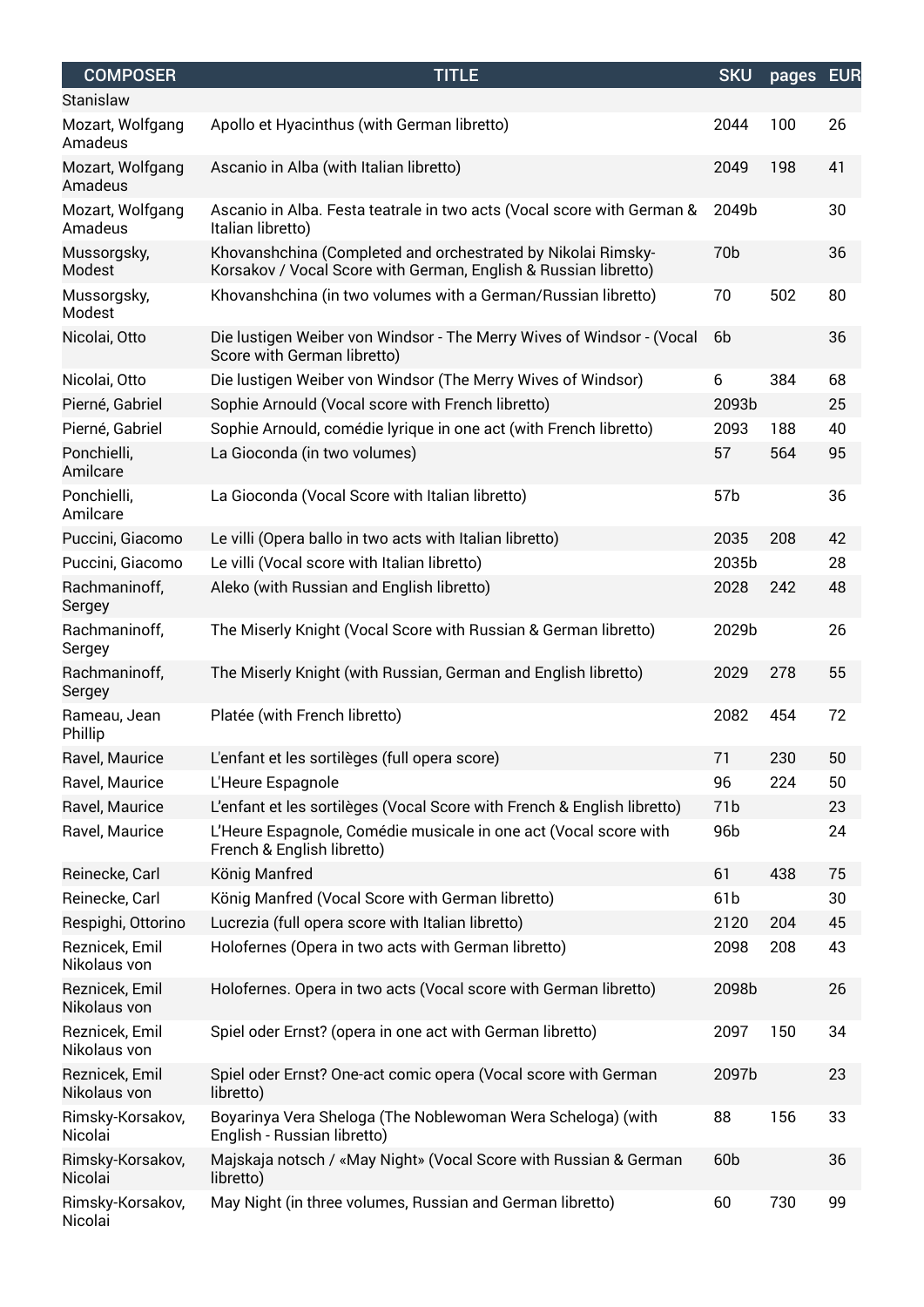| COMPOSER | TITLE | SKU | pages | EUR |
|---|---|---|---|---|
| Stanislaw | | | | |
| Mozart, Wolfgang Amadeus | Apollo et Hyacinthus (with German libretto) | 2044 | 100 | 26 |
| Mozart, Wolfgang Amadeus | Ascanio in Alba (with Italian libretto) | 2049 | 198 | 41 |
| Mozart, Wolfgang Amadeus | Ascanio in Alba. Festa teatrale in two acts (Vocal score with German & Italian libretto) | 2049b | | 30 |
| Mussorgsky, Modest | Khovanshchina (Completed and orchestrated by Nikolai Rimsky-Korsakov / Vocal Score with German, English & Russian libretto) | 70b | | 36 |
| Mussorgsky, Modest | Khovanshchina (in two volumes with a German/Russian libretto) | 70 | 502 | 80 |
| Nicolai, Otto | Die lustigen Weiber von Windsor - The Merry Wives of Windsor - (Vocal Score with German libretto) | 6b | | 36 |
| Nicolai, Otto | Die lustigen Weiber von Windsor (The Merry Wives of Windsor) | 6 | 384 | 68 |
| Pierné, Gabriel | Sophie Arnould (Vocal score with French libretto) | 2093b | | 25 |
| Pierné, Gabriel | Sophie Arnould, comédie lyrique in one act (with French libretto) | 2093 | 188 | 40 |
| Ponchielli, Amilcare | La Gioconda (in two volumes) | 57 | 564 | 95 |
| Ponchielli, Amilcare | La Gioconda (Vocal Score with Italian libretto) | 57b | | 36 |
| Puccini, Giacomo | Le villi (Opera ballo in two acts with Italian libretto) | 2035 | 208 | 42 |
| Puccini, Giacomo | Le villi (Vocal score with Italian libretto) | 2035b | | 28 |
| Rachmaninoff, Sergey | Aleko (with Russian and English libretto) | 2028 | 242 | 48 |
| Rachmaninoff, Sergey | The Miserly Knight (Vocal Score with Russian & German libretto) | 2029b | | 26 |
| Rachmaninoff, Sergey | The Miserly Knight (with Russian, German and English libretto) | 2029 | 278 | 55 |
| Rameau, Jean Phillip | Platée (with French libretto) | 2082 | 454 | 72 |
| Ravel, Maurice | L'enfant et les sortilèges (full opera score) | 71 | 230 | 50 |
| Ravel, Maurice | L'Heure Espagnole | 96 | 224 | 50 |
| Ravel, Maurice | L'enfant et les sortilèges (Vocal Score with French & English libretto) | 71b | | 23 |
| Ravel, Maurice | L'Heure Espagnole, Comédie musicale in one act (Vocal score with French & English libretto) | 96b | | 24 |
| Reinecke, Carl | König Manfred | 61 | 438 | 75 |
| Reinecke, Carl | König Manfred (Vocal Score with German libretto) | 61b | | 30 |
| Respighi, Ottorino | Lucrezia (full opera score with Italian libretto) | 2120 | 204 | 45 |
| Reznicek, Emil Nikolaus von | Holofernes (Opera in two acts with German libretto) | 2098 | 208 | 43 |
| Reznicek, Emil Nikolaus von | Holofernes. Opera in two acts (Vocal score with German libretto) | 2098b | | 26 |
| Reznicek, Emil Nikolaus von | Spiel oder Ernst? (opera in one act with German libretto) | 2097 | 150 | 34 |
| Reznicek, Emil Nikolaus von | Spiel oder Ernst? One-act comic opera (Vocal score with German libretto) | 2097b | | 23 |
| Rimsky-Korsakov, Nicolai | Boyarinya Vera Sheloga (The Noblewoman Wera Scheloga) (with English - Russian libretto) | 88 | 156 | 33 |
| Rimsky-Korsakov, Nicolai | Majskaja notsch / «May Night» (Vocal Score with Russian & German libretto) | 60b | | 36 |
| Rimsky-Korsakov, Nicolai | May Night (in three volumes, Russian and German libretto) | 60 | 730 | 99 |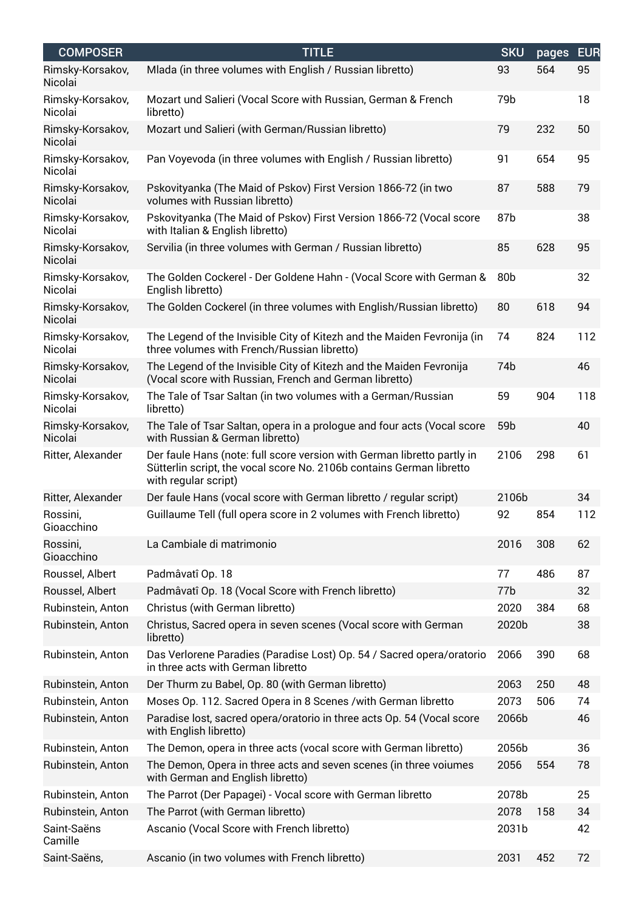| COMPOSER | TITLE | SKU | pages | EUR |
|---|---|---|---|---|
| Rimsky-Korsakov, Nicolai | Mlada (in three volumes with English / Russian libretto) | 93 | 564 | 95 |
| Rimsky-Korsakov, Nicolai | Mozart und Salieri (Vocal Score with Russian, German & French libretto) | 79b | | 18 |
| Rimsky-Korsakov, Nicolai | Mozart und Salieri (with German/Russian libretto) | 79 | 232 | 50 |
| Rimsky-Korsakov, Nicolai | Pan Voyevoda (in three volumes with English / Russian libretto) | 91 | 654 | 95 |
| Rimsky-Korsakov, Nicolai | Pskovityanka (The Maid of Pskov) First Version 1866-72 (in two volumes with Russian libretto) | 87 | 588 | 79 |
| Rimsky-Korsakov, Nicolai | Pskovityanka (The Maid of Pskov) First Version 1866-72 (Vocal score with Italian & English libretto) | 87b | | 38 |
| Rimsky-Korsakov, Nicolai | Servilia (in three volumes with German / Russian libretto) | 85 | 628 | 95 |
| Rimsky-Korsakov, Nicolai | The Golden Cockerel - Der Goldene Hahn - (Vocal Score with German & English libretto) | 80b | | 32 |
| Rimsky-Korsakov, Nicolai | The Golden Cockerel (in three volumes with English/Russian libretto) | 80 | 618 | 94 |
| Rimsky-Korsakov, Nicolai | The Legend of the Invisible City of Kitezh and the Maiden Fevronija (in three volumes with French/Russian libretto) | 74 | 824 | 112 |
| Rimsky-Korsakov, Nicolai | The Legend of the Invisible City of Kitezh and the Maiden Fevronija (Vocal score with Russian, French and German libretto) | 74b | | 46 |
| Rimsky-Korsakov, Nicolai | The Tale of Tsar Saltan (in two volumes with a German/Russian libretto) | 59 | 904 | 118 |
| Rimsky-Korsakov, Nicolai | The Tale of Tsar Saltan, opera in a prologue and four acts (Vocal score with Russian & German libretto) | 59b | | 40 |
| Ritter, Alexander | Der faule Hans (note: full score version with German libretto partly in Sütterlin script, the vocal score No. 2106b contains German libretto with regular script) | 2106 | 298 | 61 |
| Ritter, Alexander | Der faule Hans (vocal score with German libretto / regular script) | 2106b | | 34 |
| Rossini, Gioacchino | Guillaume Tell (full opera score in 2 volumes with French libretto) | 92 | 854 | 112 |
| Rossini, Gioacchino | La Cambiale di matrimonio | 2016 | 308 | 62 |
| Roussel, Albert | Padmâvatî Op. 18 | 77 | 486 | 87 |
| Roussel, Albert | Padmâvatî Op. 18 (Vocal Score with French libretto) | 77b | | 32 |
| Rubinstein, Anton | Christus (with German libretto) | 2020 | 384 | 68 |
| Rubinstein, Anton | Christus, Sacred opera in seven scenes (Vocal score with German libretto) | 2020b | | 38 |
| Rubinstein, Anton | Das Verlorene Paradies (Paradise Lost) Op. 54 / Sacred opera/oratorio in three acts with German libretto | 2066 | 390 | 68 |
| Rubinstein, Anton | Der Thurm zu Babel, Op. 80 (with German libretto) | 2063 | 250 | 48 |
| Rubinstein, Anton | Moses Op. 112. Sacred Opera in 8 Scenes /with German libretto | 2073 | 506 | 74 |
| Rubinstein, Anton | Paradise lost, sacred opera/oratorio in three acts Op. 54 (Vocal score with English libretto) | 2066b | | 46 |
| Rubinstein, Anton | The Demon, opera in three acts (vocal score with German libretto) | 2056b | | 36 |
| Rubinstein, Anton | The Demon, Opera in three acts and seven scenes (in three voiumes with German and English libretto) | 2056 | 554 | 78 |
| Rubinstein, Anton | The Parrot (Der Papagei) - Vocal score with German libretto | 2078b | | 25 |
| Rubinstein, Anton | The Parrot (with German libretto) | 2078 | 158 | 34 |
| Saint-Saëns Camille | Ascanio (Vocal Score with French libretto) | 2031b | | 42 |
| Saint-Saëns, | Ascanio (in two volumes with French libretto) | 2031 | 452 | 72 |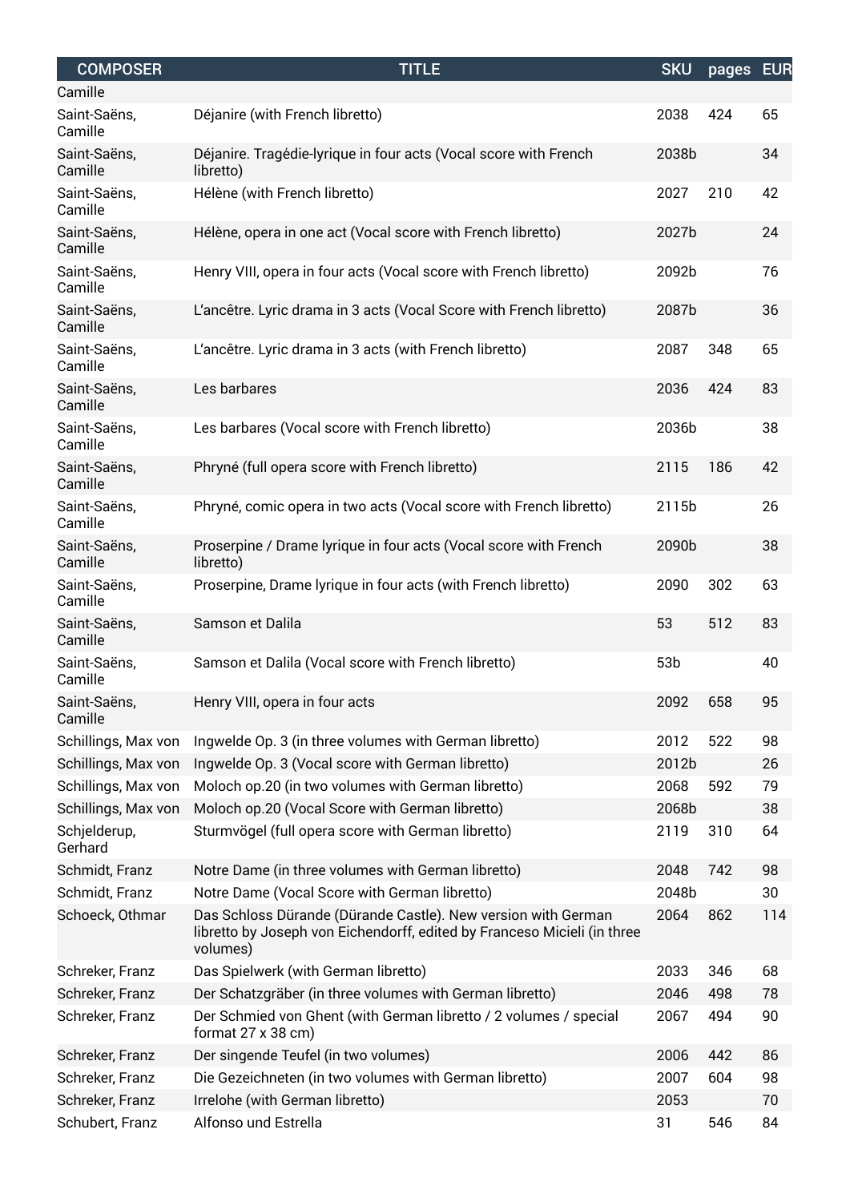| COMPOSER | TITLE | SKU | pages | EUR |
|---|---|---|---|---|
| Camille | | | | |
| Saint-Saëns, Camille | Déjanire (with French libretto) | 2038 | 424 | 65 |
| Saint-Saëns, Camille | Déjanire. Tragédie-lyrique in four acts (Vocal score with French libretto) | 2038b | | 34 |
| Saint-Saëns, Camille | Hélène (with French libretto) | 2027 | 210 | 42 |
| Saint-Saëns, Camille | Hélène, opera in one act (Vocal score with French libretto) | 2027b | | 24 |
| Saint-Saëns, Camille | Henry VIII, opera in four acts (Vocal score with French libretto) | 2092b | | 76 |
| Saint-Saëns, Camille | L'ancêtre. Lyric drama in 3 acts (Vocal Score with French libretto) | 2087b | | 36 |
| Saint-Saëns, Camille | L'ancêtre. Lyric drama in 3 acts (with French libretto) | 2087 | 348 | 65 |
| Saint-Saëns, Camille | Les barbares | 2036 | 424 | 83 |
| Saint-Saëns, Camille | Les barbares (Vocal score with French libretto) | 2036b | | 38 |
| Saint-Saëns, Camille | Phryné (full opera score with French libretto) | 2115 | 186 | 42 |
| Saint-Saëns, Camille | Phryné, comic opera in two acts (Vocal score with French libretto) | 2115b | | 26 |
| Saint-Saëns, Camille | Proserpine / Drame lyrique in four acts (Vocal score with French libretto) | 2090b | | 38 |
| Saint-Saëns, Camille | Proserpine, Drame lyrique in four acts (with French libretto) | 2090 | 302 | 63 |
| Saint-Saëns, Camille | Samson et Dalila | 53 | 512 | 83 |
| Saint-Saëns, Camille | Samson et Dalila (Vocal score with French libretto) | 53b | | 40 |
| Saint-Saëns, Camille | Henry VIII, opera in four acts | 2092 | 658 | 95 |
| Schillings, Max von | Ingwelde Op. 3 (in three volumes with German libretto) | 2012 | 522 | 98 |
| Schillings, Max von | Ingwelde Op. 3 (Vocal score with German libretto) | 2012b | | 26 |
| Schillings, Max von | Moloch op.20 (in two volumes with German libretto) | 2068 | 592 | 79 |
| Schillings, Max von | Moloch op.20 (Vocal Score with German libretto) | 2068b | | 38 |
| Schjelderup, Gerhard | Sturmvögel (full opera score with German libretto) | 2119 | 310 | 64 |
| Schmidt, Franz | Notre Dame (in three volumes with German libretto) | 2048 | 742 | 98 |
| Schmidt, Franz | Notre Dame (Vocal Score with German libretto) | 2048b | | 30 |
| Schoeck, Othmar | Das Schloss Dürande (Dürande Castle). New version with German libretto by Joseph von Eichendorff, edited by Franceso Micieli (in three volumes) | 2064 | 862 | 114 |
| Schreker, Franz | Das Spielwerk (with German libretto) | 2033 | 346 | 68 |
| Schreker, Franz | Der Schatzgräber (in three volumes with German libretto) | 2046 | 498 | 78 |
| Schreker, Franz | Der Schmied von Ghent (with German libretto / 2 volumes / special format 27 x 38 cm) | 2067 | 494 | 90 |
| Schreker, Franz | Der singende Teufel (in two volumes) | 2006 | 442 | 86 |
| Schreker, Franz | Die Gezeichneten (in two volumes with German libretto) | 2007 | 604 | 98 |
| Schreker, Franz | Irrelohe (with German libretto) | 2053 | | 70 |
| Schubert, Franz | Alfonso und Estrella | 31 | 546 | 84 |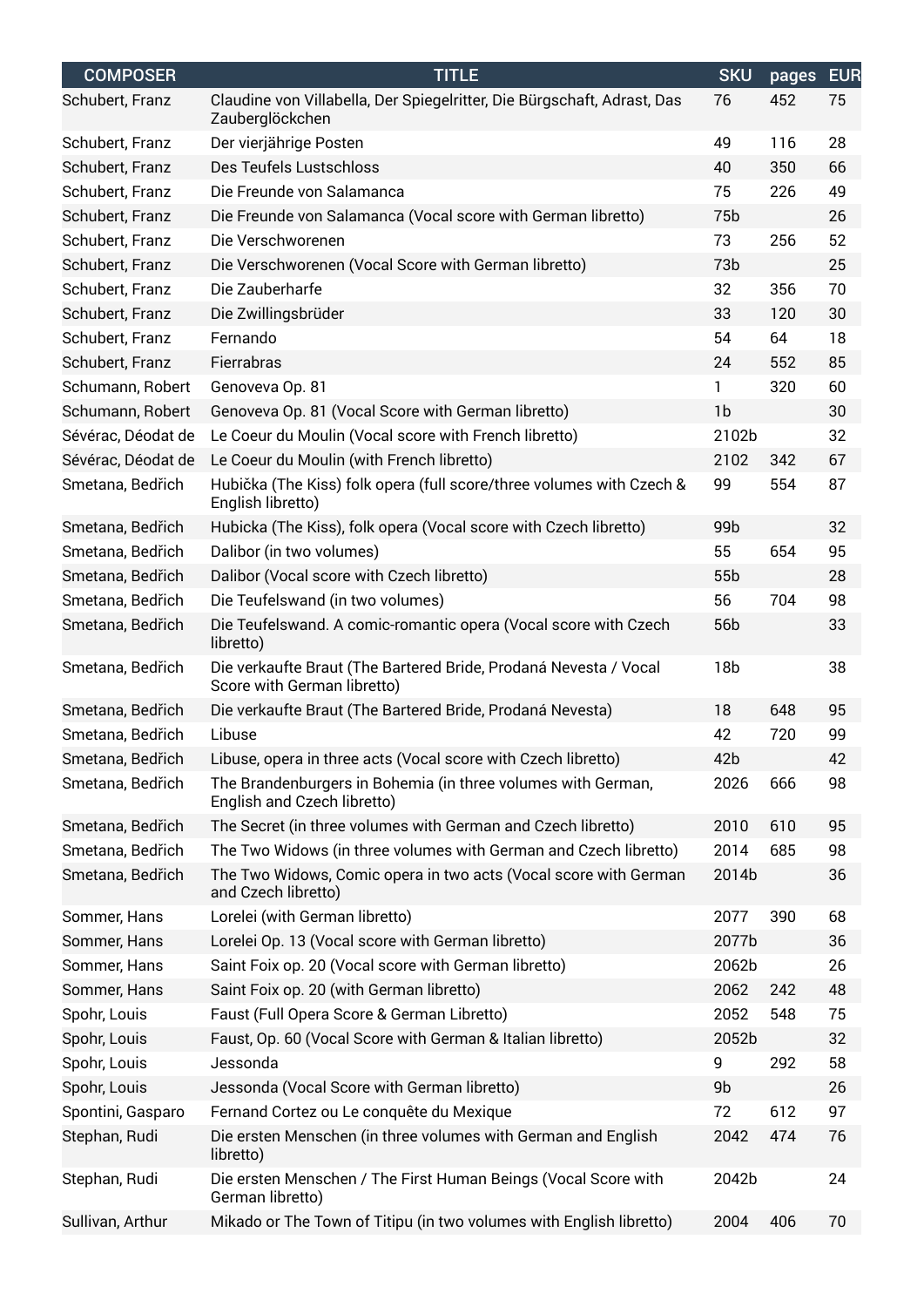| COMPOSER | TITLE | SKU | pages | EUR |
|---|---|---|---|---|
| Schubert, Franz | Claudine von Villabella, Der Spiegelritter, Die Bürgschaft, Adrast, Das Zauberglöckchen | 76 | 452 | 75 |
| Schubert, Franz | Der vierjährige Posten | 49 | 116 | 28 |
| Schubert, Franz | Des Teufels Lustschloss | 40 | 350 | 66 |
| Schubert, Franz | Die Freunde von Salamanca | 75 | 226 | 49 |
| Schubert, Franz | Die Freunde von Salamanca (Vocal score with German libretto) | 75b | | 26 |
| Schubert, Franz | Die Verschworenen | 73 | 256 | 52 |
| Schubert, Franz | Die Verschworenen (Vocal Score with German libretto) | 73b | | 25 |
| Schubert, Franz | Die Zauberharfe | 32 | 356 | 70 |
| Schubert, Franz | Die Zwillingsbrüder | 33 | 120 | 30 |
| Schubert, Franz | Fernando | 54 | 64 | 18 |
| Schubert, Franz | Fierrabras | 24 | 552 | 85 |
| Schumann, Robert | Genoveva Op. 81 | 1 | 320 | 60 |
| Schumann, Robert | Genoveva Op. 81 (Vocal Score with German libretto) | 1b | | 30 |
| Sévérac, Déodat de | Le Coeur du Moulin (Vocal score with French libretto) | 2102b | | 32 |
| Sévérac, Déodat de | Le Coeur du Moulin (with French libretto) | 2102 | 342 | 67 |
| Smetana, Bedřich | Hubička (The Kiss) folk opera (full score/three volumes with Czech & English libretto) | 99 | 554 | 87 |
| Smetana, Bedřich | Hubicka (The Kiss), folk opera (Vocal score with Czech libretto) | 99b | | 32 |
| Smetana, Bedřich | Dalibor (in two volumes) | 55 | 654 | 95 |
| Smetana, Bedřich | Dalibor (Vocal score with Czech libretto) | 55b | | 28 |
| Smetana, Bedřich | Die Teufelswand (in two volumes) | 56 | 704 | 98 |
| Smetana, Bedřich | Die Teufelswand. A comic-romantic opera (Vocal score with Czech libretto) | 56b | | 33 |
| Smetana, Bedřich | Die verkaufte Braut (The Bartered Bride, Prodaná Nevesta / Vocal Score with German libretto) | 18b | | 38 |
| Smetana, Bedřich | Die verkaufte Braut (The Bartered Bride, Prodaná Nevesta) | 18 | 648 | 95 |
| Smetana, Bedřich | Libuse | 42 | 720 | 99 |
| Smetana, Bedřich | Libuse, opera in three acts (Vocal score with Czech libretto) | 42b | | 42 |
| Smetana, Bedřich | The Brandenburgers in Bohemia (in three volumes with German, English and Czech libretto) | 2026 | 666 | 98 |
| Smetana, Bedřich | The Secret (in three volumes with German and Czech libretto) | 2010 | 610 | 95 |
| Smetana, Bedřich | The Two Widows (in three volumes with German and Czech libretto) | 2014 | 685 | 98 |
| Smetana, Bedřich | The Two Widows, Comic opera in two acts (Vocal score with German and Czech libretto) | 2014b | | 36 |
| Sommer, Hans | Lorelei (with German libretto) | 2077 | 390 | 68 |
| Sommer, Hans | Lorelei Op. 13 (Vocal score with German libretto) | 2077b | | 36 |
| Sommer, Hans | Saint Foix op. 20 (Vocal score with German libretto) | 2062b | | 26 |
| Sommer, Hans | Saint Foix op. 20 (with German libretto) | 2062 | 242 | 48 |
| Spohr, Louis | Faust (Full Opera Score & German Libretto) | 2052 | 548 | 75 |
| Spohr, Louis | Faust, Op. 60 (Vocal Score with German & Italian libretto) | 2052b | | 32 |
| Spohr, Louis | Jessonda | 9 | 292 | 58 |
| Spohr, Louis | Jessonda (Vocal Score with German libretto) | 9b | | 26 |
| Spontini, Gasparo | Fernand Cortez ou Le conquête du Mexique | 72 | 612 | 97 |
| Stephan, Rudi | Die ersten Menschen (in three volumes with German and English libretto) | 2042 | 474 | 76 |
| Stephan, Rudi | Die ersten Menschen / The First Human Beings (Vocal Score with German libretto) | 2042b | | 24 |
| Sullivan, Arthur | Mikado or The Town of Titipu (in two volumes with English libretto) | 2004 | 406 | 70 |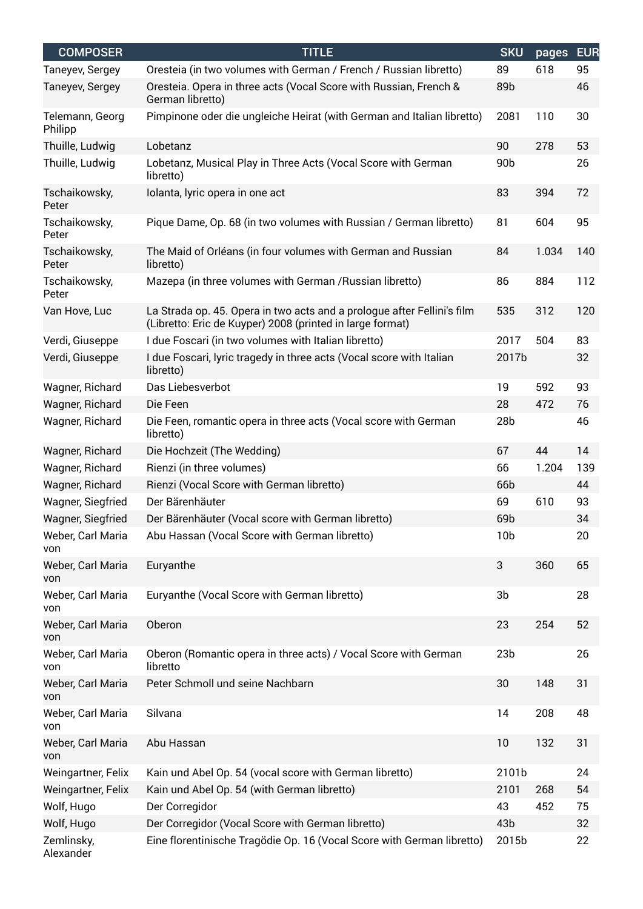| COMPOSER | TITLE | SKU | pages | EUR |
| --- | --- | --- | --- | --- |
| Taneyev, Sergey | Oresteia (in two volumes with German / French / Russian libretto) | 89 | 618 | 95 |
| Taneyev, Sergey | Oresteia. Opera in three acts (Vocal Score with Russian, French & German libretto) | 89b | | 46 |
| Telemann, Georg Philipp | Pimpinone oder die ungleiche Heirat (with German and Italian libretto) | 2081 | 110 | 30 |
| Thuille, Ludwig | Lobetanz | 90 | 278 | 53 |
| Thuille, Ludwig | Lobetanz, Musical Play in Three Acts (Vocal Score with German libretto) | 90b | | 26 |
| Tschaikowsky, Peter | Iolanta, lyric opera in one act | 83 | 394 | 72 |
| Tschaikowsky, Peter | Pique Dame, Op. 68 (in two volumes with Russian / German libretto) | 81 | 604 | 95 |
| Tschaikowsky, Peter | The Maid of Orléans (in four volumes with German and Russian libretto) | 84 | 1.034 | 140 |
| Tschaikowsky, Peter | Mazepa (in three volumes with German /Russian libretto) | 86 | 884 | 112 |
| Van Hove, Luc | La Strada op. 45. Opera in two acts and a prologue after Fellini's film (Libretto: Eric de Kuyper) 2008 (printed in large format) | 535 | 312 | 120 |
| Verdi, Giuseppe | I due Foscari (in two volumes with Italian libretto) | 2017 | 504 | 83 |
| Verdi, Giuseppe | I due Foscari, lyric tragedy in three acts (Vocal score with Italian libretto) | 2017b | | 32 |
| Wagner, Richard | Das Liebesverbot | 19 | 592 | 93 |
| Wagner, Richard | Die Feen | 28 | 472 | 76 |
| Wagner, Richard | Die Feen, romantic opera in three acts (Vocal score with German libretto) | 28b | | 46 |
| Wagner, Richard | Die Hochzeit (The Wedding) | 67 | 44 | 14 |
| Wagner, Richard | Rienzi (in three volumes) | 66 | 1.204 | 139 |
| Wagner, Richard | Rienzi (Vocal Score with German libretto) | 66b | | 44 |
| Wagner, Siegfried | Der Bärenhäuter | 69 | 610 | 93 |
| Wagner, Siegfried | Der Bärenhäuter (Vocal score with German libretto) | 69b | | 34 |
| Weber, Carl Maria von | Abu Hassan (Vocal Score with German libretto) | 10b | | 20 |
| Weber, Carl Maria von | Euryanthe | 3 | 360 | 65 |
| Weber, Carl Maria von | Euryanthe (Vocal Score with German libretto) | 3b | | 28 |
| Weber, Carl Maria von | Oberon | 23 | 254 | 52 |
| Weber, Carl Maria von | Oberon (Romantic opera in three acts) / Vocal Score with German libretto | 23b | | 26 |
| Weber, Carl Maria von | Peter Schmoll und seine Nachbarn | 30 | 148 | 31 |
| Weber, Carl Maria von | Silvana | 14 | 208 | 48 |
| Weber, Carl Maria von | Abu Hassan | 10 | 132 | 31 |
| Weingartner, Felix | Kain und Abel Op. 54 (vocal score with German libretto) | 2101b | | 24 |
| Weingartner, Felix | Kain und Abel Op. 54 (with German libretto) | 2101 | 268 | 54 |
| Wolf, Hugo | Der Corregidor | 43 | 452 | 75 |
| Wolf, Hugo | Der Corregidor (Vocal Score with German libretto) | 43b | | 32 |
| Zemlinsky, Alexander | Eine florentinische Tragödie Op. 16 (Vocal Score with German libretto) | 2015b | | 22 |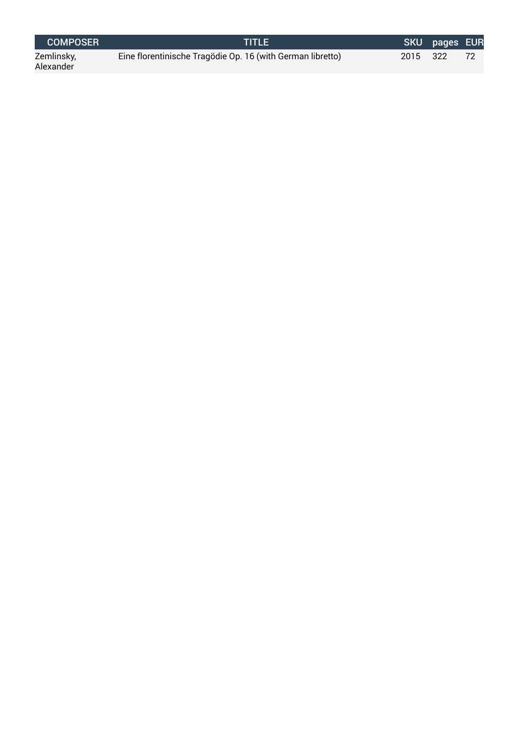| COMPOSER | TITLE | SKU | pages | EUR |
| --- | --- | --- | --- | --- |
| Zemlinsky, Alexander | Eine florentinische Tragödie Op. 16 (with German libretto) | 2015 | 322 | 72 |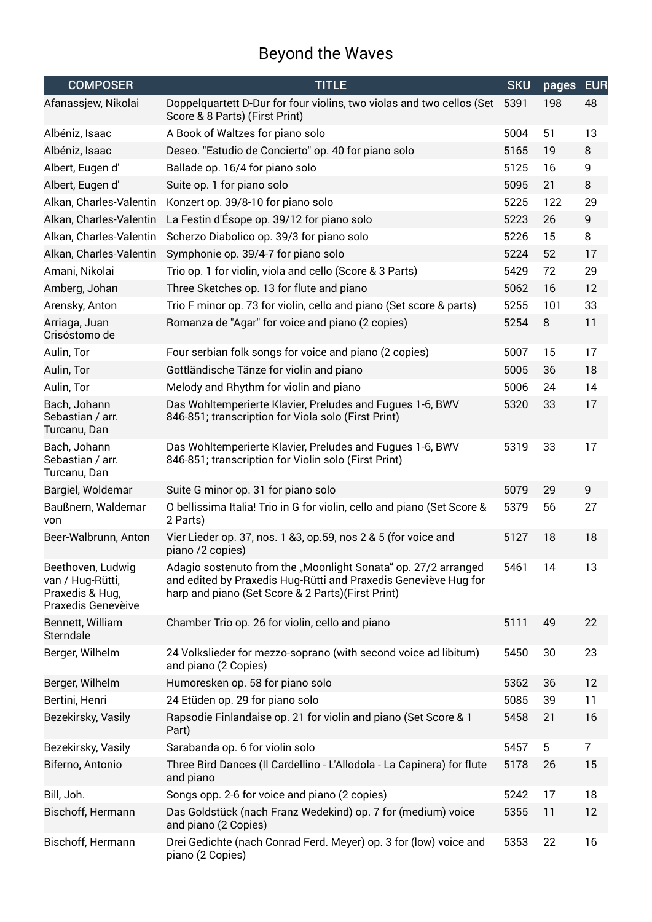# Beyond the Waves

| COMPOSER | TITLE | SKU | pages | EUR |
|---|---|---|---|---|
| Afanassjew, Nikolai | Doppelquartett D-Dur for four violins, two violas and two cellos (Set Score & 8 Parts) (First Print) | 5391 | 198 | 48 |
| Albéniz, Isaac | A Book of Waltzes for piano solo | 5004 | 51 | 13 |
| Albéniz, Isaac | Deseo. "Estudio de Concierto" op. 40 for piano solo | 5165 | 19 | 8 |
| Albert, Eugen d' | Ballade op. 16/4 for piano solo | 5125 | 16 | 9 |
| Albert, Eugen d' | Suite op. 1 for piano solo | 5095 | 21 | 8 |
| Alkan, Charles-Valentin | Konzert op. 39/8-10 for piano solo | 5225 | 122 | 29 |
| Alkan, Charles-Valentin | La Festin d'Ésope op. 39/12 for piano solo | 5223 | 26 | 9 |
| Alkan, Charles-Valentin | Scherzo Diabolico op. 39/3 for piano solo | 5226 | 15 | 8 |
| Alkan, Charles-Valentin | Symphonie op. 39/4-7 for piano solo | 5224 | 52 | 17 |
| Amani, Nikolai | Trio op. 1 for violin, viola and cello (Score & 3 Parts) | 5429 | 72 | 29 |
| Amberg, Johan | Three Sketches op. 13 for flute and piano | 5062 | 16 | 12 |
| Arensky, Anton | Trio F minor op. 73 for violin, cello and piano (Set score & parts) | 5255 | 101 | 33 |
| Arriaga, Juan Crisóstomo de | Romanza de "Agar" for voice and piano (2 copies) | 5254 | 8 | 11 |
| Aulin, Tor | Four serbian folk songs for voice and piano (2 copies) | 5007 | 15 | 17 |
| Aulin, Tor | Gottländische Tänze for violin and piano | 5005 | 36 | 18 |
| Aulin, Tor | Melody and Rhythm for violin and piano | 5006 | 24 | 14 |
| Bach, Johann Sebastian / arr. Turcanu, Dan | Das Wohltemperierte Klavier, Preludes and Fugues 1-6, BWV 846-851; transcription for Viola solo (First Print) | 5320 | 33 | 17 |
| Bach, Johann Sebastian / arr. Turcanu, Dan | Das Wohltemperierte Klavier, Preludes and Fugues 1-6, BWV 846-851; transcription for Violin solo (First Print) | 5319 | 33 | 17 |
| Bargiel, Woldemar | Suite G minor op. 31 for piano solo | 5079 | 29 | 9 |
| Baußnern, Waldemar von | O bellissima Italia! Trio in G for violin, cello and piano (Set Score & 2 Parts) | 5379 | 56 | 27 |
| Beer-Walbrunn, Anton | Vier Lieder op. 37, nos. 1 &3, op.59, nos 2 & 5 (for voice and piano /2 copies) | 5127 | 18 | 18 |
| Beethoven, Ludwig van / Hug-Rütti, Praxedis & Hug, Praxedis Genevèive | Adagio sostenuto from the „Moonlight Sonata“ op. 27/2 arranged and edited by Praxedis Hug-Rütti and Praxedis Geneviève Hug for harp and piano (Set Score & 2 Parts)(First Print) | 5461 | 14 | 13 |
| Bennett, William Sterndale | Chamber Trio op. 26 for violin, cello and piano | 5111 | 49 | 22 |
| Berger, Wilhelm | 24 Volkslieder for mezzo-soprano (with second voice ad libitum) and piano (2 Copies) | 5450 | 30 | 23 |
| Berger, Wilhelm | Humoresken op. 58 for piano solo | 5362 | 36 | 12 |
| Bertini, Henri | 24 Etüden op. 29 for piano solo | 5085 | 39 | 11 |
| Bezekirsky, Vasily | Rapsodie Finlandaise op. 21 for violin and piano (Set Score & 1 Part) | 5458 | 21 | 16 |
| Bezekirsky, Vasily | Sarabanda op. 6 for violin solo | 5457 | 5 | 7 |
| Biferno, Antonio | Three Bird Dances (Il Cardellino - L'Allodola - La Capinera) for flute and piano | 5178 | 26 | 15 |
| Bill, Joh. | Songs opp. 2-6 for voice and piano (2 copies) | 5242 | 17 | 18 |
| Bischoff, Hermann | Das Goldstück (nach Franz Wedekind) op. 7 for (medium) voice and piano (2 Copies) | 5355 | 11 | 12 |
| Bischoff, Hermann | Drei Gedichte (nach Conrad Ferd. Meyer) op. 3 for (low) voice and piano (2 Copies) | 5353 | 22 | 16 |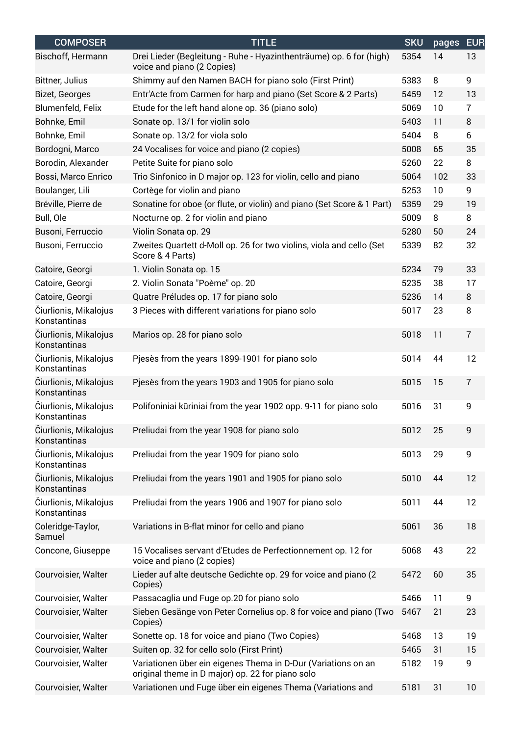| COMPOSER | TITLE | SKU | pages | EUR |
|---|---|---|---|---|
| Bischoff, Hermann | Drei Lieder (Begleitung - Ruhe - Hyazinthenträume) op. 6 for (high) voice and piano (2 Copies) | 5354 | 14 | 13 |
| Bittner, Julius | Shimmy auf den Namen BACH for piano solo (First Print) | 5383 | 8 | 9 |
| Bizet, Georges | Entr'Acte from Carmen for harp and piano (Set Score & 2 Parts) | 5459 | 12 | 13 |
| Blumenfeld, Felix | Etude for the left hand alone op. 36 (piano solo) | 5069 | 10 | 7 |
| Bohnke, Emil | Sonate op. 13/1 for violin solo | 5403 | 11 | 8 |
| Bohnke, Emil | Sonate op. 13/2 for viola solo | 5404 | 8 | 6 |
| Bordogni, Marco | 24 Vocalises for voice and piano (2 copies) | 5008 | 65 | 35 |
| Borodin, Alexander | Petite Suite for piano solo | 5260 | 22 | 8 |
| Bossi, Marco Enrico | Trio Sinfonico in D major op. 123 for violin, cello and piano | 5064 | 102 | 33 |
| Boulanger, Lili | Cortège for violin and piano | 5253 | 10 | 9 |
| Bréville, Pierre de | Sonatine for oboe (or flute, or violin) and piano (Set Score & 1 Part) | 5359 | 29 | 19 |
| Bull, Ole | Nocturne op. 2 for violin and piano | 5009 | 8 | 8 |
| Busoni, Ferruccio | Violin Sonata op. 29 | 5280 | 50 | 24 |
| Busoni, Ferruccio | Zweites Quartett d-Moll op. 26 for two violins, viola and cello (Set Score & 4 Parts) | 5339 | 82 | 32 |
| Catoire, Georgi | 1. Violin Sonata op. 15 | 5234 | 79 | 33 |
| Catoire, Georgi | 2. Violin Sonata "Poème" op. 20 | 5235 | 38 | 17 |
| Catoire, Georgi | Quatre Préludes op. 17 for piano solo | 5236 | 14 | 8 |
| Čiurlionis, Mikalojus Konstantinas | 3 Pieces with different variations for piano solo | 5017 | 23 | 8 |
| Čiurlionis, Mikalojus Konstantinas | Marios op. 28 for piano solo | 5018 | 11 | 7 |
| Čiurlionis, Mikalojus Konstantinas | Pjesès from the years 1899-1901 for piano solo | 5014 | 44 | 12 |
| Čiurlionis, Mikalojus Konstantinas | Pjesès from the years 1903 and 1905 for piano solo | 5015 | 15 | 7 |
| Čiurlionis, Mikalojus Konstantinas | Polifoniniai kūriniai from the year 1902 opp. 9-11 for piano solo | 5016 | 31 | 9 |
| Čiurlionis, Mikalojus Konstantinas | Preliudai from the year 1908 for piano solo | 5012 | 25 | 9 |
| Čiurlionis, Mikalojus Konstantinas | Preliudai from the year 1909 for piano solo | 5013 | 29 | 9 |
| Čiurlionis, Mikalojus Konstantinas | Preliudai from the years 1901 and 1905 for piano solo | 5010 | 44 | 12 |
| Čiurlionis, Mikalojus Konstantinas | Preliudai from the years 1906 and 1907 for piano solo | 5011 | 44 | 12 |
| Coleridge-Taylor, Samuel | Variations in B-flat minor for cello and piano | 5061 | 36 | 18 |
| Concone, Giuseppe | 15 Vocalises servant d'Etudes de Perfectionnement op. 12 for voice and piano (2 copies) | 5068 | 43 | 22 |
| Courvoisier, Walter | Lieder auf alte deutsche Gedichte op. 29 for voice and piano (2 Copies) | 5472 | 60 | 35 |
| Courvoisier, Walter | Passacaglia und Fuge op.20 for piano solo | 5466 | 11 | 9 |
| Courvoisier, Walter | Sieben Gesänge von Peter Cornelius op. 8 for voice and piano (Two Copies) | 5467 | 21 | 23 |
| Courvoisier, Walter | Sonette op. 18 for voice and piano (Two Copies) | 5468 | 13 | 19 |
| Courvoisier, Walter | Suiten op. 32 for cello solo (First Print) | 5465 | 31 | 15 |
| Courvoisier, Walter | Variationen über ein eigenes Thema in D-Dur (Variations on an original theme in D major) op. 22 for piano solo | 5182 | 19 | 9 |
| Courvoisier, Walter | Variationen und Fuge über ein eigenes Thema (Variations and | 5181 | 31 | 10 |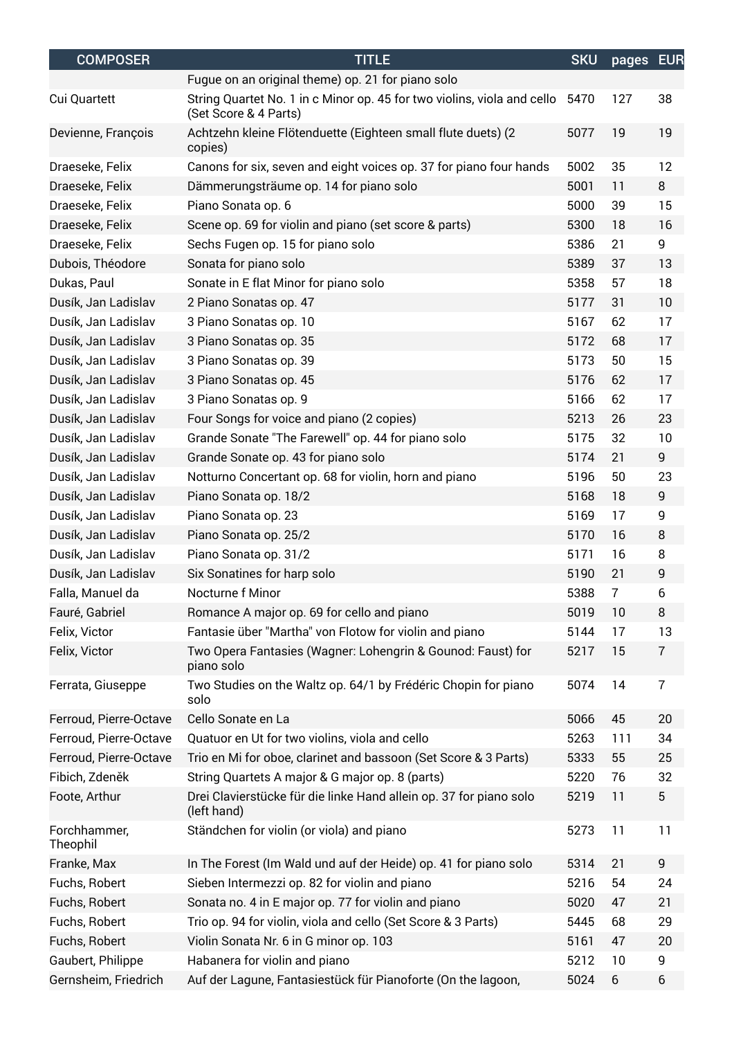| COMPOSER | TITLE | SKU | pages | EUR |
|---|---|---|---|---|
| | Fugue on an original theme) op. 21 for piano solo | | | |
| Cui Quartett | String Quartet No. 1 in c Minor op. 45 for two violins, viola and cello (Set Score & 4 Parts) | 5470 | 127 | 38 |
| Devienne, François | Achtzehn kleine Flötenduette (Eighteen small flute duets) (2 copies) | 5077 | 19 | 19 |
| Draeseke, Felix | Canons for six, seven and eight voices op. 37 for piano four hands | 5002 | 35 | 12 |
| Draeseke, Felix | Dämmerungsträume op. 14 for piano solo | 5001 | 11 | 8 |
| Draeseke, Felix | Piano Sonata op. 6 | 5000 | 39 | 15 |
| Draeseke, Felix | Scene op. 69 for violin and piano (set score & parts) | 5300 | 18 | 16 |
| Draeseke, Felix | Sechs Fugen op. 15 for piano solo | 5386 | 21 | 9 |
| Dubois, Théodore | Sonata for piano solo | 5389 | 37 | 13 |
| Dukas, Paul | Sonate in E flat Minor for piano solo | 5358 | 57 | 18 |
| Dusík, Jan Ladislav | 2 Piano Sonatas op. 47 | 5177 | 31 | 10 |
| Dusík, Jan Ladislav | 3 Piano Sonatas op. 10 | 5167 | 62 | 17 |
| Dusík, Jan Ladislav | 3 Piano Sonatas op. 35 | 5172 | 68 | 17 |
| Dusík, Jan Ladislav | 3 Piano Sonatas op. 39 | 5173 | 50 | 15 |
| Dusík, Jan Ladislav | 3 Piano Sonatas op. 45 | 5176 | 62 | 17 |
| Dusík, Jan Ladislav | 3 Piano Sonatas op. 9 | 5166 | 62 | 17 |
| Dusík, Jan Ladislav | Four Songs for voice and piano (2 copies) | 5213 | 26 | 23 |
| Dusík, Jan Ladislav | Grande Sonate "The Farewell" op. 44 for piano solo | 5175 | 32 | 10 |
| Dusík, Jan Ladislav | Grande Sonate op. 43 for piano solo | 5174 | 21 | 9 |
| Dusík, Jan Ladislav | Notturno Concertant op. 68 for violin, horn and piano | 5196 | 50 | 23 |
| Dusík, Jan Ladislav | Piano Sonata op. 18/2 | 5168 | 18 | 9 |
| Dusík, Jan Ladislav | Piano Sonata op. 23 | 5169 | 17 | 9 |
| Dusík, Jan Ladislav | Piano Sonata op. 25/2 | 5170 | 16 | 8 |
| Dusík, Jan Ladislav | Piano Sonata op. 31/2 | 5171 | 16 | 8 |
| Dusík, Jan Ladislav | Six Sonatines for harp solo | 5190 | 21 | 9 |
| Falla, Manuel da | Nocturne f Minor | 5388 | 7 | 6 |
| Fauré, Gabriel | Romance A major op. 69 for cello and piano | 5019 | 10 | 8 |
| Felix, Victor | Fantasie über "Martha" von Flotow for violin and piano | 5144 | 17 | 13 |
| Felix, Victor | Two Opera Fantasies (Wagner: Lohengrin & Gounod: Faust) for piano solo | 5217 | 15 | 7 |
| Ferrata, Giuseppe | Two Studies on the Waltz op. 64/1 by Frédéric Chopin for piano solo | 5074 | 14 | 7 |
| Ferroud, Pierre-Octave | Cello Sonate en La | 5066 | 45 | 20 |
| Ferroud, Pierre-Octave | Quatuor en Ut for two violins, viola and cello | 5263 | 111 | 34 |
| Ferroud, Pierre-Octave | Trio en Mi for oboe, clarinet and bassoon (Set Score & 3 Parts) | 5333 | 55 | 25 |
| Fibich, Zdeněk | String Quartets A major & G major op. 8 (parts) | 5220 | 76 | 32 |
| Foote, Arthur | Drei Clavierstücke für die linke Hand allein op. 37 for piano solo (left hand) | 5219 | 11 | 5 |
| Forchhammer, Theophil | Ständchen for violin (or viola) and piano | 5273 | 11 | 11 |
| Franke, Max | In The Forest (Im Wald und auf der Heide) op. 41 for piano solo | 5314 | 21 | 9 |
| Fuchs, Robert | Sieben Intermezzi op. 82 for violin and piano | 5216 | 54 | 24 |
| Fuchs, Robert | Sonata no. 4 in E major op. 77 for violin and piano | 5020 | 47 | 21 |
| Fuchs, Robert | Trio op. 94 for violin, viola and cello (Set Score & 3 Parts) | 5445 | 68 | 29 |
| Fuchs, Robert | Violin Sonata Nr. 6 in G minor op. 103 | 5161 | 47 | 20 |
| Gaubert, Philippe | Habanera for violin and piano | 5212 | 10 | 9 |
| Gernsheim, Friedrich | Auf der Lagune, Fantasiestück für Pianoforte (On the lagoon, | 5024 | 6 | 6 |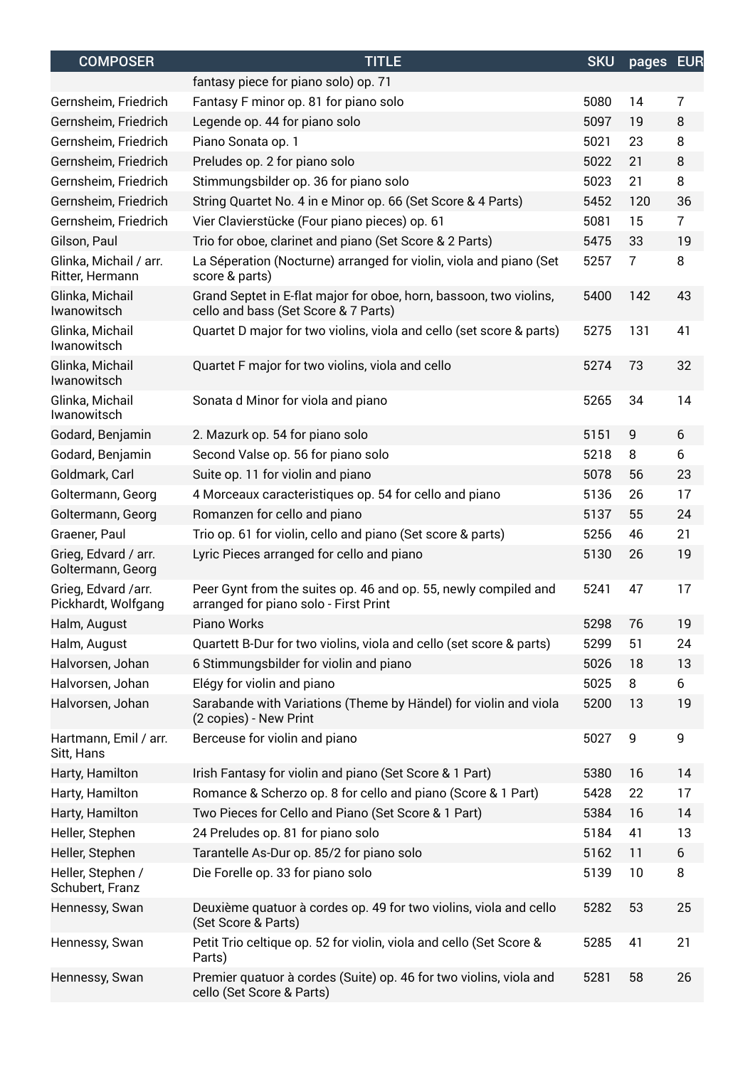| COMPOSER | TITLE | SKU | pages | EUR |
|---|---|---|---|---|
| | fantasy piece for piano solo) op. 71 | | | |
| Gernsheim, Friedrich | Fantasy F minor op. 81 for piano solo | 5080 | 14 | 7 |
| Gernsheim, Friedrich | Legende op. 44 for piano solo | 5097 | 19 | 8 |
| Gernsheim, Friedrich | Piano Sonata op. 1 | 5021 | 23 | 8 |
| Gernsheim, Friedrich | Preludes op. 2 for piano solo | 5022 | 21 | 8 |
| Gernsheim, Friedrich | Stimmungsbilder op. 36 for piano solo | 5023 | 21 | 8 |
| Gernsheim, Friedrich | String Quartet No. 4 in e Minor op. 66 (Set Score & 4 Parts) | 5452 | 120 | 36 |
| Gernsheim, Friedrich | Vier Clavierstücke (Four piano pieces) op. 61 | 5081 | 15 | 7 |
| Gilson, Paul | Trio for oboe, clarinet and piano (Set Score & 2 Parts) | 5475 | 33 | 19 |
| Glinka, Michail / arr. Ritter, Hermann | La Séperation (Nocturne) arranged for violin, viola and piano (Set score & parts) | 5257 | 7 | 8 |
| Glinka, Michail Iwanowitsch | Grand Septet in E-flat major for oboe, horn, bassoon, two violins, cello and bass (Set Score & 7 Parts) | 5400 | 142 | 43 |
| Glinka, Michail Iwanowitsch | Quartet D major for two violins, viola and cello (set score & parts) | 5275 | 131 | 41 |
| Glinka, Michail Iwanowitsch | Quartet F major for two violins, viola and cello | 5274 | 73 | 32 |
| Glinka, Michail Iwanowitsch | Sonata d Minor for viola and piano | 5265 | 34 | 14 |
| Godard, Benjamin | 2. Mazurk op. 54 for piano solo | 5151 | 9 | 6 |
| Godard, Benjamin | Second Valse op. 56 for piano solo | 5218 | 8 | 6 |
| Goldmark, Carl | Suite op. 11 for violin and piano | 5078 | 56 | 23 |
| Goltermann, Georg | 4 Morceaux caracteristiques op. 54 for cello and piano | 5136 | 26 | 17 |
| Goltermann, Georg | Romanzen for cello and piano | 5137 | 55 | 24 |
| Graener, Paul | Trio op. 61 for violin, cello and piano (Set score & parts) | 5256 | 46 | 21 |
| Grieg, Edvard / arr. Goltermann, Georg | Lyric Pieces arranged for cello and piano | 5130 | 26 | 19 |
| Grieg, Edvard /arr. Pickhardt, Wolfgang | Peer Gynt from the suites op. 46 and op. 55, newly compiled and arranged for piano solo - First Print | 5241 | 47 | 17 |
| Halm, August | Piano Works | 5298 | 76 | 19 |
| Halm, August | Quartett B-Dur for two violins, viola and cello (set score & parts) | 5299 | 51 | 24 |
| Halvorsen, Johan | 6 Stimmungsbilder for violin and piano | 5026 | 18 | 13 |
| Halvorsen, Johan | Elégy for violin and piano | 5025 | 8 | 6 |
| Halvorsen, Johan | Sarabande with Variations (Theme by Händel) for violin and viola (2 copies) - New Print | 5200 | 13 | 19 |
| Hartmann, Emil / arr. Sitt, Hans | Berceuse for violin and piano | 5027 | 9 | 9 |
| Harty, Hamilton | Irish Fantasy for violin and piano (Set Score & 1 Part) | 5380 | 16 | 14 |
| Harty, Hamilton | Romance & Scherzo op. 8 for cello and piano (Score & 1 Part) | 5428 | 22 | 17 |
| Harty, Hamilton | Two Pieces for Cello and Piano (Set Score & 1 Part) | 5384 | 16 | 14 |
| Heller, Stephen | 24 Preludes op. 81 for piano solo | 5184 | 41 | 13 |
| Heller, Stephen | Tarantelle As-Dur op. 85/2 for piano solo | 5162 | 11 | 6 |
| Heller, Stephen / Schubert, Franz | Die Forelle op. 33 for piano solo | 5139 | 10 | 8 |
| Hennessy, Swan | Deuxième quatuor à cordes op. 49 for two violins, viola and cello (Set Score & Parts) | 5282 | 53 | 25 |
| Hennessy, Swan | Petit Trio celtique op. 52 for violin, viola and cello (Set Score & Parts) | 5285 | 41 | 21 |
| Hennessy, Swan | Premier quatuor à cordes (Suite) op. 46 for two violins, viola and cello (Set Score & Parts) | 5281 | 58 | 26 |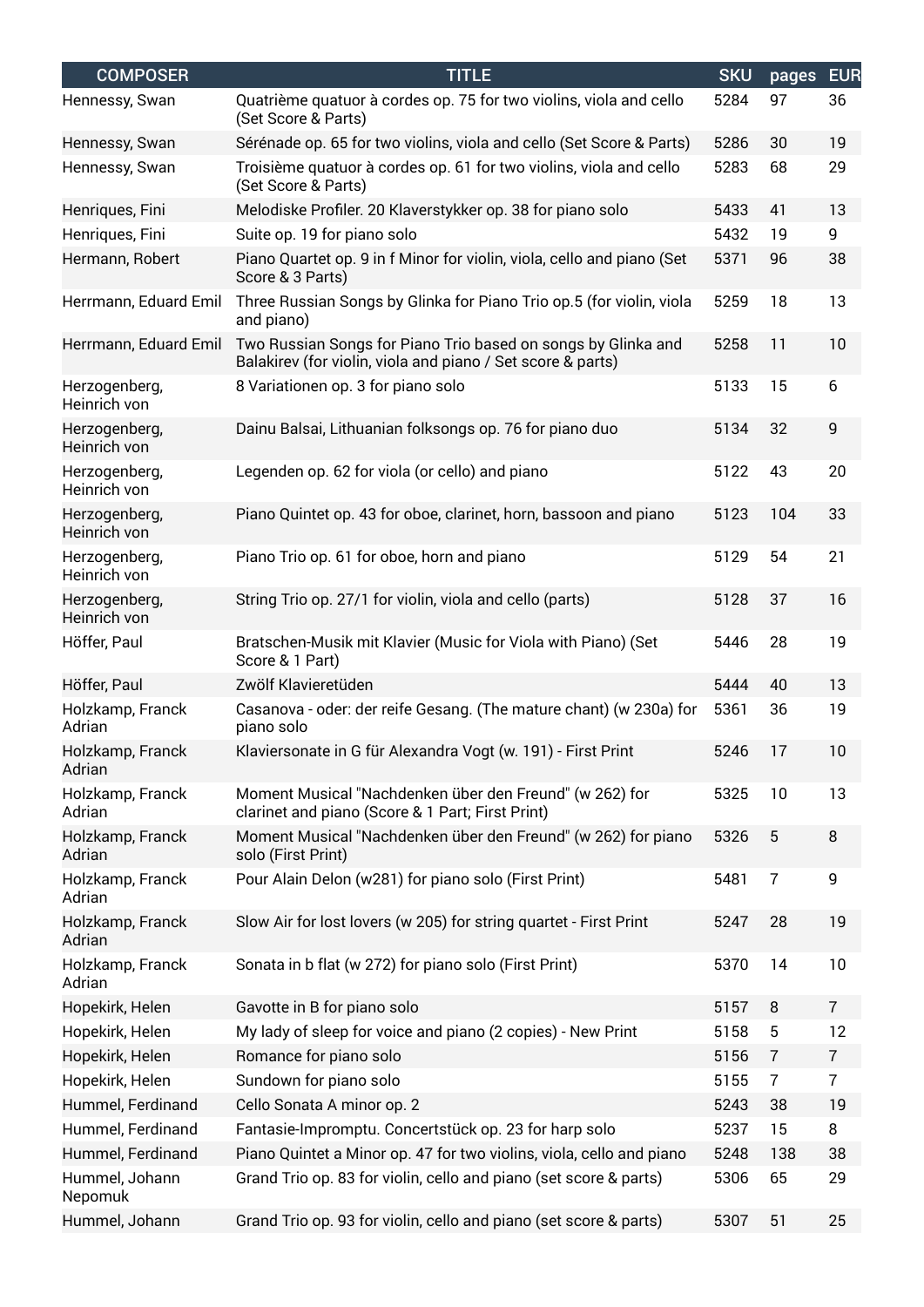| COMPOSER | TITLE | SKU | pages | EUR |
|---|---|---|---|---|
| Hennessy, Swan | Quatrième quatuor à cordes op. 75 for two violins, viola and cello (Set Score & Parts) | 5284 | 97 | 36 |
| Hennessy, Swan | Sérénade op. 65 for two violins, viola and cello (Set Score & Parts) | 5286 | 30 | 19 |
| Hennessy, Swan | Troisième quatuor à cordes op. 61 for two violins, viola and cello (Set Score & Parts) | 5283 | 68 | 29 |
| Henriques, Fini | Melodiske Profiler. 20 Klaverstykker op. 38 for piano solo | 5433 | 41 | 13 |
| Henriques, Fini | Suite op. 19 for piano solo | 5432 | 19 | 9 |
| Hermann, Robert | Piano Quartet op. 9 in f Minor for violin, viola, cello and piano (Set Score & 3 Parts) | 5371 | 96 | 38 |
| Herrmann, Eduard Emil | Three Russian Songs by Glinka for Piano Trio op.5 (for violin, viola and piano) | 5259 | 18 | 13 |
| Herrmann, Eduard Emil | Two Russian Songs for Piano Trio based on songs by Glinka and Balakirev (for violin, viola and piano / Set score & parts) | 5258 | 11 | 10 |
| Herzogenberg, Heinrich von | 8 Variationen op. 3 for piano solo | 5133 | 15 | 6 |
| Herzogenberg, Heinrich von | Dainu Balsai, Lithuanian folksongs op. 76 for piano duo | 5134 | 32 | 9 |
| Herzogenberg, Heinrich von | Legenden op. 62 for viola (or cello) and piano | 5122 | 43 | 20 |
| Herzogenberg, Heinrich von | Piano Quintet op. 43 for oboe, clarinet, horn, bassoon and piano | 5123 | 104 | 33 |
| Herzogenberg, Heinrich von | Piano Trio op. 61 for oboe, horn and piano | 5129 | 54 | 21 |
| Herzogenberg, Heinrich von | String Trio op. 27/1 for violin, viola and cello (parts) | 5128 | 37 | 16 |
| Höffer, Paul | Bratschen-Musik mit Klavier (Music for Viola with Piano) (Set Score & 1 Part) | 5446 | 28 | 19 |
| Höffer, Paul | Zwölf Klavieretüden | 5444 | 40 | 13 |
| Holzkamp, Franck Adrian | Casanova - oder: der reife Gesang. (The mature chant) (w 230a) for piano solo | 5361 | 36 | 19 |
| Holzkamp, Franck Adrian | Klaviersonate in G für Alexandra Vogt (w. 191) - First Print | 5246 | 17 | 10 |
| Holzkamp, Franck Adrian | Moment Musical "Nachdenken über den Freund" (w 262) for clarinet and piano (Score & 1 Part; First Print) | 5325 | 10 | 13 |
| Holzkamp, Franck Adrian | Moment Musical "Nachdenken über den Freund" (w 262) for piano solo (First Print) | 5326 | 5 | 8 |
| Holzkamp, Franck Adrian | Pour Alain Delon (w281) for piano solo (First Print) | 5481 | 7 | 9 |
| Holzkamp, Franck Adrian | Slow Air for lost lovers (w 205) for string quartet - First Print | 5247 | 28 | 19 |
| Holzkamp, Franck Adrian | Sonata in b flat (w 272) for piano solo (First Print) | 5370 | 14 | 10 |
| Hopekirk, Helen | Gavotte in B for piano solo | 5157 | 8 | 7 |
| Hopekirk, Helen | My lady of sleep for voice and piano (2 copies) - New Print | 5158 | 5 | 12 |
| Hopekirk, Helen | Romance for piano solo | 5156 | 7 | 7 |
| Hopekirk, Helen | Sundown for piano solo | 5155 | 7 | 7 |
| Hummel, Ferdinand | Cello Sonata A minor op. 2 | 5243 | 38 | 19 |
| Hummel, Ferdinand | Fantasie-Impromptu. Concertstück op. 23 for harp solo | 5237 | 15 | 8 |
| Hummel, Ferdinand | Piano Quintet a Minor op. 47 for two violins, viola, cello and piano | 5248 | 138 | 38 |
| Hummel, Johann Nepomuk | Grand Trio op. 83 for violin, cello and piano (set score & parts) | 5306 | 65 | 29 |
| Hummel, Johann | Grand Trio op. 93 for violin, cello and piano (set score & parts) | 5307 | 51 | 25 |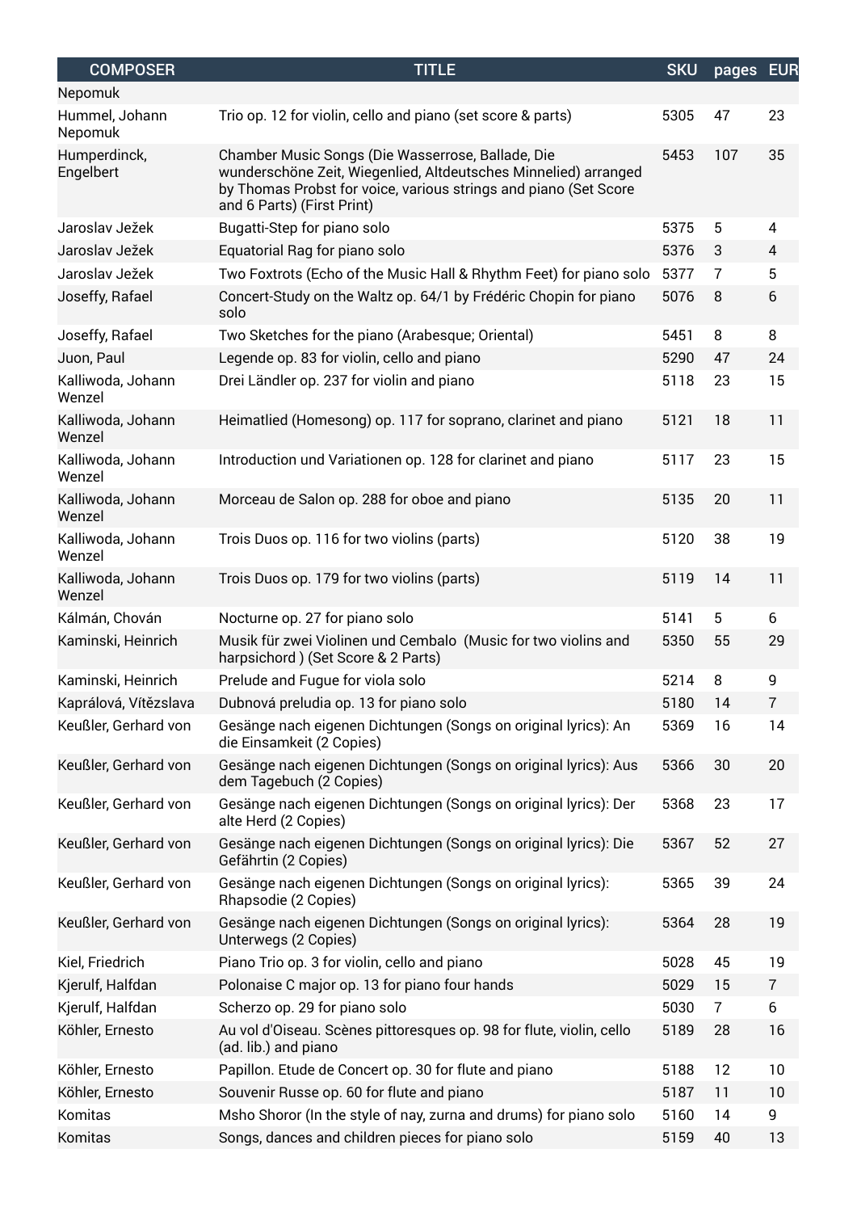| COMPOSER | TITLE | SKU | pages | EUR |
|---|---|---|---|---|
| Nepomuk | | | | |
| Hummel, Johann Nepomuk | Trio op. 12 for violin, cello and piano (set score & parts) | 5305 | 47 | 23 |
| Humperdinck, Engelbert | Chamber Music Songs (Die Wasserrose, Ballade, Die wunderschöne Zeit, Wiegenlied, Altdeutsches Minnelied) arranged by Thomas Probst for voice, various strings and piano (Set Score and 6 Parts) (First Print) | 5453 | 107 | 35 |
| Jaroslav Ježek | Bugatti-Step for piano solo | 5375 | 5 | 4 |
| Jaroslav Ježek | Equatorial Rag for piano solo | 5376 | 3 | 4 |
| Jaroslav Ježek | Two Foxtrots (Echo of the Music Hall & Rhythm Feet) for piano solo | 5377 | 7 | 5 |
| Joseffy, Rafael | Concert-Study on the Waltz op. 64/1 by Frédéric Chopin for piano solo | 5076 | 8 | 6 |
| Joseffy, Rafael | Two Sketches for the piano (Arabesque; Oriental) | 5451 | 8 | 8 |
| Juon, Paul | Legende op. 83 for violin, cello and piano | 5290 | 47 | 24 |
| Kalliwoda, Johann Wenzel | Drei Ländler op. 237 for violin and piano | 5118 | 23 | 15 |
| Kalliwoda, Johann Wenzel | Heimatlied (Homesong) op. 117 for soprano, clarinet and piano | 5121 | 18 | 11 |
| Kalliwoda, Johann Wenzel | Introduction und Variationen op. 128 for clarinet and piano | 5117 | 23 | 15 |
| Kalliwoda, Johann Wenzel | Morceau de Salon op. 288 for oboe and piano | 5135 | 20 | 11 |
| Kalliwoda, Johann Wenzel | Trois Duos op. 116 for two violins (parts) | 5120 | 38 | 19 |
| Kalliwoda, Johann Wenzel | Trois Duos op. 179 for two violins (parts) | 5119 | 14 | 11 |
| Kálmán, Chován | Nocturne op. 27 for piano solo | 5141 | 5 | 6 |
| Kaminski, Heinrich | Musik für zwei Violinen und Cembalo (Music for two violins and harpsichord ) (Set Score & 2 Parts) | 5350 | 55 | 29 |
| Kaminski, Heinrich | Prelude and Fugue for viola solo | 5214 | 8 | 9 |
| Kaprálová, Vítězslava | Dubnová preludia op. 13 for piano solo | 5180 | 14 | 7 |
| Keußler, Gerhard von | Gesänge nach eigenen Dichtungen (Songs on original lyrics): An die Einsamkeit (2 Copies) | 5369 | 16 | 14 |
| Keußler, Gerhard von | Gesänge nach eigenen Dichtungen (Songs on original lyrics): Aus dem Tagebuch (2 Copies) | 5366 | 30 | 20 |
| Keußler, Gerhard von | Gesänge nach eigenen Dichtungen (Songs on original lyrics): Der alte Herd (2 Copies) | 5368 | 23 | 17 |
| Keußler, Gerhard von | Gesänge nach eigenen Dichtungen (Songs on original lyrics): Die Gefährtin (2 Copies) | 5367 | 52 | 27 |
| Keußler, Gerhard von | Gesänge nach eigenen Dichtungen (Songs on original lyrics): Rhapsodie (2 Copies) | 5365 | 39 | 24 |
| Keußler, Gerhard von | Gesänge nach eigenen Dichtungen (Songs on original lyrics): Unterwegs (2 Copies) | 5364 | 28 | 19 |
| Kiel, Friedrich | Piano Trio op. 3 for violin, cello and piano | 5028 | 45 | 19 |
| Kjerulf, Halfdan | Polonaise C major op. 13 for piano four hands | 5029 | 15 | 7 |
| Kjerulf, Halfdan | Scherzo op. 29 for piano solo | 5030 | 7 | 6 |
| Köhler, Ernesto | Au vol d'Oiseau. Scènes pittoresques op. 98 for flute, violin, cello (ad. lib.) and piano | 5189 | 28 | 16 |
| Köhler, Ernesto | Papillon. Etude de Concert op. 30 for flute and piano | 5188 | 12 | 10 |
| Köhler, Ernesto | Souvenir Russe op. 60 for flute and piano | 5187 | 11 | 10 |
| Komitas | Msho Shoror (In the style of nay, zurna and drums) for piano solo | 5160 | 14 | 9 |
| Komitas | Songs, dances and children pieces for piano solo | 5159 | 40 | 13 |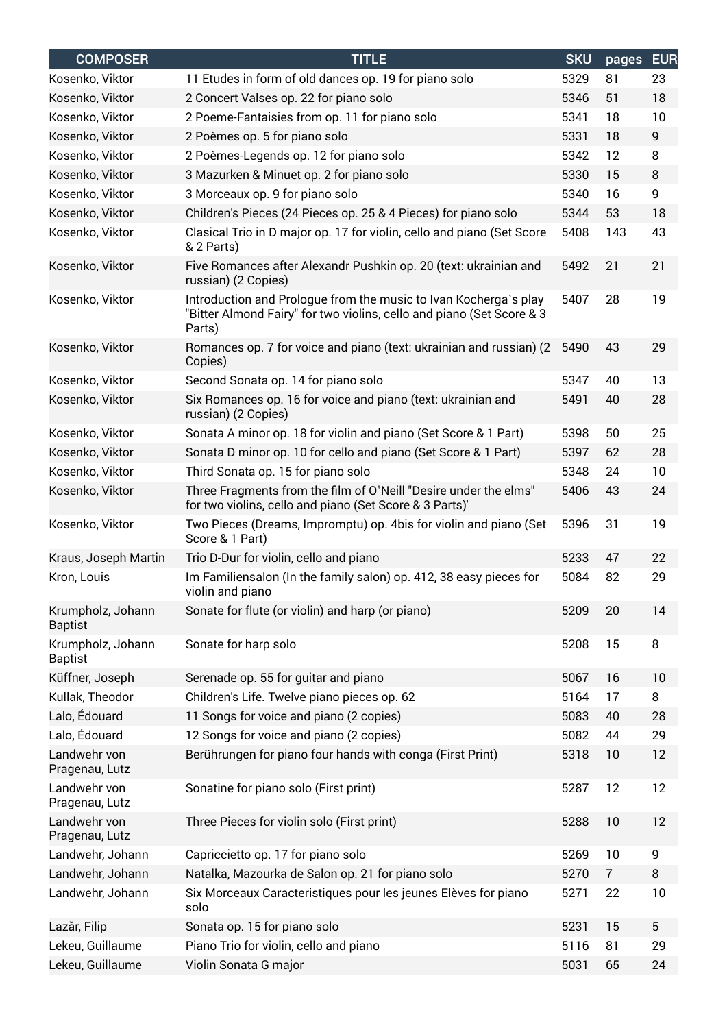| COMPOSER | TITLE | SKU | pages | EUR |
|---|---|---|---|---|
| Kosenko, Viktor | 11 Etudes in form of old dances op. 19 for piano solo | 5329 | 81 | 23 |
| Kosenko, Viktor | 2 Concert Valses op. 22 for piano solo | 5346 | 51 | 18 |
| Kosenko, Viktor | 2 Poeme-Fantaisies from op. 11 for piano solo | 5341 | 18 | 10 |
| Kosenko, Viktor | 2 Poèmes op. 5 for piano solo | 5331 | 18 | 9 |
| Kosenko, Viktor | 2 Poèmes-Legends op. 12 for piano solo | 5342 | 12 | 8 |
| Kosenko, Viktor | 3 Mazurken & Minuet op. 2 for piano solo | 5330 | 15 | 8 |
| Kosenko, Viktor | 3 Morceaux op. 9 for piano solo | 5340 | 16 | 9 |
| Kosenko, Viktor | Children's Pieces (24 Pieces op. 25 & 4 Pieces) for piano solo | 5344 | 53 | 18 |
| Kosenko, Viktor | Clasical Trio in D major op. 17 for violin, cello and piano (Set Score & 2 Parts) | 5408 | 143 | 43 |
| Kosenko, Viktor | Five Romances after Alexandr Pushkin op. 20 (text: ukrainian and russian) (2 Copies) | 5492 | 21 | 21 |
| Kosenko, Viktor | Introduction and Prologue from the music to Ivan Kocherga`s play "Bitter Almond Fairy" for two violins, cello and piano (Set Score & 3 Parts) | 5407 | 28 | 19 |
| Kosenko, Viktor | Romances op. 7 for voice and piano (text: ukrainian and russian) (2 Copies) | 5490 | 43 | 29 |
| Kosenko, Viktor | Second Sonata op. 14 for piano solo | 5347 | 40 | 13 |
| Kosenko, Viktor | Six Romances op. 16 for voice and piano (text: ukrainian and russian) (2 Copies) | 5491 | 40 | 28 |
| Kosenko, Viktor | Sonata A minor op. 18 for violin and piano (Set Score & 1 Part) | 5398 | 50 | 25 |
| Kosenko, Viktor | Sonata D minor op. 10 for cello and piano (Set Score & 1 Part) | 5397 | 62 | 28 |
| Kosenko, Viktor | Third Sonata op. 15 for piano solo | 5348 | 24 | 10 |
| Kosenko, Viktor | Three Fragments from the film of O"Neill "Desire under the elms" for two violins, cello and piano (Set Score & 3 Parts)' | 5406 | 43 | 24 |
| Kosenko, Viktor | Two Pieces (Dreams, Impromptu) op. 4bis for violin and piano (Set Score & 1 Part) | 5396 | 31 | 19 |
| Kraus, Joseph Martin | Trio D-Dur for violin, cello and piano | 5233 | 47 | 22 |
| Kron, Louis | Im Familiensalon (In the family salon) op. 412, 38 easy pieces for violin and piano | 5084 | 82 | 29 |
| Krumpholz, Johann Baptist | Sonate for flute (or violin) and harp (or piano) | 5209 | 20 | 14 |
| Krumpholz, Johann Baptist | Sonate for harp solo | 5208 | 15 | 8 |
| Küffner, Joseph | Serenade op. 55 for guitar and piano | 5067 | 16 | 10 |
| Kullak, Theodor | Children's Life. Twelve piano pieces op. 62 | 5164 | 17 | 8 |
| Lalo, Édouard | 11 Songs for voice and piano (2 copies) | 5083 | 40 | 28 |
| Lalo, Édouard | 12 Songs for voice and piano (2 copies) | 5082 | 44 | 29 |
| Landwehr von Pragenau, Lutz | Berührungen for piano four hands with conga (First Print) | 5318 | 10 | 12 |
| Landwehr von Pragenau, Lutz | Sonatine for piano solo (First print) | 5287 | 12 | 12 |
| Landwehr von Pragenau, Lutz | Three Pieces for violin solo (First print) | 5288 | 10 | 12 |
| Landwehr, Johann | Capriccietto op. 17 for piano solo | 5269 | 10 | 9 |
| Landwehr, Johann | Natalka, Mazourka de Salon op. 21 for piano solo | 5270 | 7 | 8 |
| Landwehr, Johann | Six Morceaux Caracteristiques pour les jeunes Elèves for piano solo | 5271 | 22 | 10 |
| Lazăr, Filip | Sonata op. 15 for piano solo | 5231 | 15 | 5 |
| Lekeu, Guillaume | Piano Trio for violin, cello and piano | 5116 | 81 | 29 |
| Lekeu, Guillaume | Violin Sonata G major | 5031 | 65 | 24 |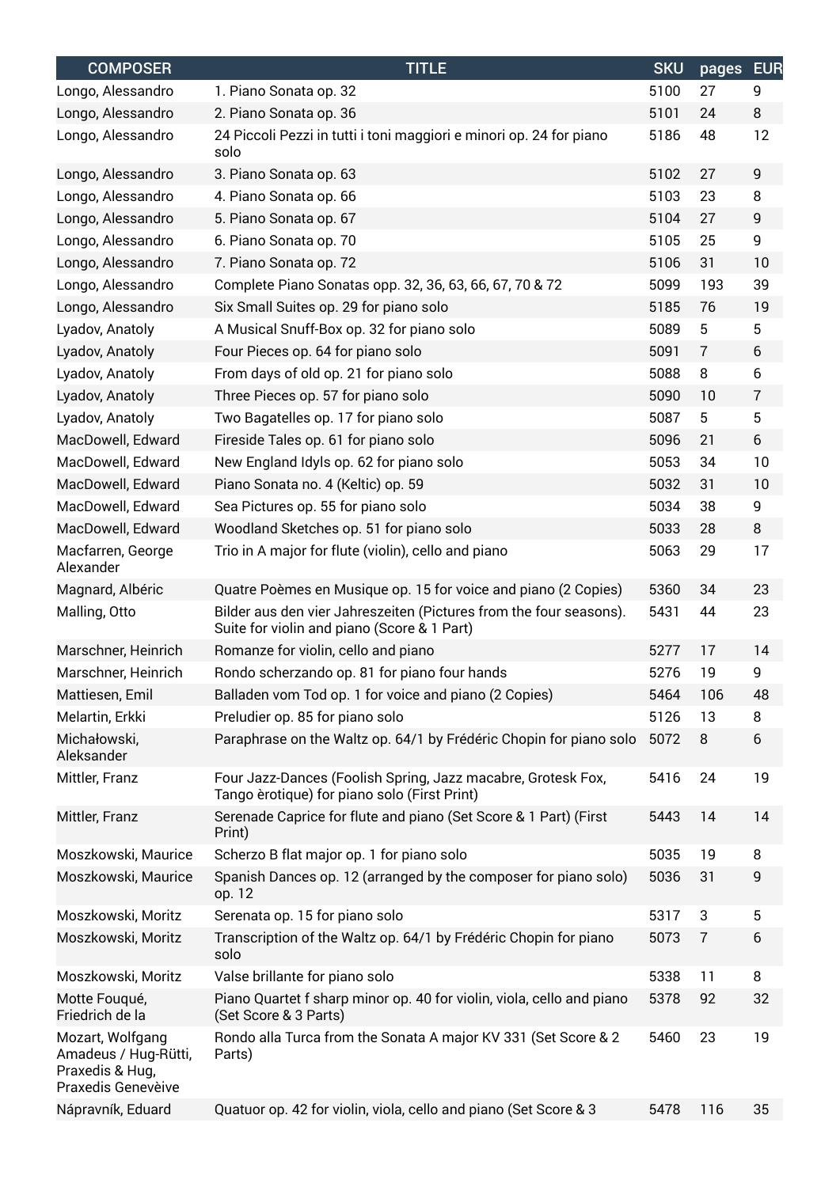| COMPOSER | TITLE | SKU | pages | EUR |
|---|---|---|---|---|
| Longo, Alessandro | 1. Piano Sonata op. 32 | 5100 | 27 | 9 |
| Longo, Alessandro | 2. Piano Sonata op. 36 | 5101 | 24 | 8 |
| Longo, Alessandro | 24 Piccoli Pezzi in tutti i toni maggiori e minori op. 24 for piano solo | 5186 | 48 | 12 |
| Longo, Alessandro | 3. Piano Sonata op. 63 | 5102 | 27 | 9 |
| Longo, Alessandro | 4. Piano Sonata op. 66 | 5103 | 23 | 8 |
| Longo, Alessandro | 5. Piano Sonata op. 67 | 5104 | 27 | 9 |
| Longo, Alessandro | 6. Piano Sonata op. 70 | 5105 | 25 | 9 |
| Longo, Alessandro | 7. Piano Sonata op. 72 | 5106 | 31 | 10 |
| Longo, Alessandro | Complete Piano Sonatas opp. 32, 36, 63, 66, 67, 70 & 72 | 5099 | 193 | 39 |
| Longo, Alessandro | Six Small Suites op. 29 for piano solo | 5185 | 76 | 19 |
| Lyadov, Anatoly | A Musical Snuff-Box op. 32 for piano solo | 5089 | 5 | 5 |
| Lyadov, Anatoly | Four Pieces op. 64 for piano solo | 5091 | 7 | 6 |
| Lyadov, Anatoly | From days of old op. 21 for piano solo | 5088 | 8 | 6 |
| Lyadov, Anatoly | Three Pieces op. 57 for piano solo | 5090 | 10 | 7 |
| Lyadov, Anatoly | Two Bagatelles op. 17 for piano solo | 5087 | 5 | 5 |
| MacDowell, Edward | Fireside Tales op. 61 for piano solo | 5096 | 21 | 6 |
| MacDowell, Edward | New England Idyls op. 62 for piano solo | 5053 | 34 | 10 |
| MacDowell, Edward | Piano Sonata no. 4 (Keltic) op. 59 | 5032 | 31 | 10 |
| MacDowell, Edward | Sea Pictures op. 55 for piano solo | 5034 | 38 | 9 |
| MacDowell, Edward | Woodland Sketches op. 51 for piano solo | 5033 | 28 | 8 |
| Macfarren, George Alexander | Trio in A major for flute (violin), cello and piano | 5063 | 29 | 17 |
| Magnard, Albéric | Quatre Poèmes en Musique op. 15 for voice and piano (2 Copies) | 5360 | 34 | 23 |
| Malling, Otto | Bilder aus den vier Jahreszeiten (Pictures from the four seasons). Suite for violin and piano (Score & 1 Part) | 5431 | 44 | 23 |
| Marschner, Heinrich | Romanze for violin, cello and piano | 5277 | 17 | 14 |
| Marschner, Heinrich | Rondo scherzando op. 81 for piano four hands | 5276 | 19 | 9 |
| Mattiesen, Emil | Balladen vom Tod op. 1 for voice and piano (2 Copies) | 5464 | 106 | 48 |
| Melartin, Erkki | Preludier op. 85 for piano solo | 5126 | 13 | 8 |
| Michałowski, Aleksander | Paraphrase on the Waltz op. 64/1 by Frédéric Chopin for piano solo | 5072 | 8 | 6 |
| Mittler, Franz | Four Jazz-Dances (Foolish Spring, Jazz macabre, Grotesk Fox, Tango èrotique) for piano solo (First Print) | 5416 | 24 | 19 |
| Mittler, Franz | Serenade Caprice for flute and piano (Set Score & 1 Part) (First Print) | 5443 | 14 | 14 |
| Moszkowski, Maurice | Scherzo B flat major op. 1 for piano solo | 5035 | 19 | 8 |
| Moszkowski, Maurice | Spanish Dances op. 12 (arranged by the composer for piano solo) op. 12 | 5036 | 31 | 9 |
| Moszkowski, Moritz | Serenata op. 15 for piano solo | 5317 | 3 | 5 |
| Moszkowski, Moritz | Transcription of the Waltz op. 64/1 by Frédéric Chopin for piano solo | 5073 | 7 | 6 |
| Moszkowski, Moritz | Valse brillante for piano solo | 5338 | 11 | 8 |
| Motte Fouqué, Friedrich de la | Piano Quartet f sharp minor op. 40 for violin, viola, cello and piano (Set Score & 3 Parts) | 5378 | 92 | 32 |
| Mozart, Wolfgang Amadeus / Hug-Rütti, Praxedis & Hug, Praxedis Genevèive | Rondo alla Turca from the Sonata A major KV 331 (Set Score & 2 Parts) | 5460 | 23 | 19 |
| Nápravník, Eduard | Quatuor op. 42 for violin, viola, cello and piano (Set Score & 3 | 5478 | 116 | 35 |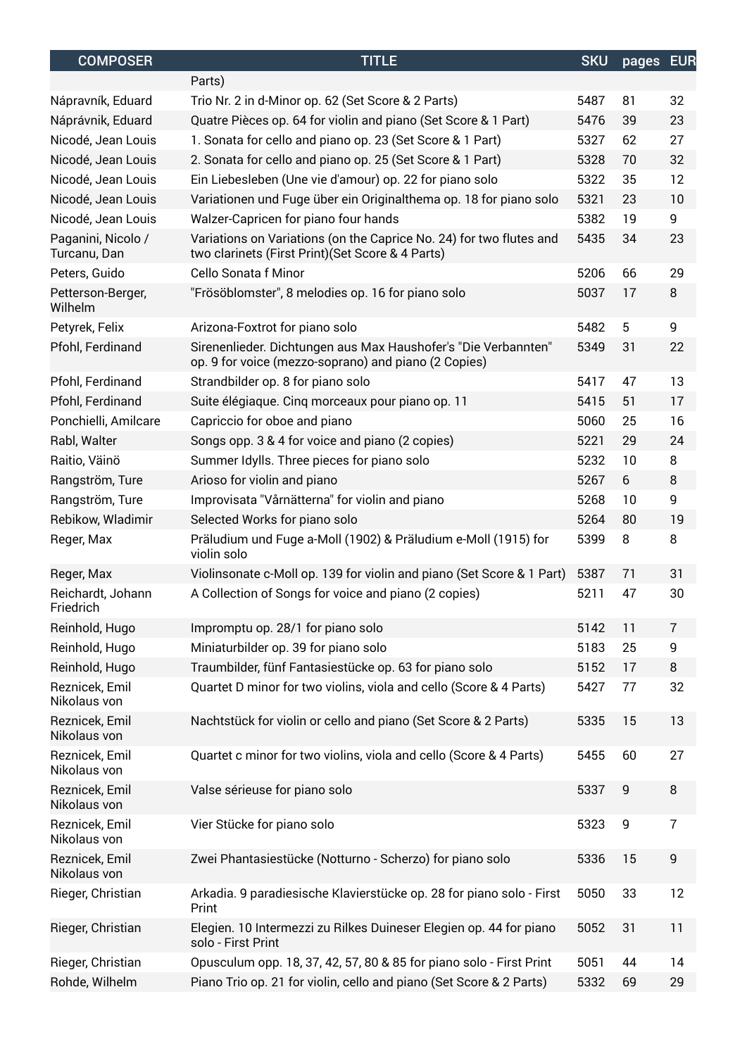| COMPOSER | TITLE | SKU | pages | EUR |
|---|---|---|---|---|
| | Parts) | | | |
| Nápravník, Eduard | Trio Nr. 2 in d-Minor op. 62 (Set Score & 2 Parts) | 5487 | 81 | 32 |
| Náprávnik, Eduard | Quatre Pièces op. 64 for violin and piano (Set Score & 1 Part) | 5476 | 39 | 23 |
| Nicodé, Jean Louis | 1. Sonata for cello and piano op. 23 (Set Score & 1 Part) | 5327 | 62 | 27 |
| Nicodé, Jean Louis | 2. Sonata for cello and piano op. 25 (Set Score & 1 Part) | 5328 | 70 | 32 |
| Nicodé, Jean Louis | Ein Liebesleben (Une vie d'amour) op. 22 for piano solo | 5322 | 35 | 12 |
| Nicodé, Jean Louis | Variationen und Fuge über ein Originalthema op. 18 for piano solo | 5321 | 23 | 10 |
| Nicodé, Jean Louis | Walzer-Capricen for piano four hands | 5382 | 19 | 9 |
| Paganini, Nicolo / Turcanu, Dan | Variations on Variations (on the Caprice No. 24) for two flutes and two clarinets (First Print)(Set Score & 4 Parts) | 5435 | 34 | 23 |
| Peters, Guido | Cello Sonata f Minor | 5206 | 66 | 29 |
| Petterson-Berger, Wilhelm | "Frösöblomster", 8 melodies op. 16 for piano solo | 5037 | 17 | 8 |
| Petyrek, Felix | Arizona-Foxtrot for piano solo | 5482 | 5 | 9 |
| Pfohl, Ferdinand | Sirenenlieder. Dichtungen aus Max Haushofer's "Die Verbannten" op. 9 for voice (mezzo-soprano) and piano (2 Copies) | 5349 | 31 | 22 |
| Pfohl, Ferdinand | Strandbilder op. 8 for piano solo | 5417 | 47 | 13 |
| Pfohl, Ferdinand | Suite élégiaque. Cinq morceaux pour piano op. 11 | 5415 | 51 | 17 |
| Ponchielli, Amilcare | Capriccio for oboe and piano | 5060 | 25 | 16 |
| Rabl, Walter | Songs opp. 3 & 4 for voice and piano (2 copies) | 5221 | 29 | 24 |
| Raitio, Väinö | Summer Idylls. Three pieces for piano solo | 5232 | 10 | 8 |
| Rangström, Ture | Arioso for violin and piano | 5267 | 6 | 8 |
| Rangström, Ture | Improvisata "Vårnätterna" for violin and piano | 5268 | 10 | 9 |
| Rebikow, Wladimir | Selected Works for piano solo | 5264 | 80 | 19 |
| Reger, Max | Präludium und Fuge a-Moll (1902) & Präludium e-Moll (1915) for violin solo | 5399 | 8 | 8 |
| Reger, Max | Violinsonate c-Moll op. 139 for violin and piano (Set Score & 1 Part) | 5387 | 71 | 31 |
| Reichardt, Johann Friedrich | A Collection of Songs for voice and piano (2 copies) | 5211 | 47 | 30 |
| Reinhold, Hugo | Impromptu op. 28/1 for piano solo | 5142 | 11 | 7 |
| Reinhold, Hugo | Miniaturbilder op. 39 for piano solo | 5183 | 25 | 9 |
| Reinhold, Hugo | Traumbilder, fünf Fantasiestücke op. 63 for piano solo | 5152 | 17 | 8 |
| Reznicek, Emil Nikolaus von | Quartet D minor for two violins, viola and cello (Score & 4 Parts) | 5427 | 77 | 32 |
| Reznicek, Emil Nikolaus von | Nachtstück for violin or cello and piano (Set Score & 2 Parts) | 5335 | 15 | 13 |
| Reznicek, Emil Nikolaus von | Quartet c minor for two violins, viola and cello (Score & 4 Parts) | 5455 | 60 | 27 |
| Reznicek, Emil Nikolaus von | Valse sérieuse for piano solo | 5337 | 9 | 8 |
| Reznicek, Emil Nikolaus von | Vier Stücke for piano solo | 5323 | 9 | 7 |
| Reznicek, Emil Nikolaus von | Zwei Phantasiestücke (Notturno - Scherzo) for piano solo | 5336 | 15 | 9 |
| Rieger, Christian | Arkadia. 9 paradiesische Klavierstücke op. 28 for piano solo - First Print | 5050 | 33 | 12 |
| Rieger, Christian | Elegien. 10 Intermezzi zu Rilkes Duineser Elegien op. 44 for piano solo - First Print | 5052 | 31 | 11 |
| Rieger, Christian | Opusculum opp. 18, 37, 42, 57, 80 & 85 for piano solo - First Print | 5051 | 44 | 14 |
| Rohde, Wilhelm | Piano Trio op. 21 for violin, cello and piano (Set Score & 2 Parts) | 5332 | 69 | 29 |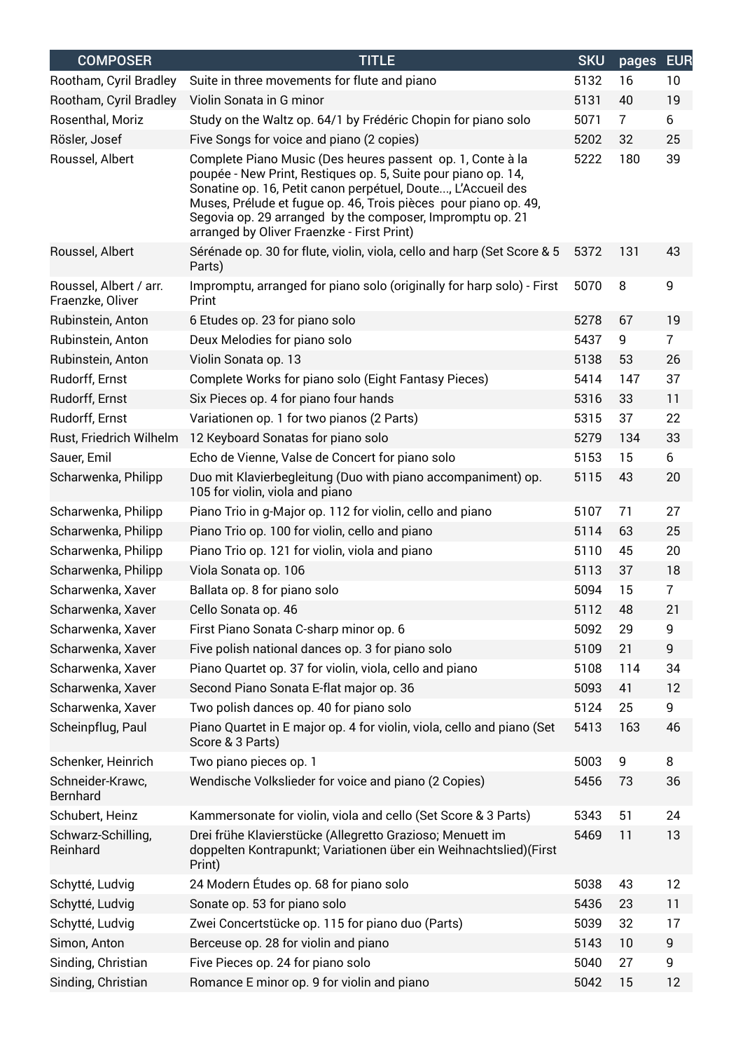| COMPOSER | TITLE | SKU | pages | EUR |
|---|---|---|---|---|
| Rootham, Cyril Bradley | Suite in three movements for flute and piano | 5132 | 16 | 10 |
| Rootham, Cyril Bradley | Violin Sonata in G minor | 5131 | 40 | 19 |
| Rosenthal, Moriz | Study on the Waltz op. 64/1 by Frédéric Chopin for piano solo | 5071 | 7 | 6 |
| Rösler, Josef | Five Songs for voice and piano (2 copies) | 5202 | 32 | 25 |
| Roussel, Albert | Complete Piano Music (Des heures passent op. 1, Conte à la poupée - New Print, Restiques op. 5, Suite pour piano op. 14, Sonatine op. 16, Petit canon perpétuel, Doute..., L'Accueil des Muses, Prélude et fugue op. 46, Trois pièces pour piano op. 49, Segovia op. 29 arranged by the composer, Impromptu op. 21 arranged by Oliver Fraenzke - First Print) | 5222 | 180 | 39 |
| Roussel, Albert | Sérénade op. 30 for flute, violin, viola, cello and harp (Set Score & 5 Parts) | 5372 | 131 | 43 |
| Roussel, Albert / arr. Fraenzke, Oliver | Impromptu, arranged for piano solo (originally for harp solo) - First Print | 5070 | 8 | 9 |
| Rubinstein, Anton | 6 Etudes op. 23 for piano solo | 5278 | 67 | 19 |
| Rubinstein, Anton | Deux Melodies for piano solo | 5437 | 9 | 7 |
| Rubinstein, Anton | Violin Sonata op. 13 | 5138 | 53 | 26 |
| Rudorff, Ernst | Complete Works for piano solo (Eight Fantasy Pieces) | 5414 | 147 | 37 |
| Rudorff, Ernst | Six Pieces op. 4 for piano four hands | 5316 | 33 | 11 |
| Rudorff, Ernst | Variationen op. 1 for two pianos (2 Parts) | 5315 | 37 | 22 |
| Rust, Friedrich Wilhelm | 12 Keyboard Sonatas for piano solo | 5279 | 134 | 33 |
| Sauer, Emil | Echo de Vienne, Valse de Concert for piano solo | 5153 | 15 | 6 |
| Scharwenka, Philipp | Duo mit Klavierbegleitung (Duo with piano accompaniment) op. 105 for violin, viola and piano | 5115 | 43 | 20 |
| Scharwenka, Philipp | Piano Trio in g-Major op. 112 for violin, cello and piano | 5107 | 71 | 27 |
| Scharwenka, Philipp | Piano Trio op. 100 for violin, cello and piano | 5114 | 63 | 25 |
| Scharwenka, Philipp | Piano Trio op. 121 for violin, viola and piano | 5110 | 45 | 20 |
| Scharwenka, Philipp | Viola Sonata op. 106 | 5113 | 37 | 18 |
| Scharwenka, Xaver | Ballata op. 8 for piano solo | 5094 | 15 | 7 |
| Scharwenka, Xaver | Cello Sonata op. 46 | 5112 | 48 | 21 |
| Scharwenka, Xaver | First Piano Sonata C-sharp minor op. 6 | 5092 | 29 | 9 |
| Scharwenka, Xaver | Five polish national dances op. 3 for piano solo | 5109 | 21 | 9 |
| Scharwenka, Xaver | Piano Quartet op. 37 for violin, viola, cello and piano | 5108 | 114 | 34 |
| Scharwenka, Xaver | Second Piano Sonata E-flat major op. 36 | 5093 | 41 | 12 |
| Scharwenka, Xaver | Two polish dances op. 40 for piano solo | 5124 | 25 | 9 |
| Scheinpflug, Paul | Piano Quartet in E major op. 4 for violin, viola, cello and piano (Set Score & 3 Parts) | 5413 | 163 | 46 |
| Schenker, Heinrich | Two piano pieces op. 1 | 5003 | 9 | 8 |
| Schneider-Krawc, Bernhard | Wendische Volkslieder for voice and piano (2 Copies) | 5456 | 73 | 36 |
| Schubert, Heinz | Kammersonate for violin, viola and cello (Set Score & 3 Parts) | 5343 | 51 | 24 |
| Schwarz-Schilling, Reinhard | Drei frühe Klavierstücke (Allegretto Grazioso; Menuett im doppelten Kontrapunkt; Variationen über ein Weihnachtslied)(First Print) | 5469 | 11 | 13 |
| Schytté, Ludvig | 24 Modern Études op. 68 for piano solo | 5038 | 43 | 12 |
| Schytté, Ludvig | Sonate op. 53 for piano solo | 5436 | 23 | 11 |
| Schytté, Ludvig | Zwei Concertstücke op. 115 for piano duo (Parts) | 5039 | 32 | 17 |
| Simon, Anton | Berceuse op. 28 for violin and piano | 5143 | 10 | 9 |
| Sinding, Christian | Five Pieces op. 24 for piano solo | 5040 | 27 | 9 |
| Sinding, Christian | Romance E minor op. 9 for violin and piano | 5042 | 15 | 12 |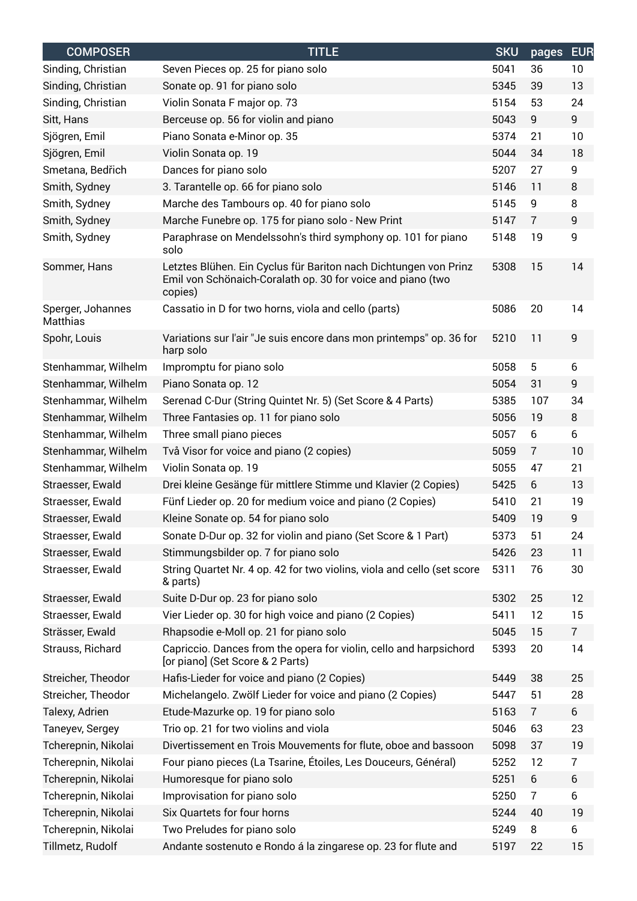| COMPOSER | TITLE | SKU | pages | EUR |
|---|---|---|---|---|
| Sinding, Christian | Seven Pieces op. 25 for piano solo | 5041 | 36 | 10 |
| Sinding, Christian | Sonate op. 91 for piano solo | 5345 | 39 | 13 |
| Sinding, Christian | Violin Sonata F major op. 73 | 5154 | 53 | 24 |
| Sitt, Hans | Berceuse op. 56 for violin and piano | 5043 | 9 | 9 |
| Sjögren, Emil | Piano Sonata e-Minor op. 35 | 5374 | 21 | 10 |
| Sjögren, Emil | Violin Sonata op. 19 | 5044 | 34 | 18 |
| Smetana, Bedřich | Dances for piano solo | 5207 | 27 | 9 |
| Smith, Sydney | 3. Tarantelle op. 66 for piano solo | 5146 | 11 | 8 |
| Smith, Sydney | Marche des Tambours op. 40 for piano solo | 5145 | 9 | 8 |
| Smith, Sydney | Marche Funebre op. 175 for piano solo - New Print | 5147 | 7 | 9 |
| Smith, Sydney | Paraphrase on Mendelssohn's third symphony op. 101 for piano solo | 5148 | 19 | 9 |
| Sommer, Hans | Letztes Blühen. Ein Cyclus für Bariton nach Dichtungen von Prinz Emil von Schönaich-Coralath op. 30 for voice and piano (two copies) | 5308 | 15 | 14 |
| Sperger, Johannes Matthias | Cassatio in D for two horns, viola and cello (parts) | 5086 | 20 | 14 |
| Spohr, Louis | Variations sur l'air "Je suis encore dans mon printemps" op. 36 for harp solo | 5210 | 11 | 9 |
| Stenhammar, Wilhelm | Impromptu for piano solo | 5058 | 5 | 6 |
| Stenhammar, Wilhelm | Piano Sonata op. 12 | 5054 | 31 | 9 |
| Stenhammar, Wilhelm | Serenad C-Dur (String Quintet Nr. 5) (Set Score & 4 Parts) | 5385 | 107 | 34 |
| Stenhammar, Wilhelm | Three Fantasies op. 11 for piano solo | 5056 | 19 | 8 |
| Stenhammar, Wilhelm | Three small piano pieces | 5057 | 6 | 6 |
| Stenhammar, Wilhelm | Två Visor for voice and piano (2 copies) | 5059 | 7 | 10 |
| Stenhammar, Wilhelm | Violin Sonata op. 19 | 5055 | 47 | 21 |
| Straesser, Ewald | Drei kleine Gesänge für mittlere Stimme und Klavier (2 Copies) | 5425 | 6 | 13 |
| Straesser, Ewald | Fünf Lieder op. 20 for medium voice and piano (2 Copies) | 5410 | 21 | 19 |
| Straesser, Ewald | Kleine Sonate op. 54 for piano solo | 5409 | 19 | 9 |
| Straesser, Ewald | Sonate D-Dur op. 32 for violin and piano (Set Score & 1 Part) | 5373 | 51 | 24 |
| Straesser, Ewald | Stimmungsbilder op. 7 for piano solo | 5426 | 23 | 11 |
| Straesser, Ewald | String Quartet Nr. 4 op. 42 for two violins, viola and cello (set score & parts) | 5311 | 76 | 30 |
| Straesser, Ewald | Suite D-Dur op. 23 for piano solo | 5302 | 25 | 12 |
| Straesser, Ewald | Vier Lieder op. 30 for high voice and piano (2 Copies) | 5411 | 12 | 15 |
| Strässer, Ewald | Rhapsodie e-Moll op. 21 for piano solo | 5045 | 15 | 7 |
| Strauss, Richard | Capriccio. Dances from the opera for violin, cello and harpsichord [or piano] (Set Score & 2 Parts) | 5393 | 20 | 14 |
| Streicher, Theodor | Hafis-Lieder for voice and piano (2 Copies) | 5449 | 38 | 25 |
| Streicher, Theodor | Michelangelo. Zwölf Lieder for voice and piano (2 Copies) | 5447 | 51 | 28 |
| Talexy, Adrien | Etude-Mazurke op. 19 for piano solo | 5163 | 7 | 6 |
| Taneyev, Sergey | Trio op. 21 for two violins and viola | 5046 | 63 | 23 |
| Tcherepnin, Nikolai | Divertissement en Trois Mouvements for flute, oboe and bassoon | 5098 | 37 | 19 |
| Tcherepnin, Nikolai | Four piano pieces (La Tsarine, Étoiles, Les Douceurs, Général) | 5252 | 12 | 7 |
| Tcherepnin, Nikolai | Humoresque for piano solo | 5251 | 6 | 6 |
| Tcherepnin, Nikolai | Improvisation for piano solo | 5250 | 7 | 6 |
| Tcherepnin, Nikolai | Six Quartets for four horns | 5244 | 40 | 19 |
| Tcherepnin, Nikolai | Two Preludes for piano solo | 5249 | 8 | 6 |
| Tillmetz, Rudolf | Andante sostenuto e Rondo á la zingarese op. 23 for flute and | 5197 | 22 | 15 |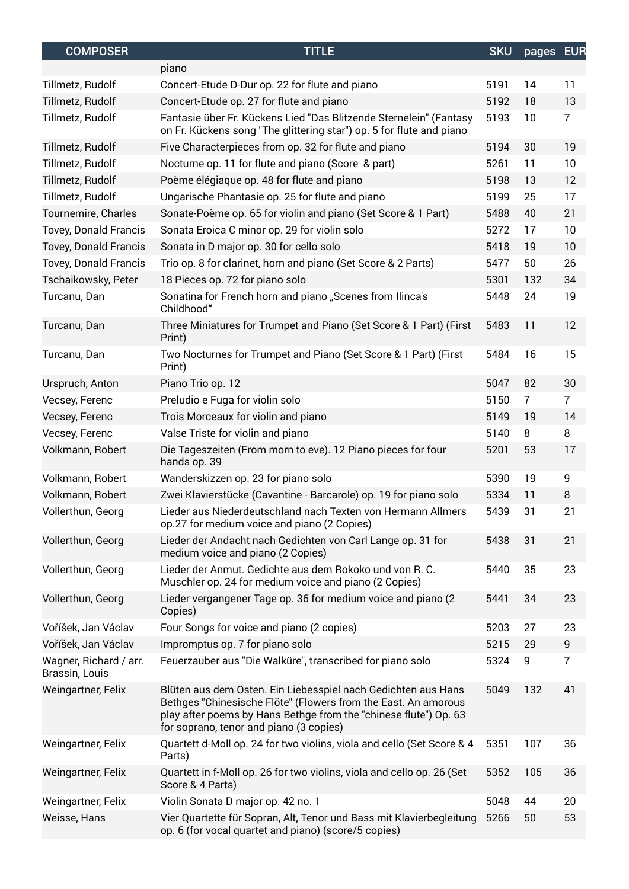| COMPOSER | TITLE | SKU | pages | EUR |
|---|---|---|---|---|
| | piano | | | |
| Tillmetz, Rudolf | Concert-Etude D-Dur op. 22 for flute and piano | 5191 | 14 | 11 |
| Tillmetz, Rudolf | Concert-Etude op. 27 for flute and piano | 5192 | 18 | 13 |
| Tillmetz, Rudolf | Fantasie über Fr. Kückens Lied "Das Blitzende Sternelein" (Fantasy on Fr. Kückens song "The glittering star") op. 5 for flute and piano | 5193 | 10 | 7 |
| Tillmetz, Rudolf | Five Characterpieces from op. 32 for flute and piano | 5194 | 30 | 19 |
| Tillmetz, Rudolf | Nocturne op. 11 for flute and piano (Score & part) | 5261 | 11 | 10 |
| Tillmetz, Rudolf | Poème élégiaque op. 48 for flute and piano | 5198 | 13 | 12 |
| Tillmetz, Rudolf | Ungarische Phantasie op. 25 for flute and piano | 5199 | 25 | 17 |
| Tournemire, Charles | Sonate-Poème op. 65 for violin and piano (Set Score & 1 Part) | 5488 | 40 | 21 |
| Tovey, Donald Francis | Sonata Eroica C minor op. 29 for violin solo | 5272 | 17 | 10 |
| Tovey, Donald Francis | Sonata in D major op. 30 for cello solo | 5418 | 19 | 10 |
| Tovey, Donald Francis | Trio op. 8 for clarinet, horn and piano (Set Score & 2 Parts) | 5477 | 50 | 26 |
| Tschaikowsky, Peter | 18 Pieces op. 72 for piano solo | 5301 | 132 | 34 |
| Turcanu, Dan | Sonatina for French horn and piano „Scenes from Ilinca's Childhood" | 5448 | 24 | 19 |
| Turcanu, Dan | Three Miniatures for Trumpet and Piano (Set Score & 1 Part) (First Print) | 5483 | 11 | 12 |
| Turcanu, Dan | Two Nocturnes for Trumpet and Piano (Set Score & 1 Part) (First Print) | 5484 | 16 | 15 |
| Urspruch, Anton | Piano Trio op. 12 | 5047 | 82 | 30 |
| Vecsey, Ferenc | Preludio e Fuga for violin solo | 5150 | 7 | 7 |
| Vecsey, Ferenc | Trois Morceaux for violin and piano | 5149 | 19 | 14 |
| Vecsey, Ferenc | Valse Triste for violin and piano | 5140 | 8 | 8 |
| Volkmann, Robert | Die Tageszeiten (From morn to eve). 12 Piano pieces for four hands op. 39 | 5201 | 53 | 17 |
| Volkmann, Robert | Wanderskizzen op. 23 for piano solo | 5390 | 19 | 9 |
| Volkmann, Robert | Zwei Klavierstücke (Cavantine - Barcarole) op. 19 for piano solo | 5334 | 11 | 8 |
| Vollerthun, Georg | Lieder aus Niederdeutschland nach Texten von Hermann Allmers op.27 for medium voice and piano (2 Copies) | 5439 | 31 | 21 |
| Vollerthun, Georg | Lieder der Andacht nach Gedichten von Carl Lange op. 31 for medium voice and piano (2 Copies) | 5438 | 31 | 21 |
| Vollerthun, Georg | Lieder der Anmut. Gedichte aus dem Rokoko und von R. C. Muschler op. 24 for medium voice and piano (2 Copies) | 5440 | 35 | 23 |
| Vollerthun, Georg | Lieder vergangener Tage op. 36 for medium voice and piano (2 Copies) | 5441 | 34 | 23 |
| Voříšek, Jan Václav | Four Songs for voice and piano (2 copies) | 5203 | 27 | 23 |
| Voříšek, Jan Václav | Impromptus op. 7 for piano solo | 5215 | 29 | 9 |
| Wagner, Richard / arr. Brassin, Louis | Feuerzauber aus "Die Walküre", transcribed for piano solo | 5324 | 9 | 7 |
| Weingartner, Felix | Blüten aus dem Osten. Ein Liebesspiel nach Gedichten aus Hans Bethges "Chinesische Flöte" (Flowers from the East. An amorous play after poems by Hans Bethge from the "chinese flute") Op. 63 for soprano, tenor and piano (3 copies) | 5049 | 132 | 41 |
| Weingartner, Felix | Quartett d-Moll op. 24 for two violins, viola and cello (Set Score & 4 Parts) | 5351 | 107 | 36 |
| Weingartner, Felix | Quartett in f-Moll op. 26 for two violins, viola and cello op. 26 (Set Score & 4 Parts) | 5352 | 105 | 36 |
| Weingartner, Felix | Violin Sonata D major op. 42 no. 1 | 5048 | 44 | 20 |
| Weisse, Hans | Vier Quartette für Sopran, Alt, Tenor und Bass mit Klavierbegleitung op. 6 (for vocal quartet and piano) (score/5 copies) | 5266 | 50 | 53 |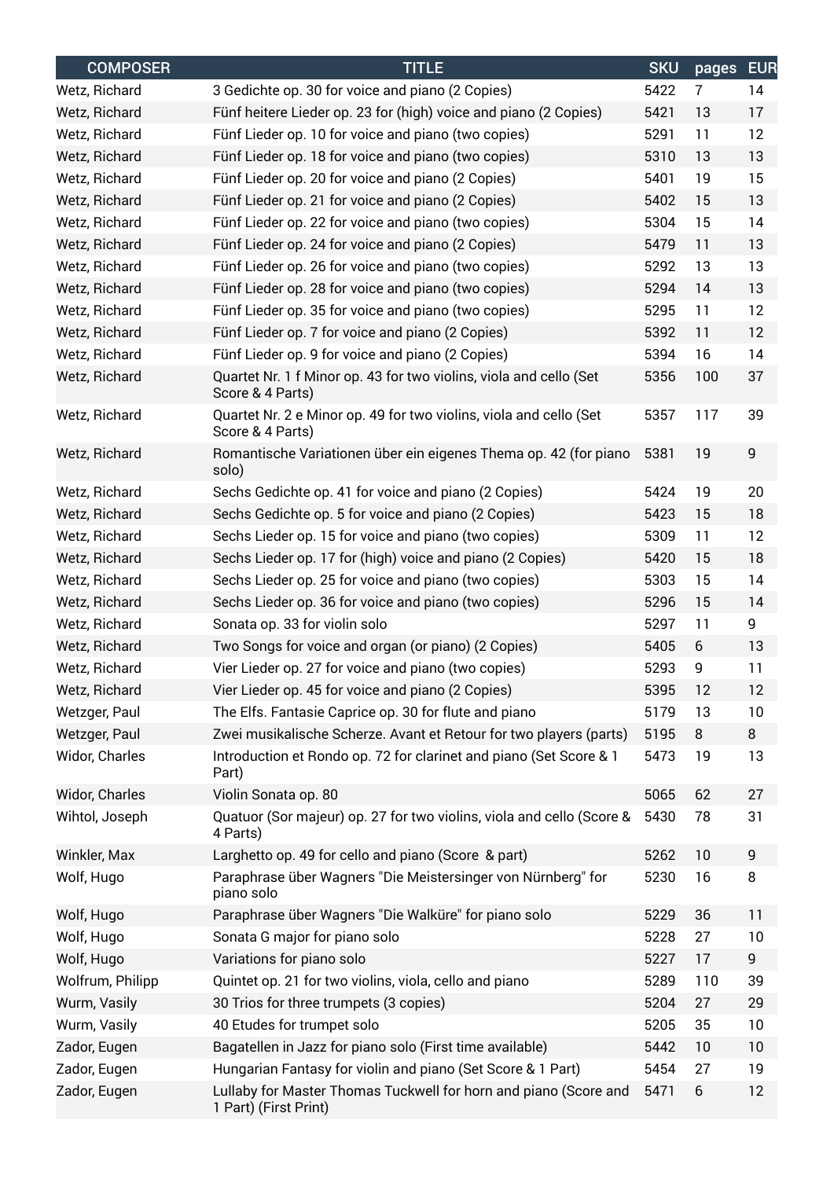| COMPOSER | TITLE | SKU | pages | EUR |
|---|---|---|---|---|
| Wetz, Richard | 3 Gedichte op. 30 for voice and piano (2 Copies) | 5422 | 7 | 14 |
| Wetz, Richard | Fünf heitere Lieder op. 23 for (high) voice and piano (2 Copies) | 5421 | 13 | 17 |
| Wetz, Richard | Fünf Lieder op. 10 for voice and piano (two copies) | 5291 | 11 | 12 |
| Wetz, Richard | Fünf Lieder op. 18 for voice and piano (two copies) | 5310 | 13 | 13 |
| Wetz, Richard | Fünf Lieder op. 20 for voice and piano (2 Copies) | 5401 | 19 | 15 |
| Wetz, Richard | Fünf Lieder op. 21 for voice and piano (2 Copies) | 5402 | 15 | 13 |
| Wetz, Richard | Fünf Lieder op. 22 for voice and piano (two copies) | 5304 | 15 | 14 |
| Wetz, Richard | Fünf Lieder op. 24 for voice and piano (2 Copies) | 5479 | 11 | 13 |
| Wetz, Richard | Fünf Lieder op. 26 for voice and piano (two copies) | 5292 | 13 | 13 |
| Wetz, Richard | Fünf Lieder op. 28 for voice and piano (two copies) | 5294 | 14 | 13 |
| Wetz, Richard | Fünf Lieder op. 35 for voice and piano (two copies) | 5295 | 11 | 12 |
| Wetz, Richard | Fünf Lieder op. 7 for voice and piano (2 Copies) | 5392 | 11 | 12 |
| Wetz, Richard | Fünf Lieder op. 9 for voice and piano (2 Copies) | 5394 | 16 | 14 |
| Wetz, Richard | Quartet Nr. 1 f Minor op. 43 for two violins, viola and cello (Set Score & 4 Parts) | 5356 | 100 | 37 |
| Wetz, Richard | Quartet Nr. 2 e Minor op. 49 for two violins, viola and cello (Set Score & 4 Parts) | 5357 | 117 | 39 |
| Wetz, Richard | Romantische Variationen über ein eigenes Thema op. 42 (for piano solo) | 5381 | 19 | 9 |
| Wetz, Richard | Sechs Gedichte op. 41 for voice and piano (2 Copies) | 5424 | 19 | 20 |
| Wetz, Richard | Sechs Gedichte op. 5 for voice and piano (2 Copies) | 5423 | 15 | 18 |
| Wetz, Richard | Sechs Lieder op. 15 for voice and piano (two copies) | 5309 | 11 | 12 |
| Wetz, Richard | Sechs Lieder op. 17 for (high) voice and piano (2 Copies) | 5420 | 15 | 18 |
| Wetz, Richard | Sechs Lieder op. 25 for voice and piano (two copies) | 5303 | 15 | 14 |
| Wetz, Richard | Sechs Lieder op. 36 for voice and piano (two copies) | 5296 | 15 | 14 |
| Wetz, Richard | Sonata op. 33 for violin solo | 5297 | 11 | 9 |
| Wetz, Richard | Two Songs for voice and organ (or piano) (2 Copies) | 5405 | 6 | 13 |
| Wetz, Richard | Vier Lieder op. 27 for voice and piano (two copies) | 5293 | 9 | 11 |
| Wetz, Richard | Vier Lieder op. 45 for voice and piano (2 Copies) | 5395 | 12 | 12 |
| Wetzger, Paul | The Elfs. Fantasie Caprice op. 30 for flute and piano | 5179 | 13 | 10 |
| Wetzger, Paul | Zwei musikalische Scherze. Avant et Retour for two players (parts) | 5195 | 8 | 8 |
| Widor, Charles | Introduction et Rondo op. 72 for clarinet and piano (Set Score & 1 Part) | 5473 | 19 | 13 |
| Widor, Charles | Violin Sonata op. 80 | 5065 | 62 | 27 |
| Wihtol, Joseph | Quatuor (Sor majeur) op. 27 for two violins, viola and cello (Score & 4 Parts) | 5430 | 78 | 31 |
| Winkler, Max | Larghetto op. 49 for cello and piano (Score & part) | 5262 | 10 | 9 |
| Wolf, Hugo | Paraphrase über Wagners "Die Meistersinger von Nürnberg" for piano solo | 5230 | 16 | 8 |
| Wolf, Hugo | Paraphrase über Wagners "Die Walküre" for piano solo | 5229 | 36 | 11 |
| Wolf, Hugo | Sonata G major for piano solo | 5228 | 27 | 10 |
| Wolf, Hugo | Variations for piano solo | 5227 | 17 | 9 |
| Wolfrum, Philipp | Quintet op. 21 for two violins, viola, cello and piano | 5289 | 110 | 39 |
| Wurm, Vasily | 30 Trios for three trumpets (3 copies) | 5204 | 27 | 29 |
| Wurm, Vasily | 40 Etudes for trumpet solo | 5205 | 35 | 10 |
| Zador, Eugen | Bagatellen in Jazz for piano solo (First time available) | 5442 | 10 | 10 |
| Zador, Eugen | Hungarian Fantasy for violin and piano (Set Score & 1 Part) | 5454 | 27 | 19 |
| Zador, Eugen | Lullaby for Master Thomas Tuckwell for horn and piano (Score and 1 Part) (First Print) | 5471 | 6 | 12 |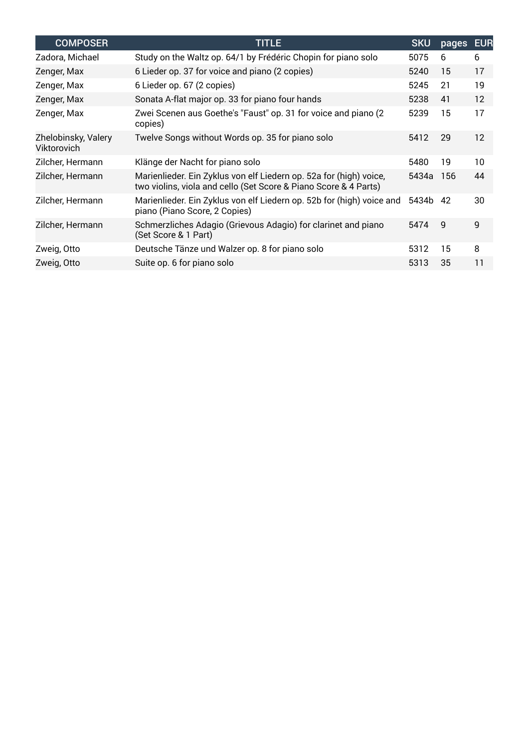| COMPOSER | TITLE | SKU | pages | EUR |
|---|---|---|---|---|
| Zadora, Michael | Study on the Waltz op. 64/1 by Frédéric Chopin for piano solo | 5075 | 6 | 6 |
| Zenger, Max | 6 Lieder op. 37 for voice and piano (2 copies) | 5240 | 15 | 17 |
| Zenger, Max | 6 Lieder op. 67 (2 copies) | 5245 | 21 | 19 |
| Zenger, Max | Sonata A-flat major op. 33 for piano four hands | 5238 | 41 | 12 |
| Zenger, Max | Zwei Scenen aus Goethe's "Faust" op. 31 for voice and piano (2 copies) | 5239 | 15 | 17 |
| Zhelobinsky, Valery Viktorovich | Twelve Songs without Words op. 35 for piano solo | 5412 | 29 | 12 |
| Zilcher, Hermann | Klänge der Nacht for piano solo | 5480 | 19 | 10 |
| Zilcher, Hermann | Marienlieder. Ein Zyklus von elf Liedern op. 52a for (high) voice, two violins, viola and cello (Set Score & Piano Score & 4 Parts) | 5434a | 156 | 44 |
| Zilcher, Hermann | Marienlieder. Ein Zyklus von elf Liedern op. 52b for (high) voice and piano (Piano Score, 2 Copies) | 5434b | 42 | 30 |
| Zilcher, Hermann | Schmerzliches Adagio (Grievous Adagio) for clarinet and piano (Set Score & 1 Part) | 5474 | 9 | 9 |
| Zweig, Otto | Deutsche Tänze und Walzer op. 8 for piano solo | 5312 | 15 | 8 |
| Zweig, Otto | Suite op. 6 for piano solo | 5313 | 35 | 11 |